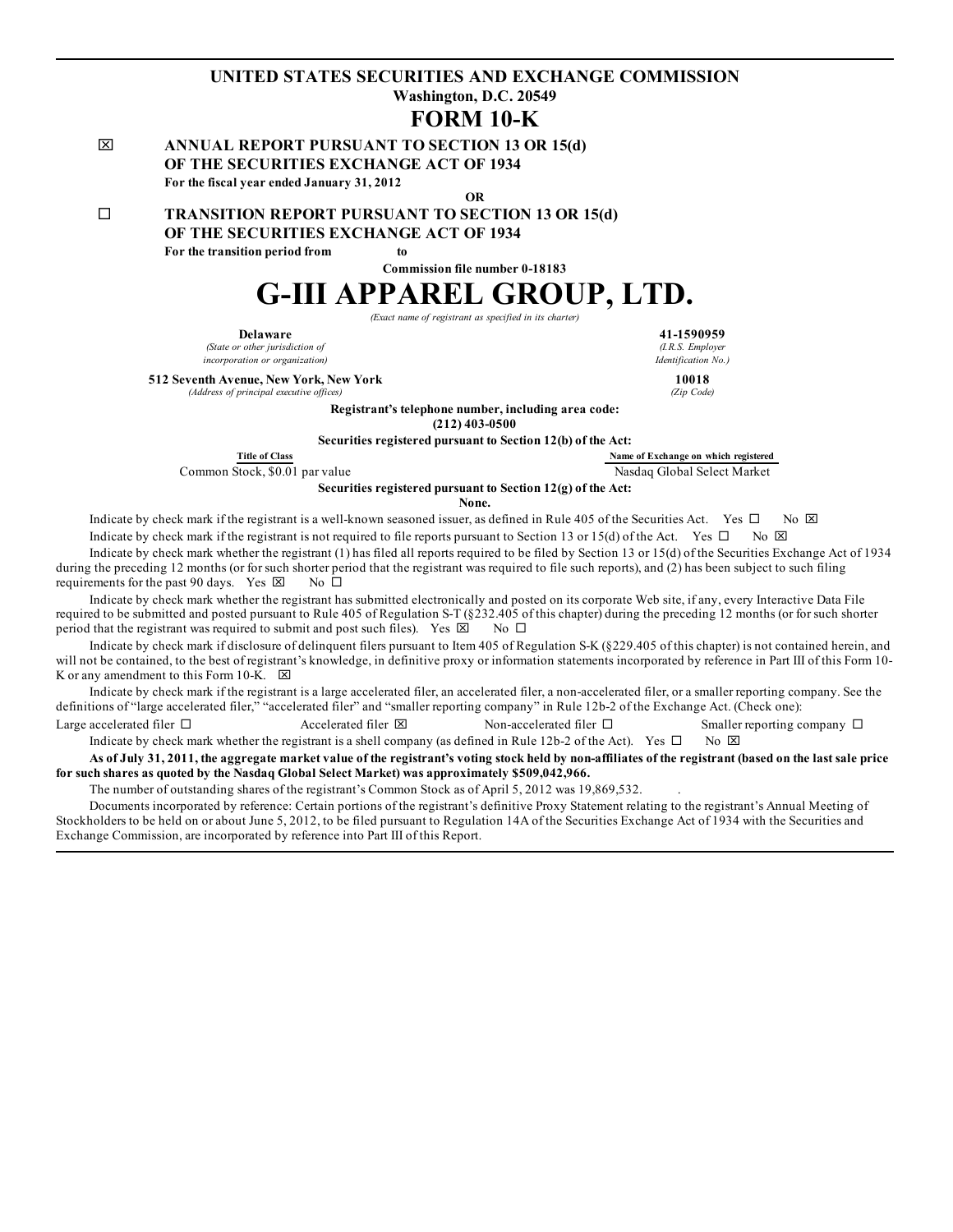# UNITED STATES SECURITIES AND EXCHANGE COMMISSION

**Washington, D.C. 20549**

# FORM 10-K

☒ **ANNUAL REPORT PURSUANT TO SECTION 13 OR 15(d) OF THE SECURITIES EXCHANGE ACT OF 1934**

**For the fiscal year ended January 31, 2012**

**OR**

☐ **TRANSITION REPORT PURSUANT TO SECTION 13 OR 15(d) OF THE SECURITIES EXCHANGE ACT OF 1934**

**For the transition period from to**

**Commission file number 0-18183**

# G-III APPAREL GROUP, LTD.

*(Exact name of registrant as specified in its charter)*

| | |
|---|---|
| **Delaware** | **41-1590959** |
| *(State or other jurisdiction of incorporation or organization)* | *(I.R.S. Employer Identification No.)* |
| **512 Seventh Avenue, New York, New York** | **10018** |
| *(Address of principal executive offices)* | *(Zip Code)* |

**Registrant's telephone number, including area code:**
**(212) 403-0500**

**Securities registered pursuant to Section 12(b) of the Act:**

| Title of Class | Name of Exchange on which registered |
|---|---|
| Common Stock, $0.01 par value | Nasdaq Global Select Market |

**Securities registered pursuant to Section 12(g) of the Act:**
**None.**

Indicate by check mark if the registrant is a well-known seasoned issuer, as defined in Rule 405 of the Securities Act. Yes ☐ No ☒

Indicate by check mark if the registrant is not required to file reports pursuant to Section 13 or 15(d) of the Act. Yes ☐ No ☒

Indicate by check mark whether the registrant (1) has filed all reports required to be filed by Section 13 or 15(d) of the Securities Exchange Act of 1934 during the preceding 12 months (or for such shorter period that the registrant was required to file such reports), and (2) has been subject to such filing requirements for the past 90 days. Yes ☒ No ☐

Indicate by check mark whether the registrant has submitted electronically and posted on its corporate Web site, if any, every Interactive Data File required to be submitted and posted pursuant to Rule 405 of Regulation S-T (§232.405 of this chapter) during the preceding 12 months (or for such shorter period that the registrant was required to submit and post such files). Yes ☒ No ☐

Indicate by check mark if disclosure of delinquent filers pursuant to Item 405 of Regulation S-K (§229.405 of this chapter) is not contained herein, and will not be contained, to the best of registrant's knowledge, in definitive proxy or information statements incorporated by reference in Part III of this Form 10-K or any amendment to this Form 10-K. ☒

Indicate by check mark if the registrant is a large accelerated filer, an accelerated filer, a non-accelerated filer, or a smaller reporting company. See the definitions of "large accelerated filer," "accelerated filer" and "smaller reporting company" in Rule 12b-2 of the Exchange Act. (Check one):

Large accelerated filer ☐ Accelerated filer ☒ Non-accelerated filer ☐ Smaller reporting company ☐

Indicate by check mark whether the registrant is a shell company (as defined in Rule 12b-2 of the Act). Yes ☐ No ☒

**As of July 31, 2011, the aggregate market value of the registrant's voting stock held by non-affiliates of the registrant (based on the last sale price for such shares as quoted by the Nasdaq Global Select Market) was approximately $509,042,966.**

The number of outstanding shares of the registrant's Common Stock as of April 5, 2012 was 19,869,532.

Documents incorporated by reference: Certain portions of the registrant's definitive Proxy Statement relating to the registrant's Annual Meeting of Stockholders to be held on or about June 5, 2012, to be filed pursuant to Regulation 14A of the Securities Exchange Act of 1934 with the Securities and Exchange Commission, are incorporated by reference into Part III of this Report.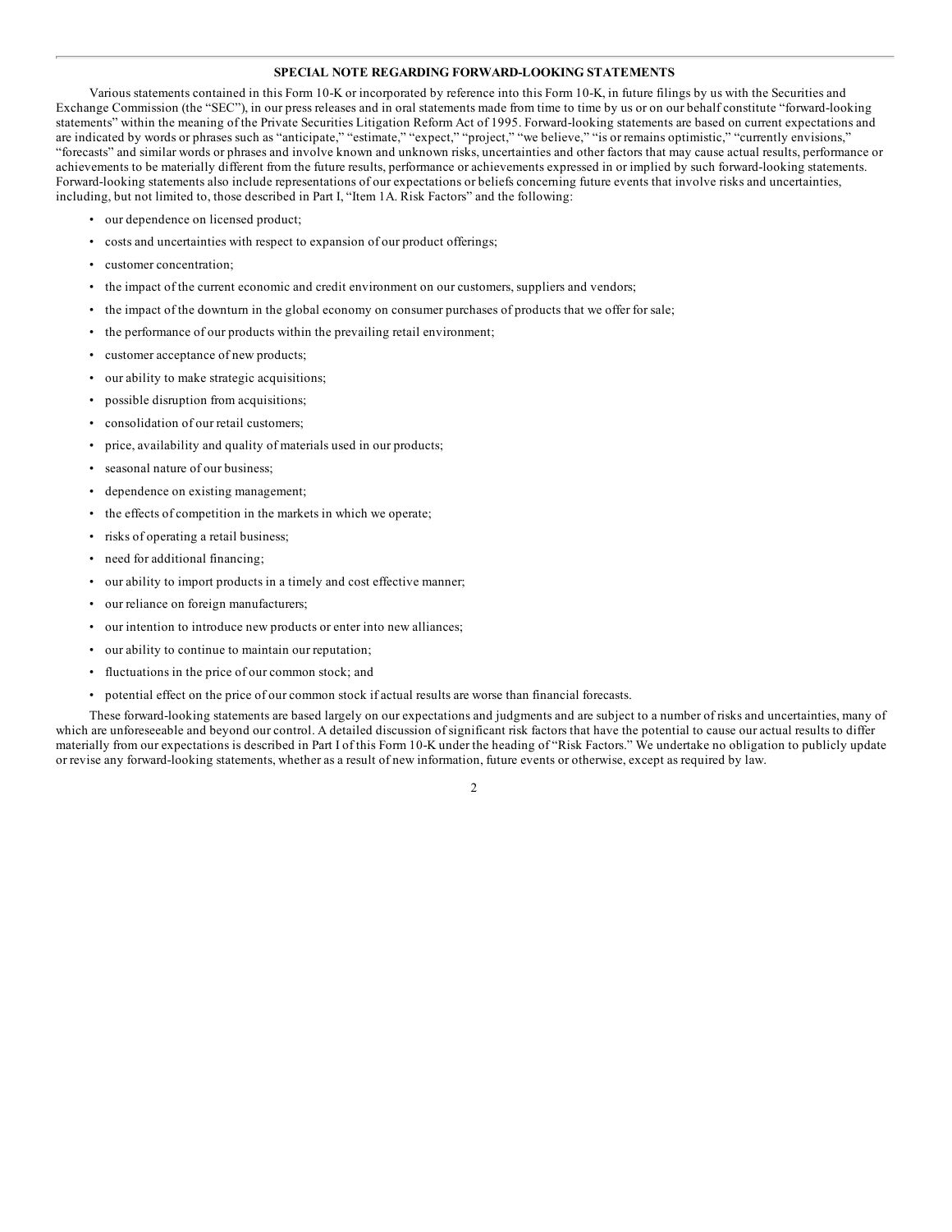## SPECIAL NOTE REGARDING FORWARD-LOOKING STATEMENTS

Various statements contained in this Form 10-K or incorporated by reference into this Form 10-K, in future filings by us with the Securities and Exchange Commission (the "SEC"), in our press releases and in oral statements made from time to time by us or on our behalf constitute "forward-looking statements" within the meaning of the Private Securities Litigation Reform Act of 1995. Forward-looking statements are based on current expectations and are indicated by words or phrases such as "anticipate," "estimate," "expect," "project," "we believe," "is or remains optimistic," "currently envisions," "forecasts" and similar words or phrases and involve known and unknown risks, uncertainties and other factors that may cause actual results, performance or achievements to be materially different from the future results, performance or achievements expressed in or implied by such forward-looking statements. Forward-looking statements also include representations of our expectations or beliefs concerning future events that involve risks and uncertainties, including, but not limited to, those described in Part I, "Item 1A. Risk Factors" and the following:

- our dependence on licensed product;
- costs and uncertainties with respect to expansion of our product offerings;
- customer concentration;
- the impact of the current economic and credit environment on our customers, suppliers and vendors;
- the impact of the downturn in the global economy on consumer purchases of products that we offer for sale;
- the performance of our products within the prevailing retail environment;
- customer acceptance of new products;
- our ability to make strategic acquisitions;
- possible disruption from acquisitions;
- consolidation of our retail customers;
- price, availability and quality of materials used in our products;
- seasonal nature of our business;
- dependence on existing management;
- the effects of competition in the markets in which we operate;
- risks of operating a retail business;
- need for additional financing;
- our ability to import products in a timely and cost effective manner;
- our reliance on foreign manufacturers;
- our intention to introduce new products or enter into new alliances;
- our ability to continue to maintain our reputation;
- fluctuations in the price of our common stock; and
- potential effect on the price of our common stock if actual results are worse than financial forecasts.

These forward-looking statements are based largely on our expectations and judgments and are subject to a number of risks and uncertainties, many of which are unforeseeable and beyond our control. A detailed discussion of significant risk factors that have the potential to cause our actual results to differ materially from our expectations is described in Part I of this Form 10-K under the heading of "Risk Factors." We undertake no obligation to publicly update or revise any forward-looking statements, whether as a result of new information, future events or otherwise, except as required by law.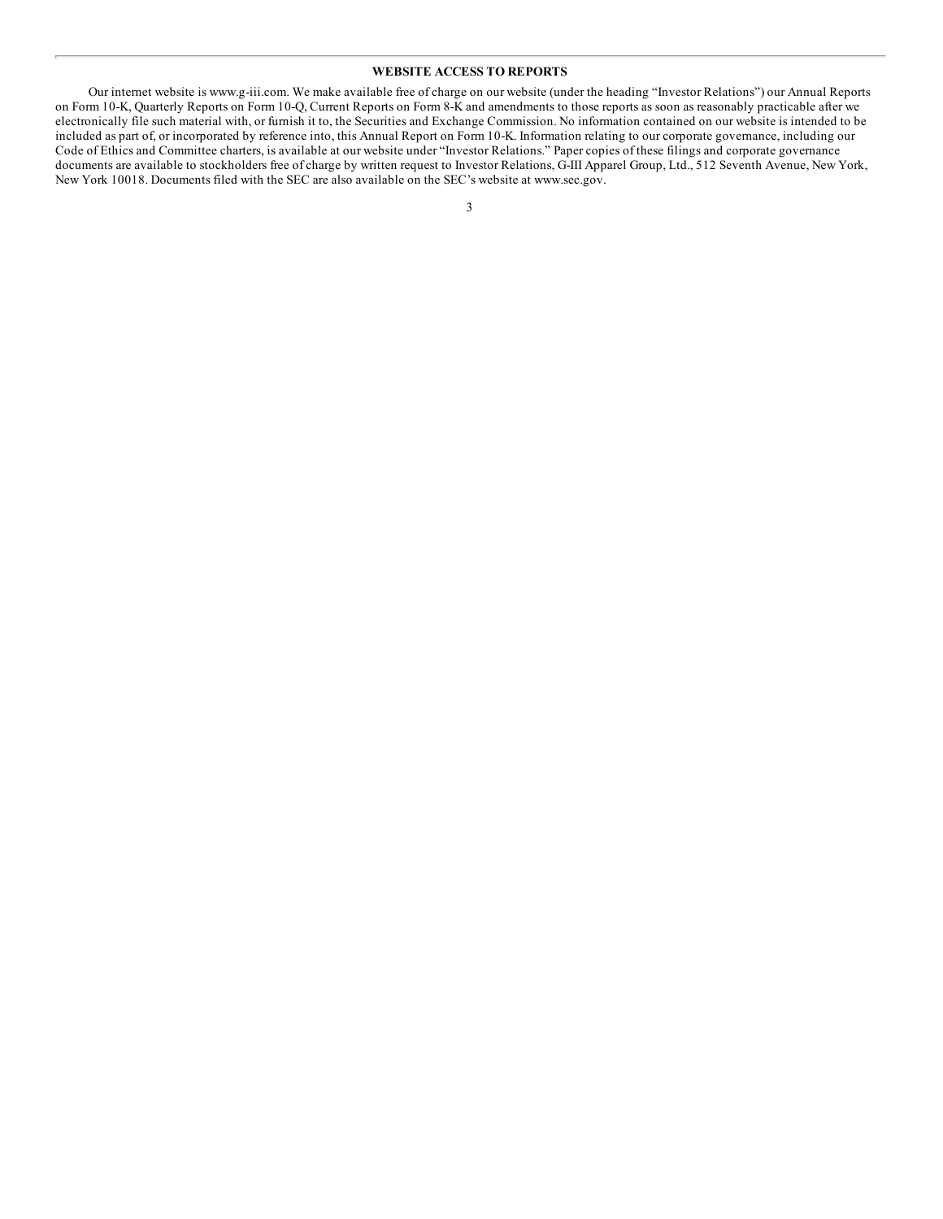## WEBSITE ACCESS TO REPORTS

Our internet website is www.g-iii.com. We make available free of charge on our website (under the heading "Investor Relations") our Annual Reports on Form 10-K, Quarterly Reports on Form 10-Q, Current Reports on Form 8-K and amendments to those reports as soon as reasonably practicable after we electronically file such material with, or furnish it to, the Securities and Exchange Commission. No information contained on our website is intended to be included as part of, or incorporated by reference into, this Annual Report on Form 10-K. Information relating to our corporate governance, including our Code of Ethics and Committee charters, is available at our website under "Investor Relations." Paper copies of these filings and corporate governance documents are available to stockholders free of charge by written request to Investor Relations, G-III Apparel Group, Ltd., 512 Seventh Avenue, New York, New York 10018. Documents filed with the SEC are also available on the SEC's website at www.sec.gov.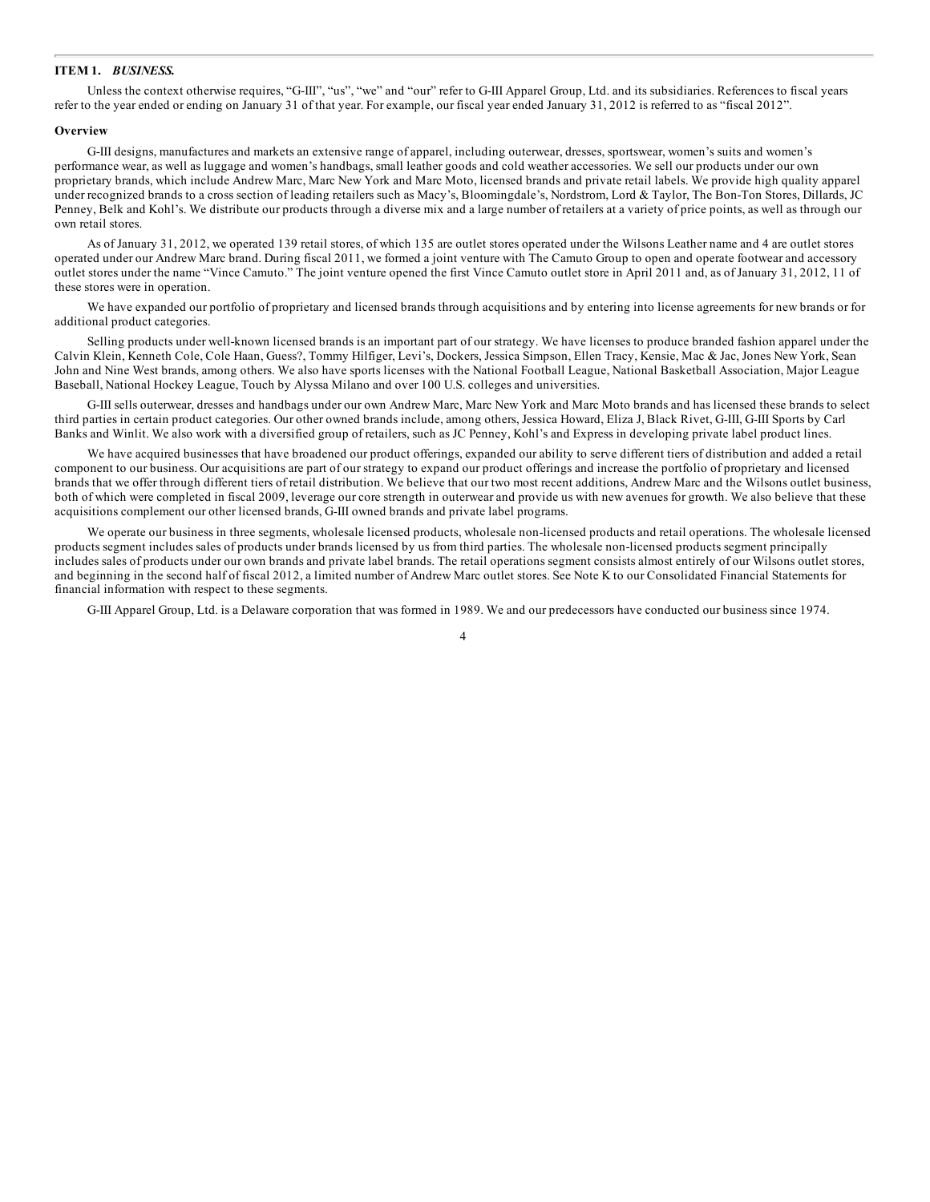## ITEM 1. *BUSINESS.*

Unless the context otherwise requires, "G-III", "us", "we" and "our" refer to G-III Apparel Group, Ltd. and its subsidiaries. References to fiscal years refer to the year ended or ending on January 31 of that year. For example, our fiscal year ended January 31, 2012 is referred to as "fiscal 2012".

### Overview

G-III designs, manufactures and markets an extensive range of apparel, including outerwear, dresses, sportswear, women's suits and women's performance wear, as well as luggage and women's handbags, small leather goods and cold weather accessories. We sell our products under our own proprietary brands, which include Andrew Marc, Marc New York and Marc Moto, licensed brands and private retail labels. We provide high quality apparel under recognized brands to a cross section of leading retailers such as Macy's, Bloomingdale's, Nordstrom, Lord & Taylor, The Bon-Ton Stores, Dillards, JC Penney, Belk and Kohl's. We distribute our products through a diverse mix and a large number of retailers at a variety of price points, as well as through our own retail stores.

As of January 31, 2012, we operated 139 retail stores, of which 135 are outlet stores operated under the Wilsons Leather name and 4 are outlet stores operated under our Andrew Marc brand. During fiscal 2011, we formed a joint venture with The Camuto Group to open and operate footwear and accessory outlet stores under the name "Vince Camuto." The joint venture opened the first Vince Camuto outlet store in April 2011 and, as of January 31, 2012, 11 of these stores were in operation.

We have expanded our portfolio of proprietary and licensed brands through acquisitions and by entering into license agreements for new brands or for additional product categories.

Selling products under well-known licensed brands is an important part of our strategy. We have licenses to produce branded fashion apparel under the Calvin Klein, Kenneth Cole, Cole Haan, Guess?, Tommy Hilfiger, Levi's, Dockers, Jessica Simpson, Ellen Tracy, Kensie, Mac & Jac, Jones New York, Sean John and Nine West brands, among others. We also have sports licenses with the National Football League, National Basketball Association, Major League Baseball, National Hockey League, Touch by Alyssa Milano and over 100 U.S. colleges and universities.

G-III sells outerwear, dresses and handbags under our own Andrew Marc, Marc New York and Marc Moto brands and has licensed these brands to select third parties in certain product categories. Our other owned brands include, among others, Jessica Howard, Eliza J, Black Rivet, G-III, G-III Sports by Carl Banks and Winlit. We also work with a diversified group of retailers, such as JC Penney, Kohl's and Express in developing private label product lines.

We have acquired businesses that have broadened our product offerings, expanded our ability to serve different tiers of distribution and added a retail component to our business. Our acquisitions are part of our strategy to expand our product offerings and increase the portfolio of proprietary and licensed brands that we offer through different tiers of retail distribution. We believe that our two most recent additions, Andrew Marc and the Wilsons outlet business, both of which were completed in fiscal 2009, leverage our core strength in outerwear and provide us with new avenues for growth. We also believe that these acquisitions complement our other licensed brands, G-III owned brands and private label programs.

We operate our business in three segments, wholesale licensed products, wholesale non-licensed products and retail operations. The wholesale licensed products segment includes sales of products under brands licensed by us from third parties. The wholesale non-licensed products segment principally includes sales of products under our own brands and private label brands. The retail operations segment consists almost entirely of our Wilsons outlet stores, and beginning in the second half of fiscal 2012, a limited number of Andrew Marc outlet stores. See Note K to our Consolidated Financial Statements for financial information with respect to these segments.

G-III Apparel Group, Ltd. is a Delaware corporation that was formed in 1989. We and our predecessors have conducted our business since 1974.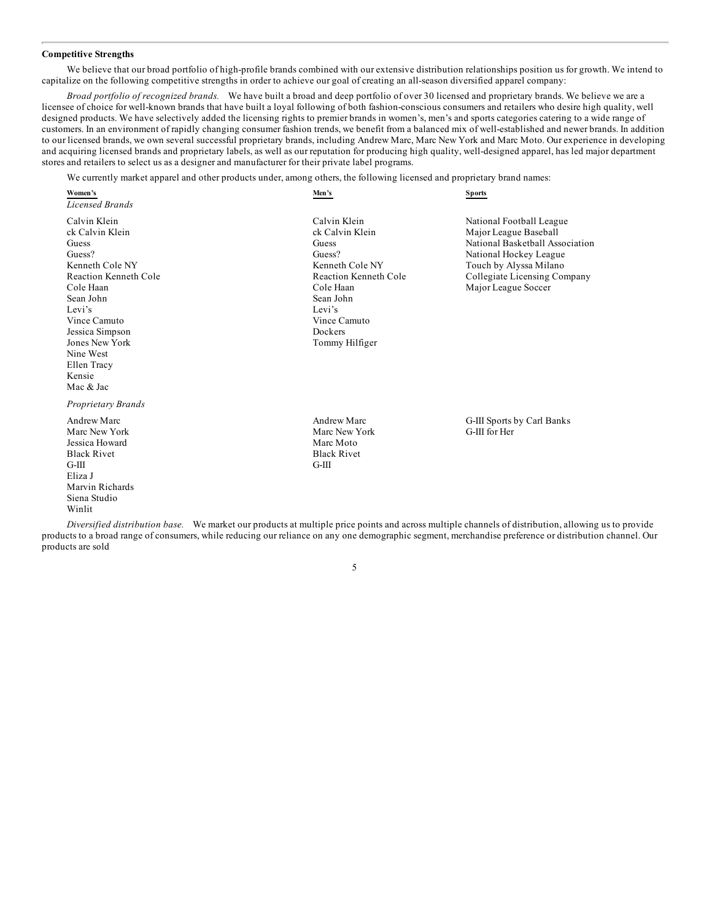**Competitive Strengths**

We believe that our broad portfolio of high-profile brands combined with our extensive distribution relationships position us for growth. We intend to capitalize on the following competitive strengths in order to achieve our goal of creating an all-season diversified apparel company:

*Broad portfolio of recognized brands.* We have built a broad and deep portfolio of over 30 licensed and proprietary brands. We believe we are a licensee of choice for well-known brands that have built a loyal following of both fashion-conscious consumers and retailers who desire high quality, well designed products. We have selectively added the licensing rights to premier brands in women's, men's and sports categories catering to a wide range of customers. In an environment of rapidly changing consumer fashion trends, we benefit from a balanced mix of well-established and newer brands. In addition to our licensed brands, we own several successful proprietary brands, including Andrew Marc, Marc New York and Marc Moto. Our experience in developing and acquiring licensed brands and proprietary labels, as well as our reputation for producing high quality, well-designed apparel, has led major department stores and retailers to select us as a designer and manufacturer for their private label programs.

We currently market apparel and other products under, among others, the following licensed and proprietary brand names:

| Women's | Men's | Sports |
|---|---|---|
| *Licensed Brands* | | |
| Calvin Klein | Calvin Klein | National Football League |
| ck Calvin Klein | ck Calvin Klein | Major League Baseball |
| Guess | Guess | National Basketball Association |
| Guess? | Guess? | National Hockey League |
| Kenneth Cole NY | Kenneth Cole NY | Touch by Alyssa Milano |
| Reaction Kenneth Cole | Reaction Kenneth Cole | Collegiate Licensing Company |
| Cole Haan | Cole Haan | Major League Soccer |
| Sean John | Sean John | |
| Levi's | Levi's | |
| Vince Camuto | Vince Camuto | |
| Jessica Simpson | Dockers | |
| Jones New York | Tommy Hilfiger | |
| Nine West | | |
| Ellen Tracy | | |
| Kensie | | |
| Mac & Jac | | |
| *Proprietary Brands* | | |
| Andrew Marc | Andrew Marc | G-III Sports by Carl Banks |
| Marc New York | Marc New York | G-III for Her |
| Jessica Howard | Marc Moto | |
| Black Rivet | Black Rivet | |
| G-III | G-III | |
| Eliza J | | |
| Marvin Richards | | |
| Siena Studio | | |
| Winlit | | |

*Diversified distribution base.* We market our products at multiple price points and across multiple channels of distribution, allowing us to provide products to a broad range of consumers, while reducing our reliance on any one demographic segment, merchandise preference or distribution channel. Our products are sold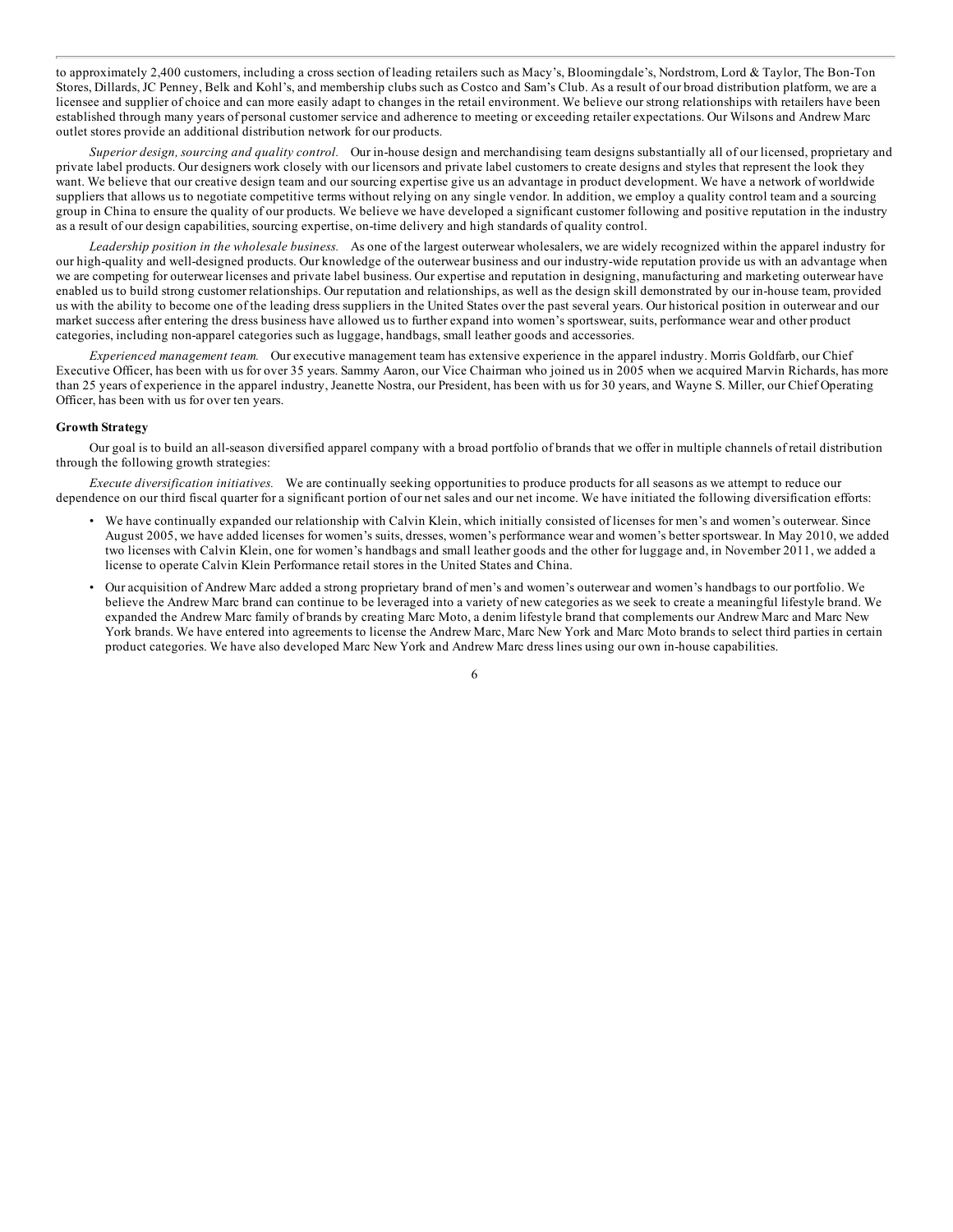to approximately 2,400 customers, including a cross section of leading retailers such as Macy's, Bloomingdale's, Nordstrom, Lord & Taylor, The Bon-Ton Stores, Dillards, JC Penney, Belk and Kohl's, and membership clubs such as Costco and Sam's Club. As a result of our broad distribution platform, we are a licensee and supplier of choice and can more easily adapt to changes in the retail environment. We believe our strong relationships with retailers have been established through many years of personal customer service and adherence to meeting or exceeding retailer expectations. Our Wilsons and Andrew Marc outlet stores provide an additional distribution network for our products.

*Superior design, sourcing and quality control.* Our in-house design and merchandising team designs substantially all of our licensed, proprietary and private label products. Our designers work closely with our licensors and private label customers to create designs and styles that represent the look they want. We believe that our creative design team and our sourcing expertise give us an advantage in product development. We have a network of worldwide suppliers that allows us to negotiate competitive terms without relying on any single vendor. In addition, we employ a quality control team and a sourcing group in China to ensure the quality of our products. We believe we have developed a significant customer following and positive reputation in the industry as a result of our design capabilities, sourcing expertise, on-time delivery and high standards of quality control.

*Leadership position in the wholesale business.* As one of the largest outerwear wholesalers, we are widely recognized within the apparel industry for our high-quality and well-designed products. Our knowledge of the outerwear business and our industry-wide reputation provide us with an advantage when we are competing for outerwear licenses and private label business. Our expertise and reputation in designing, manufacturing and marketing outerwear have enabled us to build strong customer relationships. Our reputation and relationships, as well as the design skill demonstrated by our in-house team, provided us with the ability to become one of the leading dress suppliers in the United States over the past several years. Our historical position in outerwear and our market success after entering the dress business have allowed us to further expand into women's sportswear, suits, performance wear and other product categories, including non-apparel categories such as luggage, handbags, small leather goods and accessories.

*Experienced management team.* Our executive management team has extensive experience in the apparel industry. Morris Goldfarb, our Chief Executive Officer, has been with us for over 35 years. Sammy Aaron, our Vice Chairman who joined us in 2005 when we acquired Marvin Richards, has more than 25 years of experience in the apparel industry, Jeanette Nostra, our President, has been with us for 30 years, and Wayne S. Miller, our Chief Operating Officer, has been with us for over ten years.

**Growth Strategy**

Our goal is to build an all-season diversified apparel company with a broad portfolio of brands that we offer in multiple channels of retail distribution through the following growth strategies:

*Execute diversification initiatives.* We are continually seeking opportunities to produce products for all seasons as we attempt to reduce our dependence on our third fiscal quarter for a significant portion of our net sales and our net income. We have initiated the following diversification efforts:

- We have continually expanded our relationship with Calvin Klein, which initially consisted of licenses for men's and women's outerwear. Since August 2005, we have added licenses for women's suits, dresses, women's performance wear and women's better sportswear. In May 2010, we added two licenses with Calvin Klein, one for women's handbags and small leather goods and the other for luggage and, in November 2011, we added a license to operate Calvin Klein Performance retail stores in the United States and China.
- Our acquisition of Andrew Marc added a strong proprietary brand of men's and women's outerwear and women's handbags to our portfolio. We believe the Andrew Marc brand can continue to be leveraged into a variety of new categories as we seek to create a meaningful lifestyle brand. We expanded the Andrew Marc family of brands by creating Marc Moto, a denim lifestyle brand that complements our Andrew Marc and Marc New York brands. We have entered into agreements to license the Andrew Marc, Marc New York and Marc Moto brands to select third parties in certain product categories. We have also developed Marc New York and Andrew Marc dress lines using our own in-house capabilities.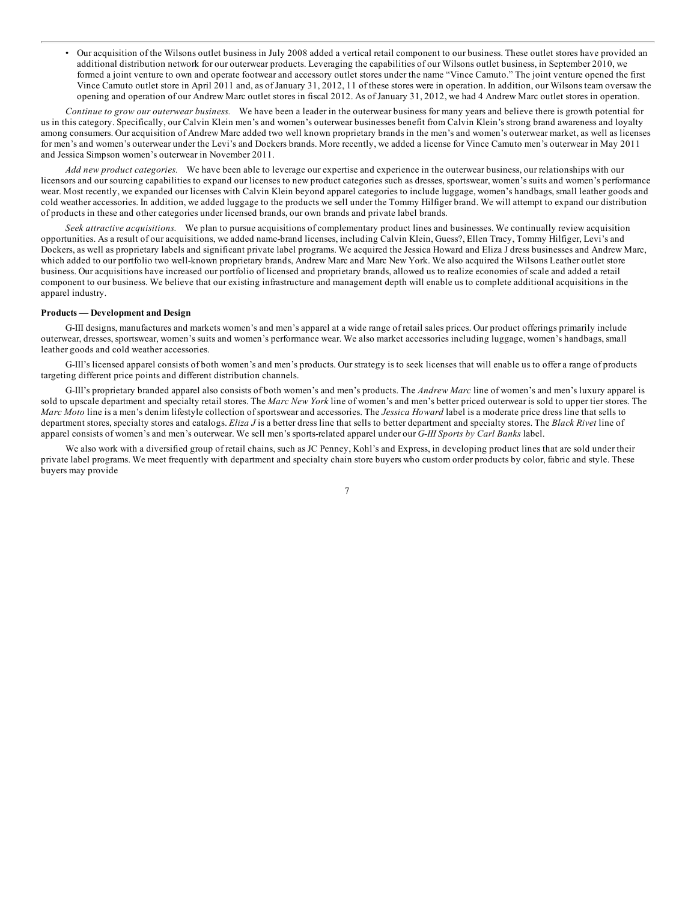- Our acquisition of the Wilsons outlet business in July 2008 added a vertical retail component to our business. These outlet stores have provided an additional distribution network for our outerwear products. Leveraging the capabilities of our Wilsons outlet business, in September 2010, we formed a joint venture to own and operate footwear and accessory outlet stores under the name "Vince Camuto." The joint venture opened the first Vince Camuto outlet store in April 2011 and, as of January 31, 2012, 11 of these stores were in operation. In addition, our Wilsons team oversaw the opening and operation of our Andrew Marc outlet stores in fiscal 2012. As of January 31, 2012, we had 4 Andrew Marc outlet stores in operation.

*Continue to grow our outerwear business.* We have been a leader in the outerwear business for many years and believe there is growth potential for us in this category. Specifically, our Calvin Klein men's and women's outerwear businesses benefit from Calvin Klein's strong brand awareness and loyalty among consumers. Our acquisition of Andrew Marc added two well known proprietary brands in the men's and women's outerwear market, as well as licenses for men's and women's outerwear under the Levi's and Dockers brands. More recently, we added a license for Vince Camuto men's outerwear in May 2011 and Jessica Simpson women's outerwear in November 2011.

*Add new product categories.* We have been able to leverage our expertise and experience in the outerwear business, our relationships with our licensors and our sourcing capabilities to expand our licenses to new product categories such as dresses, sportswear, women's suits and women's performance wear. Most recently, we expanded our licenses with Calvin Klein beyond apparel categories to include luggage, women's handbags, small leather goods and cold weather accessories. In addition, we added luggage to the products we sell under the Tommy Hilfiger brand. We will attempt to expand our distribution of products in these and other categories under licensed brands, our own brands and private label brands.

*Seek attractive acquisitions.* We plan to pursue acquisitions of complementary product lines and businesses. We continually review acquisition opportunities. As a result of our acquisitions, we added name-brand licenses, including Calvin Klein, Guess?, Ellen Tracy, Tommy Hilfiger, Levi's and Dockers, as well as proprietary labels and significant private label programs. We acquired the Jessica Howard and Eliza J dress businesses and Andrew Marc, which added to our portfolio two well-known proprietary brands, Andrew Marc and Marc New York. We also acquired the Wilsons Leather outlet store business. Our acquisitions have increased our portfolio of licensed and proprietary brands, allowed us to realize economies of scale and added a retail component to our business. We believe that our existing infrastructure and management depth will enable us to complete additional acquisitions in the apparel industry.

**Products — Development and Design**

G-III designs, manufactures and markets women's and men's apparel at a wide range of retail sales prices. Our product offerings primarily include outerwear, dresses, sportswear, women's suits and women's performance wear. We also market accessories including luggage, women's handbags, small leather goods and cold weather accessories.

G-III's licensed apparel consists of both women's and men's products. Our strategy is to seek licenses that will enable us to offer a range of products targeting different price points and different distribution channels.

G-III's proprietary branded apparel also consists of both women's and men's products. The *Andrew Marc* line of women's and men's luxury apparel is sold to upscale department and specialty retail stores. The *Marc New York* line of women's and men's better priced outerwear is sold to upper tier stores. The *Marc Moto* line is a men's denim lifestyle collection of sportswear and accessories. The *Jessica Howard* label is a moderate price dress line that sells to department stores, specialty stores and catalogs. *Eliza J* is a better dress line that sells to better department and specialty stores. The *Black Rivet* line of apparel consists of women's and men's outerwear. We sell men's sports-related apparel under our *G-III Sports by Carl Banks* label.

We also work with a diversified group of retail chains, such as JC Penney, Kohl's and Express, in developing product lines that are sold under their private label programs. We meet frequently with department and specialty chain store buyers who custom order products by color, fabric and style. These buyers may provide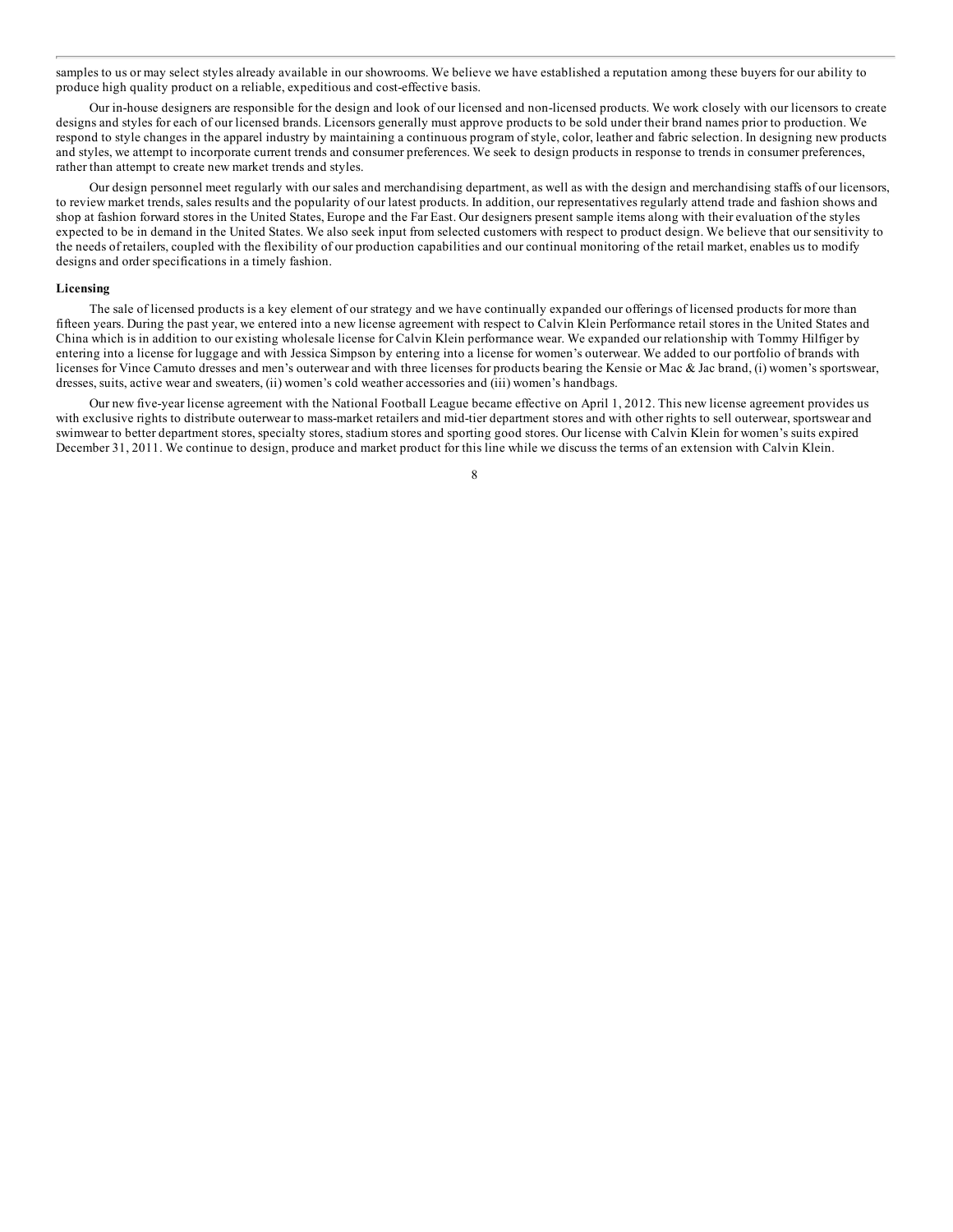samples to us or may select styles already available in our showrooms. We believe we have established a reputation among these buyers for our ability to produce high quality product on a reliable, expeditious and cost-effective basis.

Our in-house designers are responsible for the design and look of our licensed and non-licensed products. We work closely with our licensors to create designs and styles for each of our licensed brands. Licensors generally must approve products to be sold under their brand names prior to production. We respond to style changes in the apparel industry by maintaining a continuous program of style, color, leather and fabric selection. In designing new products and styles, we attempt to incorporate current trends and consumer preferences. We seek to design products in response to trends in consumer preferences, rather than attempt to create new market trends and styles.

Our design personnel meet regularly with our sales and merchandising department, as well as with the design and merchandising staffs of our licensors, to review market trends, sales results and the popularity of our latest products. In addition, our representatives regularly attend trade and fashion shows and shop at fashion forward stores in the United States, Europe and the Far East. Our designers present sample items along with their evaluation of the styles expected to be in demand in the United States. We also seek input from selected customers with respect to product design. We believe that our sensitivity to the needs of retailers, coupled with the flexibility of our production capabilities and our continual monitoring of the retail market, enables us to modify designs and order specifications in a timely fashion.

**Licensing**

The sale of licensed products is a key element of our strategy and we have continually expanded our offerings of licensed products for more than fifteen years. During the past year, we entered into a new license agreement with respect to Calvin Klein Performance retail stores in the United States and China which is in addition to our existing wholesale license for Calvin Klein performance wear. We expanded our relationship with Tommy Hilfiger by entering into a license for luggage and with Jessica Simpson by entering into a license for women's outerwear. We added to our portfolio of brands with licenses for Vince Camuto dresses and men's outerwear and with three licenses for products bearing the Kensie or Mac & Jac brand, (i) women's sportswear, dresses, suits, active wear and sweaters, (ii) women's cold weather accessories and (iii) women's handbags.

Our new five-year license agreement with the National Football League became effective on April 1, 2012. This new license agreement provides us with exclusive rights to distribute outerwear to mass-market retailers and mid-tier department stores and with other rights to sell outerwear, sportswear and swimwear to better department stores, specialty stores, stadium stores and sporting good stores. Our license with Calvin Klein for women's suits expired December 31, 2011. We continue to design, produce and market product for this line while we discuss the terms of an extension with Calvin Klein.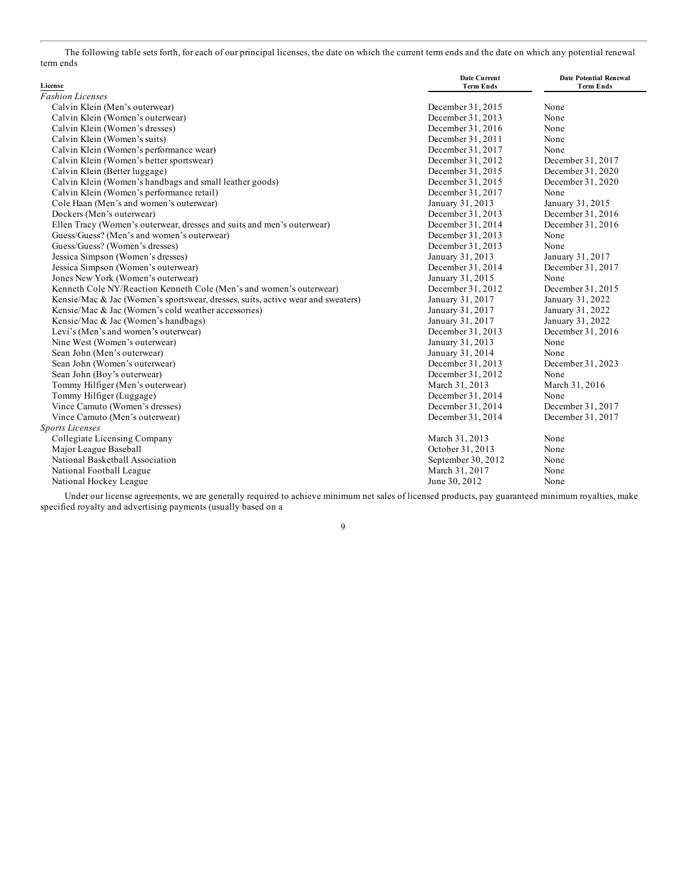The following table sets forth, for each of our principal licenses, the date on which the current term ends and the date on which any potential renewal term ends

| License | Date Current Term Ends | Date Potential Renewal Term Ends |
|---|---|---|
| *Fashion Licenses* | | |
| Calvin Klein (Men's outerwear) | December 31, 2015 | None |
| Calvin Klein (Women's outerwear) | December 31, 2013 | None |
| Calvin Klein (Women's dresses) | December 31, 2016 | None |
| Calvin Klein (Women's suits) | December 31, 2011 | None |
| Calvin Klein (Women's performance wear) | December 31, 2017 | None |
| Calvin Klein (Women's better sportswear) | December 31, 2012 | December 31, 2017 |
| Calvin Klein (Better luggage) | December 31, 2015 | December 31, 2020 |
| Calvin Klein (Women's handbags and small leather goods) | December 31, 2015 | December 31, 2020 |
| Calvin Klein (Women's performance retail) | December 31, 2017 | None |
| Cole Haan (Men's and women's outerwear) | January 31, 2013 | January 31, 2015 |
| Dockers (Men's outerwear) | December 31, 2013 | December 31, 2016 |
| Ellen Tracy (Women's outerwear, dresses and suits and men's outerwear) | December 31, 2014 | December 31, 2016 |
| Guess/Guess? (Men's and women's outerwear) | December 31, 2013 | None |
| Guess/Guess? (Women's dresses) | December 31, 2013 | None |
| Jessica Simpson (Women's dresses) | January 31, 2013 | January 31, 2017 |
| Jessica Simpson (Women's outerwear) | December 31, 2014 | December 31, 2017 |
| Jones New York (Women's outerwear) | January 31, 2015 | None |
| Kenneth Cole NY/Reaction Kenneth Cole (Men's and women's outerwear) | December 31, 2012 | December 31, 2015 |
| Kensie/Mac & Jac (Women's sportswear, dresses, suits, active wear and sweaters) | January 31, 2017 | January 31, 2022 |
| Kensie/Mac & Jac (Women's cold weather accessories) | January 31, 2017 | January 31, 2022 |
| Kensie/Mac & Jac (Women's handbags) | January 31, 2017 | January 31, 2022 |
| Levi's (Men's and women's outerwear) | December 31, 2013 | December 31, 2016 |
| Nine West (Women's outerwear) | January 31, 2013 | None |
| Sean John (Men's outerwear) | January 31, 2014 | None |
| Sean John (Women's outerwear) | December 31, 2013 | December 31, 2023 |
| Sean John (Boy's outerwear) | December 31, 2012 | None |
| Tommy Hilfiger (Men's outerwear) | March 31, 2013 | March 31, 2016 |
| Tommy Hilfiger (Luggage) | December 31, 2014 | None |
| Vince Camuto (Women's dresses) | December 31, 2014 | December 31, 2017 |
| Vince Camuto (Men's outerwear) | December 31, 2014 | December 31, 2017 |
| *Sports Licenses* | | |
| Collegiate Licensing Company | March 31, 2013 | None |
| Major League Baseball | October 31, 2013 | None |
| National Basketball Association | September 30, 2012 | None |
| National Football League | March 31, 2017 | None |
| National Hockey League | June 30, 2012 | None |

Under our license agreements, we are generally required to achieve minimum net sales of licensed products, pay guaranteed minimum royalties, make specified royalty and advertising payments (usually based on a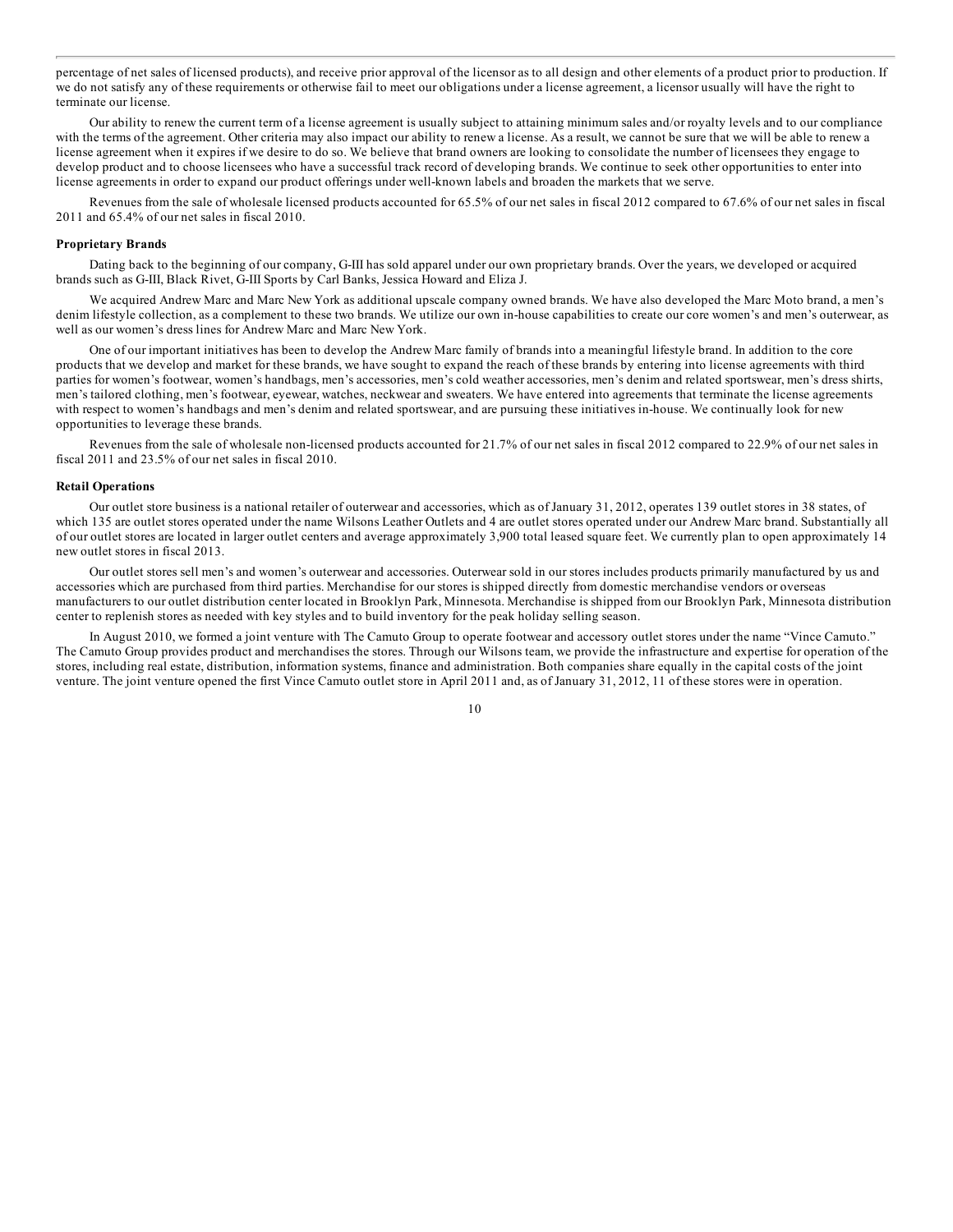percentage of net sales of licensed products), and receive prior approval of the licensor as to all design and other elements of a product prior to production. If we do not satisfy any of these requirements or otherwise fail to meet our obligations under a license agreement, a licensor usually will have the right to terminate our license.

Our ability to renew the current term of a license agreement is usually subject to attaining minimum sales and/or royalty levels and to our compliance with the terms of the agreement. Other criteria may also impact our ability to renew a license. As a result, we cannot be sure that we will be able to renew a license agreement when it expires if we desire to do so. We believe that brand owners are looking to consolidate the number of licensees they engage to develop product and to choose licensees who have a successful track record of developing brands. We continue to seek other opportunities to enter into license agreements in order to expand our product offerings under well-known labels and broaden the markets that we serve.

Revenues from the sale of wholesale licensed products accounted for 65.5% of our net sales in fiscal 2012 compared to 67.6% of our net sales in fiscal 2011 and 65.4% of our net sales in fiscal 2010.

**Proprietary Brands**

Dating back to the beginning of our company, G-III has sold apparel under our own proprietary brands. Over the years, we developed or acquired brands such as G-III, Black Rivet, G-III Sports by Carl Banks, Jessica Howard and Eliza J.

We acquired Andrew Marc and Marc New York as additional upscale company owned brands. We have also developed the Marc Moto brand, a men's denim lifestyle collection, as a complement to these two brands. We utilize our own in-house capabilities to create our core women's and men's outerwear, as well as our women's dress lines for Andrew Marc and Marc New York.

One of our important initiatives has been to develop the Andrew Marc family of brands into a meaningful lifestyle brand. In addition to the core products that we develop and market for these brands, we have sought to expand the reach of these brands by entering into license agreements with third parties for women's footwear, women's handbags, men's accessories, men's cold weather accessories, men's denim and related sportswear, men's dress shirts, men's tailored clothing, men's footwear, eyewear, watches, neckwear and sweaters. We have entered into agreements that terminate the license agreements with respect to women's handbags and men's denim and related sportswear, and are pursuing these initiatives in-house. We continually look for new opportunities to leverage these brands.

Revenues from the sale of wholesale non-licensed products accounted for 21.7% of our net sales in fiscal 2012 compared to 22.9% of our net sales in fiscal 2011 and 23.5% of our net sales in fiscal 2010.

**Retail Operations**

Our outlet store business is a national retailer of outerwear and accessories, which as of January 31, 2012, operates 139 outlet stores in 38 states, of which 135 are outlet stores operated under the name Wilsons Leather Outlets and 4 are outlet stores operated under our Andrew Marc brand. Substantially all of our outlet stores are located in larger outlet centers and average approximately 3,900 total leased square feet. We currently plan to open approximately 14 new outlet stores in fiscal 2013.

Our outlet stores sell men's and women's outerwear and accessories. Outerwear sold in our stores includes products primarily manufactured by us and accessories which are purchased from third parties. Merchandise for our stores is shipped directly from domestic merchandise vendors or overseas manufacturers to our outlet distribution center located in Brooklyn Park, Minnesota. Merchandise is shipped from our Brooklyn Park, Minnesota distribution center to replenish stores as needed with key styles and to build inventory for the peak holiday selling season.

In August 2010, we formed a joint venture with The Camuto Group to operate footwear and accessory outlet stores under the name "Vince Camuto." The Camuto Group provides product and merchandises the stores. Through our Wilsons team, we provide the infrastructure and expertise for operation of the stores, including real estate, distribution, information systems, finance and administration. Both companies share equally in the capital costs of the joint venture. The joint venture opened the first Vince Camuto outlet store in April 2011 and, as of January 31, 2012, 11 of these stores were in operation.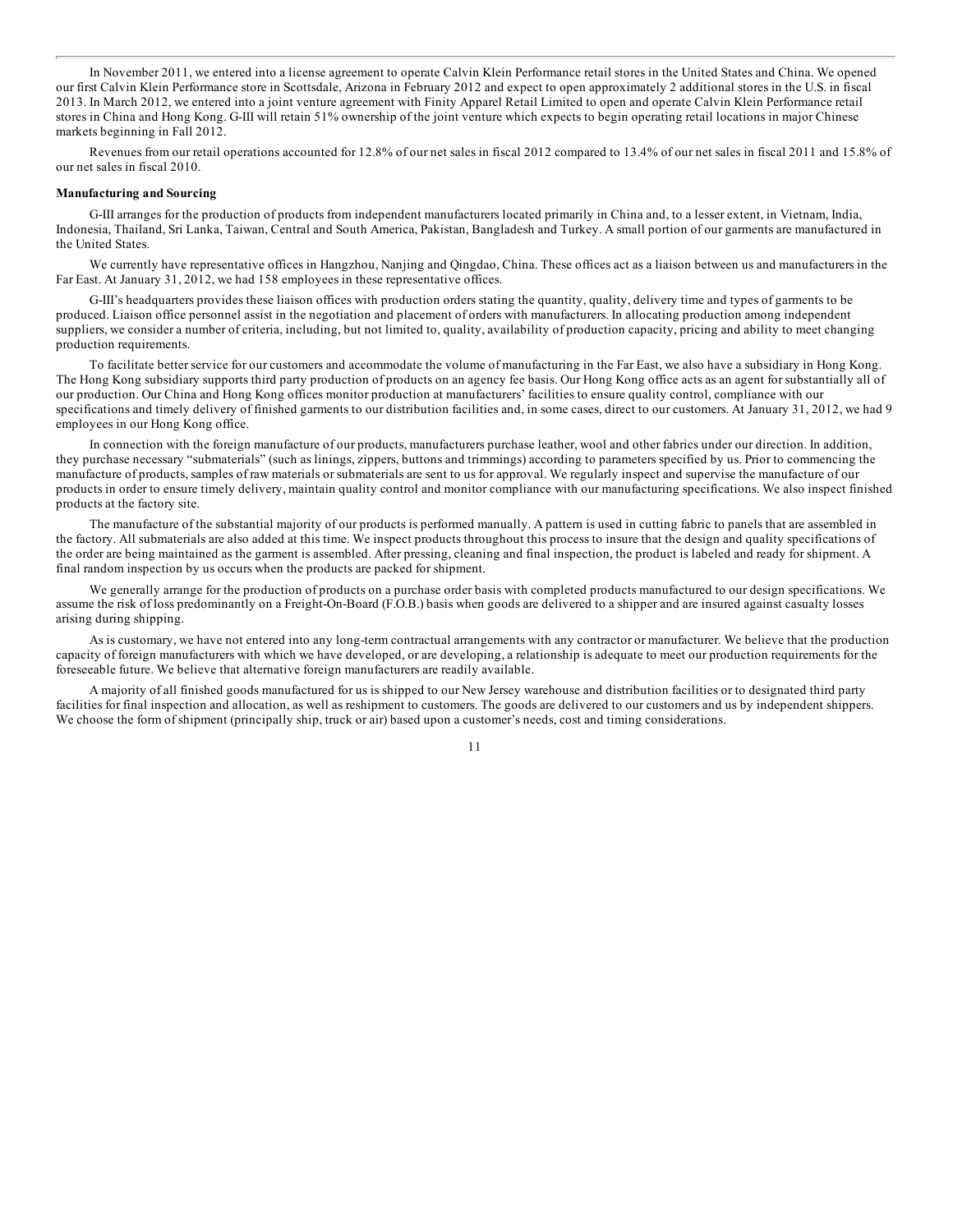In November 2011, we entered into a license agreement to operate Calvin Klein Performance retail stores in the United States and China. We opened our first Calvin Klein Performance store in Scottsdale, Arizona in February 2012 and expect to open approximately 2 additional stores in the U.S. in fiscal 2013. In March 2012, we entered into a joint venture agreement with Finity Apparel Retail Limited to open and operate Calvin Klein Performance retail stores in China and Hong Kong. G-III will retain 51% ownership of the joint venture which expects to begin operating retail locations in major Chinese markets beginning in Fall 2012.

Revenues from our retail operations accounted for 12.8% of our net sales in fiscal 2012 compared to 13.4% of our net sales in fiscal 2011 and 15.8% of our net sales in fiscal 2010.

**Manufacturing and Sourcing**

G-III arranges for the production of products from independent manufacturers located primarily in China and, to a lesser extent, in Vietnam, India, Indonesia, Thailand, Sri Lanka, Taiwan, Central and South America, Pakistan, Bangladesh and Turkey. A small portion of our garments are manufactured in the United States.

We currently have representative offices in Hangzhou, Nanjing and Qingdao, China. These offices act as a liaison between us and manufacturers in the Far East. At January 31, 2012, we had 158 employees in these representative offices.

G-III's headquarters provides these liaison offices with production orders stating the quantity, quality, delivery time and types of garments to be produced. Liaison office personnel assist in the negotiation and placement of orders with manufacturers. In allocating production among independent suppliers, we consider a number of criteria, including, but not limited to, quality, availability of production capacity, pricing and ability to meet changing production requirements.

To facilitate better service for our customers and accommodate the volume of manufacturing in the Far East, we also have a subsidiary in Hong Kong. The Hong Kong subsidiary supports third party production of products on an agency fee basis. Our Hong Kong office acts as an agent for substantially all of our production. Our China and Hong Kong offices monitor production at manufacturers' facilities to ensure quality control, compliance with our specifications and timely delivery of finished garments to our distribution facilities and, in some cases, direct to our customers. At January 31, 2012, we had 9 employees in our Hong Kong office.

In connection with the foreign manufacture of our products, manufacturers purchase leather, wool and other fabrics under our direction. In addition, they purchase necessary "submaterials" (such as linings, zippers, buttons and trimmings) according to parameters specified by us. Prior to commencing the manufacture of products, samples of raw materials or submaterials are sent to us for approval. We regularly inspect and supervise the manufacture of our products in order to ensure timely delivery, maintain quality control and monitor compliance with our manufacturing specifications. We also inspect finished products at the factory site.

The manufacture of the substantial majority of our products is performed manually. A pattern is used in cutting fabric to panels that are assembled in the factory. All submaterials are also added at this time. We inspect products throughout this process to insure that the design and quality specifications of the order are being maintained as the garment is assembled. After pressing, cleaning and final inspection, the product is labeled and ready for shipment. A final random inspection by us occurs when the products are packed for shipment.

We generally arrange for the production of products on a purchase order basis with completed products manufactured to our design specifications. We assume the risk of loss predominantly on a Freight-On-Board (F.O.B.) basis when goods are delivered to a shipper and are insured against casualty losses arising during shipping.

As is customary, we have not entered into any long-term contractual arrangements with any contractor or manufacturer. We believe that the production capacity of foreign manufacturers with which we have developed, or are developing, a relationship is adequate to meet our production requirements for the foreseeable future. We believe that alternative foreign manufacturers are readily available.

A majority of all finished goods manufactured for us is shipped to our New Jersey warehouse and distribution facilities or to designated third party facilities for final inspection and allocation, as well as reshipment to customers. The goods are delivered to our customers and us by independent shippers. We choose the form of shipment (principally ship, truck or air) based upon a customer's needs, cost and timing considerations.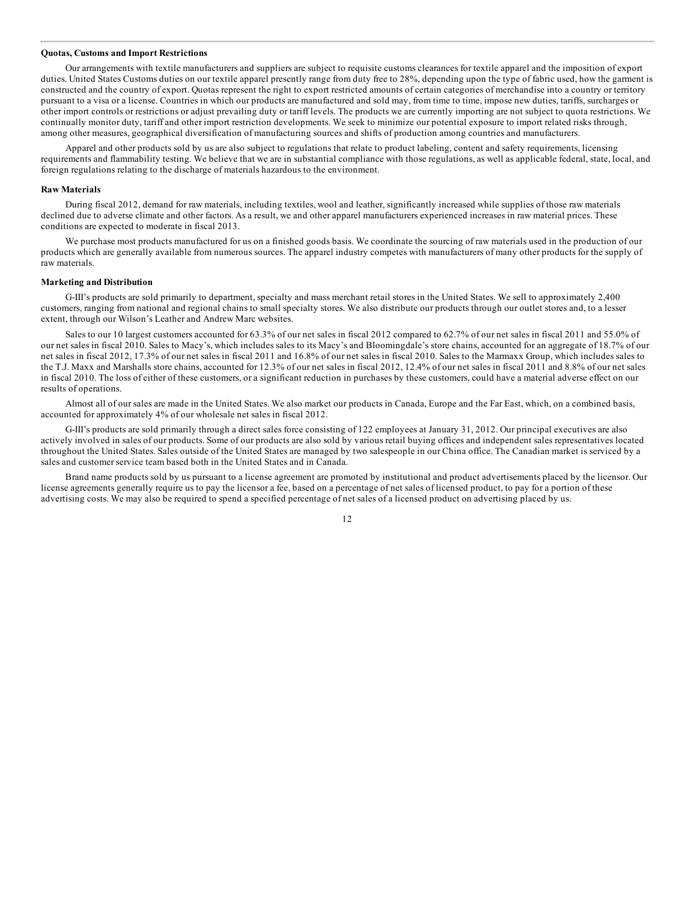**Quotas, Customs and Import Restrictions**

Our arrangements with textile manufacturers and suppliers are subject to requisite customs clearances for textile apparel and the imposition of export duties. United States Customs duties on our textile apparel presently range from duty free to 28%, depending upon the type of fabric used, how the garment is constructed and the country of export. Quotas represent the right to export restricted amounts of certain categories of merchandise into a country or territory pursuant to a visa or a license. Countries in which our products are manufactured and sold may, from time to time, impose new duties, tariffs, surcharges or other import controls or restrictions or adjust prevailing duty or tariff levels. The products we are currently importing are not subject to quota restrictions. We continually monitor duty, tariff and other import restriction developments. We seek to minimize our potential exposure to import related risks through, among other measures, geographical diversification of manufacturing sources and shifts of production among countries and manufacturers.

Apparel and other products sold by us are also subject to regulations that relate to product labeling, content and safety requirements, licensing requirements and flammability testing. We believe that we are in substantial compliance with those regulations, as well as applicable federal, state, local, and foreign regulations relating to the discharge of materials hazardous to the environment.

**Raw Materials**

During fiscal 2012, demand for raw materials, including textiles, wool and leather, significantly increased while supplies of those raw materials declined due to adverse climate and other factors. As a result, we and other apparel manufacturers experienced increases in raw material prices. These conditions are expected to moderate in fiscal 2013.

We purchase most products manufactured for us on a finished goods basis. We coordinate the sourcing of raw materials used in the production of our products which are generally available from numerous sources. The apparel industry competes with manufacturers of many other products for the supply of raw materials.

**Marketing and Distribution**

G-III's products are sold primarily to department, specialty and mass merchant retail stores in the United States. We sell to approximately 2,400 customers, ranging from national and regional chains to small specialty stores. We also distribute our products through our outlet stores and, to a lesser extent, through our Wilson's Leather and Andrew Marc websites.

Sales to our 10 largest customers accounted for 63.3% of our net sales in fiscal 2012 compared to 62.7% of our net sales in fiscal 2011 and 55.0% of our net sales in fiscal 2010. Sales to Macy's, which includes sales to its Macy's and Bloomingdale's store chains, accounted for an aggregate of 18.7% of our net sales in fiscal 2012, 17.3% of our net sales in fiscal 2011 and 16.8% of our net sales in fiscal 2010. Sales to the Marmaxx Group, which includes sales to the T.J. Maxx and Marshalls store chains, accounted for 12.3% of our net sales in fiscal 2012, 12.4% of our net sales in fiscal 2011 and 8.8% of our net sales in fiscal 2010. The loss of either of these customers, or a significant reduction in purchases by these customers, could have a material adverse effect on our results of operations.

Almost all of our sales are made in the United States. We also market our products in Canada, Europe and the Far East, which, on a combined basis, accounted for approximately 4% of our wholesale net sales in fiscal 2012.

G-III's products are sold primarily through a direct sales force consisting of 122 employees at January 31, 2012. Our principal executives are also actively involved in sales of our products. Some of our products are also sold by various retail buying offices and independent sales representatives located throughout the United States. Sales outside of the United States are managed by two salespeople in our China office. The Canadian market is serviced by a sales and customer service team based both in the United States and in Canada.

Brand name products sold by us pursuant to a license agreement are promoted by institutional and product advertisements placed by the licensor. Our license agreements generally require us to pay the licensor a fee, based on a percentage of net sales of licensed product, to pay for a portion of these advertising costs. We may also be required to spend a specified percentage of net sales of a licensed product on advertising placed by us.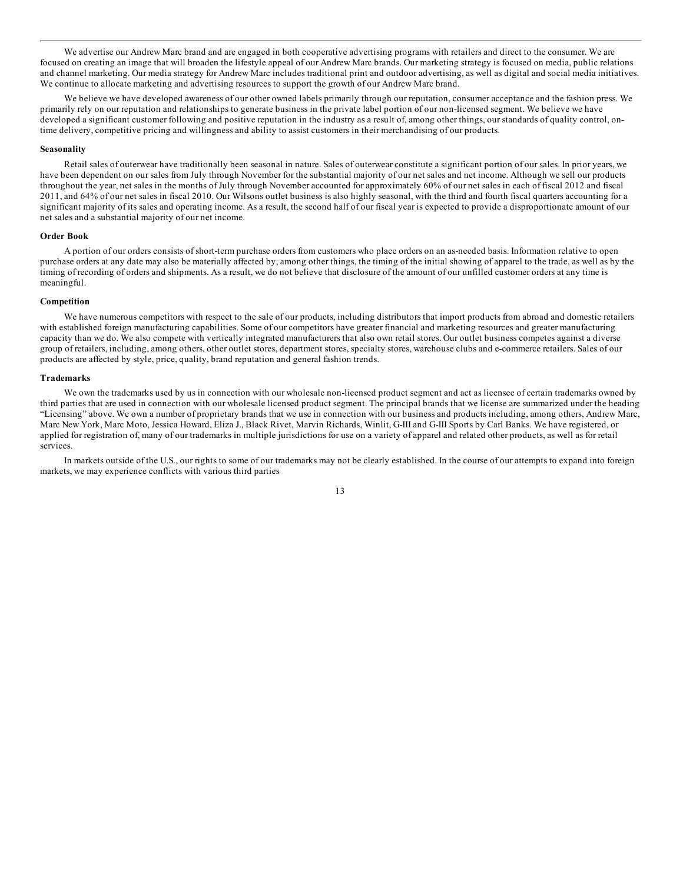We advertise our Andrew Marc brand and are engaged in both cooperative advertising programs with retailers and direct to the consumer. We are focused on creating an image that will broaden the lifestyle appeal of our Andrew Marc brands. Our marketing strategy is focused on media, public relations and channel marketing. Our media strategy for Andrew Marc includes traditional print and outdoor advertising, as well as digital and social media initiatives. We continue to allocate marketing and advertising resources to support the growth of our Andrew Marc brand.

We believe we have developed awareness of our other owned labels primarily through our reputation, consumer acceptance and the fashion press. We primarily rely on our reputation and relationships to generate business in the private label portion of our non-licensed segment. We believe we have developed a significant customer following and positive reputation in the industry as a result of, among other things, our standards of quality control, on-time delivery, competitive pricing and willingness and ability to assist customers in their merchandising of our products.

**Seasonality**

Retail sales of outerwear have traditionally been seasonal in nature. Sales of outerwear constitute a significant portion of our sales. In prior years, we have been dependent on our sales from July through November for the substantial majority of our net sales and net income. Although we sell our products throughout the year, net sales in the months of July through November accounted for approximately 60% of our net sales in each of fiscal 2012 and fiscal 2011, and 64% of our net sales in fiscal 2010. Our Wilsons outlet business is also highly seasonal, with the third and fourth fiscal quarters accounting for a significant majority of its sales and operating income. As a result, the second half of our fiscal year is expected to provide a disproportionate amount of our net sales and a substantial majority of our net income.

**Order Book**

A portion of our orders consists of short-term purchase orders from customers who place orders on an as-needed basis. Information relative to open purchase orders at any date may also be materially affected by, among other things, the timing of the initial showing of apparel to the trade, as well as by the timing of recording of orders and shipments. As a result, we do not believe that disclosure of the amount of our unfilled customer orders at any time is meaningful.

**Competition**

We have numerous competitors with respect to the sale of our products, including distributors that import products from abroad and domestic retailers with established foreign manufacturing capabilities. Some of our competitors have greater financial and marketing resources and greater manufacturing capacity than we do. We also compete with vertically integrated manufacturers that also own retail stores. Our outlet business competes against a diverse group of retailers, including, among others, other outlet stores, department stores, specialty stores, warehouse clubs and e-commerce retailers. Sales of our products are affected by style, price, quality, brand reputation and general fashion trends.

**Trademarks**

We own the trademarks used by us in connection with our wholesale non-licensed product segment and act as licensee of certain trademarks owned by third parties that are used in connection with our wholesale licensed product segment. The principal brands that we license are summarized under the heading "Licensing" above. We own a number of proprietary brands that we use in connection with our business and products including, among others, Andrew Marc, Marc New York, Marc Moto, Jessica Howard, Eliza J., Black Rivet, Marvin Richards, Winlit, G-III and G-III Sports by Carl Banks. We have registered, or applied for registration of, many of our trademarks in multiple jurisdictions for use on a variety of apparel and related other products, as well as for retail services.

In markets outside of the U.S., our rights to some of our trademarks may not be clearly established. In the course of our attempts to expand into foreign markets, we may experience conflicts with various third parties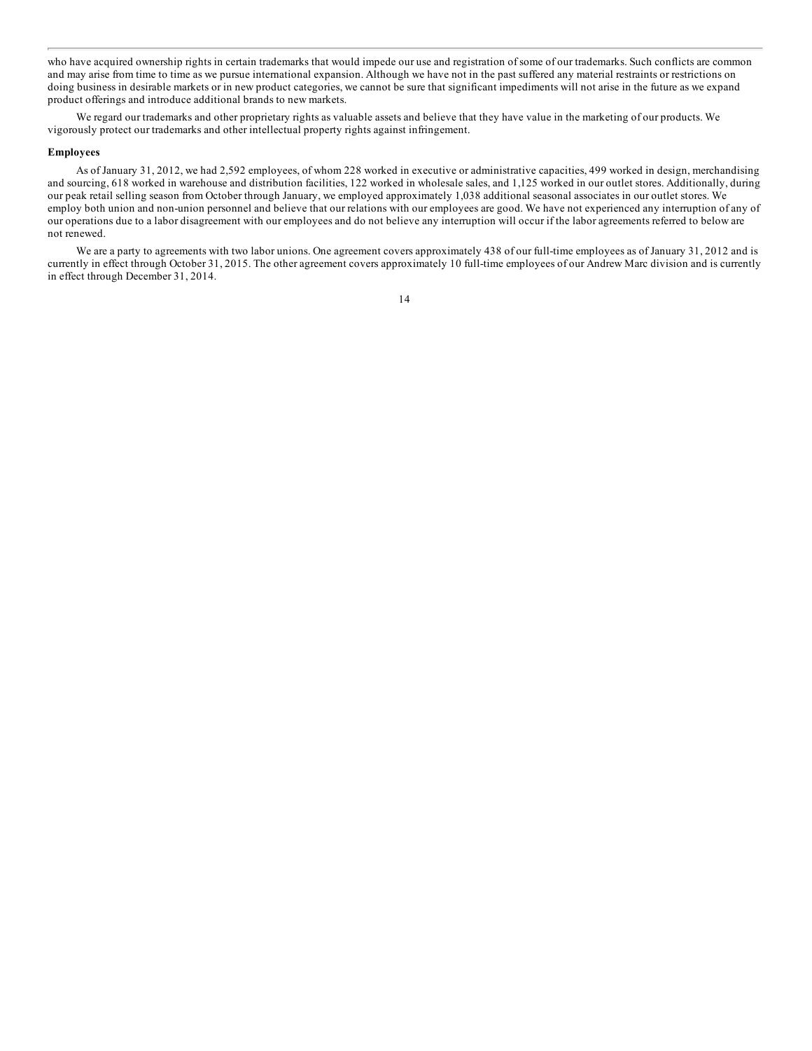who have acquired ownership rights in certain trademarks that would impede our use and registration of some of our trademarks. Such conflicts are common and may arise from time to time as we pursue international expansion. Although we have not in the past suffered any material restraints or restrictions on doing business in desirable markets or in new product categories, we cannot be sure that significant impediments will not arise in the future as we expand product offerings and introduce additional brands to new markets.

We regard our trademarks and other proprietary rights as valuable assets and believe that they have value in the marketing of our products. We vigorously protect our trademarks and other intellectual property rights against infringement.

**Employees**

As of January 31, 2012, we had 2,592 employees, of whom 228 worked in executive or administrative capacities, 499 worked in design, merchandising and sourcing, 618 worked in warehouse and distribution facilities, 122 worked in wholesale sales, and 1,125 worked in our outlet stores. Additionally, during our peak retail selling season from October through January, we employed approximately 1,038 additional seasonal associates in our outlet stores. We employ both union and non-union personnel and believe that our relations with our employees are good. We have not experienced any interruption of any of our operations due to a labor disagreement with our employees and do not believe any interruption will occur if the labor agreements referred to below are not renewed.

We are a party to agreements with two labor unions. One agreement covers approximately 438 of our full-time employees as of January 31, 2012 and is currently in effect through October 31, 2015. The other agreement covers approximately 10 full-time employees of our Andrew Marc division and is currently in effect through December 31, 2014.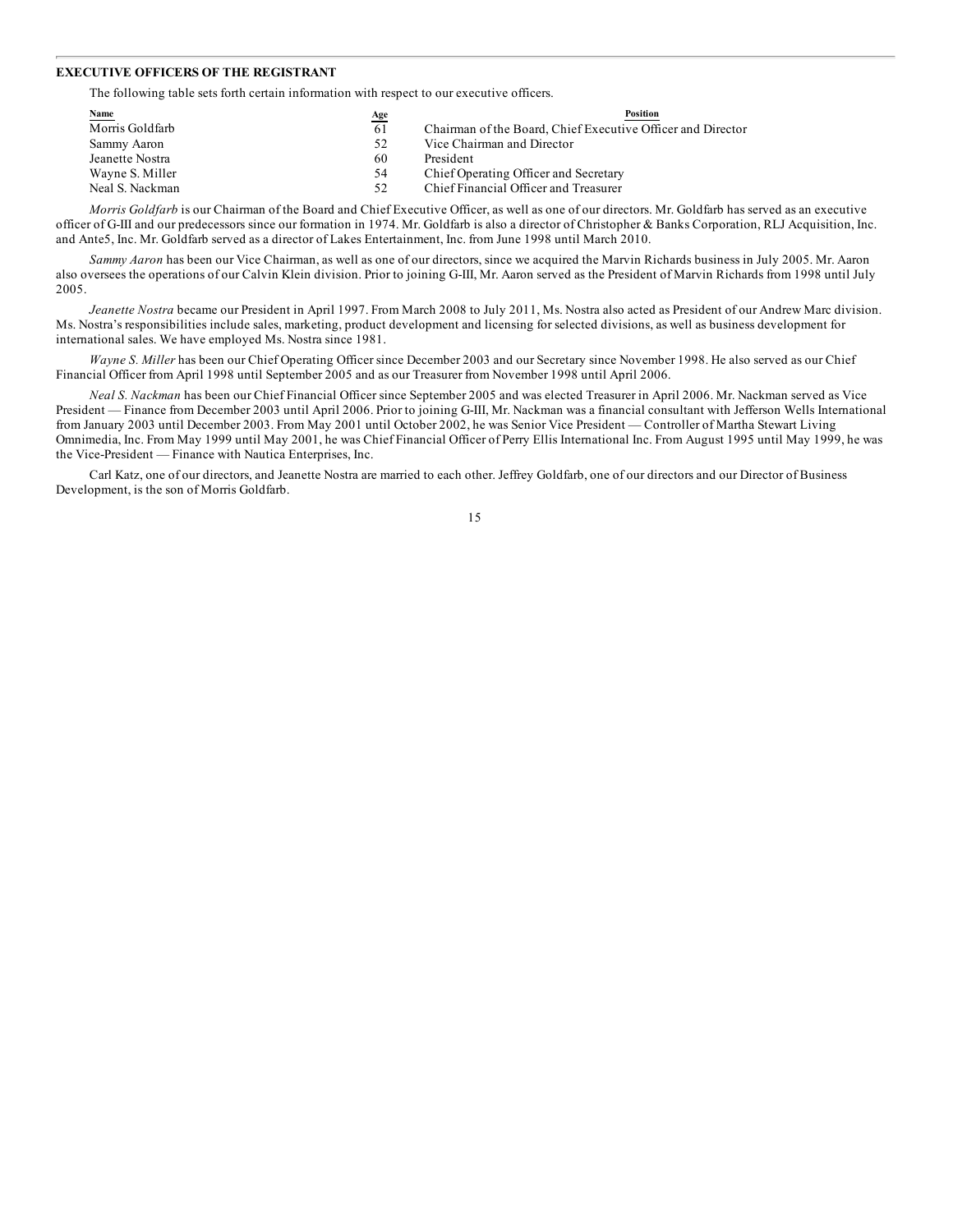## EXECUTIVE OFFICERS OF THE REGISTRANT

The following table sets forth certain information with respect to our executive officers.

| Name | Age | Position |
|---|---|---|
| Morris Goldfarb | 61 | Chairman of the Board, Chief Executive Officer and Director |
| Sammy Aaron | 52 | Vice Chairman and Director |
| Jeanette Nostra | 60 | President |
| Wayne S. Miller | 54 | Chief Operating Officer and Secretary |
| Neal S. Nackman | 52 | Chief Financial Officer and Treasurer |

*Morris Goldfarb* is our Chairman of the Board and Chief Executive Officer, as well as one of our directors. Mr. Goldfarb has served as an executive officer of G-III and our predecessors since our formation in 1974. Mr. Goldfarb is also a director of Christopher & Banks Corporation, RLJ Acquisition, Inc. and Ante5, Inc. Mr. Goldfarb served as a director of Lakes Entertainment, Inc. from June 1998 until March 2010.

*Sammy Aaron* has been our Vice Chairman, as well as one of our directors, since we acquired the Marvin Richards business in July 2005. Mr. Aaron also oversees the operations of our Calvin Klein division. Prior to joining G-III, Mr. Aaron served as the President of Marvin Richards from 1998 until July 2005.

*Jeanette Nostra* became our President in April 1997. From March 2008 to July 2011, Ms. Nostra also acted as President of our Andrew Marc division. Ms. Nostra's responsibilities include sales, marketing, product development and licensing for selected divisions, as well as business development for international sales. We have employed Ms. Nostra since 1981.

*Wayne S. Miller* has been our Chief Operating Officer since December 2003 and our Secretary since November 1998. He also served as our Chief Financial Officer from April 1998 until September 2005 and as our Treasurer from November 1998 until April 2006.

*Neal S. Nackman* has been our Chief Financial Officer since September 2005 and was elected Treasurer in April 2006. Mr. Nackman served as Vice President — Finance from December 2003 until April 2006. Prior to joining G-III, Mr. Nackman was a financial consultant with Jefferson Wells International from January 2003 until December 2003. From May 2001 until October 2002, he was Senior Vice President — Controller of Martha Stewart Living Omnimedia, Inc. From May 1999 until May 2001, he was Chief Financial Officer of Perry Ellis International Inc. From August 1995 until May 1999, he was the Vice-President — Finance with Nautica Enterprises, Inc.

Carl Katz, one of our directors, and Jeanette Nostra are married to each other. Jeffrey Goldfarb, one of our directors and our Director of Business Development, is the son of Morris Goldfarb.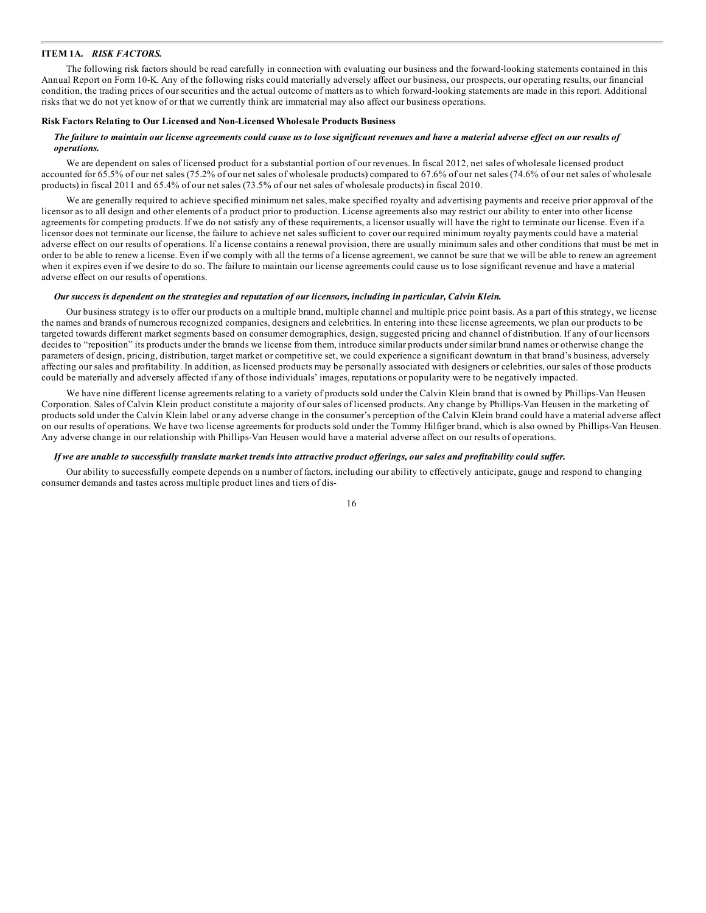## ITEM 1A. *RISK FACTORS.*

The following risk factors should be read carefully in connection with evaluating our business and the forward-looking statements contained in this Annual Report on Form 10-K. Any of the following risks could materially adversely affect our business, our prospects, our operating results, our financial condition, the trading prices of our securities and the actual outcome of matters as to which forward-looking statements are made in this report. Additional risks that we do not yet know of or that we currently think are immaterial may also affect our business operations.

### Risk Factors Relating to Our Licensed and Non-Licensed Wholesale Products Business

***The failure to maintain our license agreements could cause us to lose significant revenues and have a material adverse effect on our results of operations.***

We are dependent on sales of licensed product for a substantial portion of our revenues. In fiscal 2012, net sales of wholesale licensed product accounted for 65.5% of our net sales (75.2% of our net sales of wholesale products) compared to 67.6% of our net sales (74.6% of our net sales of wholesale products) in fiscal 2011 and 65.4% of our net sales (73.5% of our net sales of wholesale products) in fiscal 2010.

We are generally required to achieve specified minimum net sales, make specified royalty and advertising payments and receive prior approval of the licensor as to all design and other elements of a product prior to production. License agreements also may restrict our ability to enter into other license agreements for competing products. If we do not satisfy any of these requirements, a licensor usually will have the right to terminate our license. Even if a licensor does not terminate our license, the failure to achieve net sales sufficient to cover our required minimum royalty payments could have a material adverse effect on our results of operations. If a license contains a renewal provision, there are usually minimum sales and other conditions that must be met in order to be able to renew a license. Even if we comply with all the terms of a license agreement, we cannot be sure that we will be able to renew an agreement when it expires even if we desire to do so. The failure to maintain our license agreements could cause us to lose significant revenue and have a material adverse effect on our results of operations.

***Our success is dependent on the strategies and reputation of our licensors, including in particular, Calvin Klein.***

Our business strategy is to offer our products on a multiple brand, multiple channel and multiple price point basis. As a part of this strategy, we license the names and brands of numerous recognized companies, designers and celebrities. In entering into these license agreements, we plan our products to be targeted towards different market segments based on consumer demographics, design, suggested pricing and channel of distribution. If any of our licensors decides to "reposition" its products under the brands we license from them, introduce similar products under similar brand names or otherwise change the parameters of design, pricing, distribution, target market or competitive set, we could experience a significant downturn in that brand's business, adversely affecting our sales and profitability. In addition, as licensed products may be personally associated with designers or celebrities, our sales of those products could be materially and adversely affected if any of those individuals' images, reputations or popularity were to be negatively impacted.

We have nine different license agreements relating to a variety of products sold under the Calvin Klein brand that is owned by Phillips-Van Heusen Corporation. Sales of Calvin Klein product constitute a majority of our sales of licensed products. Any change by Phillips-Van Heusen in the marketing of products sold under the Calvin Klein label or any adverse change in the consumer's perception of the Calvin Klein brand could have a material adverse affect on our results of operations. We have two license agreements for products sold under the Tommy Hilfiger brand, which is also owned by Phillips-Van Heusen. Any adverse change in our relationship with Phillips-Van Heusen would have a material adverse affect on our results of operations.

***If we are unable to successfully translate market trends into attractive product offerings, our sales and profitability could suffer.***

Our ability to successfully compete depends on a number of factors, including our ability to effectively anticipate, gauge and respond to changing consumer demands and tastes across multiple product lines and tiers of dis-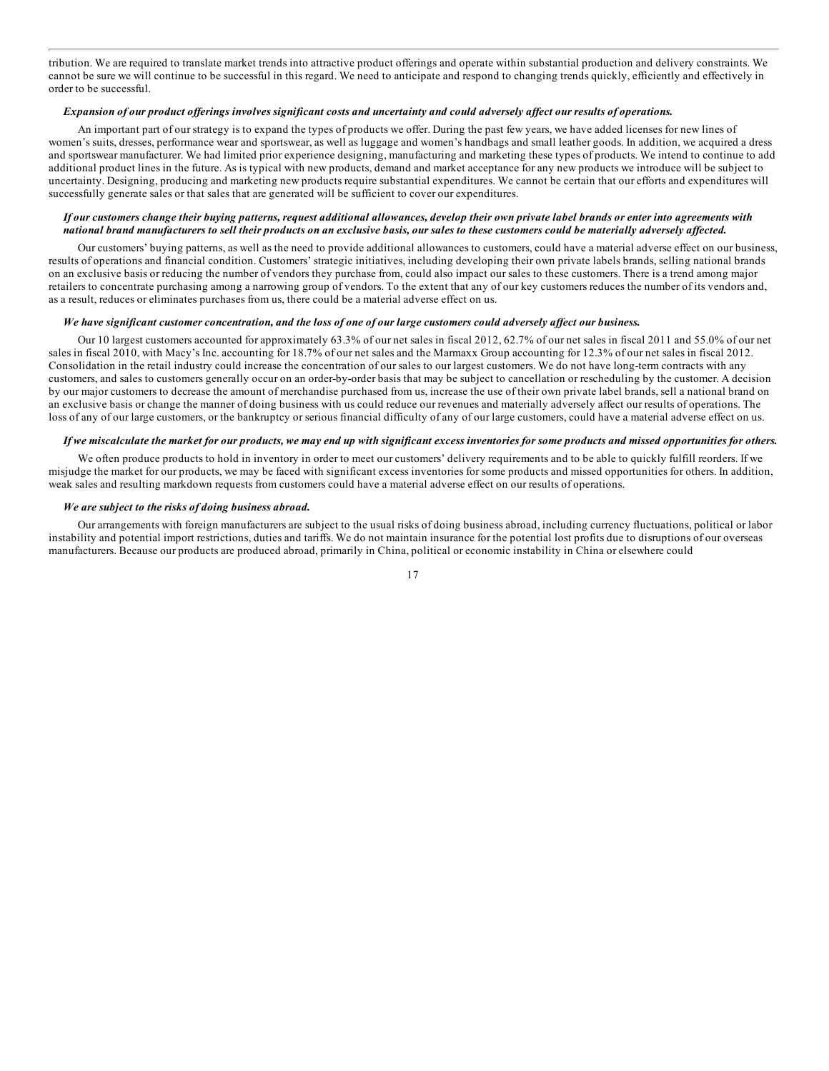tribution. We are required to translate market trends into attractive product offerings and operate within substantial production and delivery constraints. We cannot be sure we will continue to be successful in this regard. We need to anticipate and respond to changing trends quickly, efficiently and effectively in order to be successful.

***Expansion of our product offerings involves significant costs and uncertainty and could adversely affect our results of operations.***

An important part of our strategy is to expand the types of products we offer. During the past few years, we have added licenses for new lines of women's suits, dresses, performance wear and sportswear, as well as luggage and women's handbags and small leather goods. In addition, we acquired a dress and sportswear manufacturer. We had limited prior experience designing, manufacturing and marketing these types of products. We intend to continue to add additional product lines in the future. As is typical with new products, demand and market acceptance for any new products we introduce will be subject to uncertainty. Designing, producing and marketing new products require substantial expenditures. We cannot be certain that our efforts and expenditures will successfully generate sales or that sales that are generated will be sufficient to cover our expenditures.

***If our customers change their buying patterns, request additional allowances, develop their own private label brands or enter into agreements with national brand manufacturers to sell their products on an exclusive basis, our sales to these customers could be materially adversely affected.***

Our customers' buying patterns, as well as the need to provide additional allowances to customers, could have a material adverse effect on our business, results of operations and financial condition. Customers' strategic initiatives, including developing their own private labels brands, selling national brands on an exclusive basis or reducing the number of vendors they purchase from, could also impact our sales to these customers. There is a trend among major retailers to concentrate purchasing among a narrowing group of vendors. To the extent that any of our key customers reduces the number of its vendors and, as a result, reduces or eliminates purchases from us, there could be a material adverse effect on us.

***We have significant customer concentration, and the loss of one of our large customers could adversely affect our business.***

Our 10 largest customers accounted for approximately 63.3% of our net sales in fiscal 2012, 62.7% of our net sales in fiscal 2011 and 55.0% of our net sales in fiscal 2010, with Macy's Inc. accounting for 18.7% of our net sales and the Marmaxx Group accounting for 12.3% of our net sales in fiscal 2012. Consolidation in the retail industry could increase the concentration of our sales to our largest customers. We do not have long-term contracts with any customers, and sales to customers generally occur on an order-by-order basis that may be subject to cancellation or rescheduling by the customer. A decision by our major customers to decrease the amount of merchandise purchased from us, increase the use of their own private label brands, sell a national brand on an exclusive basis or change the manner of doing business with us could reduce our revenues and materially adversely affect our results of operations. The loss of any of our large customers, or the bankruptcy or serious financial difficulty of any of our large customers, could have a material adverse effect on us.

***If we miscalculate the market for our products, we may end up with significant excess inventories for some products and missed opportunities for others.***

We often produce products to hold in inventory in order to meet our customers' delivery requirements and to be able to quickly fulfill reorders. If we misjudge the market for our products, we may be faced with significant excess inventories for some products and missed opportunities for others. In addition, weak sales and resulting markdown requests from customers could have a material adverse effect on our results of operations.

***We are subject to the risks of doing business abroad.***

Our arrangements with foreign manufacturers are subject to the usual risks of doing business abroad, including currency fluctuations, political or labor instability and potential import restrictions, duties and tariffs. We do not maintain insurance for the potential lost profits due to disruptions of our overseas manufacturers. Because our products are produced abroad, primarily in China, political or economic instability in China or elsewhere could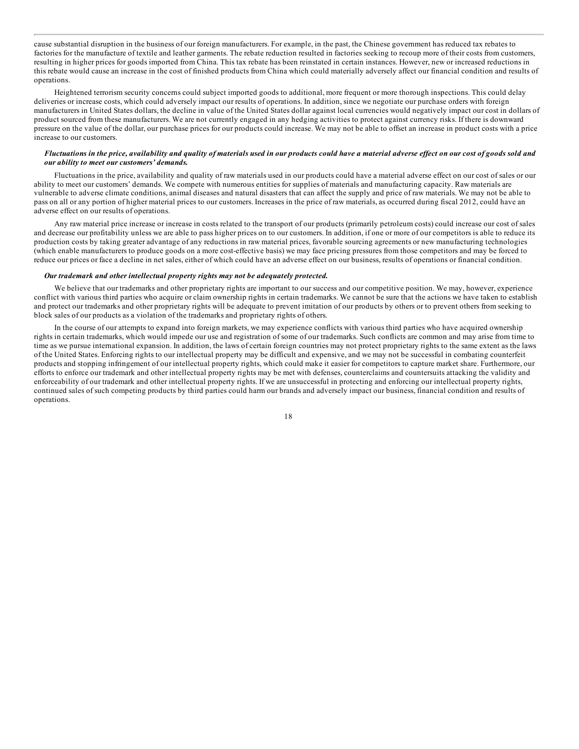cause substantial disruption in the business of our foreign manufacturers. For example, in the past, the Chinese government has reduced tax rebates to factories for the manufacture of textile and leather garments. The rebate reduction resulted in factories seeking to recoup more of their costs from customers, resulting in higher prices for goods imported from China. This tax rebate has been reinstated in certain instances. However, new or increased reductions in this rebate would cause an increase in the cost of finished products from China which could materially adversely affect our financial condition and results of operations.

Heightened terrorism security concerns could subject imported goods to additional, more frequent or more thorough inspections. This could delay deliveries or increase costs, which could adversely impact our results of operations. In addition, since we negotiate our purchase orders with foreign manufacturers in United States dollars, the decline in value of the United States dollar against local currencies would negatively impact our cost in dollars of product sourced from these manufacturers. We are not currently engaged in any hedging activities to protect against currency risks. If there is downward pressure on the value of the dollar, our purchase prices for our products could increase. We may not be able to offset an increase in product costs with a price increase to our customers.

***Fluctuations in the price, availability and quality of materials used in our products could have a material adverse effect on our cost of goods sold and our ability to meet our customers' demands.***

Fluctuations in the price, availability and quality of raw materials used in our products could have a material adverse effect on our cost of sales or our ability to meet our customers' demands. We compete with numerous entities for supplies of materials and manufacturing capacity. Raw materials are vulnerable to adverse climate conditions, animal diseases and natural disasters that can affect the supply and price of raw materials. We may not be able to pass on all or any portion of higher material prices to our customers. Increases in the price of raw materials, as occurred during fiscal 2012, could have an adverse effect on our results of operations.

Any raw material price increase or increase in costs related to the transport of our products (primarily petroleum costs) could increase our cost of sales and decrease our profitability unless we are able to pass higher prices on to our customers. In addition, if one or more of our competitors is able to reduce its production costs by taking greater advantage of any reductions in raw material prices, favorable sourcing agreements or new manufacturing technologies (which enable manufacturers to produce goods on a more cost-effective basis) we may face pricing pressures from those competitors and may be forced to reduce our prices or face a decline in net sales, either of which could have an adverse effect on our business, results of operations or financial condition.

***Our trademark and other intellectual property rights may not be adequately protected.***

We believe that our trademarks and other proprietary rights are important to our success and our competitive position. We may, however, experience conflict with various third parties who acquire or claim ownership rights in certain trademarks. We cannot be sure that the actions we have taken to establish and protect our trademarks and other proprietary rights will be adequate to prevent imitation of our products by others or to prevent others from seeking to block sales of our products as a violation of the trademarks and proprietary rights of others.

In the course of our attempts to expand into foreign markets, we may experience conflicts with various third parties who have acquired ownership rights in certain trademarks, which would impede our use and registration of some of our trademarks. Such conflicts are common and may arise from time to time as we pursue international expansion. In addition, the laws of certain foreign countries may not protect proprietary rights to the same extent as the laws of the United States. Enforcing rights to our intellectual property may be difficult and expensive, and we may not be successful in combating counterfeit products and stopping infringement of our intellectual property rights, which could make it easier for competitors to capture market share. Furthermore, our efforts to enforce our trademark and other intellectual property rights may be met with defenses, counterclaims and countersuits attacking the validity and enforceability of our trademark and other intellectual property rights. If we are unsuccessful in protecting and enforcing our intellectual property rights, continued sales of such competing products by third parties could harm our brands and adversely impact our business, financial condition and results of operations.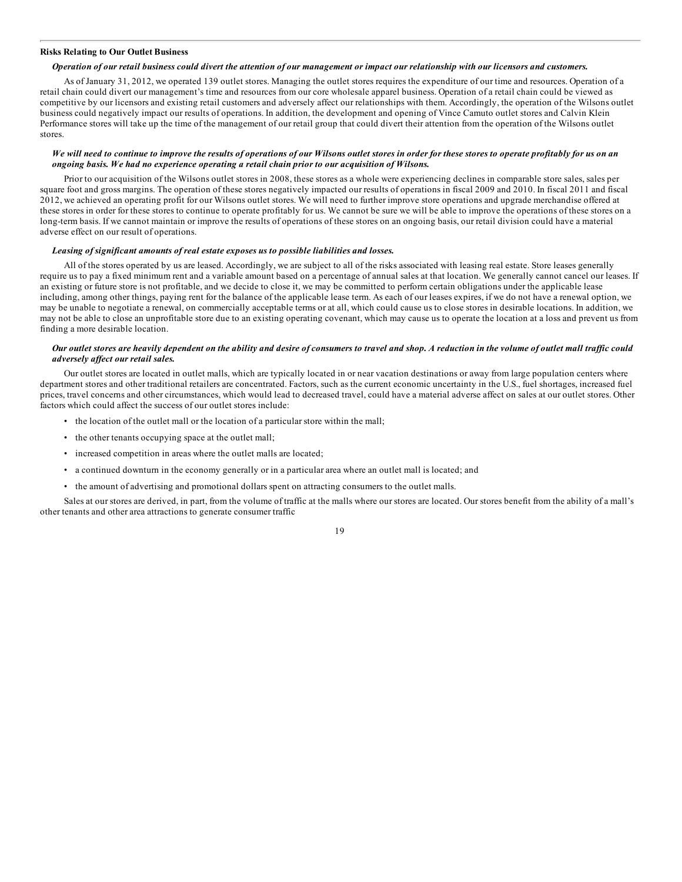**Risks Relating to Our Outlet Business**

***Operation of our retail business could divert the attention of our management or impact our relationship with our licensors and customers.***

As of January 31, 2012, we operated 139 outlet stores. Managing the outlet stores requires the expenditure of our time and resources. Operation of a retail chain could divert our management's time and resources from our core wholesale apparel business. Operation of a retail chain could be viewed as competitive by our licensors and existing retail customers and adversely affect our relationships with them. Accordingly, the operation of the Wilsons outlet business could negatively impact our results of operations. In addition, the development and opening of Vince Camuto outlet stores and Calvin Klein Performance stores will take up the time of the management of our retail group that could divert their attention from the operation of the Wilsons outlet stores.

***We will need to continue to improve the results of operations of our Wilsons outlet stores in order for these stores to operate profitably for us on an ongoing basis. We had no experience operating a retail chain prior to our acquisition of Wilsons.***

Prior to our acquisition of the Wilsons outlet stores in 2008, these stores as a whole were experiencing declines in comparable store sales, sales per square foot and gross margins. The operation of these stores negatively impacted our results of operations in fiscal 2009 and 2010. In fiscal 2011 and fiscal 2012, we achieved an operating profit for our Wilsons outlet stores. We will need to further improve store operations and upgrade merchandise offered at these stores in order for these stores to continue to operate profitably for us. We cannot be sure we will be able to improve the operations of these stores on a long-term basis. If we cannot maintain or improve the results of operations of these stores on an ongoing basis, our retail division could have a material adverse effect on our result of operations.

***Leasing of significant amounts of real estate exposes us to possible liabilities and losses.***

All of the stores operated by us are leased. Accordingly, we are subject to all of the risks associated with leasing real estate. Store leases generally require us to pay a fixed minimum rent and a variable amount based on a percentage of annual sales at that location. We generally cannot cancel our leases. If an existing or future store is not profitable, and we decide to close it, we may be committed to perform certain obligations under the applicable lease including, among other things, paying rent for the balance of the applicable lease term. As each of our leases expires, if we do not have a renewal option, we may be unable to negotiate a renewal, on commercially acceptable terms or at all, which could cause us to close stores in desirable locations. In addition, we may not be able to close an unprofitable store due to an existing operating covenant, which may cause us to operate the location at a loss and prevent us from finding a more desirable location.

***Our outlet stores are heavily dependent on the ability and desire of consumers to travel and shop. A reduction in the volume of outlet mall traffic could adversely affect our retail sales.***

Our outlet stores are located in outlet malls, which are typically located in or near vacation destinations or away from large population centers where department stores and other traditional retailers are concentrated. Factors, such as the current economic uncertainty in the U.S., fuel shortages, increased fuel prices, travel concerns and other circumstances, which would lead to decreased travel, could have a material adverse affect on sales at our outlet stores. Other factors which could affect the success of our outlet stores include:

- the location of the outlet mall or the location of a particular store within the mall;
- the other tenants occupying space at the outlet mall;
- increased competition in areas where the outlet malls are located;
- a continued downturn in the economy generally or in a particular area where an outlet mall is located; and
- the amount of advertising and promotional dollars spent on attracting consumers to the outlet malls.

Sales at our stores are derived, in part, from the volume of traffic at the malls where our stores are located. Our stores benefit from the ability of a mall's other tenants and other area attractions to generate consumer traffic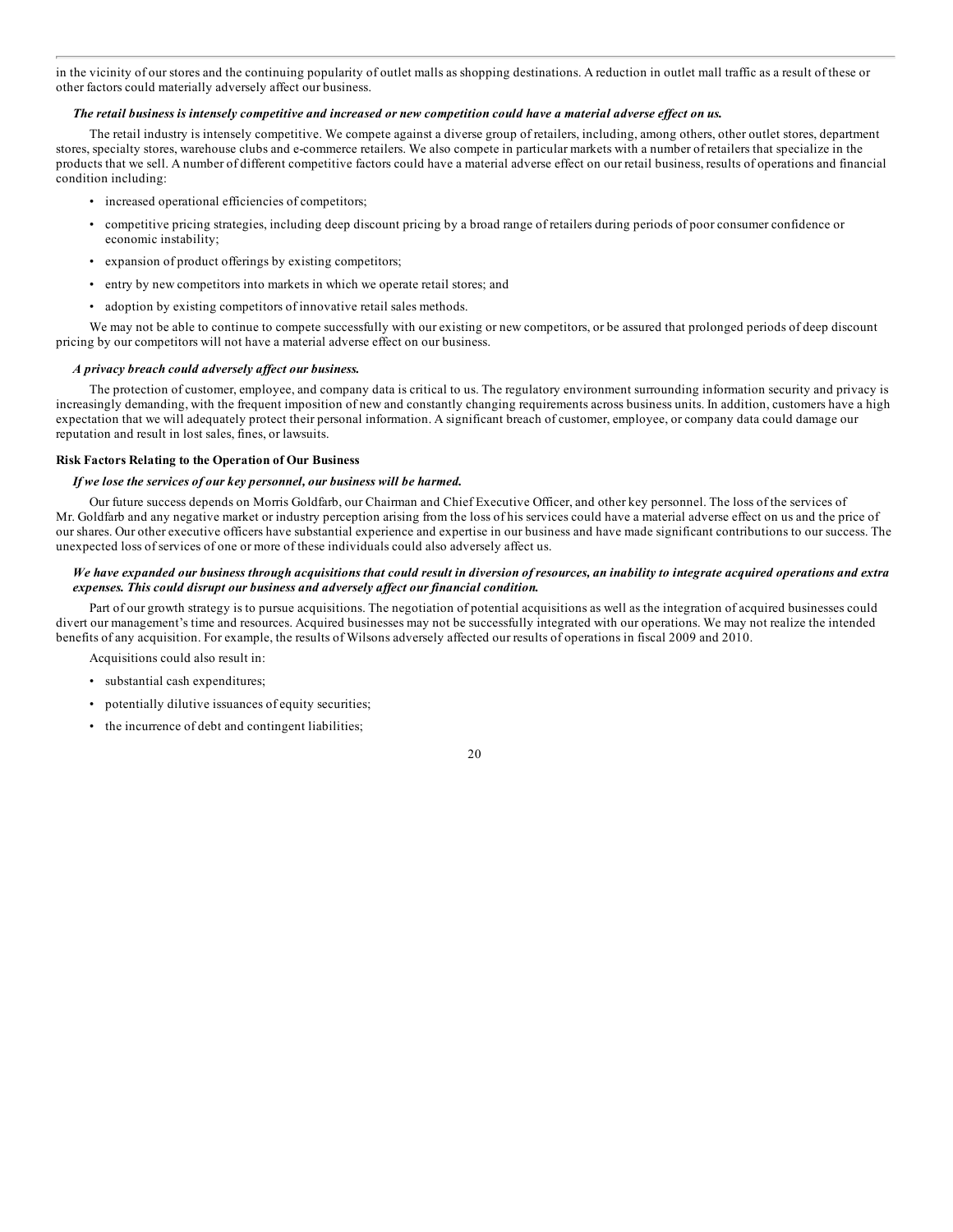in the vicinity of our stores and the continuing popularity of outlet malls as shopping destinations. A reduction in outlet mall traffic as a result of these or other factors could materially adversely affect our business.

***The retail business is intensely competitive and increased or new competition could have a material adverse effect on us.***

The retail industry is intensely competitive. We compete against a diverse group of retailers, including, among others, other outlet stores, department stores, specialty stores, warehouse clubs and e-commerce retailers. We also compete in particular markets with a number of retailers that specialize in the products that we sell. A number of different competitive factors could have a material adverse effect on our retail business, results of operations and financial condition including:

- increased operational efficiencies of competitors;
- competitive pricing strategies, including deep discount pricing by a broad range of retailers during periods of poor consumer confidence or economic instability;
- expansion of product offerings by existing competitors;
- entry by new competitors into markets in which we operate retail stores; and
- adoption by existing competitors of innovative retail sales methods.

We may not be able to continue to compete successfully with our existing or new competitors, or be assured that prolonged periods of deep discount pricing by our competitors will not have a material adverse effect on our business.

***A privacy breach could adversely affect our business.***

The protection of customer, employee, and company data is critical to us. The regulatory environment surrounding information security and privacy is increasingly demanding, with the frequent imposition of new and constantly changing requirements across business units. In addition, customers have a high expectation that we will adequately protect their personal information. A significant breach of customer, employee, or company data could damage our reputation and result in lost sales, fines, or lawsuits.

**Risk Factors Relating to the Operation of Our Business**

***If we lose the services of our key personnel, our business will be harmed.***

Our future success depends on Morris Goldfarb, our Chairman and Chief Executive Officer, and other key personnel. The loss of the services of Mr. Goldfarb and any negative market or industry perception arising from the loss of his services could have a material adverse effect on us and the price of our shares. Our other executive officers have substantial experience and expertise in our business and have made significant contributions to our success. The unexpected loss of services of one or more of these individuals could also adversely affect us.

***We have expanded our business through acquisitions that could result in diversion of resources, an inability to integrate acquired operations and extra expenses. This could disrupt our business and adversely affect our financial condition.***

Part of our growth strategy is to pursue acquisitions. The negotiation of potential acquisitions as well as the integration of acquired businesses could divert our management's time and resources. Acquired businesses may not be successfully integrated with our operations. We may not realize the intended benefits of any acquisition. For example, the results of Wilsons adversely affected our results of operations in fiscal 2009 and 2010.

Acquisitions could also result in:

- substantial cash expenditures;
- potentially dilutive issuances of equity securities;
- the incurrence of debt and contingent liabilities;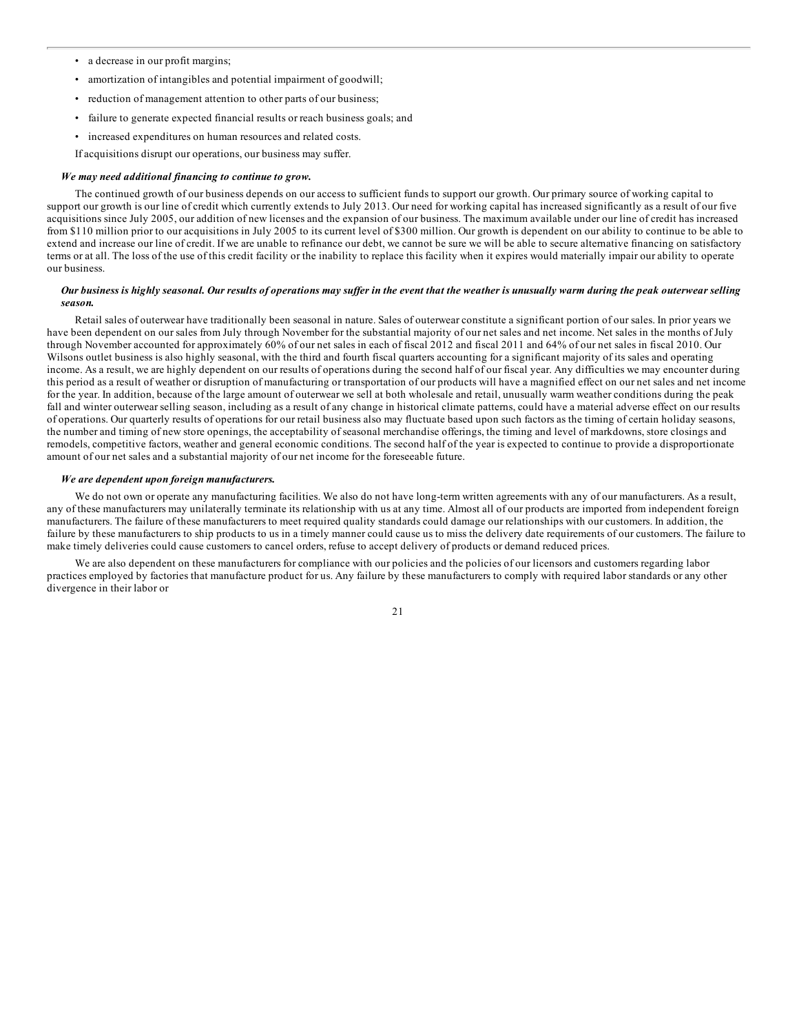- a decrease in our profit margins;
- amortization of intangibles and potential impairment of goodwill;
- reduction of management attention to other parts of our business;
- failure to generate expected financial results or reach business goals; and
- increased expenditures on human resources and related costs.

If acquisitions disrupt our operations, our business may suffer.

***We may need additional financing to continue to grow.***

The continued growth of our business depends on our access to sufficient funds to support our growth. Our primary source of working capital to support our growth is our line of credit which currently extends to July 2013. Our need for working capital has increased significantly as a result of our five acquisitions since July 2005, our addition of new licenses and the expansion of our business. The maximum available under our line of credit has increased from $110 million prior to our acquisitions in July 2005 to its current level of $300 million. Our growth is dependent on our ability to continue to be able to extend and increase our line of credit. If we are unable to refinance our debt, we cannot be sure we will be able to secure alternative financing on satisfactory terms or at all. The loss of the use of this credit facility or the inability to replace this facility when it expires would materially impair our ability to operate our business.

***Our business is highly seasonal. Our results of operations may suffer in the event that the weather is unusually warm during the peak outerwear selling season.***

Retail sales of outerwear have traditionally been seasonal in nature. Sales of outerwear constitute a significant portion of our sales. In prior years we have been dependent on our sales from July through November for the substantial majority of our net sales and net income. Net sales in the months of July through November accounted for approximately 60% of our net sales in each of fiscal 2012 and fiscal 2011 and 64% of our net sales in fiscal 2010. Our Wilsons outlet business is also highly seasonal, with the third and fourth fiscal quarters accounting for a significant majority of its sales and operating income. As a result, we are highly dependent on our results of operations during the second half of our fiscal year. Any difficulties we may encounter during this period as a result of weather or disruption of manufacturing or transportation of our products will have a magnified effect on our net sales and net income for the year. In addition, because of the large amount of outerwear we sell at both wholesale and retail, unusually warm weather conditions during the peak fall and winter outerwear selling season, including as a result of any change in historical climate patterns, could have a material adverse effect on our results of operations. Our quarterly results of operations for our retail business also may fluctuate based upon such factors as the timing of certain holiday seasons, the number and timing of new store openings, the acceptability of seasonal merchandise offerings, the timing and level of markdowns, store closings and remodels, competitive factors, weather and general economic conditions. The second half of the year is expected to continue to provide a disproportionate amount of our net sales and a substantial majority of our net income for the foreseeable future.

***We are dependent upon foreign manufacturers.***

We do not own or operate any manufacturing facilities. We also do not have long-term written agreements with any of our manufacturers. As a result, any of these manufacturers may unilaterally terminate its relationship with us at any time. Almost all of our products are imported from independent foreign manufacturers. The failure of these manufacturers to meet required quality standards could damage our relationships with our customers. In addition, the failure by these manufacturers to ship products to us in a timely manner could cause us to miss the delivery date requirements of our customers. The failure to make timely deliveries could cause customers to cancel orders, refuse to accept delivery of products or demand reduced prices.

We are also dependent on these manufacturers for compliance with our policies and the policies of our licensors and customers regarding labor practices employed by factories that manufacture product for us. Any failure by these manufacturers to comply with required labor standards or any other divergence in their labor or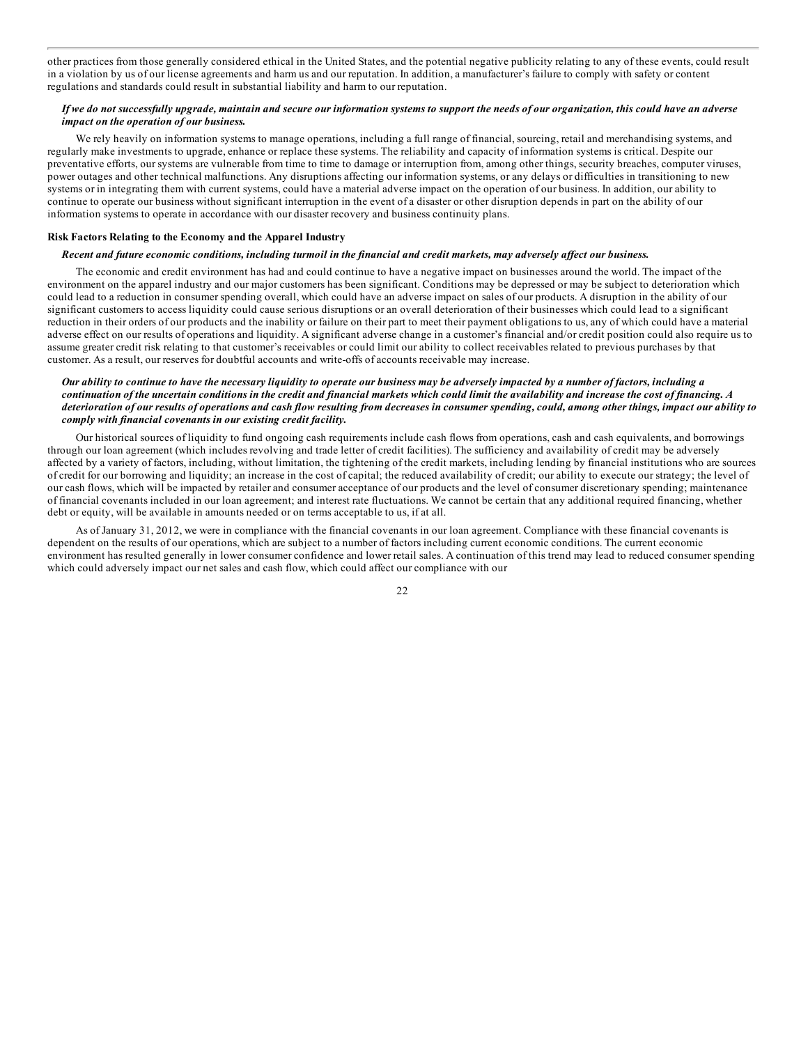other practices from those generally considered ethical in the United States, and the potential negative publicity relating to any of these events, could result in a violation by us of our license agreements and harm us and our reputation. In addition, a manufacturer's failure to comply with safety or content regulations and standards could result in substantial liability and harm to our reputation.

***If we do not successfully upgrade, maintain and secure our information systems to support the needs of our organization, this could have an adverse impact on the operation of our business.***

We rely heavily on information systems to manage operations, including a full range of financial, sourcing, retail and merchandising systems, and regularly make investments to upgrade, enhance or replace these systems. The reliability and capacity of information systems is critical. Despite our preventative efforts, our systems are vulnerable from time to time to damage or interruption from, among other things, security breaches, computer viruses, power outages and other technical malfunctions. Any disruptions affecting our information systems, or any delays or difficulties in transitioning to new systems or in integrating them with current systems, could have a material adverse impact on the operation of our business. In addition, our ability to continue to operate our business without significant interruption in the event of a disaster or other disruption depends in part on the ability of our information systems to operate in accordance with our disaster recovery and business continuity plans.

**Risk Factors Relating to the Economy and the Apparel Industry**

***Recent and future economic conditions, including turmoil in the financial and credit markets, may adversely affect our business.***

The economic and credit environment has had and could continue to have a negative impact on businesses around the world. The impact of the environment on the apparel industry and our major customers has been significant. Conditions may be depressed or may be subject to deterioration which could lead to a reduction in consumer spending overall, which could have an adverse impact on sales of our products. A disruption in the ability of our significant customers to access liquidity could cause serious disruptions or an overall deterioration of their businesses which could lead to a significant reduction in their orders of our products and the inability or failure on their part to meet their payment obligations to us, any of which could have a material adverse effect on our results of operations and liquidity. A significant adverse change in a customer's financial and/or credit position could also require us to assume greater credit risk relating to that customer's receivables or could limit our ability to collect receivables related to previous purchases by that customer. As a result, our reserves for doubtful accounts and write-offs of accounts receivable may increase.

***Our ability to continue to have the necessary liquidity to operate our business may be adversely impacted by a number of factors, including a continuation of the uncertain conditions in the credit and financial markets which could limit the availability and increase the cost of financing. A deterioration of our results of operations and cash flow resulting from decreases in consumer spending, could, among other things, impact our ability to comply with financial covenants in our existing credit facility.***

Our historical sources of liquidity to fund ongoing cash requirements include cash flows from operations, cash and cash equivalents, and borrowings through our loan agreement (which includes revolving and trade letter of credit facilities). The sufficiency and availability of credit may be adversely affected by a variety of factors, including, without limitation, the tightening of the credit markets, including lending by financial institutions who are sources of credit for our borrowing and liquidity; an increase in the cost of capital; the reduced availability of credit; our ability to execute our strategy; the level of our cash flows, which will be impacted by retailer and consumer acceptance of our products and the level of consumer discretionary spending; maintenance of financial covenants included in our loan agreement; and interest rate fluctuations. We cannot be certain that any additional required financing, whether debt or equity, will be available in amounts needed or on terms acceptable to us, if at all.

As of January 31, 2012, we were in compliance with the financial covenants in our loan agreement. Compliance with these financial covenants is dependent on the results of our operations, which are subject to a number of factors including current economic conditions. The current economic environment has resulted generally in lower consumer confidence and lower retail sales. A continuation of this trend may lead to reduced consumer spending which could adversely impact our net sales and cash flow, which could affect our compliance with our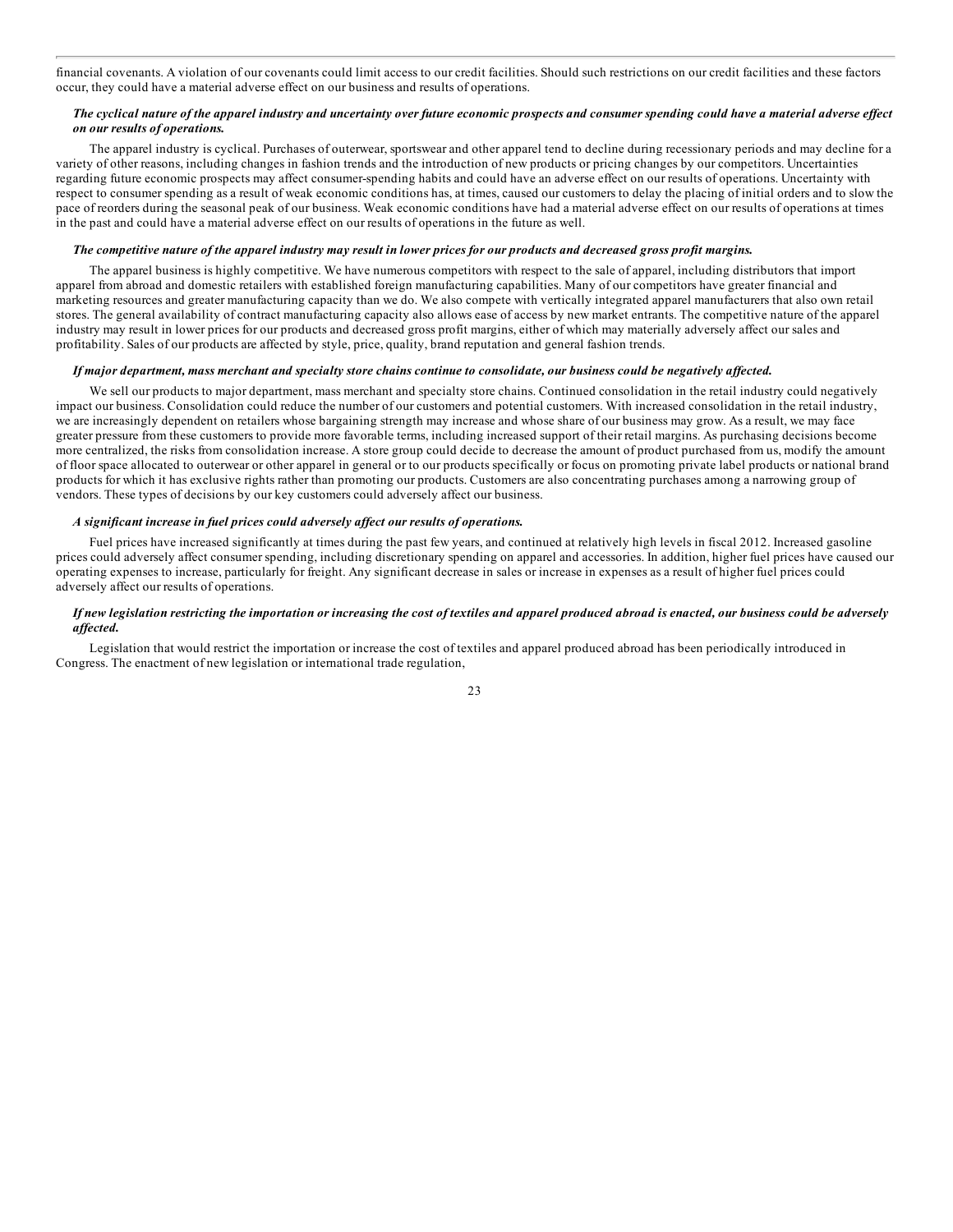financial covenants. A violation of our covenants could limit access to our credit facilities. Should such restrictions on our credit facilities and these factors occur, they could have a material adverse effect on our business and results of operations.

***The cyclical nature of the apparel industry and uncertainty over future economic prospects and consumer spending could have a material adverse effect on our results of operations.***

The apparel industry is cyclical. Purchases of outerwear, sportswear and other apparel tend to decline during recessionary periods and may decline for a variety of other reasons, including changes in fashion trends and the introduction of new products or pricing changes by our competitors. Uncertainties regarding future economic prospects may affect consumer-spending habits and could have an adverse effect on our results of operations. Uncertainty with respect to consumer spending as a result of weak economic conditions has, at times, caused our customers to delay the placing of initial orders and to slow the pace of reorders during the seasonal peak of our business. Weak economic conditions have had a material adverse effect on our results of operations at times in the past and could have a material adverse effect on our results of operations in the future as well.

***The competitive nature of the apparel industry may result in lower prices for our products and decreased gross profit margins.***

The apparel business is highly competitive. We have numerous competitors with respect to the sale of apparel, including distributors that import apparel from abroad and domestic retailers with established foreign manufacturing capabilities. Many of our competitors have greater financial and marketing resources and greater manufacturing capacity than we do. We also compete with vertically integrated apparel manufacturers that also own retail stores. The general availability of contract manufacturing capacity also allows ease of access by new market entrants. The competitive nature of the apparel industry may result in lower prices for our products and decreased gross profit margins, either of which may materially adversely affect our sales and profitability. Sales of our products are affected by style, price, quality, brand reputation and general fashion trends.

***If major department, mass merchant and specialty store chains continue to consolidate, our business could be negatively affected.***

We sell our products to major department, mass merchant and specialty store chains. Continued consolidation in the retail industry could negatively impact our business. Consolidation could reduce the number of our customers and potential customers. With increased consolidation in the retail industry, we are increasingly dependent on retailers whose bargaining strength may increase and whose share of our business may grow. As a result, we may face greater pressure from these customers to provide more favorable terms, including increased support of their retail margins. As purchasing decisions become more centralized, the risks from consolidation increase. A store group could decide to decrease the amount of product purchased from us, modify the amount of floor space allocated to outerwear or other apparel in general or to our products specifically or focus on promoting private label products or national brand products for which it has exclusive rights rather than promoting our products. Customers are also concentrating purchases among a narrowing group of vendors. These types of decisions by our key customers could adversely affect our business.

***A significant increase in fuel prices could adversely affect our results of operations.***

Fuel prices have increased significantly at times during the past few years, and continued at relatively high levels in fiscal 2012. Increased gasoline prices could adversely affect consumer spending, including discretionary spending on apparel and accessories. In addition, higher fuel prices have caused our operating expenses to increase, particularly for freight. Any significant decrease in sales or increase in expenses as a result of higher fuel prices could adversely affect our results of operations.

***If new legislation restricting the importation or increasing the cost of textiles and apparel produced abroad is enacted, our business could be adversely affected.***

Legislation that would restrict the importation or increase the cost of textiles and apparel produced abroad has been periodically introduced in Congress. The enactment of new legislation or international trade regulation,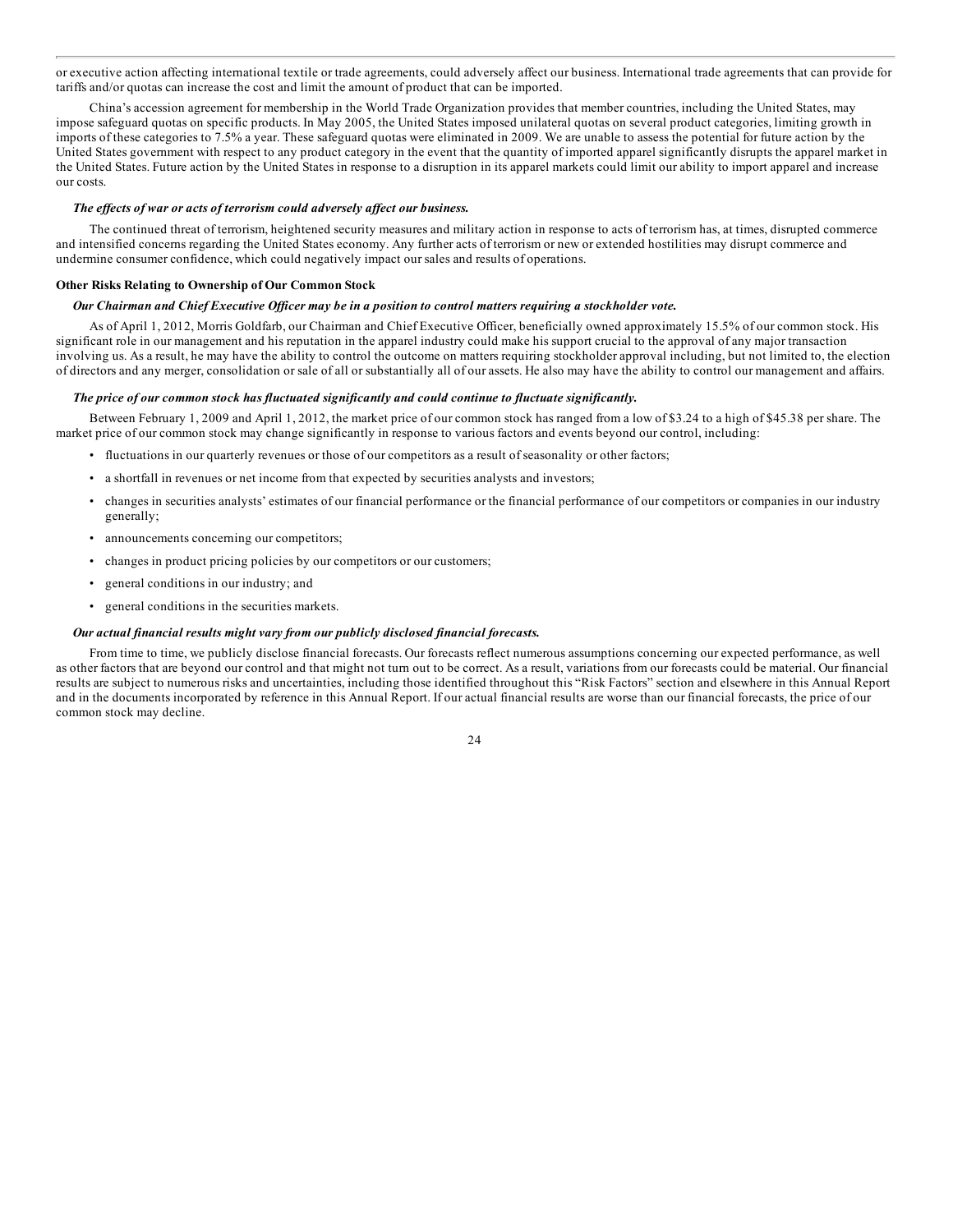or executive action affecting international textile or trade agreements, could adversely affect our business. International trade agreements that can provide for tariffs and/or quotas can increase the cost and limit the amount of product that can be imported.

China's accession agreement for membership in the World Trade Organization provides that member countries, including the United States, may impose safeguard quotas on specific products. In May 2005, the United States imposed unilateral quotas on several product categories, limiting growth in imports of these categories to 7.5% a year. These safeguard quotas were eliminated in 2009. We are unable to assess the potential for future action by the United States government with respect to any product category in the event that the quantity of imported apparel significantly disrupts the apparel market in the United States. Future action by the United States in response to a disruption in its apparel markets could limit our ability to import apparel and increase our costs.

***The effects of war or acts of terrorism could adversely affect our business.***

The continued threat of terrorism, heightened security measures and military action in response to acts of terrorism has, at times, disrupted commerce and intensified concerns regarding the United States economy. Any further acts of terrorism or new or extended hostilities may disrupt commerce and undermine consumer confidence, which could negatively impact our sales and results of operations.

**Other Risks Relating to Ownership of Our Common Stock**

***Our Chairman and Chief Executive Officer may be in a position to control matters requiring a stockholder vote.***

As of April 1, 2012, Morris Goldfarb, our Chairman and Chief Executive Officer, beneficially owned approximately 15.5% of our common stock. His significant role in our management and his reputation in the apparel industry could make his support crucial to the approval of any major transaction involving us. As a result, he may have the ability to control the outcome on matters requiring stockholder approval including, but not limited to, the election of directors and any merger, consolidation or sale of all or substantially all of our assets. He also may have the ability to control our management and affairs.

***The price of our common stock has fluctuated significantly and could continue to fluctuate significantly.***

Between February 1, 2009 and April 1, 2012, the market price of our common stock has ranged from a low of $3.24 to a high of $45.38 per share. The market price of our common stock may change significantly in response to various factors and events beyond our control, including:

- fluctuations in our quarterly revenues or those of our competitors as a result of seasonality or other factors;
- a shortfall in revenues or net income from that expected by securities analysts and investors;
- changes in securities analysts' estimates of our financial performance or the financial performance of our competitors or companies in our industry generally;
- announcements concerning our competitors;
- changes in product pricing policies by our competitors or our customers;
- general conditions in our industry; and
- general conditions in the securities markets.

***Our actual financial results might vary from our publicly disclosed financial forecasts.***

From time to time, we publicly disclose financial forecasts. Our forecasts reflect numerous assumptions concerning our expected performance, as well as other factors that are beyond our control and that might not turn out to be correct. As a result, variations from our forecasts could be material. Our financial results are subject to numerous risks and uncertainties, including those identified throughout this "Risk Factors" section and elsewhere in this Annual Report and in the documents incorporated by reference in this Annual Report. If our actual financial results are worse than our financial forecasts, the price of our common stock may decline.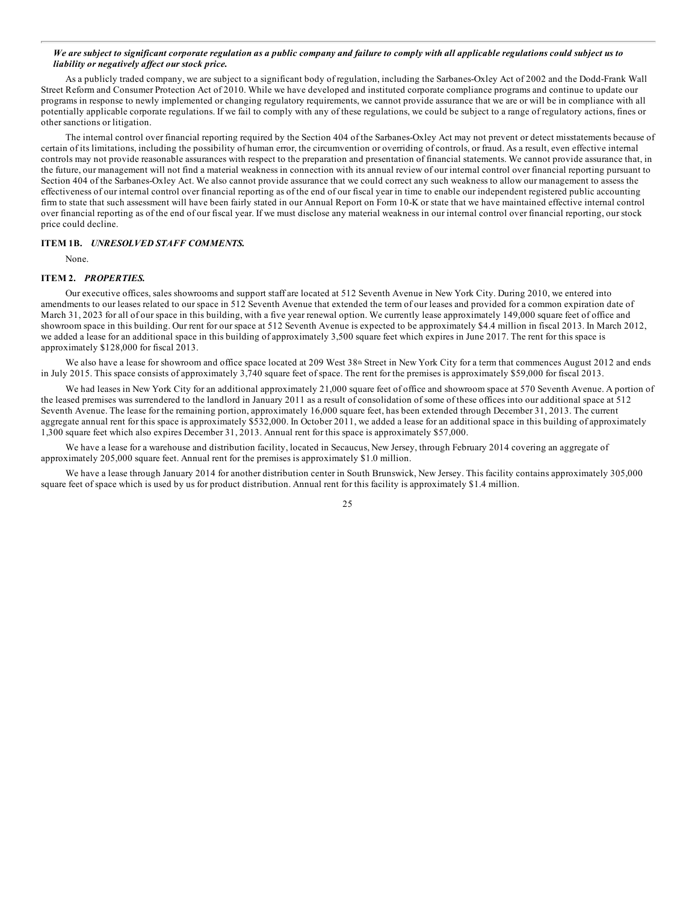***We are subject to significant corporate regulation as a public company and failure to comply with all applicable regulations could subject us to liability or negatively affect our stock price.***

As a publicly traded company, we are subject to a significant body of regulation, including the Sarbanes-Oxley Act of 2002 and the Dodd-Frank Wall Street Reform and Consumer Protection Act of 2010. While we have developed and instituted corporate compliance programs and continue to update our programs in response to newly implemented or changing regulatory requirements, we cannot provide assurance that we are or will be in compliance with all potentially applicable corporate regulations. If we fail to comply with any of these regulations, we could be subject to a range of regulatory actions, fines or other sanctions or litigation.

The internal control over financial reporting required by the Section 404 of the Sarbanes-Oxley Act may not prevent or detect misstatements because of certain of its limitations, including the possibility of human error, the circumvention or overriding of controls, or fraud. As a result, even effective internal controls may not provide reasonable assurances with respect to the preparation and presentation of financial statements. We cannot provide assurance that, in the future, our management will not find a material weakness in connection with its annual review of our internal control over financial reporting pursuant to Section 404 of the Sarbanes-Oxley Act. We also cannot provide assurance that we could correct any such weakness to allow our management to assess the effectiveness of our internal control over financial reporting as of the end of our fiscal year in time to enable our independent registered public accounting firm to state that such assessment will have been fairly stated in our Annual Report on Form 10-K or state that we have maintained effective internal control over financial reporting as of the end of our fiscal year. If we must disclose any material weakness in our internal control over financial reporting, our stock price could decline.

### ITEM 1B. *UNRESOLVED STAFF COMMENTS.*

None.

### ITEM 2. *PROPERTIES.*

Our executive offices, sales showrooms and support staff are located at 512 Seventh Avenue in New York City. During 2010, we entered into amendments to our leases related to our space in 512 Seventh Avenue that extended the term of our leases and provided for a common expiration date of March 31, 2023 for all of our space in this building, with a five year renewal option. We currently lease approximately 149,000 square feet of office and showroom space in this building. Our rent for our space at 512 Seventh Avenue is expected to be approximately $4.4 million in fiscal 2013. In March 2012, we added a lease for an additional space in this building of approximately 3,500 square feet which expires in June 2017. The rent for this space is approximately $128,000 for fiscal 2013.

We also have a lease for showroom and office space located at 209 West 38th Street in New York City for a term that commences August 2012 and ends in July 2015. This space consists of approximately 3,740 square feet of space. The rent for the premises is approximately $59,000 for fiscal 2013.

We had leases in New York City for an additional approximately 21,000 square feet of office and showroom space at 570 Seventh Avenue. A portion of the leased premises was surrendered to the landlord in January 2011 as a result of consolidation of some of these offices into our additional space at 512 Seventh Avenue. The lease for the remaining portion, approximately 16,000 square feet, has been extended through December 31, 2013. The current aggregate annual rent for this space is approximately $532,000. In October 2011, we added a lease for an additional space in this building of approximately 1,300 square feet which also expires December 31, 2013. Annual rent for this space is approximately $57,000.

We have a lease for a warehouse and distribution facility, located in Secaucus, New Jersey, through February 2014 covering an aggregate of approximately 205,000 square feet. Annual rent for the premises is approximately $1.0 million.

We have a lease through January 2014 for another distribution center in South Brunswick, New Jersey. This facility contains approximately 305,000 square feet of space which is used by us for product distribution. Annual rent for this facility is approximately $1.4 million.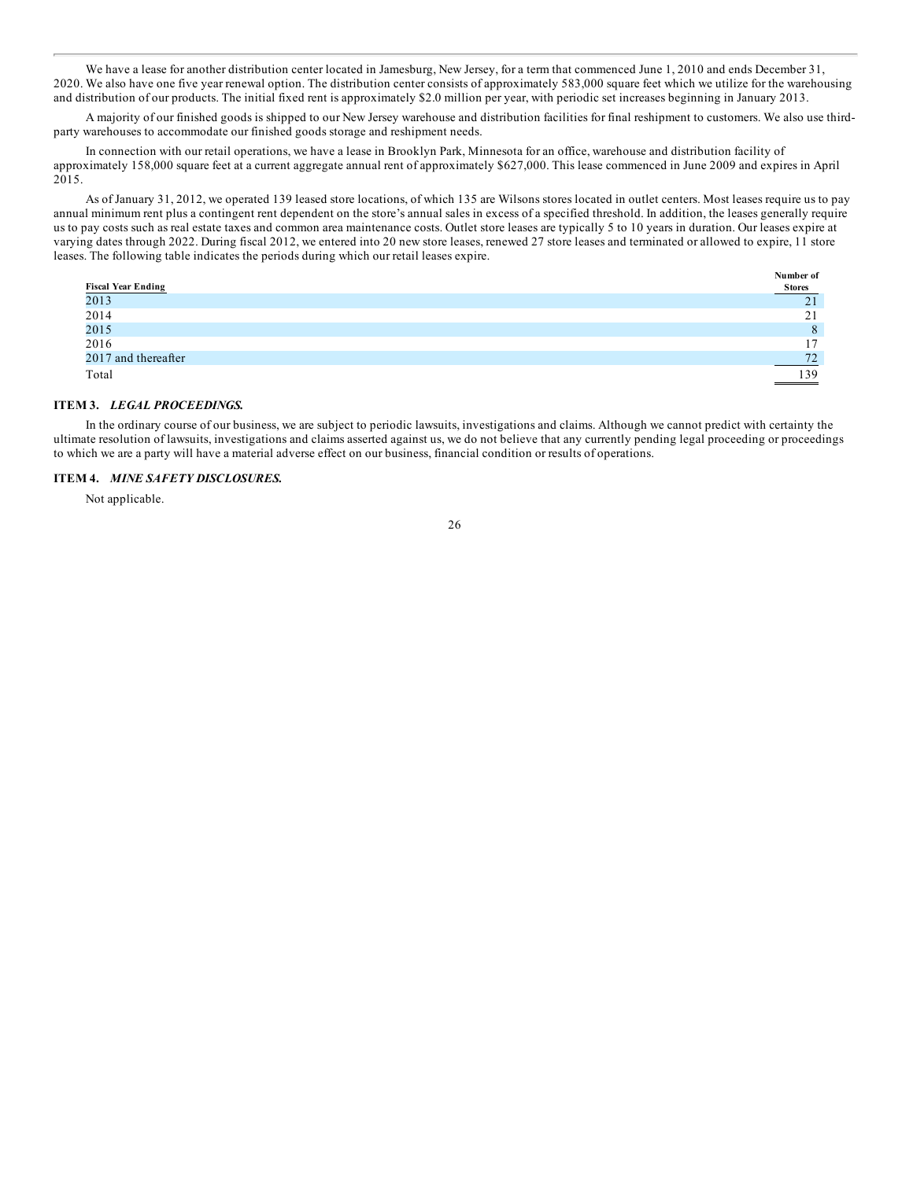We have a lease for another distribution center located in Jamesburg, New Jersey, for a term that commenced June 1, 2010 and ends December 31, 2020. We also have one five year renewal option. The distribution center consists of approximately 583,000 square feet which we utilize for the warehousing and distribution of our products. The initial fixed rent is approximately $2.0 million per year, with periodic set increases beginning in January 2013.

A majority of our finished goods is shipped to our New Jersey warehouse and distribution facilities for final reshipment to customers. We also use third-party warehouses to accommodate our finished goods storage and reshipment needs.

In connection with our retail operations, we have a lease in Brooklyn Park, Minnesota for an office, warehouse and distribution facility of approximately 158,000 square feet at a current aggregate annual rent of approximately $627,000. This lease commenced in June 2009 and expires in April 2015.

As of January 31, 2012, we operated 139 leased store locations, of which 135 are Wilsons stores located in outlet centers. Most leases require us to pay annual minimum rent plus a contingent rent dependent on the store's annual sales in excess of a specified threshold. In addition, the leases generally require us to pay costs such as real estate taxes and common area maintenance costs. Outlet store leases are typically 5 to 10 years in duration. Our leases expire at varying dates through 2022. During fiscal 2012, we entered into 20 new store leases, renewed 27 store leases and terminated or allowed to expire, 11 store leases. The following table indicates the periods during which our retail leases expire.

| Fiscal Year Ending | Number of Stores |
|---|---|
| 2013 | 21 |
| 2014 | 21 |
| 2015 | 8 |
| 2016 | 17 |
| 2017 and thereafter | 72 |
| Total | 139 |

## ITEM 3. *LEGAL PROCEEDINGS.*

In the ordinary course of our business, we are subject to periodic lawsuits, investigations and claims. Although we cannot predict with certainty the ultimate resolution of lawsuits, investigations and claims asserted against us, we do not believe that any currently pending legal proceeding or proceedings to which we are a party will have a material adverse effect on our business, financial condition or results of operations.

## ITEM 4. *MINE SAFETY DISCLOSURES.*

Not applicable.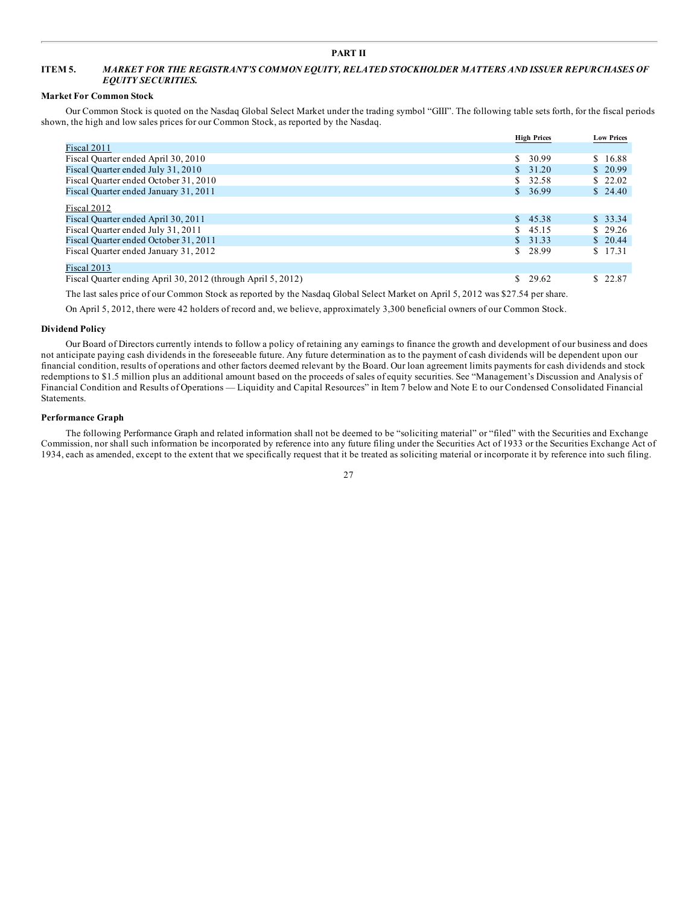# PART II

## ITEM 5. *MARKET FOR THE REGISTRANT'S COMMON EQUITY, RELATED STOCKHOLDER MATTERS AND ISSUER REPURCHASES OF EQUITY SECURITIES.*

### Market For Common Stock

Our Common Stock is quoted on the Nasdaq Global Select Market under the trading symbol "GIII". The following table sets forth, for the fiscal periods shown, the high and low sales prices for our Common Stock, as reported by the Nasdaq.

| | High Prices | Low Prices |
|---|---|---|
| Fiscal 2011 | | |
| Fiscal Quarter ended April 30, 2010 | $ 30.99 | $ 16.88 |
| Fiscal Quarter ended July 31, 2010 | $ 31.20 | $ 20.99 |
| Fiscal Quarter ended October 31, 2010 | $ 32.58 | $ 22.02 |
| Fiscal Quarter ended January 31, 2011 | $ 36.99 | $ 24.40 |
| Fiscal 2012 | | |
| Fiscal Quarter ended April 30, 2011 | $ 45.38 | $ 33.34 |
| Fiscal Quarter ended July 31, 2011 | $ 45.15 | $ 29.26 |
| Fiscal Quarter ended October 31, 2011 | $ 31.33 | $ 20.44 |
| Fiscal Quarter ended January 31, 2012 | $ 28.99 | $ 17.31 |
| Fiscal 2013 | | |
| Fiscal Quarter ending April 30, 2012 (through April 5, 2012) | $ 29.62 | $ 22.87 |

The last sales price of our Common Stock as reported by the Nasdaq Global Select Market on April 5, 2012 was $27.54 per share.

On April 5, 2012, there were 42 holders of record and, we believe, approximately 3,300 beneficial owners of our Common Stock.

### Dividend Policy

Our Board of Directors currently intends to follow a policy of retaining any earnings to finance the growth and development of our business and does not anticipate paying cash dividends in the foreseeable future. Any future determination as to the payment of cash dividends will be dependent upon our financial condition, results of operations and other factors deemed relevant by the Board. Our loan agreement limits payments for cash dividends and stock redemptions to $1.5 million plus an additional amount based on the proceeds of sales of equity securities. See "Management's Discussion and Analysis of Financial Condition and Results of Operations — Liquidity and Capital Resources" in Item 7 below and Note E to our Condensed Consolidated Financial Statements.

### Performance Graph

The following Performance Graph and related information shall not be deemed to be "soliciting material" or "filed" with the Securities and Exchange Commission, nor shall such information be incorporated by reference into any future filing under the Securities Act of 1933 or the Securities Exchange Act of 1934, each as amended, except to the extent that we specifically request that it be treated as soliciting material or incorporate it by reference into such filing.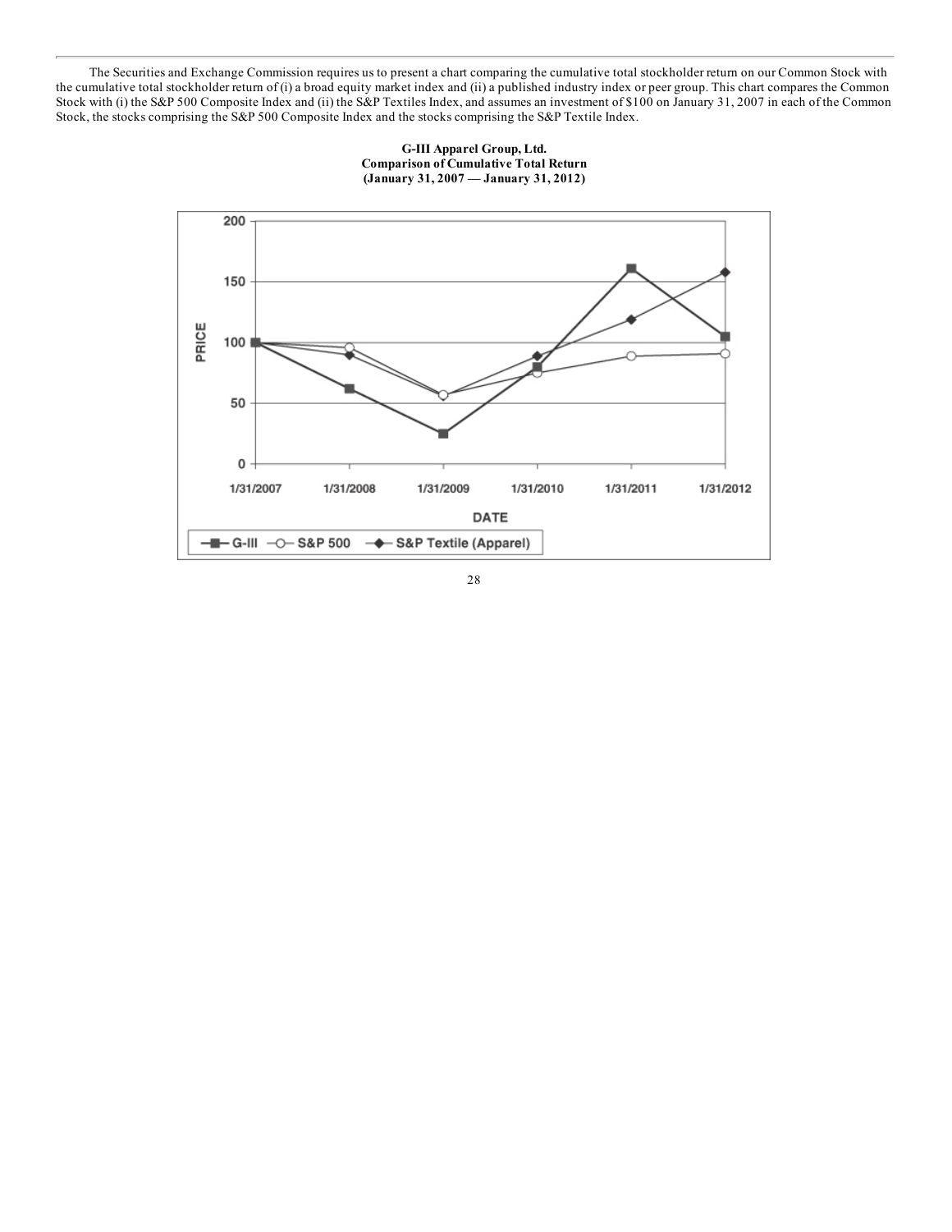The Securities and Exchange Commission requires us to present a chart comparing the cumulative total stockholder return on our Common Stock with the cumulative total stockholder return of (i) a broad equity market index and (ii) a published industry index or peer group. This chart compares the Common Stock with (i) the S&P 500 Composite Index and (ii) the S&P Textiles Index, and assumes an investment of $100 on January 31, 2007 in each of the Common Stock, the stocks comprising the S&P 500 Composite Index and the stocks comprising the S&P Textile Index.

**G-III Apparel Group, Ltd.**
**Comparison of Cumulative Total Return**
**(January 31, 2007 — January 31, 2012)**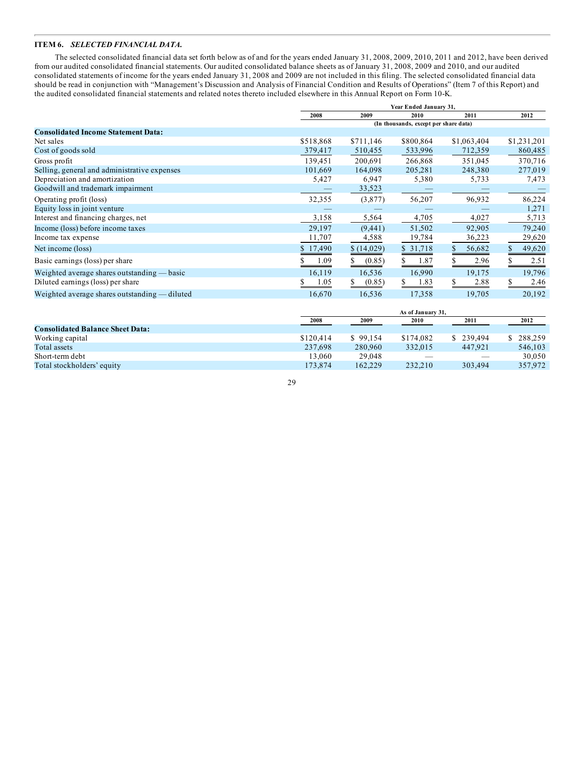## ITEM 6. *SELECTED FINANCIAL DATA.*

The selected consolidated financial data set forth below as of and for the years ended January 31, 2008, 2009, 2010, 2011 and 2012, have been derived from our audited consolidated financial statements. Our audited consolidated balance sheets as of January 31, 2008, 2009 and 2010, and our audited consolidated statements of income for the years ended January 31, 2008 and 2009 are not included in this filing. The selected consolidated financial data should be read in conjunction with "Management's Discussion and Analysis of Financial Condition and Results of Operations" (Item 7 of this Report) and the audited consolidated financial statements and related notes thereto included elsewhere in this Annual Report on Form 10-K.

| | Year Ended January 31, | | | | |
|---|---|---|---|---|---|
| | 2008 | 2009 | 2010 | 2011 | 2012 |
| | (In thousands, except per share data) | | | | |
| **Consolidated Income Statement Data:** | | | | | |
| Net sales | $518,868 | $711,146 | $800,864 | $1,063,404 | $1,231,201 |
| Cost of goods sold | 379,417 | 510,455 | 533,996 | 712,359 | 860,485 |
| Gross profit | 139,451 | 200,691 | 266,868 | 351,045 | 370,716 |
| Selling, general and administrative expenses | 101,669 | 164,098 | 205,281 | 248,380 | 277,019 |
| Depreciation and amortization | 5,427 | 6,947 | 5,380 | 5,733 | 7,473 |
| Goodwill and trademark impairment | — | 33,523 | — | — | — |
| Operating profit (loss) | 32,355 | (3,877) | 56,207 | 96,932 | 86,224 |
| Equity loss in joint venture | — | — | — | — | 1,271 |
| Interest and financing charges, net | 3,158 | 5,564 | 4,705 | 4,027 | 5,713 |
| Income (loss) before income taxes | 29,197 | (9,441) | 51,502 | 92,905 | 79,240 |
| Income tax expense | 11,707 | 4,588 | 19,784 | 36,223 | 29,620 |
| Net income (loss) | $ 17,490 | $ (14,029) | $ 31,718 | $ 56,682 | $ 49,620 |
| Basic earnings (loss) per share | $ 1.09 | $ (0.85) | $ 1.87 | $ 2.96 | $ 2.51 |
| Weighted average shares outstanding — basic | 16,119 | 16,536 | 16,990 | 19,175 | 19,796 |
| Diluted earnings (loss) per share | $ 1.05 | $ (0.85) | $ 1.83 | $ 2.88 | $ 2.46 |
| Weighted average shares outstanding — diluted | 16,670 | 16,536 | 17,358 | 19,705 | 20,192 |

| | As of January 31, | | | | |
|---|---|---|---|---|---|
| | 2008 | 2009 | 2010 | 2011 | 2012 |
| **Consolidated Balance Sheet Data:** | | | | | |
| Working capital | $120,414 | $ 99,154 | $174,082 | $ 239,494 | $ 288,259 |
| Total assets | 237,698 | 280,960 | 332,015 | 447,921 | 546,103 |
| Short-term debt | 13,060 | 29,048 | — | — | 30,050 |
| Total stockholders' equity | 173,874 | 162,229 | 232,210 | 303,494 | 357,972 |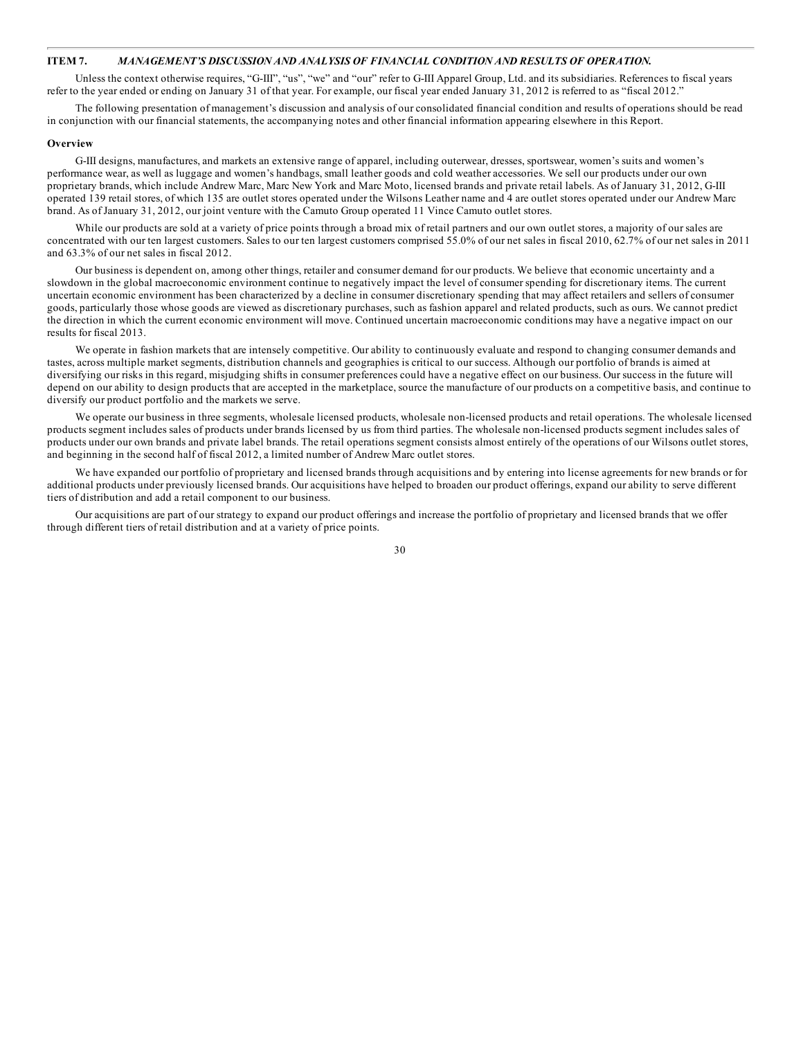## ITEM 7. *MANAGEMENT'S DISCUSSION AND ANALYSIS OF FINANCIAL CONDITION AND RESULTS OF OPERATION.*

Unless the context otherwise requires, "G-III", "us", "we" and "our" refer to G-III Apparel Group, Ltd. and its subsidiaries. References to fiscal years refer to the year ended or ending on January 31 of that year. For example, our fiscal year ended January 31, 2012 is referred to as "fiscal 2012."

The following presentation of management's discussion and analysis of our consolidated financial condition and results of operations should be read in conjunction with our financial statements, the accompanying notes and other financial information appearing elsewhere in this Report.

**Overview**

G-III designs, manufactures, and markets an extensive range of apparel, including outerwear, dresses, sportswear, women's suits and women's performance wear, as well as luggage and women's handbags, small leather goods and cold weather accessories. We sell our products under our own proprietary brands, which include Andrew Marc, Marc New York and Marc Moto, licensed brands and private retail labels. As of January 31, 2012, G-III operated 139 retail stores, of which 135 are outlet stores operated under the Wilsons Leather name and 4 are outlet stores operated under our Andrew Marc brand. As of January 31, 2012, our joint venture with the Camuto Group operated 11 Vince Camuto outlet stores.

While our products are sold at a variety of price points through a broad mix of retail partners and our own outlet stores, a majority of our sales are concentrated with our ten largest customers. Sales to our ten largest customers comprised 55.0% of our net sales in fiscal 2010, 62.7% of our net sales in 2011 and 63.3% of our net sales in fiscal 2012.

Our business is dependent on, among other things, retailer and consumer demand for our products. We believe that economic uncertainty and a slowdown in the global macroeconomic environment continue to negatively impact the level of consumer spending for discretionary items. The current uncertain economic environment has been characterized by a decline in consumer discretionary spending that may affect retailers and sellers of consumer goods, particularly those whose goods are viewed as discretionary purchases, such as fashion apparel and related products, such as ours. We cannot predict the direction in which the current economic environment will move. Continued uncertain macroeconomic conditions may have a negative impact on our results for fiscal 2013.

We operate in fashion markets that are intensely competitive. Our ability to continuously evaluate and respond to changing consumer demands and tastes, across multiple market segments, distribution channels and geographies is critical to our success. Although our portfolio of brands is aimed at diversifying our risks in this regard, misjudging shifts in consumer preferences could have a negative effect on our business. Our success in the future will depend on our ability to design products that are accepted in the marketplace, source the manufacture of our products on a competitive basis, and continue to diversify our product portfolio and the markets we serve.

We operate our business in three segments, wholesale licensed products, wholesale non-licensed products and retail operations. The wholesale licensed products segment includes sales of products under brands licensed by us from third parties. The wholesale non-licensed products segment includes sales of products under our own brands and private label brands. The retail operations segment consists almost entirely of the operations of our Wilsons outlet stores, and beginning in the second half of fiscal 2012, a limited number of Andrew Marc outlet stores.

We have expanded our portfolio of proprietary and licensed brands through acquisitions and by entering into license agreements for new brands or for additional products under previously licensed brands. Our acquisitions have helped to broaden our product offerings, expand our ability to serve different tiers of distribution and add a retail component to our business.

Our acquisitions are part of our strategy to expand our product offerings and increase the portfolio of proprietary and licensed brands that we offer through different tiers of retail distribution and at a variety of price points.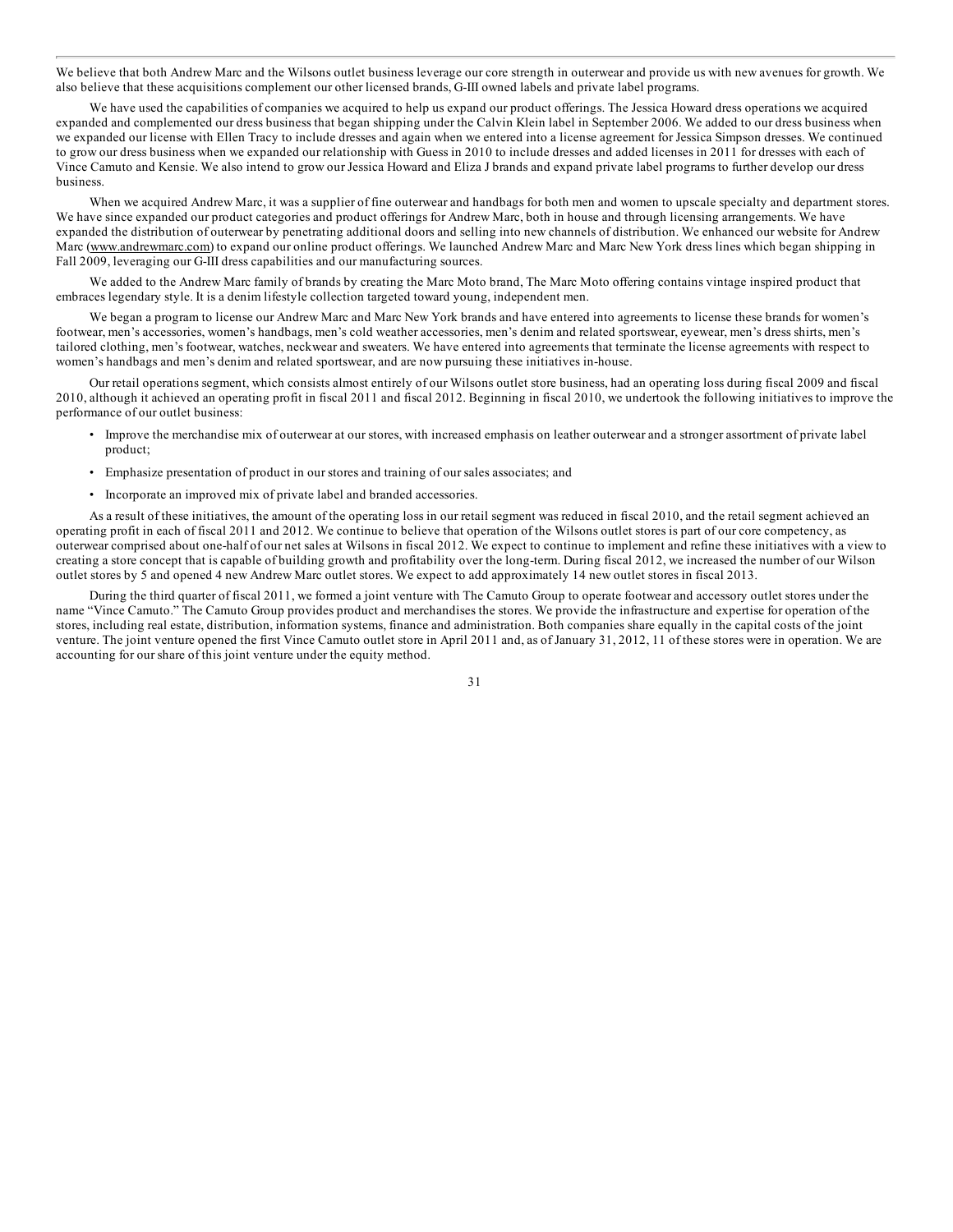We believe that both Andrew Marc and the Wilsons outlet business leverage our core strength in outerwear and provide us with new avenues for growth. We also believe that these acquisitions complement our other licensed brands, G-III owned labels and private label programs.

We have used the capabilities of companies we acquired to help us expand our product offerings. The Jessica Howard dress operations we acquired expanded and complemented our dress business that began shipping under the Calvin Klein label in September 2006. We added to our dress business when we expanded our license with Ellen Tracy to include dresses and again when we entered into a license agreement for Jessica Simpson dresses. We continued to grow our dress business when we expanded our relationship with Guess in 2010 to include dresses and added licenses in 2011 for dresses with each of Vince Camuto and Kensie. We also intend to grow our Jessica Howard and Eliza J brands and expand private label programs to further develop our dress business.

When we acquired Andrew Marc, it was a supplier of fine outerwear and handbags for both men and women to upscale specialty and department stores. We have since expanded our product categories and product offerings for Andrew Marc, both in house and through licensing arrangements. We have expanded the distribution of outerwear by penetrating additional doors and selling into new channels of distribution. We enhanced our website for Andrew Marc (www.andrewmarc.com) to expand our online product offerings. We launched Andrew Marc and Marc New York dress lines which began shipping in Fall 2009, leveraging our G-III dress capabilities and our manufacturing sources.

We added to the Andrew Marc family of brands by creating the Marc Moto brand, The Marc Moto offering contains vintage inspired product that embraces legendary style. It is a denim lifestyle collection targeted toward young, independent men.

We began a program to license our Andrew Marc and Marc New York brands and have entered into agreements to license these brands for women's footwear, men's accessories, women's handbags, men's cold weather accessories, men's denim and related sportswear, eyewear, men's dress shirts, men's tailored clothing, men's footwear, watches, neckwear and sweaters. We have entered into agreements that terminate the license agreements with respect to women's handbags and men's denim and related sportswear, and are now pursuing these initiatives in-house.

Our retail operations segment, which consists almost entirely of our Wilsons outlet store business, had an operating loss during fiscal 2009 and fiscal 2010, although it achieved an operating profit in fiscal 2011 and fiscal 2012. Beginning in fiscal 2010, we undertook the following initiatives to improve the performance of our outlet business:

- Improve the merchandise mix of outerwear at our stores, with increased emphasis on leather outerwear and a stronger assortment of private label product;
- Emphasize presentation of product in our stores and training of our sales associates; and
- Incorporate an improved mix of private label and branded accessories.

As a result of these initiatives, the amount of the operating loss in our retail segment was reduced in fiscal 2010, and the retail segment achieved an operating profit in each of fiscal 2011 and 2012. We continue to believe that operation of the Wilsons outlet stores is part of our core competency, as outerwear comprised about one-half of our net sales at Wilsons in fiscal 2012. We expect to continue to implement and refine these initiatives with a view to creating a store concept that is capable of building growth and profitability over the long-term. During fiscal 2012, we increased the number of our Wilson outlet stores by 5 and opened 4 new Andrew Marc outlet stores. We expect to add approximately 14 new outlet stores in fiscal 2013.

During the third quarter of fiscal 2011, we formed a joint venture with The Camuto Group to operate footwear and accessory outlet stores under the name "Vince Camuto." The Camuto Group provides product and merchandises the stores. We provide the infrastructure and expertise for operation of the stores, including real estate, distribution, information systems, finance and administration. Both companies share equally in the capital costs of the joint venture. The joint venture opened the first Vince Camuto outlet store in April 2011 and, as of January 31, 2012, 11 of these stores were in operation. We are accounting for our share of this joint venture under the equity method.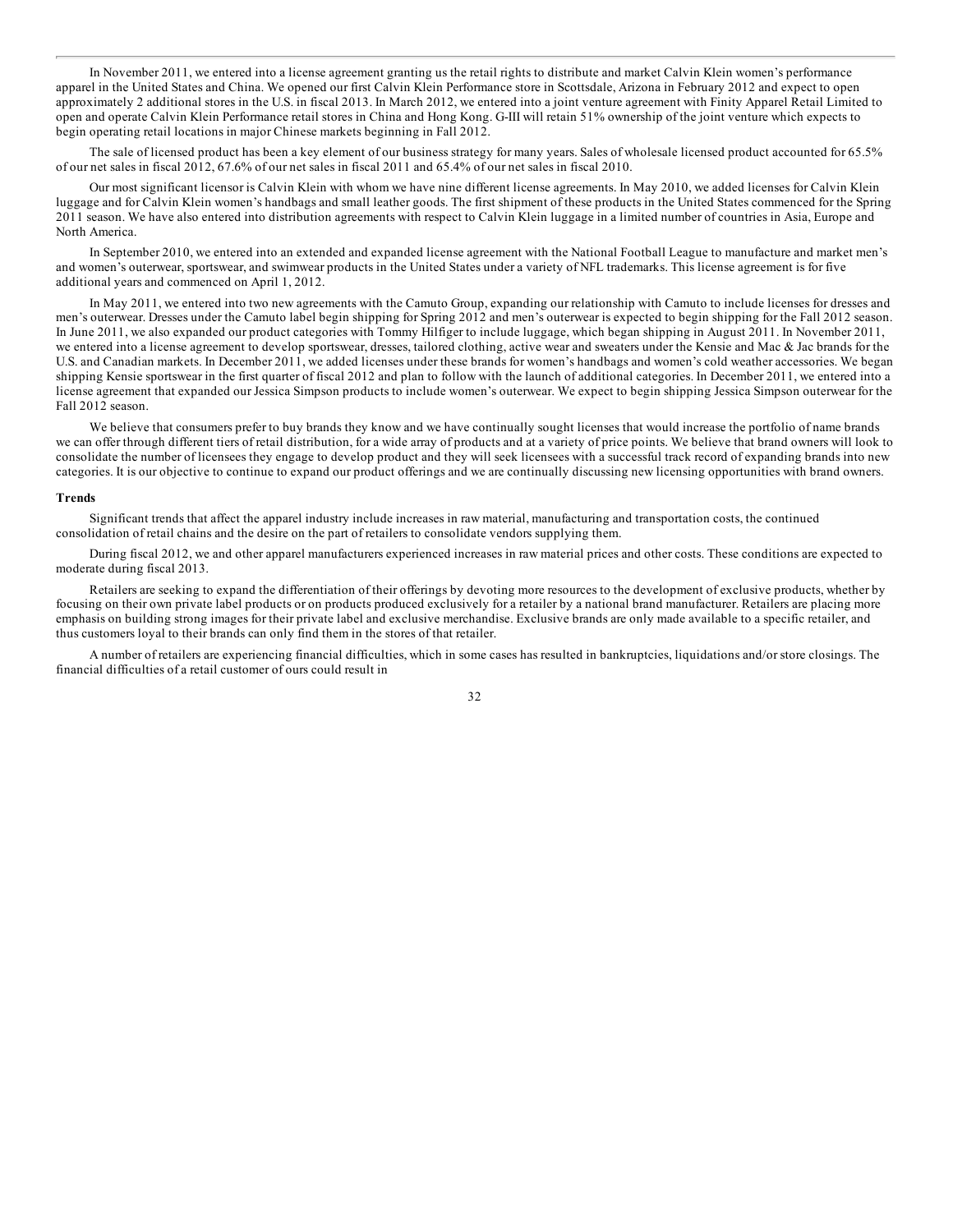In November 2011, we entered into a license agreement granting us the retail rights to distribute and market Calvin Klein women's performance apparel in the United States and China. We opened our first Calvin Klein Performance store in Scottsdale, Arizona in February 2012 and expect to open approximately 2 additional stores in the U.S. in fiscal 2013. In March 2012, we entered into a joint venture agreement with Finity Apparel Retail Limited to open and operate Calvin Klein Performance retail stores in China and Hong Kong. G-III will retain 51% ownership of the joint venture which expects to begin operating retail locations in major Chinese markets beginning in Fall 2012.

The sale of licensed product has been a key element of our business strategy for many years. Sales of wholesale licensed product accounted for 65.5% of our net sales in fiscal 2012, 67.6% of our net sales in fiscal 2011 and 65.4% of our net sales in fiscal 2010.

Our most significant licensor is Calvin Klein with whom we have nine different license agreements. In May 2010, we added licenses for Calvin Klein luggage and for Calvin Klein women's handbags and small leather goods. The first shipment of these products in the United States commenced for the Spring 2011 season. We have also entered into distribution agreements with respect to Calvin Klein luggage in a limited number of countries in Asia, Europe and North America.

In September 2010, we entered into an extended and expanded license agreement with the National Football League to manufacture and market men's and women's outerwear, sportswear, and swimwear products in the United States under a variety of NFL trademarks. This license agreement is for five additional years and commenced on April 1, 2012.

In May 2011, we entered into two new agreements with the Camuto Group, expanding our relationship with Camuto to include licenses for dresses and men's outerwear. Dresses under the Camuto label begin shipping for Spring 2012 and men's outerwear is expected to begin shipping for the Fall 2012 season. In June 2011, we also expanded our product categories with Tommy Hilfiger to include luggage, which began shipping in August 2011. In November 2011, we entered into a license agreement to develop sportswear, dresses, tailored clothing, active wear and sweaters under the Kensie and Mac & Jac brands for the U.S. and Canadian markets. In December 2011, we added licenses under these brands for women's handbags and women's cold weather accessories. We began shipping Kensie sportswear in the first quarter of fiscal 2012 and plan to follow with the launch of additional categories. In December 2011, we entered into a license agreement that expanded our Jessica Simpson products to include women's outerwear. We expect to begin shipping Jessica Simpson outerwear for the Fall 2012 season.

We believe that consumers prefer to buy brands they know and we have continually sought licenses that would increase the portfolio of name brands we can offer through different tiers of retail distribution, for a wide array of products and at a variety of price points. We believe that brand owners will look to consolidate the number of licensees they engage to develop product and they will seek licensees with a successful track record of expanding brands into new categories. It is our objective to continue to expand our product offerings and we are continually discussing new licensing opportunities with brand owners.

**Trends**

Significant trends that affect the apparel industry include increases in raw material, manufacturing and transportation costs, the continued consolidation of retail chains and the desire on the part of retailers to consolidate vendors supplying them.

During fiscal 2012, we and other apparel manufacturers experienced increases in raw material prices and other costs. These conditions are expected to moderate during fiscal 2013.

Retailers are seeking to expand the differentiation of their offerings by devoting more resources to the development of exclusive products, whether by focusing on their own private label products or on products produced exclusively for a retailer by a national brand manufacturer. Retailers are placing more emphasis on building strong images for their private label and exclusive merchandise. Exclusive brands are only made available to a specific retailer, and thus customers loyal to their brands can only find them in the stores of that retailer.

A number of retailers are experiencing financial difficulties, which in some cases has resulted in bankruptcies, liquidations and/or store closings. The financial difficulties of a retail customer of ours could result in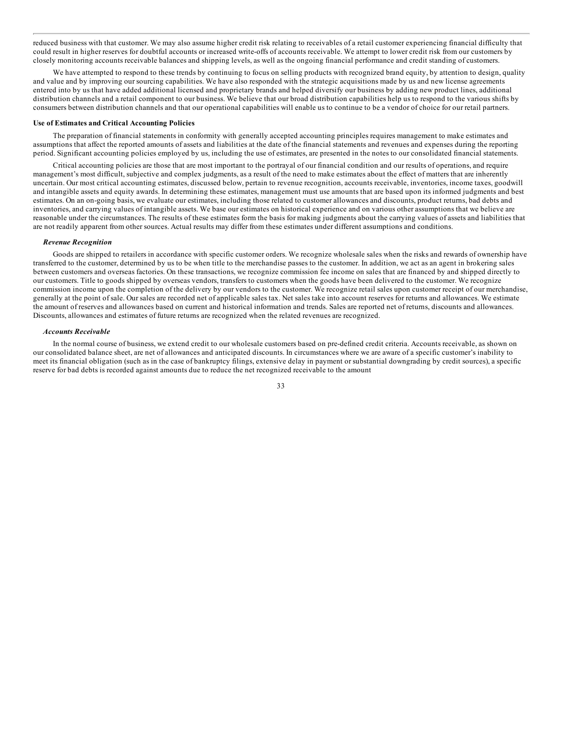reduced business with that customer. We may also assume higher credit risk relating to receivables of a retail customer experiencing financial difficulty that could result in higher reserves for doubtful accounts or increased write-offs of accounts receivable. We attempt to lower credit risk from our customers by closely monitoring accounts receivable balances and shipping levels, as well as the ongoing financial performance and credit standing of customers.

We have attempted to respond to these trends by continuing to focus on selling products with recognized brand equity, by attention to design, quality and value and by improving our sourcing capabilities. We have also responded with the strategic acquisitions made by us and new license agreements entered into by us that have added additional licensed and proprietary brands and helped diversify our business by adding new product lines, additional distribution channels and a retail component to our business. We believe that our broad distribution capabilities help us to respond to the various shifts by consumers between distribution channels and that our operational capabilities will enable us to continue to be a vendor of choice for our retail partners.

**Use of Estimates and Critical Accounting Policies**

The preparation of financial statements in conformity with generally accepted accounting principles requires management to make estimates and assumptions that affect the reported amounts of assets and liabilities at the date of the financial statements and revenues and expenses during the reporting period. Significant accounting policies employed by us, including the use of estimates, are presented in the notes to our consolidated financial statements.

Critical accounting policies are those that are most important to the portrayal of our financial condition and our results of operations, and require management's most difficult, subjective and complex judgments, as a result of the need to make estimates about the effect of matters that are inherently uncertain. Our most critical accounting estimates, discussed below, pertain to revenue recognition, accounts receivable, inventories, income taxes, goodwill and intangible assets and equity awards. In determining these estimates, management must use amounts that are based upon its informed judgments and best estimates. On an on-going basis, we evaluate our estimates, including those related to customer allowances and discounts, product returns, bad debts and inventories, and carrying values of intangible assets. We base our estimates on historical experience and on various other assumptions that we believe are reasonable under the circumstances. The results of these estimates form the basis for making judgments about the carrying values of assets and liabilities that are not readily apparent from other sources. Actual results may differ from these estimates under different assumptions and conditions.

***Revenue Recognition***

Goods are shipped to retailers in accordance with specific customer orders. We recognize wholesale sales when the risks and rewards of ownership have transferred to the customer, determined by us to be when title to the merchandise passes to the customer. In addition, we act as an agent in brokering sales between customers and overseas factories. On these transactions, we recognize commission fee income on sales that are financed by and shipped directly to our customers. Title to goods shipped by overseas vendors, transfers to customers when the goods have been delivered to the customer. We recognize commission income upon the completion of the delivery by our vendors to the customer. We recognize retail sales upon customer receipt of our merchandise, generally at the point of sale. Our sales are recorded net of applicable sales tax. Net sales take into account reserves for returns and allowances. We estimate the amount of reserves and allowances based on current and historical information and trends. Sales are reported net of returns, discounts and allowances. Discounts, allowances and estimates of future returns are recognized when the related revenues are recognized.

***Accounts Receivable***

In the normal course of business, we extend credit to our wholesale customers based on pre-defined credit criteria. Accounts receivable, as shown on our consolidated balance sheet, are net of allowances and anticipated discounts. In circumstances where we are aware of a specific customer's inability to meet its financial obligation (such as in the case of bankruptcy filings, extensive delay in payment or substantial downgrading by credit sources), a specific reserve for bad debts is recorded against amounts due to reduce the net recognized receivable to the amount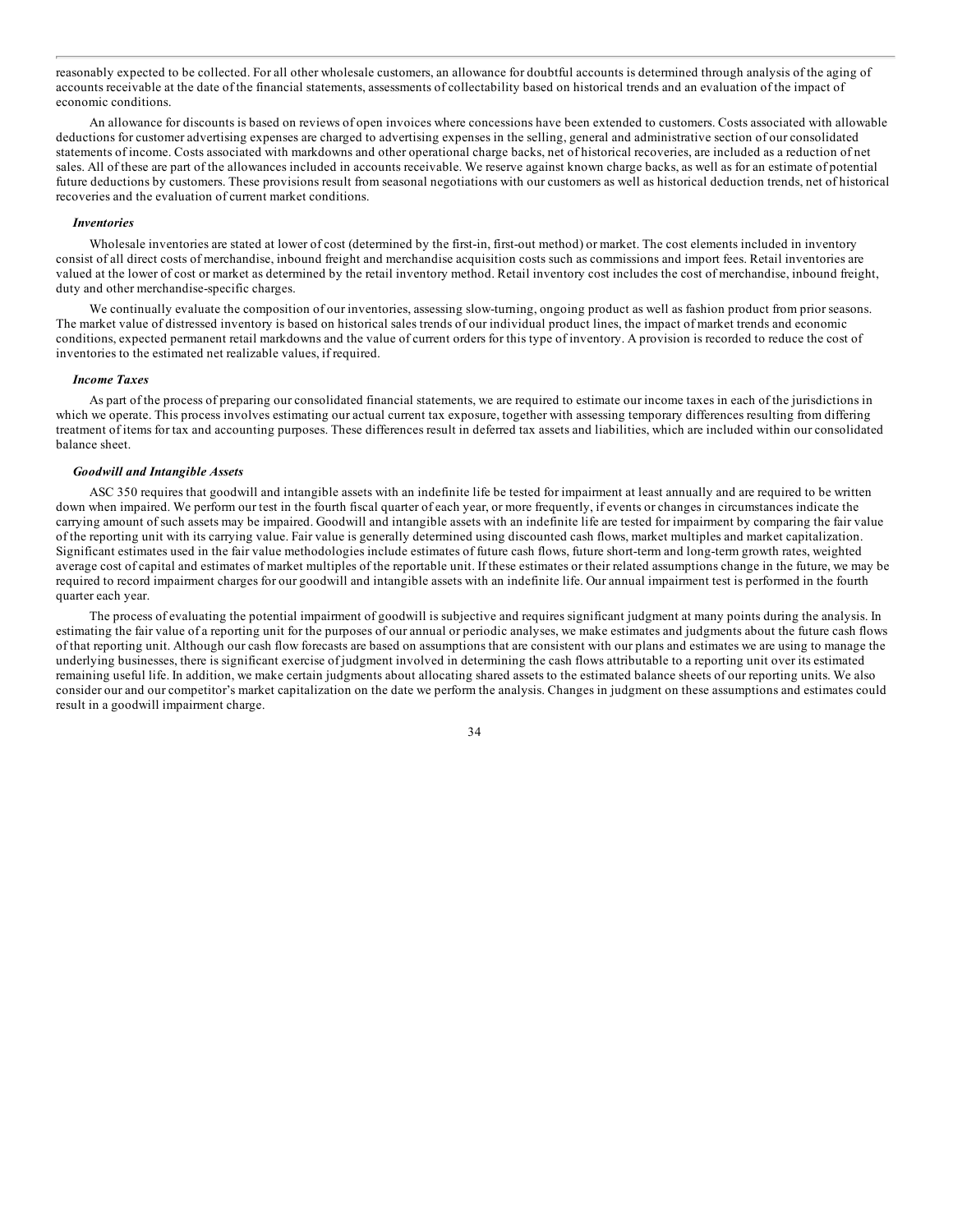reasonably expected to be collected. For all other wholesale customers, an allowance for doubtful accounts is determined through analysis of the aging of accounts receivable at the date of the financial statements, assessments of collectability based on historical trends and an evaluation of the impact of economic conditions.

An allowance for discounts is based on reviews of open invoices where concessions have been extended to customers. Costs associated with allowable deductions for customer advertising expenses are charged to advertising expenses in the selling, general and administrative section of our consolidated statements of income. Costs associated with markdowns and other operational charge backs, net of historical recoveries, are included as a reduction of net sales. All of these are part of the allowances included in accounts receivable. We reserve against known charge backs, as well as for an estimate of potential future deductions by customers. These provisions result from seasonal negotiations with our customers as well as historical deduction trends, net of historical recoveries and the evaluation of current market conditions.

***Inventories***

Wholesale inventories are stated at lower of cost (determined by the first-in, first-out method) or market. The cost elements included in inventory consist of all direct costs of merchandise, inbound freight and merchandise acquisition costs such as commissions and import fees. Retail inventories are valued at the lower of cost or market as determined by the retail inventory method. Retail inventory cost includes the cost of merchandise, inbound freight, duty and other merchandise-specific charges.

We continually evaluate the composition of our inventories, assessing slow-turning, ongoing product as well as fashion product from prior seasons. The market value of distressed inventory is based on historical sales trends of our individual product lines, the impact of market trends and economic conditions, expected permanent retail markdowns and the value of current orders for this type of inventory. A provision is recorded to reduce the cost of inventories to the estimated net realizable values, if required.

***Income Taxes***

As part of the process of preparing our consolidated financial statements, we are required to estimate our income taxes in each of the jurisdictions in which we operate. This process involves estimating our actual current tax exposure, together with assessing temporary differences resulting from differing treatment of items for tax and accounting purposes. These differences result in deferred tax assets and liabilities, which are included within our consolidated balance sheet.

***Goodwill and Intangible Assets***

ASC 350 requires that goodwill and intangible assets with an indefinite life be tested for impairment at least annually and are required to be written down when impaired. We perform our test in the fourth fiscal quarter of each year, or more frequently, if events or changes in circumstances indicate the carrying amount of such assets may be impaired. Goodwill and intangible assets with an indefinite life are tested for impairment by comparing the fair value of the reporting unit with its carrying value. Fair value is generally determined using discounted cash flows, market multiples and market capitalization. Significant estimates used in the fair value methodologies include estimates of future cash flows, future short-term and long-term growth rates, weighted average cost of capital and estimates of market multiples of the reportable unit. If these estimates or their related assumptions change in the future, we may be required to record impairment charges for our goodwill and intangible assets with an indefinite life. Our annual impairment test is performed in the fourth quarter each year.

The process of evaluating the potential impairment of goodwill is subjective and requires significant judgment at many points during the analysis. In estimating the fair value of a reporting unit for the purposes of our annual or periodic analyses, we make estimates and judgments about the future cash flows of that reporting unit. Although our cash flow forecasts are based on assumptions that are consistent with our plans and estimates we are using to manage the underlying businesses, there is significant exercise of judgment involved in determining the cash flows attributable to a reporting unit over its estimated remaining useful life. In addition, we make certain judgments about allocating shared assets to the estimated balance sheets of our reporting units. We also consider our and our competitor's market capitalization on the date we perform the analysis. Changes in judgment on these assumptions and estimates could result in a goodwill impairment charge.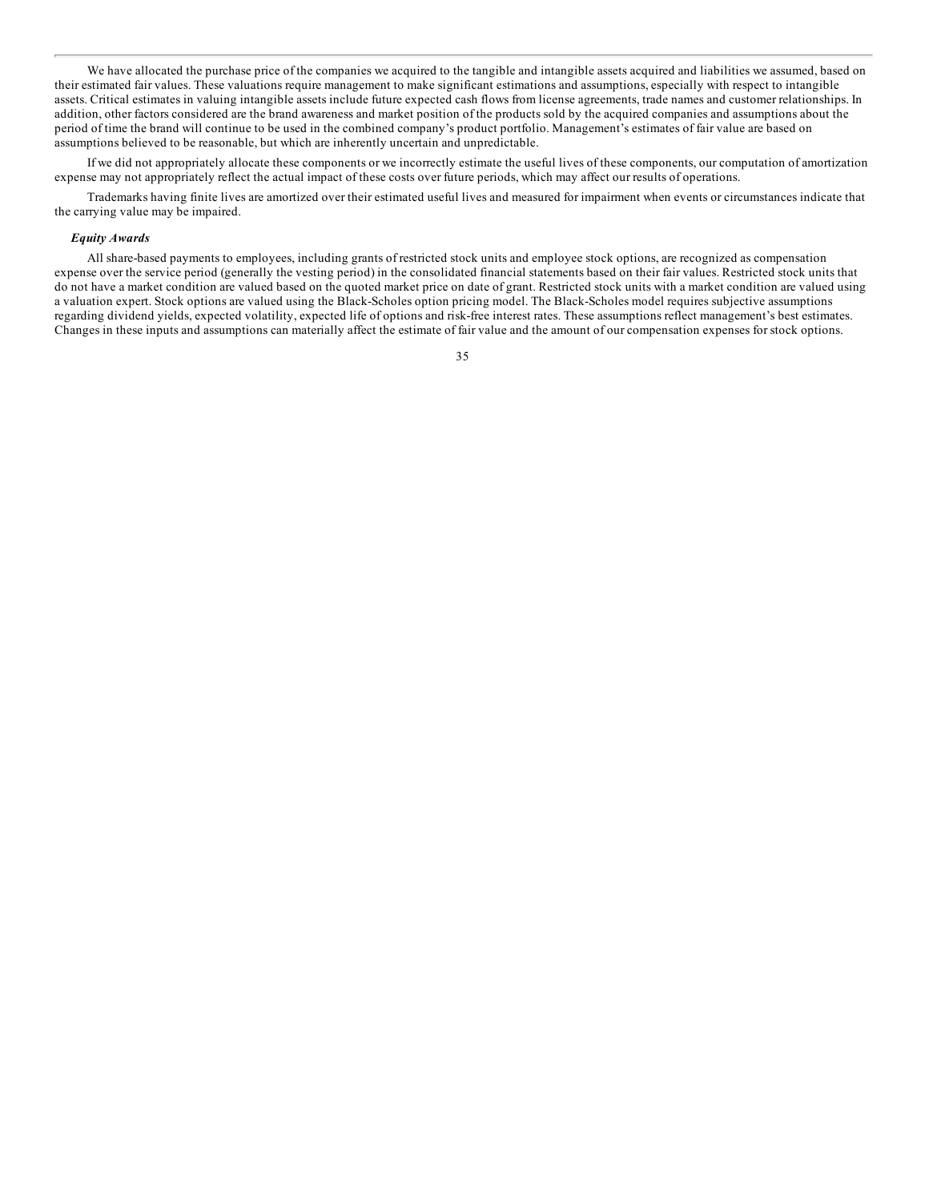We have allocated the purchase price of the companies we acquired to the tangible and intangible assets acquired and liabilities we assumed, based on their estimated fair values. These valuations require management to make significant estimations and assumptions, especially with respect to intangible assets. Critical estimates in valuing intangible assets include future expected cash flows from license agreements, trade names and customer relationships. In addition, other factors considered are the brand awareness and market position of the products sold by the acquired companies and assumptions about the period of time the brand will continue to be used in the combined company's product portfolio. Management's estimates of fair value are based on assumptions believed to be reasonable, but which are inherently uncertain and unpredictable.

If we did not appropriately allocate these components or we incorrectly estimate the useful lives of these components, our computation of amortization expense may not appropriately reflect the actual impact of these costs over future periods, which may affect our results of operations.

Trademarks having finite lives are amortized over their estimated useful lives and measured for impairment when events or circumstances indicate that the carrying value may be impaired.

***Equity Awards***

All share-based payments to employees, including grants of restricted stock units and employee stock options, are recognized as compensation expense over the service period (generally the vesting period) in the consolidated financial statements based on their fair values. Restricted stock units that do not have a market condition are valued based on the quoted market price on date of grant. Restricted stock units with a market condition are valued using a valuation expert. Stock options are valued using the Black-Scholes option pricing model. The Black-Scholes model requires subjective assumptions regarding dividend yields, expected volatility, expected life of options and risk-free interest rates. These assumptions reflect management's best estimates. Changes in these inputs and assumptions can materially affect the estimate of fair value and the amount of our compensation expenses for stock options.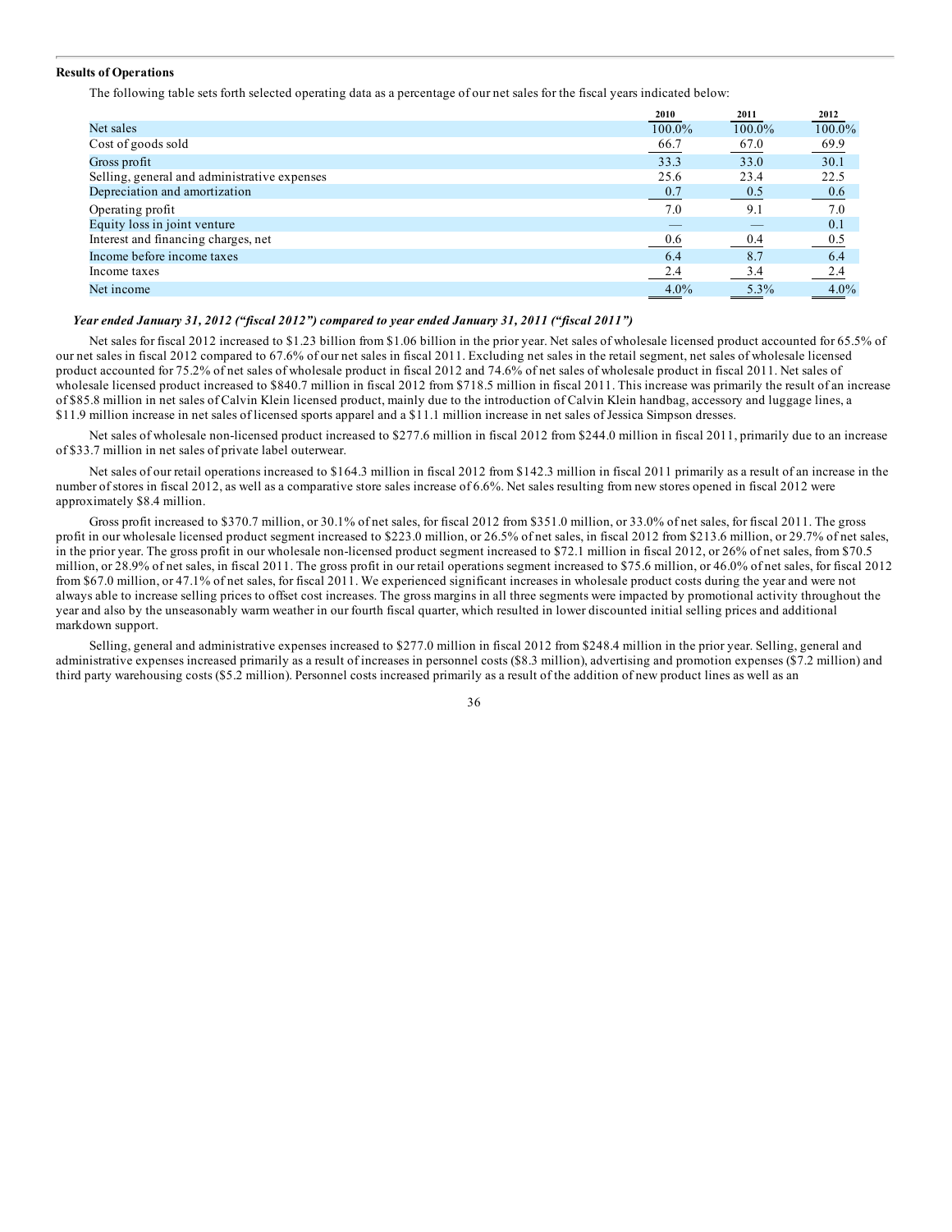**Results of Operations**

The following table sets forth selected operating data as a percentage of our net sales for the fiscal years indicated below:

| | 2010 | 2011 | 2012 |
|---|---|---|---|
| Net sales | 100.0% | 100.0% | 100.0% |
| Cost of goods sold | 66.7 | 67.0 | 69.9 |
| Gross profit | 33.3 | 33.0 | 30.1 |
| Selling, general and administrative expenses | 25.6 | 23.4 | 22.5 |
| Depreciation and amortization | 0.7 | 0.5 | 0.6 |
| Operating profit | 7.0 | 9.1 | 7.0 |
| Equity loss in joint venture | — | — | 0.1 |
| Interest and financing charges, net | 0.6 | 0.4 | 0.5 |
| Income before income taxes | 6.4 | 8.7 | 6.4 |
| Income taxes | 2.4 | 3.4 | 2.4 |
| Net income | 4.0% | 5.3% | 4.0% |

***Year ended January 31, 2012 ("fiscal 2012") compared to year ended January 31, 2011 ("fiscal 2011")***

Net sales for fiscal 2012 increased to $1.23 billion from $1.06 billion in the prior year. Net sales of wholesale licensed product accounted for 65.5% of our net sales in fiscal 2012 compared to 67.6% of our net sales in fiscal 2011. Excluding net sales in the retail segment, net sales of wholesale licensed product accounted for 75.2% of net sales of wholesale product in fiscal 2012 and 74.6% of net sales of wholesale product in fiscal 2011. Net sales of wholesale licensed product increased to $840.7 million in fiscal 2012 from $718.5 million in fiscal 2011. This increase was primarily the result of an increase of $85.8 million in net sales of Calvin Klein licensed product, mainly due to the introduction of Calvin Klein handbag, accessory and luggage lines, a $11.9 million increase in net sales of licensed sports apparel and a $11.1 million increase in net sales of Jessica Simpson dresses.

Net sales of wholesale non-licensed product increased to $277.6 million in fiscal 2012 from $244.0 million in fiscal 2011, primarily due to an increase of $33.7 million in net sales of private label outerwear.

Net sales of our retail operations increased to $164.3 million in fiscal 2012 from $142.3 million in fiscal 2011 primarily as a result of an increase in the number of stores in fiscal 2012, as well as a comparative store sales increase of 6.6%. Net sales resulting from new stores opened in fiscal 2012 were approximately $8.4 million.

Gross profit increased to $370.7 million, or 30.1% of net sales, for fiscal 2012 from $351.0 million, or 33.0% of net sales, for fiscal 2011. The gross profit in our wholesale licensed product segment increased to $223.0 million, or 26.5% of net sales, in fiscal 2012 from $213.6 million, or 29.7% of net sales, in the prior year. The gross profit in our wholesale non-licensed product segment increased to $72.1 million in fiscal 2012, or 26% of net sales, from $70.5 million, or 28.9% of net sales, in fiscal 2011. The gross profit in our retail operations segment increased to $75.6 million, or 46.0% of net sales, for fiscal 2012 from $67.0 million, or 47.1% of net sales, for fiscal 2011. We experienced significant increases in wholesale product costs during the year and were not always able to increase selling prices to offset cost increases. The gross margins in all three segments were impacted by promotional activity throughout the year and also by the unseasonably warm weather in our fourth fiscal quarter, which resulted in lower discounted initial selling prices and additional markdown support.

Selling, general and administrative expenses increased to $277.0 million in fiscal 2012 from $248.4 million in the prior year. Selling, general and administrative expenses increased primarily as a result of increases in personnel costs ($8.3 million), advertising and promotion expenses ($7.2 million) and third party warehousing costs ($5.2 million). Personnel costs increased primarily as a result of the addition of new product lines as well as an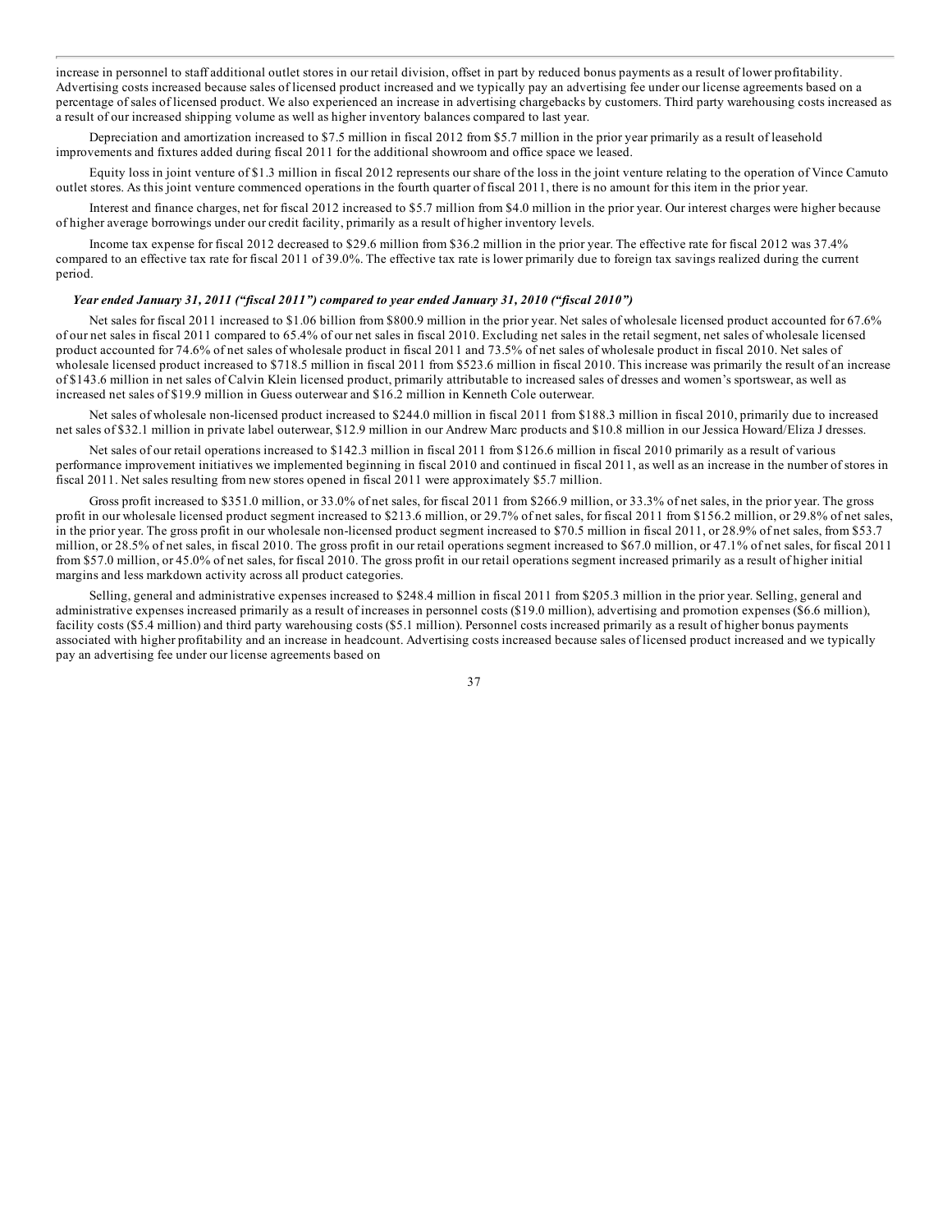increase in personnel to staff additional outlet stores in our retail division, offset in part by reduced bonus payments as a result of lower profitability. Advertising costs increased because sales of licensed product increased and we typically pay an advertising fee under our license agreements based on a percentage of sales of licensed product. We also experienced an increase in advertising chargebacks by customers. Third party warehousing costs increased as a result of our increased shipping volume as well as higher inventory balances compared to last year.

Depreciation and amortization increased to $7.5 million in fiscal 2012 from $5.7 million in the prior year primarily as a result of leasehold improvements and fixtures added during fiscal 2011 for the additional showroom and office space we leased.

Equity loss in joint venture of $1.3 million in fiscal 2012 represents our share of the loss in the joint venture relating to the operation of Vince Camuto outlet stores. As this joint venture commenced operations in the fourth quarter of fiscal 2011, there is no amount for this item in the prior year.

Interest and finance charges, net for fiscal 2012 increased to $5.7 million from $4.0 million in the prior year. Our interest charges were higher because of higher average borrowings under our credit facility, primarily as a result of higher inventory levels.

Income tax expense for fiscal 2012 decreased to $29.6 million from $36.2 million in the prior year. The effective rate for fiscal 2012 was 37.4% compared to an effective tax rate for fiscal 2011 of 39.0%. The effective tax rate is lower primarily due to foreign tax savings realized during the current period.

***Year ended January 31, 2011 ("fiscal 2011") compared to year ended January 31, 2010 ("fiscal 2010")***

Net sales for fiscal 2011 increased to $1.06 billion from $800.9 million in the prior year. Net sales of wholesale licensed product accounted for 67.6% of our net sales in fiscal 2011 compared to 65.4% of our net sales in fiscal 2010. Excluding net sales in the retail segment, net sales of wholesale licensed product accounted for 74.6% of net sales of wholesale product in fiscal 2011 and 73.5% of net sales of wholesale product in fiscal 2010. Net sales of wholesale licensed product increased to $718.5 million in fiscal 2011 from $523.6 million in fiscal 2010. This increase was primarily the result of an increase of $143.6 million in net sales of Calvin Klein licensed product, primarily attributable to increased sales of dresses and women's sportswear, as well as increased net sales of $19.9 million in Guess outerwear and $16.2 million in Kenneth Cole outerwear.

Net sales of wholesale non-licensed product increased to $244.0 million in fiscal 2011 from $188.3 million in fiscal 2010, primarily due to increased net sales of $32.1 million in private label outerwear, $12.9 million in our Andrew Marc products and $10.8 million in our Jessica Howard/Eliza J dresses.

Net sales of our retail operations increased to $142.3 million in fiscal 2011 from $126.6 million in fiscal 2010 primarily as a result of various performance improvement initiatives we implemented beginning in fiscal 2010 and continued in fiscal 2011, as well as an increase in the number of stores in fiscal 2011. Net sales resulting from new stores opened in fiscal 2011 were approximately $5.7 million.

Gross profit increased to $351.0 million, or 33.0% of net sales, for fiscal 2011 from $266.9 million, or 33.3% of net sales, in the prior year. The gross profit in our wholesale licensed product segment increased to $213.6 million, or 29.7% of net sales, for fiscal 2011 from $156.2 million, or 29.8% of net sales, in the prior year. The gross profit in our wholesale non-licensed product segment increased to $70.5 million in fiscal 2011, or 28.9% of net sales, from $53.7 million, or 28.5% of net sales, in fiscal 2010. The gross profit in our retail operations segment increased to $67.0 million, or 47.1% of net sales, for fiscal 2011 from $57.0 million, or 45.0% of net sales, for fiscal 2010. The gross profit in our retail operations segment increased primarily as a result of higher initial margins and less markdown activity across all product categories.

Selling, general and administrative expenses increased to $248.4 million in fiscal 2011 from $205.3 million in the prior year. Selling, general and administrative expenses increased primarily as a result of increases in personnel costs ($19.0 million), advertising and promotion expenses ($6.6 million), facility costs ($5.4 million) and third party warehousing costs ($5.1 million). Personnel costs increased primarily as a result of higher bonus payments associated with higher profitability and an increase in headcount. Advertising costs increased because sales of licensed product increased and we typically pay an advertising fee under our license agreements based on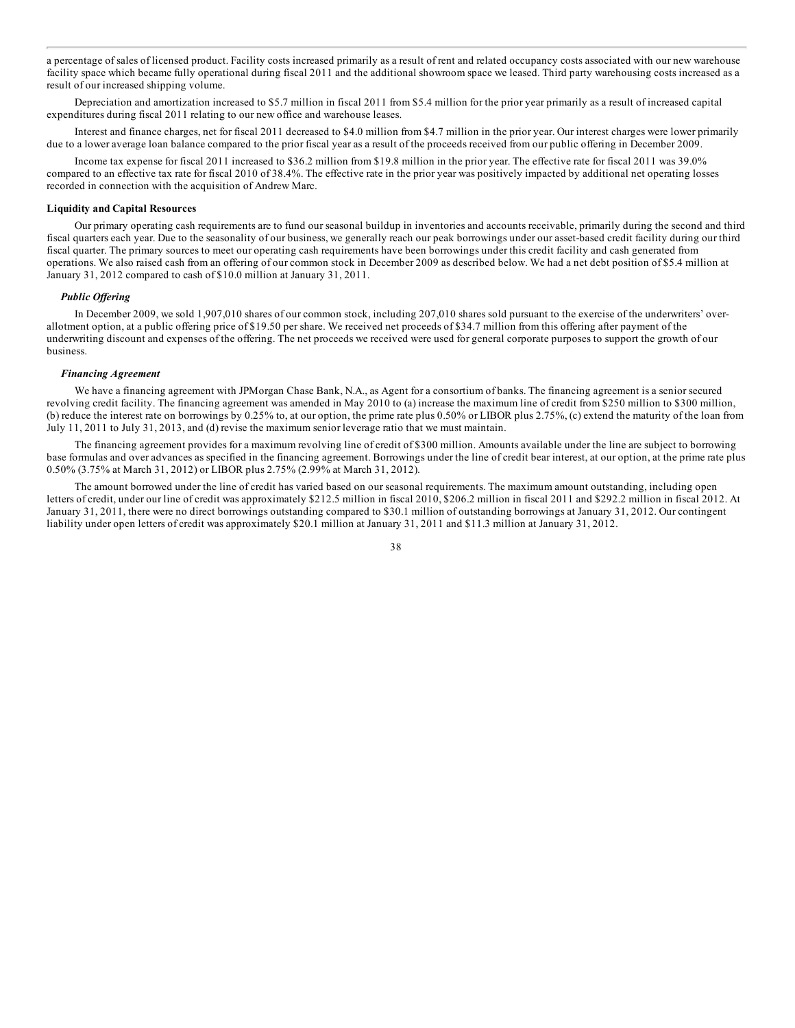a percentage of sales of licensed product. Facility costs increased primarily as a result of rent and related occupancy costs associated with our new warehouse facility space which became fully operational during fiscal 2011 and the additional showroom space we leased. Third party warehousing costs increased as a result of our increased shipping volume.

Depreciation and amortization increased to $5.7 million in fiscal 2011 from $5.4 million for the prior year primarily as a result of increased capital expenditures during fiscal 2011 relating to our new office and warehouse leases.

Interest and finance charges, net for fiscal 2011 decreased to $4.0 million from $4.7 million in the prior year. Our interest charges were lower primarily due to a lower average loan balance compared to the prior fiscal year as a result of the proceeds received from our public offering in December 2009.

Income tax expense for fiscal 2011 increased to $36.2 million from $19.8 million in the prior year. The effective rate for fiscal 2011 was 39.0% compared to an effective tax rate for fiscal 2010 of 38.4%. The effective rate in the prior year was positively impacted by additional net operating losses recorded in connection with the acquisition of Andrew Marc.

**Liquidity and Capital Resources**

Our primary operating cash requirements are to fund our seasonal buildup in inventories and accounts receivable, primarily during the second and third fiscal quarters each year. Due to the seasonality of our business, we generally reach our peak borrowings under our asset-based credit facility during our third fiscal quarter. The primary sources to meet our operating cash requirements have been borrowings under this credit facility and cash generated from operations. We also raised cash from an offering of our common stock in December 2009 as described below. We had a net debt position of $5.4 million at January 31, 2012 compared to cash of $10.0 million at January 31, 2011.

***Public Offering***

In December 2009, we sold 1,907,010 shares of our common stock, including 207,010 shares sold pursuant to the exercise of the underwriters' over-allotment option, at a public offering price of $19.50 per share. We received net proceeds of $34.7 million from this offering after payment of the underwriting discount and expenses of the offering. The net proceeds we received were used for general corporate purposes to support the growth of our business.

***Financing Agreement***

We have a financing agreement with JPMorgan Chase Bank, N.A., as Agent for a consortium of banks. The financing agreement is a senior secured revolving credit facility. The financing agreement was amended in May 2010 to (a) increase the maximum line of credit from $250 million to $300 million, (b) reduce the interest rate on borrowings by 0.25% to, at our option, the prime rate plus 0.50% or LIBOR plus 2.75%, (c) extend the maturity of the loan from July 11, 2011 to July 31, 2013, and (d) revise the maximum senior leverage ratio that we must maintain.

The financing agreement provides for a maximum revolving line of credit of $300 million. Amounts available under the line are subject to borrowing base formulas and over advances as specified in the financing agreement. Borrowings under the line of credit bear interest, at our option, at the prime rate plus 0.50% (3.75% at March 31, 2012) or LIBOR plus 2.75% (2.99% at March 31, 2012).

The amount borrowed under the line of credit has varied based on our seasonal requirements. The maximum amount outstanding, including open letters of credit, under our line of credit was approximately $212.5 million in fiscal 2010, $206.2 million in fiscal 2011 and $292.2 million in fiscal 2012. At January 31, 2011, there were no direct borrowings outstanding compared to $30.1 million of outstanding borrowings at January 31, 2012. Our contingent liability under open letters of credit was approximately $20.1 million at January 31, 2011 and $11.3 million at January 31, 2012.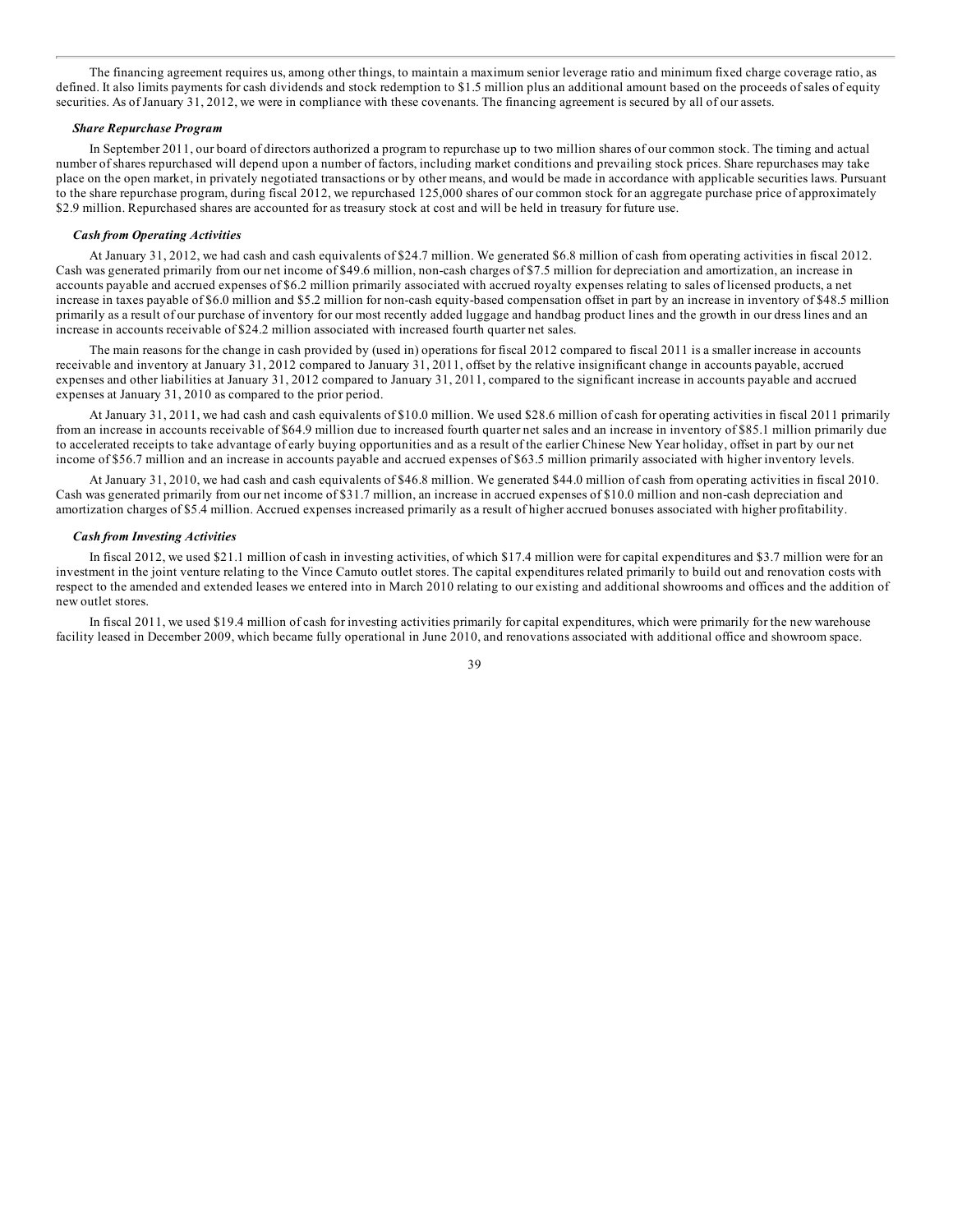The financing agreement requires us, among other things, to maintain a maximum senior leverage ratio and minimum fixed charge coverage ratio, as defined. It also limits payments for cash dividends and stock redemption to $1.5 million plus an additional amount based on the proceeds of sales of equity securities. As of January 31, 2012, we were in compliance with these covenants. The financing agreement is secured by all of our assets.

***Share Repurchase Program***

In September 2011, our board of directors authorized a program to repurchase up to two million shares of our common stock. The timing and actual number of shares repurchased will depend upon a number of factors, including market conditions and prevailing stock prices. Share repurchases may take place on the open market, in privately negotiated transactions or by other means, and would be made in accordance with applicable securities laws. Pursuant to the share repurchase program, during fiscal 2012, we repurchased 125,000 shares of our common stock for an aggregate purchase price of approximately $2.9 million. Repurchased shares are accounted for as treasury stock at cost and will be held in treasury for future use.

***Cash from Operating Activities***

At January 31, 2012, we had cash and cash equivalents of $24.7 million. We generated $6.8 million of cash from operating activities in fiscal 2012. Cash was generated primarily from our net income of $49.6 million, non-cash charges of $7.5 million for depreciation and amortization, an increase in accounts payable and accrued expenses of $6.2 million primarily associated with accrued royalty expenses relating to sales of licensed products, a net increase in taxes payable of $6.0 million and $5.2 million for non-cash equity-based compensation offset in part by an increase in inventory of $48.5 million primarily as a result of our purchase of inventory for our most recently added luggage and handbag product lines and the growth in our dress lines and an increase in accounts receivable of $24.2 million associated with increased fourth quarter net sales.

The main reasons for the change in cash provided by (used in) operations for fiscal 2012 compared to fiscal 2011 is a smaller increase in accounts receivable and inventory at January 31, 2012 compared to January 31, 2011, offset by the relative insignificant change in accounts payable, accrued expenses and other liabilities at January 31, 2012 compared to January 31, 2011, compared to the significant increase in accounts payable and accrued expenses at January 31, 2010 as compared to the prior period.

At January 31, 2011, we had cash and cash equivalents of $10.0 million. We used $28.6 million of cash for operating activities in fiscal 2011 primarily from an increase in accounts receivable of $64.9 million due to increased fourth quarter net sales and an increase in inventory of $85.1 million primarily due to accelerated receipts to take advantage of early buying opportunities and as a result of the earlier Chinese New Year holiday, offset in part by our net income of $56.7 million and an increase in accounts payable and accrued expenses of $63.5 million primarily associated with higher inventory levels.

At January 31, 2010, we had cash and cash equivalents of $46.8 million. We generated $44.0 million of cash from operating activities in fiscal 2010. Cash was generated primarily from our net income of $31.7 million, an increase in accrued expenses of $10.0 million and non-cash depreciation and amortization charges of $5.4 million. Accrued expenses increased primarily as a result of higher accrued bonuses associated with higher profitability.

***Cash from Investing Activities***

In fiscal 2012, we used $21.1 million of cash in investing activities, of which $17.4 million were for capital expenditures and $3.7 million were for an investment in the joint venture relating to the Vince Camuto outlet stores. The capital expenditures related primarily to build out and renovation costs with respect to the amended and extended leases we entered into in March 2010 relating to our existing and additional showrooms and offices and the addition of new outlet stores.

In fiscal 2011, we used $19.4 million of cash for investing activities primarily for capital expenditures, which were primarily for the new warehouse facility leased in December 2009, which became fully operational in June 2010, and renovations associated with additional office and showroom space.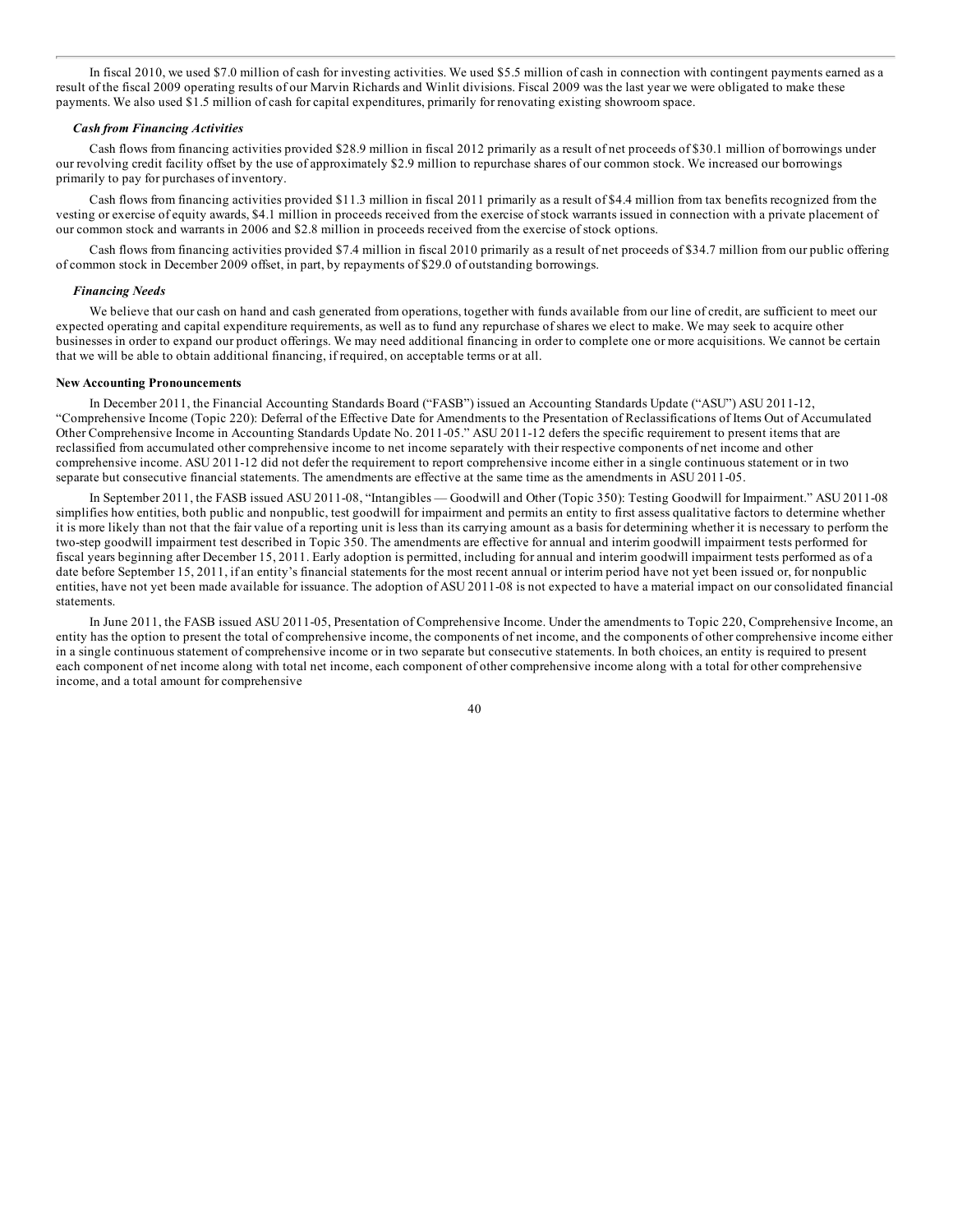In fiscal 2010, we used $7.0 million of cash for investing activities. We used $5.5 million of cash in connection with contingent payments earned as a result of the fiscal 2009 operating results of our Marvin Richards and Winlit divisions. Fiscal 2009 was the last year we were obligated to make these payments. We also used $1.5 million of cash for capital expenditures, primarily for renovating existing showroom space.

***Cash from Financing Activities***

Cash flows from financing activities provided $28.9 million in fiscal 2012 primarily as a result of net proceeds of $30.1 million of borrowings under our revolving credit facility offset by the use of approximately $2.9 million to repurchase shares of our common stock. We increased our borrowings primarily to pay for purchases of inventory.

Cash flows from financing activities provided $11.3 million in fiscal 2011 primarily as a result of $4.4 million from tax benefits recognized from the vesting or exercise of equity awards, $4.1 million in proceeds received from the exercise of stock warrants issued in connection with a private placement of our common stock and warrants in 2006 and $2.8 million in proceeds received from the exercise of stock options.

Cash flows from financing activities provided $7.4 million in fiscal 2010 primarily as a result of net proceeds of $34.7 million from our public offering of common stock in December 2009 offset, in part, by repayments of $29.0 of outstanding borrowings.

***Financing Needs***

We believe that our cash on hand and cash generated from operations, together with funds available from our line of credit, are sufficient to meet our expected operating and capital expenditure requirements, as well as to fund any repurchase of shares we elect to make. We may seek to acquire other businesses in order to expand our product offerings. We may need additional financing in order to complete one or more acquisitions. We cannot be certain that we will be able to obtain additional financing, if required, on acceptable terms or at all.

**New Accounting Pronouncements**

In December 2011, the Financial Accounting Standards Board ("FASB") issued an Accounting Standards Update ("ASU") ASU 2011-12, "Comprehensive Income (Topic 220): Deferral of the Effective Date for Amendments to the Presentation of Reclassifications of Items Out of Accumulated Other Comprehensive Income in Accounting Standards Update No. 2011-05." ASU 2011-12 defers the specific requirement to present items that are reclassified from accumulated other comprehensive income to net income separately with their respective components of net income and other comprehensive income. ASU 2011-12 did not defer the requirement to report comprehensive income either in a single continuous statement or in two separate but consecutive financial statements. The amendments are effective at the same time as the amendments in ASU 2011-05.

In September 2011, the FASB issued ASU 2011-08, "Intangibles — Goodwill and Other (Topic 350): Testing Goodwill for Impairment." ASU 2011-08 simplifies how entities, both public and nonpublic, test goodwill for impairment and permits an entity to first assess qualitative factors to determine whether it is more likely than not that the fair value of a reporting unit is less than its carrying amount as a basis for determining whether it is necessary to perform the two-step goodwill impairment test described in Topic 350. The amendments are effective for annual and interim goodwill impairment tests performed for fiscal years beginning after December 15, 2011. Early adoption is permitted, including for annual and interim goodwill impairment tests performed as of a date before September 15, 2011, if an entity's financial statements for the most recent annual or interim period have not yet been issued or, for nonpublic entities, have not yet been made available for issuance. The adoption of ASU 2011-08 is not expected to have a material impact on our consolidated financial statements.

In June 2011, the FASB issued ASU 2011-05, Presentation of Comprehensive Income. Under the amendments to Topic 220, Comprehensive Income, an entity has the option to present the total of comprehensive income, the components of net income, and the components of other comprehensive income either in a single continuous statement of comprehensive income or in two separate but consecutive statements. In both choices, an entity is required to present each component of net income along with total net income, each component of other comprehensive income along with a total for other comprehensive income, and a total amount for comprehensive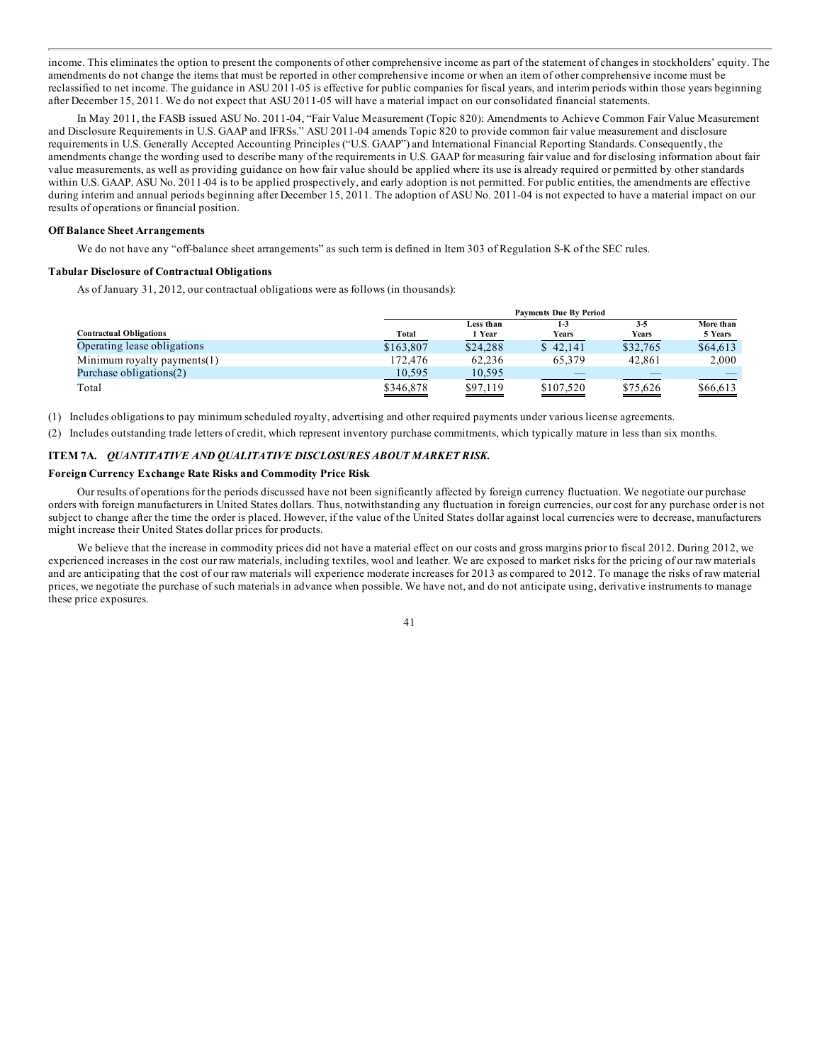income. This eliminates the option to present the components of other comprehensive income as part of the statement of changes in stockholders' equity. The amendments do not change the items that must be reported in other comprehensive income or when an item of other comprehensive income must be reclassified to net income. The guidance in ASU 2011-05 is effective for public companies for fiscal years, and interim periods within those years beginning after December 15, 2011. We do not expect that ASU 2011-05 will have a material impact on our consolidated financial statements.

In May 2011, the FASB issued ASU No. 2011-04, "Fair Value Measurement (Topic 820): Amendments to Achieve Common Fair Value Measurement and Disclosure Requirements in U.S. GAAP and IFRSs." ASU 2011-04 amends Topic 820 to provide common fair value measurement and disclosure requirements in U.S. Generally Accepted Accounting Principles ("U.S. GAAP") and International Financial Reporting Standards. Consequently, the amendments change the wording used to describe many of the requirements in U.S. GAAP for measuring fair value and for disclosing information about fair value measurements, as well as providing guidance on how fair value should be applied where its use is already required or permitted by other standards within U.S. GAAP. ASU No. 2011-04 is to be applied prospectively, and early adoption is not permitted. For public entities, the amendments are effective during interim and annual periods beginning after December 15, 2011. The adoption of ASU No. 2011-04 is not expected to have a material impact on our results of operations or financial position.

**Off Balance Sheet Arrangements**

We do not have any "off-balance sheet arrangements" as such term is defined in Item 303 of Regulation S-K of the SEC rules.

**Tabular Disclosure of Contractual Obligations**

As of January 31, 2012, our contractual obligations were as follows (in thousands):

| | Payments Due By Period | | | | |
|---|---|---|---|---|---|
| Contractual Obligations | Total | Less than 1 Year | 1-3 Years | 3-5 Years | More than 5 Years |
| Operating lease obligations | $163,807 | $24,288 | $ 42,141 | $32,765 | $64,613 |
| Minimum royalty payments(1) | 172,476 | 62,236 | 65,379 | 42,861 | 2,000 |
| Purchase obligations(2) | 10,595 | 10,595 | — | — | — |
| Total | $346,878 | $97,119 | $107,520 | $75,626 | $66,613 |

(1) Includes obligations to pay minimum scheduled royalty, advertising and other required payments under various license agreements.

(2) Includes outstanding trade letters of credit, which represent inventory purchase commitments, which typically mature in less than six months.

## ITEM 7A. *QUANTITATIVE AND QUALITATIVE DISCLOSURES ABOUT MARKET RISK.*

**Foreign Currency Exchange Rate Risks and Commodity Price Risk**

Our results of operations for the periods discussed have not been significantly affected by foreign currency fluctuation. We negotiate our purchase orders with foreign manufacturers in United States dollars. Thus, notwithstanding any fluctuation in foreign currencies, our cost for any purchase order is not subject to change after the time the order is placed. However, if the value of the United States dollar against local currencies were to decrease, manufacturers might increase their United States dollar prices for products.

We believe that the increase in commodity prices did not have a material effect on our costs and gross margins prior to fiscal 2012. During 2012, we experienced increases in the cost our raw materials, including textiles, wool and leather. We are exposed to market risks for the pricing of our raw materials and are anticipating that the cost of our raw materials will experience moderate increases for 2013 as compared to 2012. To manage the risks of raw material prices, we negotiate the purchase of such materials in advance when possible. We have not, and do not anticipate using, derivative instruments to manage these price exposures.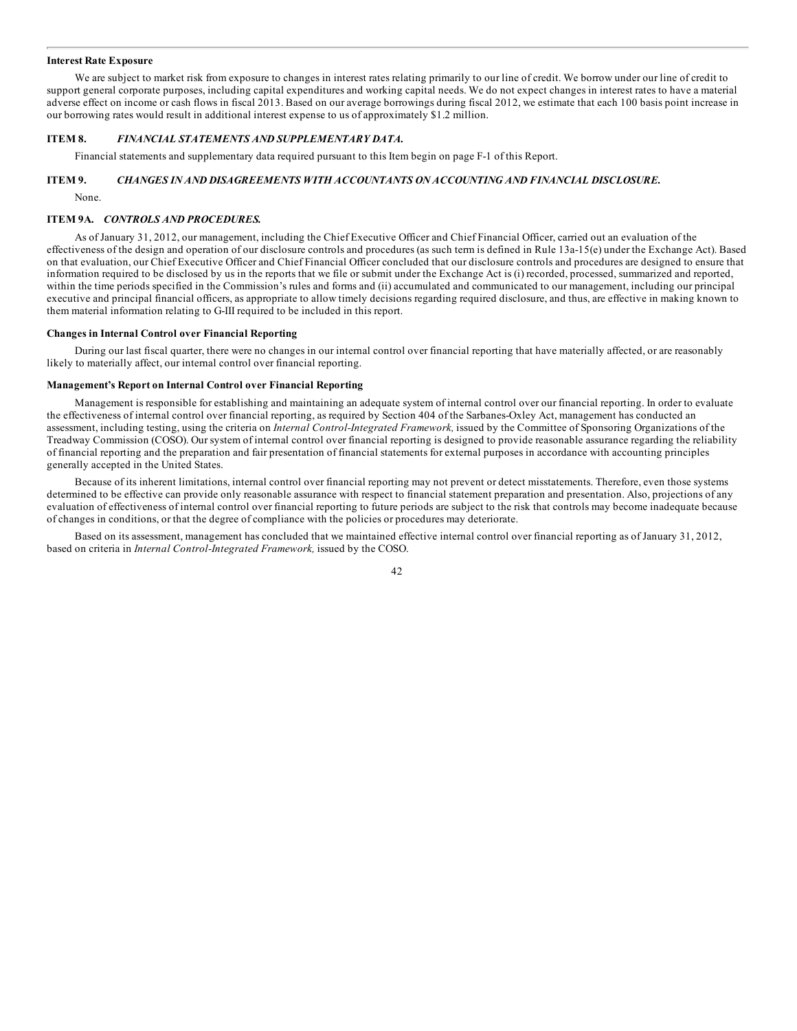**Interest Rate Exposure**

We are subject to market risk from exposure to changes in interest rates relating primarily to our line of credit. We borrow under our line of credit to support general corporate purposes, including capital expenditures and working capital needs. We do not expect changes in interest rates to have a material adverse effect on income or cash flows in fiscal 2013. Based on our average borrowings during fiscal 2012, we estimate that each 100 basis point increase in our borrowing rates would result in additional interest expense to us of approximately $1.2 million.

## ITEM 8. *FINANCIAL STATEMENTS AND SUPPLEMENTARY DATA.*

Financial statements and supplementary data required pursuant to this Item begin on page F-1 of this Report.

## ITEM 9. *CHANGES IN AND DISAGREEMENTS WITH ACCOUNTANTS ON ACCOUNTING AND FINANCIAL DISCLOSURE.*

None.

## ITEM 9A. *CONTROLS AND PROCEDURES.*

As of January 31, 2012, our management, including the Chief Executive Officer and Chief Financial Officer, carried out an evaluation of the effectiveness of the design and operation of our disclosure controls and procedures (as such term is defined in Rule 13a-15(e) under the Exchange Act). Based on that evaluation, our Chief Executive Officer and Chief Financial Officer concluded that our disclosure controls and procedures are designed to ensure that information required to be disclosed by us in the reports that we file or submit under the Exchange Act is (i) recorded, processed, summarized and reported, within the time periods specified in the Commission's rules and forms and (ii) accumulated and communicated to our management, including our principal executive and principal financial officers, as appropriate to allow timely decisions regarding required disclosure, and thus, are effective in making known to them material information relating to G-III required to be included in this report.

**Changes in Internal Control over Financial Reporting**

During our last fiscal quarter, there were no changes in our internal control over financial reporting that have materially affected, or are reasonably likely to materially affect, our internal control over financial reporting.

**Management's Report on Internal Control over Financial Reporting**

Management is responsible for establishing and maintaining an adequate system of internal control over our financial reporting. In order to evaluate the effectiveness of internal control over financial reporting, as required by Section 404 of the Sarbanes-Oxley Act, management has conducted an assessment, including testing, using the criteria on *Internal Control-Integrated Framework,* issued by the Committee of Sponsoring Organizations of the Treadway Commission (COSO). Our system of internal control over financial reporting is designed to provide reasonable assurance regarding the reliability of financial reporting and the preparation and fair presentation of financial statements for external purposes in accordance with accounting principles generally accepted in the United States.

Because of its inherent limitations, internal control over financial reporting may not prevent or detect misstatements. Therefore, even those systems determined to be effective can provide only reasonable assurance with respect to financial statement preparation and presentation. Also, projections of any evaluation of effectiveness of internal control over financial reporting to future periods are subject to the risk that controls may become inadequate because of changes in conditions, or that the degree of compliance with the policies or procedures may deteriorate.

Based on its assessment, management has concluded that we maintained effective internal control over financial reporting as of January 31, 2012, based on criteria in *Internal Control-Integrated Framework,* issued by the COSO.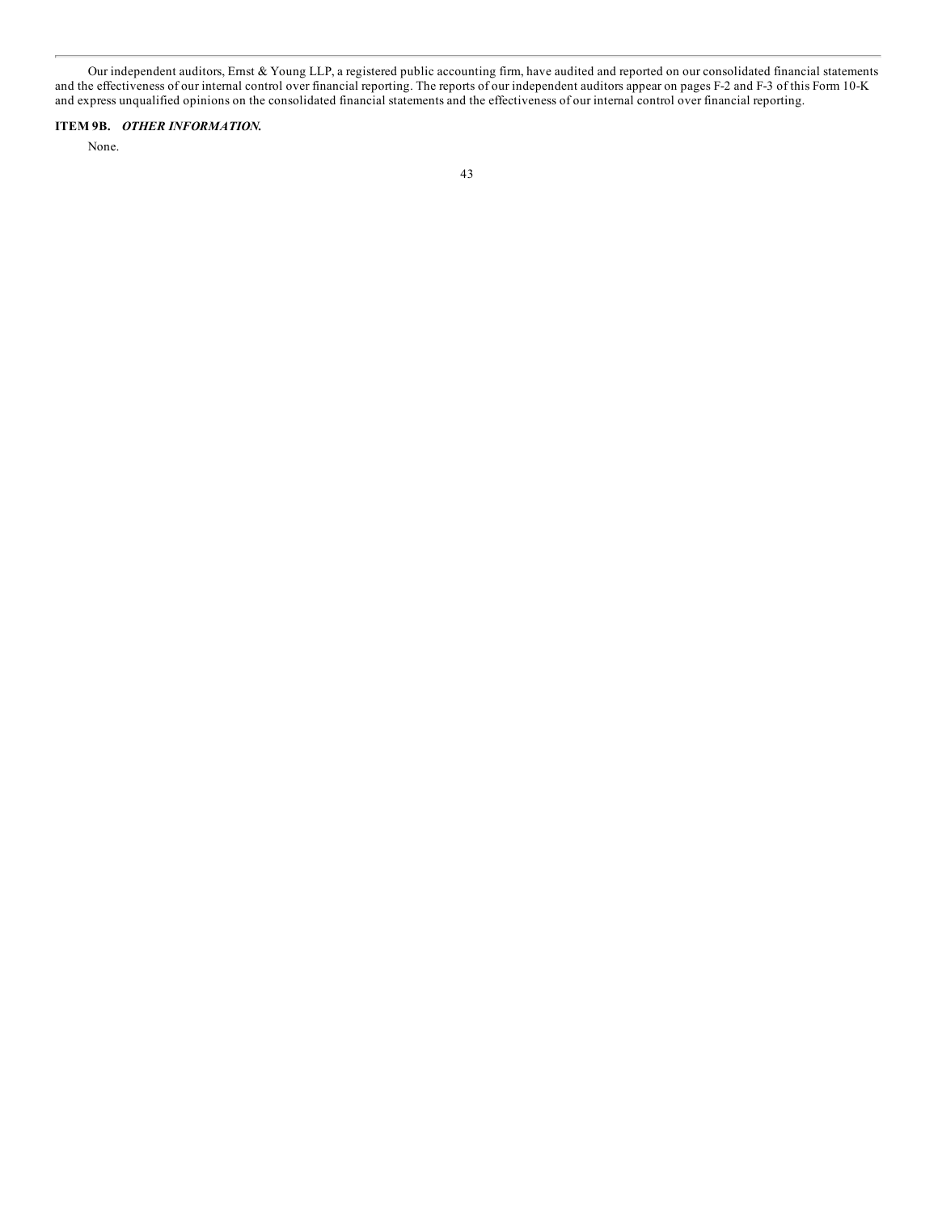Our independent auditors, Ernst & Young LLP, a registered public accounting firm, have audited and reported on our consolidated financial statements and the effectiveness of our internal control over financial reporting. The reports of our independent auditors appear on pages F-2 and F-3 of this Form 10-K and express unqualified opinions on the consolidated financial statements and the effectiveness of our internal control over financial reporting.

### ITEM 9B. *OTHER INFORMATION.*

None.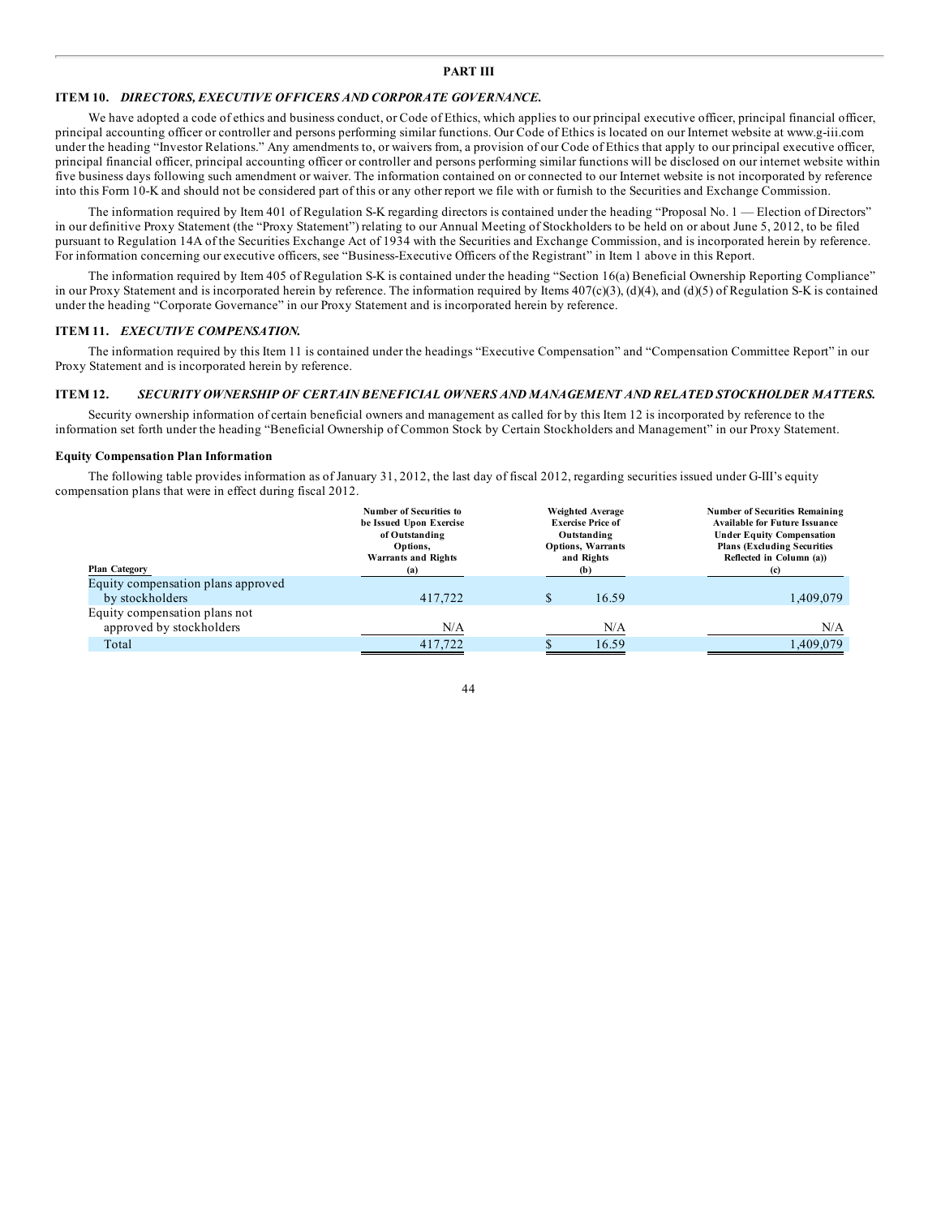# PART III

## ITEM 10. *DIRECTORS, EXECUTIVE OFFICERS AND CORPORATE GOVERNANCE.*

We have adopted a code of ethics and business conduct, or Code of Ethics, which applies to our principal executive officer, principal financial officer, principal accounting officer or controller and persons performing similar functions. Our Code of Ethics is located on our Internet website at www.g-iii.com under the heading "Investor Relations." Any amendments to, or waivers from, a provision of our Code of Ethics that apply to our principal executive officer, principal financial officer, principal accounting officer or controller and persons performing similar functions will be disclosed on our internet website within five business days following such amendment or waiver. The information contained on or connected to our Internet website is not incorporated by reference into this Form 10-K and should not be considered part of this or any other report we file with or furnish to the Securities and Exchange Commission.

The information required by Item 401 of Regulation S-K regarding directors is contained under the heading "Proposal No. 1 — Election of Directors" in our definitive Proxy Statement (the "Proxy Statement") relating to our Annual Meeting of Stockholders to be held on or about June 5, 2012, to be filed pursuant to Regulation 14A of the Securities Exchange Act of 1934 with the Securities and Exchange Commission, and is incorporated herein by reference. For information concerning our executive officers, see "Business-Executive Officers of the Registrant" in Item 1 above in this Report.

The information required by Item 405 of Regulation S-K is contained under the heading "Section 16(a) Beneficial Ownership Reporting Compliance" in our Proxy Statement and is incorporated herein by reference. The information required by Items 407(c)(3), (d)(4), and (d)(5) of Regulation S-K is contained under the heading "Corporate Governance" in our Proxy Statement and is incorporated herein by reference.

## ITEM 11. *EXECUTIVE COMPENSATION.*

The information required by this Item 11 is contained under the headings "Executive Compensation" and "Compensation Committee Report" in our Proxy Statement and is incorporated herein by reference.

## ITEM 12. *SECURITY OWNERSHIP OF CERTAIN BENEFICIAL OWNERS AND MANAGEMENT AND RELATED STOCKHOLDER MATTERS.*

Security ownership information of certain beneficial owners and management as called for by this Item 12 is incorporated by reference to the information set forth under the heading "Beneficial Ownership of Common Stock by Certain Stockholders and Management" in our Proxy Statement.

**Equity Compensation Plan Information**

The following table provides information as of January 31, 2012, the last day of fiscal 2012, regarding securities issued under G-III's equity compensation plans that were in effect during fiscal 2012.

| Plan Category | Number of Securities to be Issued Upon Exercise of Outstanding Options, Warrants and Rights (a) | Weighted Average Exercise Price of Outstanding Options, Warrants and Rights (b) | Number of Securities Remaining Available for Future Issuance Under Equity Compensation Plans (Excluding Securities Reflected in Column (a)) (c) |
|---|---|---|---|
| Equity compensation plans approved by stockholders | 417,722 | $ 16.59 | 1,409,079 |
| Equity compensation plans not approved by stockholders | N/A | N/A | N/A |
| Total | 417,722 | $ 16.59 | 1,409,079 |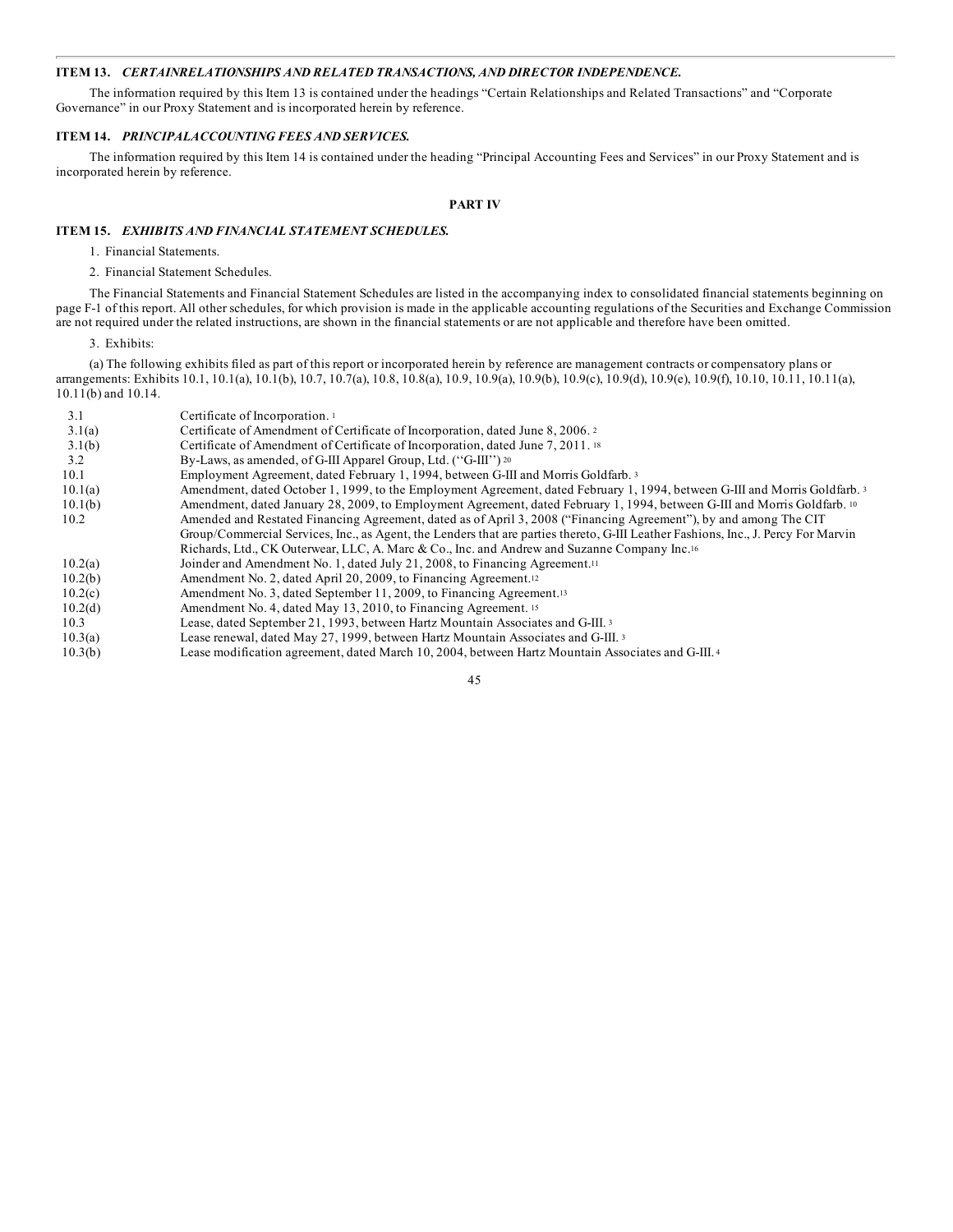### ITEM 13. *CERTAINRELATIONSHIPS AND RELATED TRANSACTIONS, AND DIRECTOR INDEPENDENCE.*

The information required by this Item 13 is contained under the headings "Certain Relationships and Related Transactions" and "Corporate Governance" in our Proxy Statement and is incorporated herein by reference.

### ITEM 14. *PRINCIPALACCOUNTING FEES AND SERVICES.*

The information required by this Item 14 is contained under the heading "Principal Accounting Fees and Services" in our Proxy Statement and is incorporated herein by reference.

## PART IV

### ITEM 15. *EXHIBITS AND FINANCIAL STATEMENT SCHEDULES.*

1. Financial Statements.

2. Financial Statement Schedules.

The Financial Statements and Financial Statement Schedules are listed in the accompanying index to consolidated financial statements beginning on page F-1 of this report. All other schedules, for which provision is made in the applicable accounting regulations of the Securities and Exchange Commission are not required under the related instructions, are shown in the financial statements or are not applicable and therefore have been omitted.

3. Exhibits:

(a) The following exhibits filed as part of this report or incorporated herein by reference are management contracts or compensatory plans or arrangements: Exhibits 10.1, 10.1(a), 10.1(b), 10.7, 10.7(a), 10.8, 10.8(a), 10.9, 10.9(a), 10.9(b), 10.9(c), 10.9(d), 10.9(e), 10.9(f), 10.10, 10.11, 10.11(a), 10.11(b) and 10.14.

| | |
|---|---|
| 3.1 | Certificate of Incorporation. [1] |
| 3.1(a) | Certificate of Amendment of Certificate of Incorporation, dated June 8, 2006. [2] |
| 3.1(b) | Certificate of Amendment of Certificate of Incorporation, dated June 7, 2011. [18] |
| 3.2 | By-Laws, as amended, of G-III Apparel Group, Ltd. ("G-III") [20] |
| 10.1 | Employment Agreement, dated February 1, 1994, between G-III and Morris Goldfarb. [3] |
| 10.1(a) | Amendment, dated October 1, 1999, to the Employment Agreement, dated February 1, 1994, between G-III and Morris Goldfarb. [3] |
| 10.1(b) | Amendment, dated January 28, 2009, to Employment Agreement, dated February 1, 1994, between G-III and Morris Goldfarb. [10] |
| 10.2 | Amended and Restated Financing Agreement, dated as of April 3, 2008 ("Financing Agreement"), by and among The CIT Group/Commercial Services, Inc., as Agent, the Lenders that are parties thereto, G-III Leather Fashions, Inc., J. Percy For Marvin Richards, Ltd., CK Outerwear, LLC, A. Marc & Co., Inc. and Andrew and Suzanne Company Inc.[16] |
| 10.2(a) | Joinder and Amendment No. 1, dated July 21, 2008, to Financing Agreement.[11] |
| 10.2(b) | Amendment No. 2, dated April 20, 2009, to Financing Agreement.[12] |
| 10.2(c) | Amendment No. 3, dated September 11, 2009, to Financing Agreement.[13] |
| 10.2(d) | Amendment No. 4, dated May 13, 2010, to Financing Agreement. [15] |
| 10.3 | Lease, dated September 21, 1993, between Hartz Mountain Associates and G-III. [3] |
| 10.3(a) | Lease renewal, dated May 27, 1999, between Hartz Mountain Associates and G-III. [3] |
| 10.3(b) | Lease modification agreement, dated March 10, 2004, between Hartz Mountain Associates and G-III. [4] |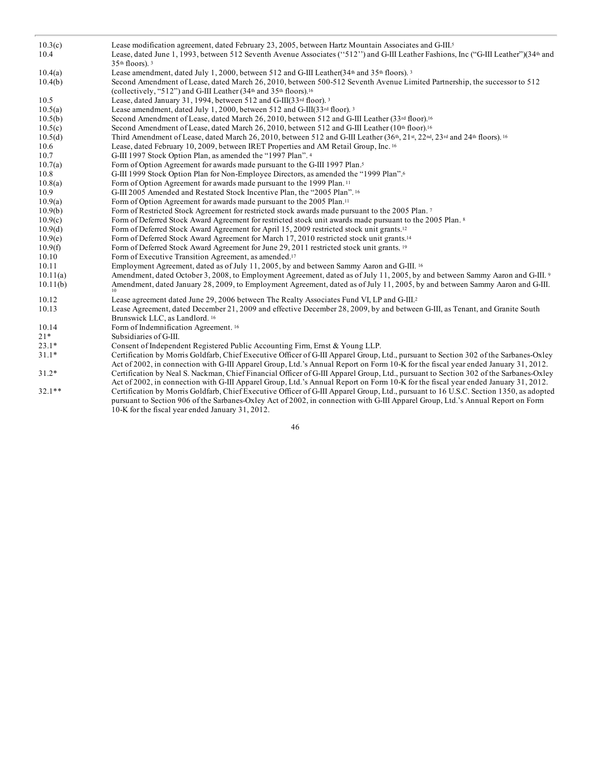| | |
|---|---|
| 10.3(c) | Lease modification agreement, dated February 23, 2005, between Hartz Mountain Associates and G-III.[5] |
| 10.4 | Lease, dated June 1, 1993, between 512 Seventh Avenue Associates (''512'') and G-III Leather Fashions, Inc ("G-III Leather")(34th and 35th floors). [3] |
| 10.4(a) | Lease amendment, dated July 1, 2000, between 512 and G-III Leather(34th and 35th floors). [3] |
| 10.4(b) | Second Amendment of Lease, dated March 26, 2010, between 500-512 Seventh Avenue Limited Partnership, the successor to 512 (collectively, "512") and G-III Leather (34th and 35th floors).[16] |
| 10.5 | Lease, dated January 31, 1994, between 512 and G-III(33rd floor). [3] |
| 10.5(a) | Lease amendment, dated July 1, 2000, between 512 and G-III(33rd floor). [3] |
| 10.5(b) | Second Amendment of Lease, dated March 26, 2010, between 512 and G-III Leather (33rd floor).[16] |
| 10.5(c) | Second Amendment of Lease, dated March 26, 2010, between 512 and G-III Leather (10th floor).[16] |
| 10.5(d) | Third Amendment of Lease, dated March 26, 2010, between 512 and G-III Leather (36th, 21st, 22nd, 23rd and 24th floors). [16] |
| 10.6 | Lease, dated February 10, 2009, between IRET Properties and AM Retail Group, Inc. [16] |
| 10.7 | G-III 1997 Stock Option Plan, as amended the "1997 Plan". [4] |
| 10.7(a) | Form of Option Agreement for awards made pursuant to the G-III 1997 Plan.[5] |
| 10.8 | G-III 1999 Stock Option Plan for Non-Employee Directors, as amended the "1999 Plan".[6] |
| 10.8(a) | Form of Option Agreement for awards made pursuant to the 1999 Plan. [11] |
| 10.9 | G-III 2005 Amended and Restated Stock Incentive Plan, the "2005 Plan". [16] |
| 10.9(a) | Form of Option Agreement for awards made pursuant to the 2005 Plan.[11] |
| 10.9(b) | Form of Restricted Stock Agreement for restricted stock awards made pursuant to the 2005 Plan. [7] |
| 10.9(c) | Form of Deferred Stock Award Agreement for restricted stock unit awards made pursuant to the 2005 Plan. [8] |
| 10.9(d) | Form of Deferred Stock Award Agreement for April 15, 2009 restricted stock unit grants.[12] |
| 10.9(e) | Form of Deferred Stock Award Agreement for March 17, 2010 restricted stock unit grants.[14] |
| 10.9(f) | Form of Deferred Stock Award Agreement for June 29, 2011 restricted stock unit grants. [19] |
| 10.10 | Form of Executive Transition Agreement, as amended.[17] |
| 10.11 | Employment Agreement, dated as of July 11, 2005, by and between Sammy Aaron and G-III. [16] |
| 10.11(a) | Amendment, dated October 3, 2008, to Employment Agreement, dated as of July 11, 2005, by and between Sammy Aaron and G-III. [9] |
| 10.11(b) | Amendment, dated January 28, 2009, to Employment Agreement, dated as of July 11, 2005, by and between Sammy Aaron and G-III. [10] |
| 10.12 | Lease agreement dated June 29, 2006 between The Realty Associates Fund VI, LP and G-III.[2] |
| 10.13 | Lease Agreement, dated December 21, 2009 and effective December 28, 2009, by and between G-III, as Tenant, and Granite South Brunswick LLC, as Landlord. [16] |
| 10.14 | Form of Indemnification Agreement. [16] |
| 21* | Subsidiaries of G-III. |
| 23.1* | Consent of Independent Registered Public Accounting Firm, Ernst & Young LLP. |
| 31.1* | Certification by Morris Goldfarb, Chief Executive Officer of G-III Apparel Group, Ltd., pursuant to Section 302 of the Sarbanes-Oxley Act of 2002, in connection with G-III Apparel Group, Ltd.'s Annual Report on Form 10-K for the fiscal year ended January 31, 2012. |
| 31.2* | Certification by Neal S. Nackman, Chief Financial Officer of G-III Apparel Group, Ltd., pursuant to Section 302 of the Sarbanes-Oxley Act of 2002, in connection with G-III Apparel Group, Ltd.'s Annual Report on Form 10-K for the fiscal year ended January 31, 2012. |
| 32.1** | Certification by Morris Goldfarb, Chief Executive Officer of G-III Apparel Group, Ltd., pursuant to 16 U.S.C. Section 1350, as adopted pursuant to Section 906 of the Sarbanes-Oxley Act of 2002, in connection with G-III Apparel Group, Ltd.'s Annual Report on Form 10-K for the fiscal year ended January 31, 2012. |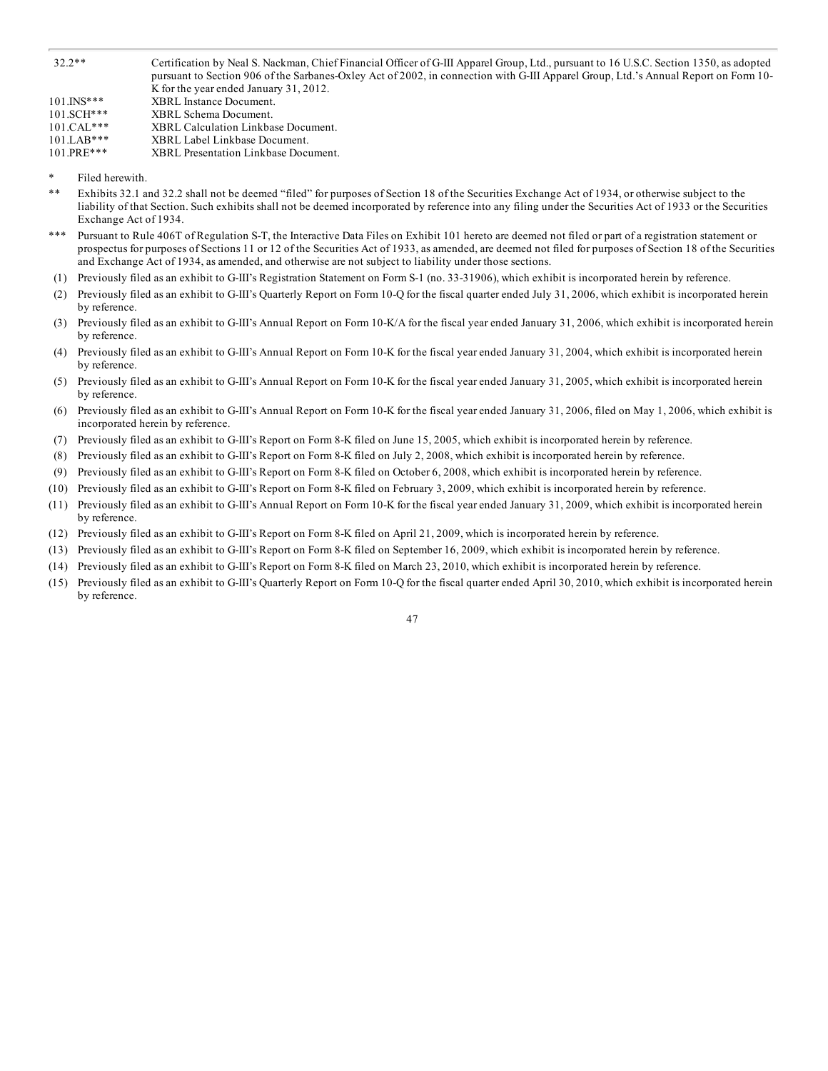| | |
|---|---|
| 32.2** | Certification by Neal S. Nackman, Chief Financial Officer of G-III Apparel Group, Ltd., pursuant to 16 U.S.C. Section 1350, as adopted pursuant to Section 906 of the Sarbanes-Oxley Act of 2002, in connection with G-III Apparel Group, Ltd.'s Annual Report on Form 10-K for the year ended January 31, 2012. |
| 101.INS*** | XBRL Instance Document. |
| 101.SCH*** | XBRL Schema Document. |
| 101.CAL*** | XBRL Calculation Linkbase Document. |
| 101.LAB*** | XBRL Label Linkbase Document. |
| 101.PRE*** | XBRL Presentation Linkbase Document. |

\* Filed herewith.

\** Exhibits 32.1 and 32.2 shall not be deemed "filed" for purposes of Section 18 of the Securities Exchange Act of 1934, or otherwise subject to the liability of that Section. Such exhibits shall not be deemed incorporated by reference into any filing under the Securities Act of 1933 or the Securities Exchange Act of 1934.

\*** Pursuant to Rule 406T of Regulation S-T, the Interactive Data Files on Exhibit 101 hereto are deemed not filed or part of a registration statement or prospectus for purposes of Sections 11 or 12 of the Securities Act of 1933, as amended, are deemed not filed for purposes of Section 18 of the Securities and Exchange Act of 1934, as amended, and otherwise are not subject to liability under those sections.

(1) Previously filed as an exhibit to G-III's Registration Statement on Form S-1 (no. 33-31906), which exhibit is incorporated herein by reference.

(2) Previously filed as an exhibit to G-III's Quarterly Report on Form 10-Q for the fiscal quarter ended July 31, 2006, which exhibit is incorporated herein by reference.

(3) Previously filed as an exhibit to G-III's Annual Report on Form 10-K/A for the fiscal year ended January 31, 2006, which exhibit is incorporated herein by reference.

(4) Previously filed as an exhibit to G-III's Annual Report on Form 10-K for the fiscal year ended January 31, 2004, which exhibit is incorporated herein by reference.

(5) Previously filed as an exhibit to G-III's Annual Report on Form 10-K for the fiscal year ended January 31, 2005, which exhibit is incorporated herein by reference.

(6) Previously filed as an exhibit to G-III's Annual Report on Form 10-K for the fiscal year ended January 31, 2006, filed on May 1, 2006, which exhibit is incorporated herein by reference.

(7) Previously filed as an exhibit to G-III's Report on Form 8-K filed on June 15, 2005, which exhibit is incorporated herein by reference.

(8) Previously filed as an exhibit to G-III's Report on Form 8-K filed on July 2, 2008, which exhibit is incorporated herein by reference.

(9) Previously filed as an exhibit to G-III's Report on Form 8-K filed on October 6, 2008, which exhibit is incorporated herein by reference.

(10) Previously filed as an exhibit to G-III's Report on Form 8-K filed on February 3, 2009, which exhibit is incorporated herein by reference.

(11) Previously filed as an exhibit to G-III's Annual Report on Form 10-K for the fiscal year ended January 31, 2009, which exhibit is incorporated herein by reference.

(12) Previously filed as an exhibit to G-III's Report on Form 8-K filed on April 21, 2009, which is incorporated herein by reference.

(13) Previously filed as an exhibit to G-III's Report on Form 8-K filed on September 16, 2009, which exhibit is incorporated herein by reference.

(14) Previously filed as an exhibit to G-III's Report on Form 8-K filed on March 23, 2010, which exhibit is incorporated herein by reference.

(15) Previously filed as an exhibit to G-III's Quarterly Report on Form 10-Q for the fiscal quarter ended April 30, 2010, which exhibit is incorporated herein by reference.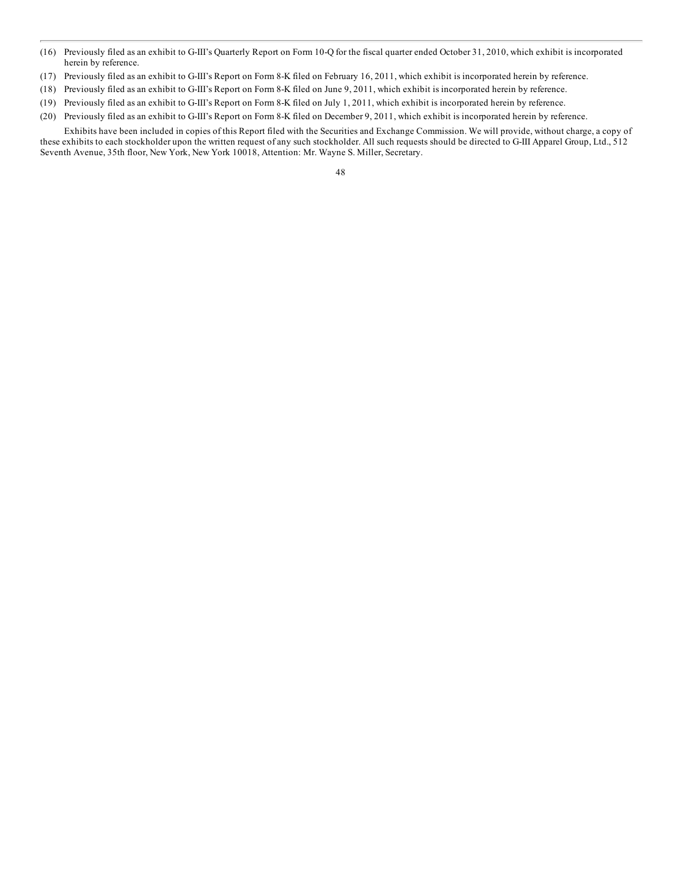(16) Previously filed as an exhibit to G-III's Quarterly Report on Form 10-Q for the fiscal quarter ended October 31, 2010, which exhibit is incorporated herein by reference.

(17) Previously filed as an exhibit to G-III's Report on Form 8-K filed on February 16, 2011, which exhibit is incorporated herein by reference.

(18) Previously filed as an exhibit to G-III's Report on Form 8-K filed on June 9, 2011, which exhibit is incorporated herein by reference.

(19) Previously filed as an exhibit to G-III's Report on Form 8-K filed on July 1, 2011, which exhibit is incorporated herein by reference.

(20) Previously filed as an exhibit to G-III's Report on Form 8-K filed on December 9, 2011, which exhibit is incorporated herein by reference.

Exhibits have been included in copies of this Report filed with the Securities and Exchange Commission. We will provide, without charge, a copy of these exhibits to each stockholder upon the written request of any such stockholder. All such requests should be directed to G-III Apparel Group, Ltd., 512 Seventh Avenue, 35th floor, New York, New York 10018, Attention: Mr. Wayne S. Miller, Secretary.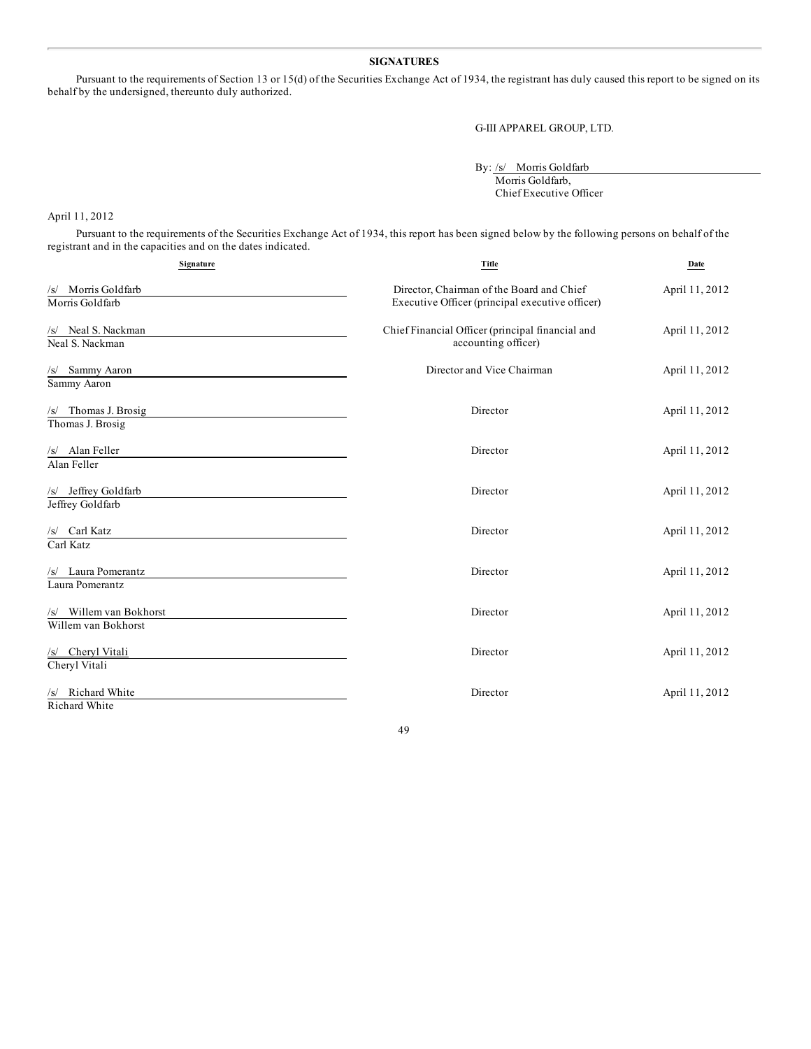## SIGNATURES

Pursuant to the requirements of Section 13 or 15(d) of the Securities Exchange Act of 1934, the registrant has duly caused this report to be signed on its behalf by the undersigned, thereunto duly authorized.

G-III APPAREL GROUP, LTD.

By: /s/ Morris Goldfarb
Morris Goldfarb,
Chief Executive Officer

April 11, 2012

Pursuant to the requirements of the Securities Exchange Act of 1934, this report has been signed below by the following persons on behalf of the registrant and in the capacities and on the dates indicated.

| Signature | Title | Date |
|---|---|---|
| /s/ Morris Goldfarb<br>Morris Goldfarb | Director, Chairman of the Board and Chief Executive Officer (principal executive officer) | April 11, 2012 |
| /s/ Neal S. Nackman<br>Neal S. Nackman | Chief Financial Officer (principal financial and accounting officer) | April 11, 2012 |
| /s/ Sammy Aaron<br>Sammy Aaron | Director and Vice Chairman | April 11, 2012 |
| /s/ Thomas J. Brosig<br>Thomas J. Brosig | Director | April 11, 2012 |
| /s/ Alan Feller<br>Alan Feller | Director | April 11, 2012 |
| /s/ Jeffrey Goldfarb<br>Jeffrey Goldfarb | Director | April 11, 2012 |
| /s/ Carl Katz<br>Carl Katz | Director | April 11, 2012 |
| /s/ Laura Pomerantz<br>Laura Pomerantz | Director | April 11, 2012 |
| /s/ Willem van Bokhorst<br>Willem van Bokhorst | Director | April 11, 2012 |
| /s/ Cheryl Vitali<br>Cheryl Vitali | Director | April 11, 2012 |
| /s/ Richard White<br>Richard White | Director | April 11, 2012 |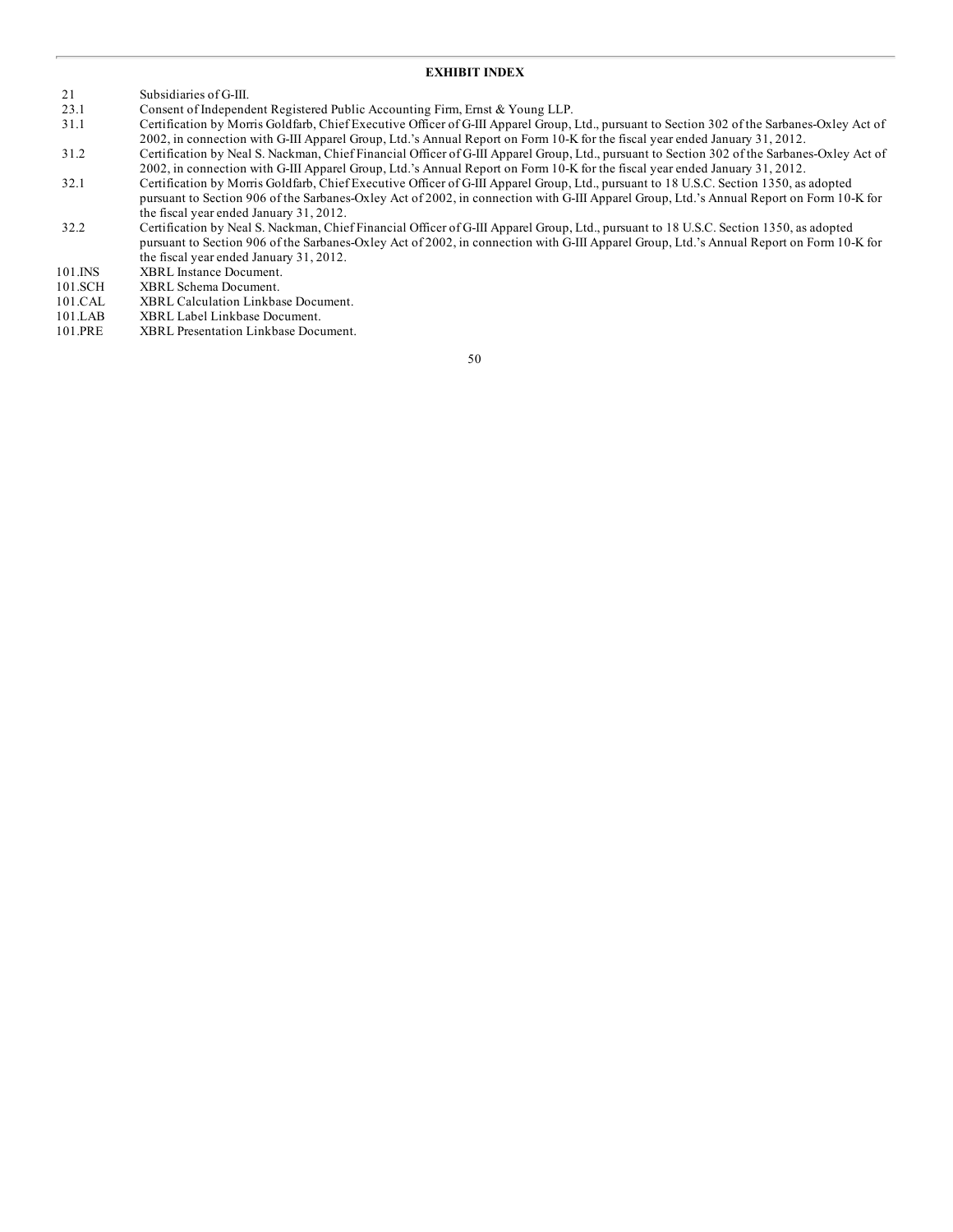**EXHIBIT INDEX**

| | |
|---|---|
| 21 | Subsidiaries of G-III. |
| 23.1 | Consent of Independent Registered Public Accounting Firm, Ernst & Young LLP. |
| 31.1 | Certification by Morris Goldfarb, Chief Executive Officer of G-III Apparel Group, Ltd., pursuant to Section 302 of the Sarbanes-Oxley Act of 2002, in connection with G-III Apparel Group, Ltd.'s Annual Report on Form 10-K for the fiscal year ended January 31, 2012. |
| 31.2 | Certification by Neal S. Nackman, Chief Financial Officer of G-III Apparel Group, Ltd., pursuant to Section 302 of the Sarbanes-Oxley Act of 2002, in connection with G-III Apparel Group, Ltd.'s Annual Report on Form 10-K for the fiscal year ended January 31, 2012. |
| 32.1 | Certification by Morris Goldfarb, Chief Executive Officer of G-III Apparel Group, Ltd., pursuant to 18 U.S.C. Section 1350, as adopted pursuant to Section 906 of the Sarbanes-Oxley Act of 2002, in connection with G-III Apparel Group, Ltd.'s Annual Report on Form 10-K for the fiscal year ended January 31, 2012. |
| 32.2 | Certification by Neal S. Nackman, Chief Financial Officer of G-III Apparel Group, Ltd., pursuant to 18 U.S.C. Section 1350, as adopted pursuant to Section 906 of the Sarbanes-Oxley Act of 2002, in connection with G-III Apparel Group, Ltd.'s Annual Report on Form 10-K for the fiscal year ended January 31, 2012. |
| 101.INS | XBRL Instance Document. |
| 101.SCH | XBRL Schema Document. |
| 101.CAL | XBRL Calculation Linkbase Document. |
| 101.LAB | XBRL Label Linkbase Document. |
| 101.PRE | XBRL Presentation Linkbase Document. |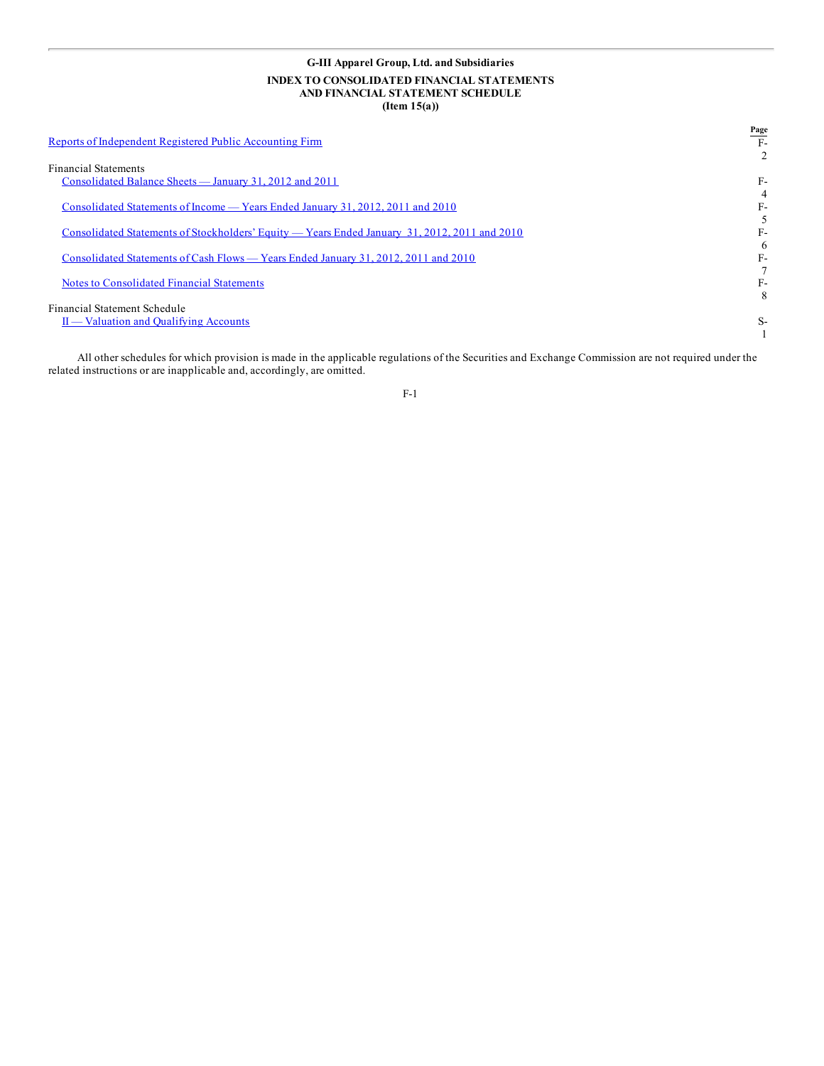# G-III Apparel Group, Ltd. and Subsidiaries

## INDEX TO CONSOLIDATED FINANCIAL STATEMENTS AND FINANCIAL STATEMENT SCHEDULE (Item 15(a))

| | Page |
|---|---|
| Reports of Independent Registered Public Accounting Firm | F-2 |
| Financial Statements | |
| Consolidated Balance Sheets — January 31, 2012 and 2011 | F-4 |
| Consolidated Statements of Income — Years Ended January 31, 2012, 2011 and 2010 | F-5 |
| Consolidated Statements of Stockholders' Equity — Years Ended January 31, 2012, 2011 and 2010 | F-6 |
| Consolidated Statements of Cash Flows — Years Ended January 31, 2012, 2011 and 2010 | F-7 |
| Notes to Consolidated Financial Statements | F-8 |
| Financial Statement Schedule | |
| II — Valuation and Qualifying Accounts | S-1 |

All other schedules for which provision is made in the applicable regulations of the Securities and Exchange Commission are not required under the related instructions or are inapplicable and, accordingly, are omitted.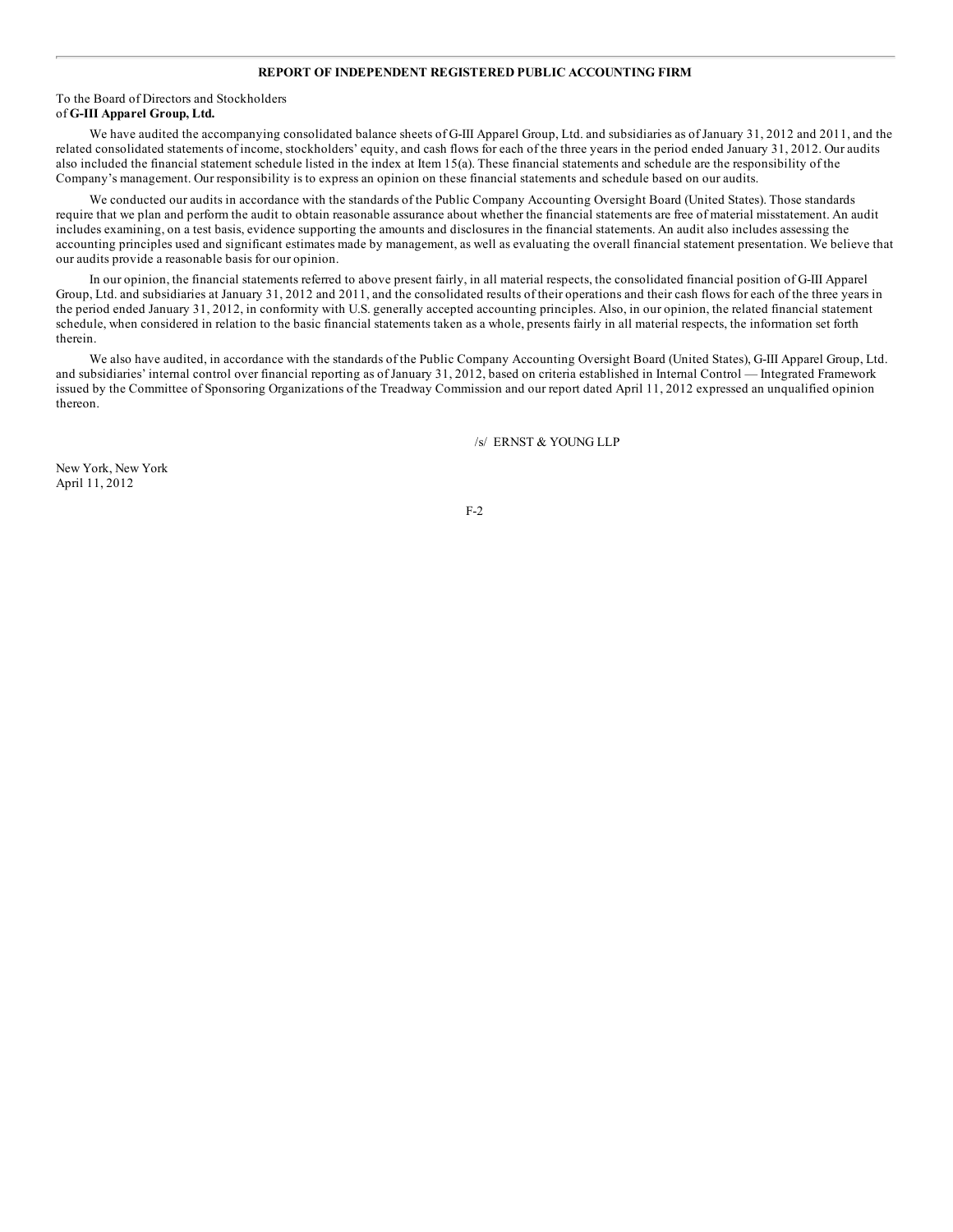## REPORT OF INDEPENDENT REGISTERED PUBLIC ACCOUNTING FIRM

To the Board of Directors and Stockholders
of **G-III Apparel Group, Ltd.**

We have audited the accompanying consolidated balance sheets of G-III Apparel Group, Ltd. and subsidiaries as of January 31, 2012 and 2011, and the related consolidated statements of income, stockholders' equity, and cash flows for each of the three years in the period ended January 31, 2012. Our audits also included the financial statement schedule listed in the index at Item 15(a). These financial statements and schedule are the responsibility of the Company's management. Our responsibility is to express an opinion on these financial statements and schedule based on our audits.

We conducted our audits in accordance with the standards of the Public Company Accounting Oversight Board (United States). Those standards require that we plan and perform the audit to obtain reasonable assurance about whether the financial statements are free of material misstatement. An audit includes examining, on a test basis, evidence supporting the amounts and disclosures in the financial statements. An audit also includes assessing the accounting principles used and significant estimates made by management, as well as evaluating the overall financial statement presentation. We believe that our audits provide a reasonable basis for our opinion.

In our opinion, the financial statements referred to above present fairly, in all material respects, the consolidated financial position of G-III Apparel Group, Ltd. and subsidiaries at January 31, 2012 and 2011, and the consolidated results of their operations and their cash flows for each of the three years in the period ended January 31, 2012, in conformity with U.S. generally accepted accounting principles. Also, in our opinion, the related financial statement schedule, when considered in relation to the basic financial statements taken as a whole, presents fairly in all material respects, the information set forth therein.

We also have audited, in accordance with the standards of the Public Company Accounting Oversight Board (United States), G-III Apparel Group, Ltd. and subsidiaries' internal control over financial reporting as of January 31, 2012, based on criteria established in Internal Control — Integrated Framework issued by the Committee of Sponsoring Organizations of the Treadway Commission and our report dated April 11, 2012 expressed an unqualified opinion thereon.

/s/ ERNST & YOUNG LLP

New York, New York
April 11, 2012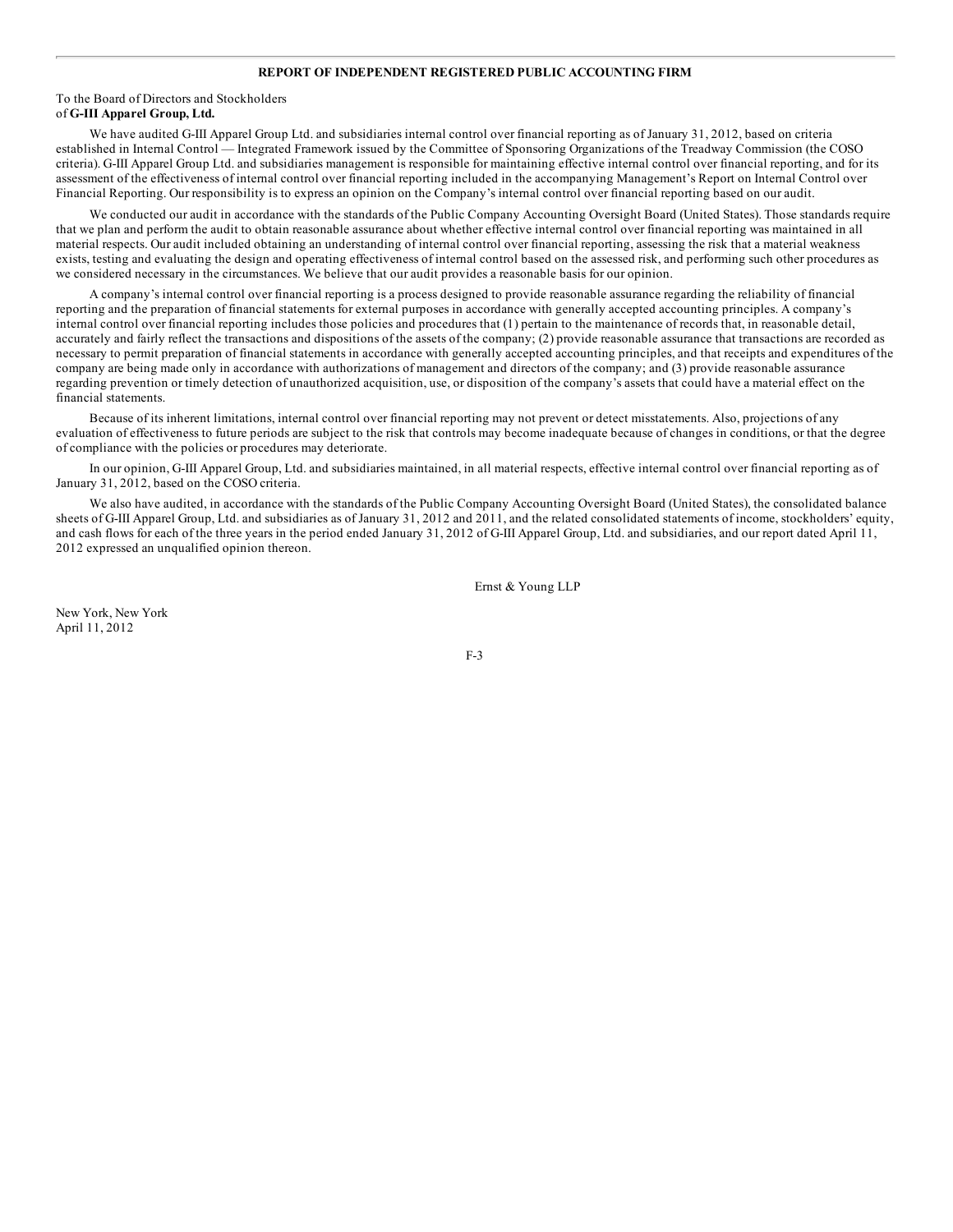## REPORT OF INDEPENDENT REGISTERED PUBLIC ACCOUNTING FIRM

To the Board of Directors and Stockholders
of **G-III Apparel Group, Ltd.**

We have audited G-III Apparel Group Ltd. and subsidiaries internal control over financial reporting as of January 31, 2012, based on criteria established in Internal Control — Integrated Framework issued by the Committee of Sponsoring Organizations of the Treadway Commission (the COSO criteria). G-III Apparel Group Ltd. and subsidiaries management is responsible for maintaining effective internal control over financial reporting, and for its assessment of the effectiveness of internal control over financial reporting included in the accompanying Management's Report on Internal Control over Financial Reporting. Our responsibility is to express an opinion on the Company's internal control over financial reporting based on our audit.

We conducted our audit in accordance with the standards of the Public Company Accounting Oversight Board (United States). Those standards require that we plan and perform the audit to obtain reasonable assurance about whether effective internal control over financial reporting was maintained in all material respects. Our audit included obtaining an understanding of internal control over financial reporting, assessing the risk that a material weakness exists, testing and evaluating the design and operating effectiveness of internal control based on the assessed risk, and performing such other procedures as we considered necessary in the circumstances. We believe that our audit provides a reasonable basis for our opinion.

A company's internal control over financial reporting is a process designed to provide reasonable assurance regarding the reliability of financial reporting and the preparation of financial statements for external purposes in accordance with generally accepted accounting principles. A company's internal control over financial reporting includes those policies and procedures that (1) pertain to the maintenance of records that, in reasonable detail, accurately and fairly reflect the transactions and dispositions of the assets of the company; (2) provide reasonable assurance that transactions are recorded as necessary to permit preparation of financial statements in accordance with generally accepted accounting principles, and that receipts and expenditures of the company are being made only in accordance with authorizations of management and directors of the company; and (3) provide reasonable assurance regarding prevention or timely detection of unauthorized acquisition, use, or disposition of the company's assets that could have a material effect on the financial statements.

Because of its inherent limitations, internal control over financial reporting may not prevent or detect misstatements. Also, projections of any evaluation of effectiveness to future periods are subject to the risk that controls may become inadequate because of changes in conditions, or that the degree of compliance with the policies or procedures may deteriorate.

In our opinion, G-III Apparel Group, Ltd. and subsidiaries maintained, in all material respects, effective internal control over financial reporting as of January 31, 2012, based on the COSO criteria.

We also have audited, in accordance with the standards of the Public Company Accounting Oversight Board (United States), the consolidated balance sheets of G-III Apparel Group, Ltd. and subsidiaries as of January 31, 2012 and 2011, and the related consolidated statements of income, stockholders' equity, and cash flows for each of the three years in the period ended January 31, 2012 of G-III Apparel Group, Ltd. and subsidiaries, and our report dated April 11, 2012 expressed an unqualified opinion thereon.

Ernst & Young LLP

New York, New York
April 11, 2012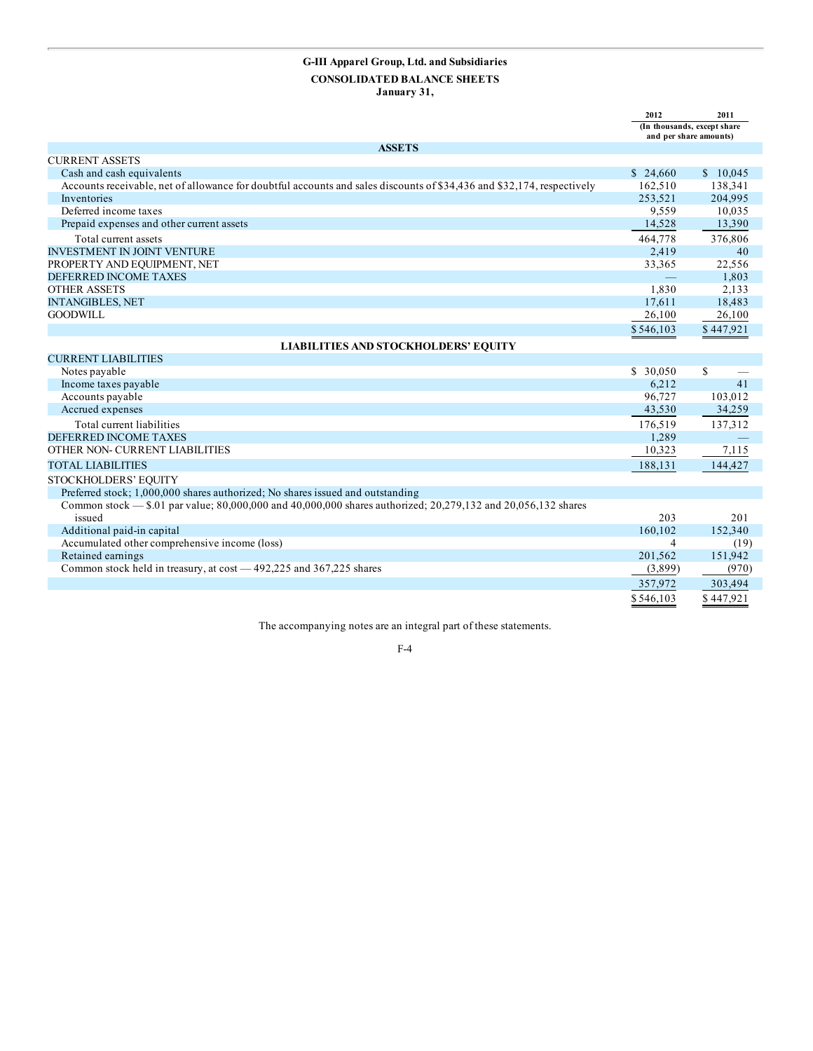**G-III Apparel Group, Ltd. and Subsidiaries**

**CONSOLIDATED BALANCE SHEETS**

**January 31,**

| | 2012 | 2011 |
|---|---|---|
| | (In thousands, except share and per share amounts) | |
| **ASSETS** | | |
| CURRENT ASSETS | | |
| Cash and cash equivalents | $ 24,660 | $ 10,045 |
| Accounts receivable, net of allowance for doubtful accounts and sales discounts of $34,436 and $32,174, respectively | 162,510 | 138,341 |
| Inventories | 253,521 | 204,995 |
| Deferred income taxes | 9,559 | 10,035 |
| Prepaid expenses and other current assets | 14,528 | 13,390 |
| Total current assets | 464,778 | 376,806 |
| INVESTMENT IN JOINT VENTURE | 2,419 | 40 |
| PROPERTY AND EQUIPMENT, NET | 33,365 | 22,556 |
| DEFERRED INCOME TAXES | — | 1,803 |
| OTHER ASSETS | 1,830 | 2,133 |
| INTANGIBLES, NET | 17,611 | 18,483 |
| GOODWILL | 26,100 | 26,100 |
| | $ 546,103 | $ 447,921 |
| **LIABILITIES AND STOCKHOLDERS' EQUITY** | | |
| CURRENT LIABILITIES | | |
| Notes payable | $ 30,050 | $ — |
| Income taxes payable | 6,212 | 41 |
| Accounts payable | 96,727 | 103,012 |
| Accrued expenses | 43,530 | 34,259 |
| Total current liabilities | 176,519 | 137,312 |
| DEFERRED INCOME TAXES | 1,289 | — |
| OTHER NON- CURRENT LIABILITIES | 10,323 | 7,115 |
| TOTAL LIABILITIES | 188,131 | 144,427 |
| STOCKHOLDERS' EQUITY | | |
| Preferred stock; 1,000,000 shares authorized; No shares issued and outstanding | | |
| Common stock — $.01 par value; 80,000,000 and 40,000,000 shares authorized; 20,279,132 and 20,056,132 shares issued | 203 | 201 |
| Additional paid-in capital | 160,102 | 152,340 |
| Accumulated other comprehensive income (loss) | 4 | (19) |
| Retained earnings | 201,562 | 151,942 |
| Common stock held in treasury, at cost — 492,225 and 367,225 shares | (3,899) | (970) |
| | 357,972 | 303,494 |
| | $ 546,103 | $ 447,921 |

The accompanying notes are an integral part of these statements.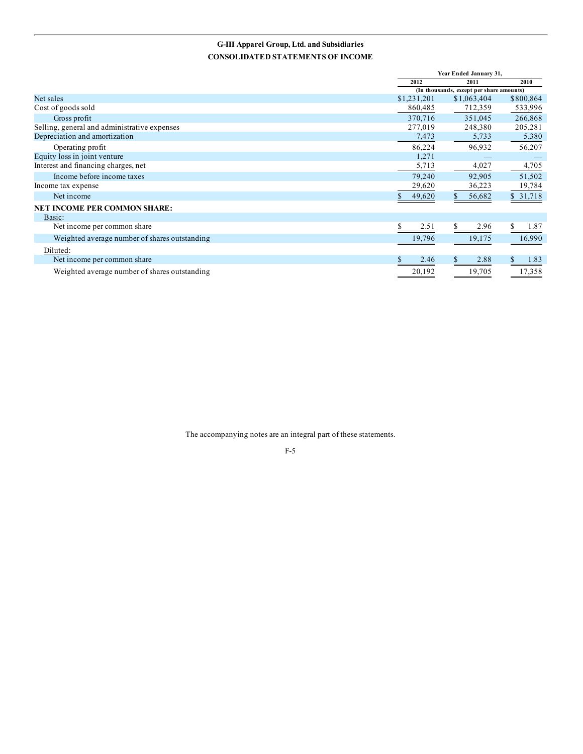# G-III Apparel Group, Ltd. and Subsidiaries

## CONSOLIDATED STATEMENTS OF INCOME

| | Year Ended January 31, | | |
|---|---|---|---|
| | 2012 | 2011 | 2010 |
| | (In thousands, except per share amounts) | | |
| Net sales | $1,231,201 | $1,063,404 | $800,864 |
| Cost of goods sold | 860,485 | 712,359 | 533,996 |
| Gross profit | 370,716 | 351,045 | 266,868 |
| Selling, general and administrative expenses | 277,019 | 248,380 | 205,281 |
| Depreciation and amortization | 7,473 | 5,733 | 5,380 |
| Operating profit | 86,224 | 96,932 | 56,207 |
| Equity loss in joint venture | 1,271 | — | — |
| Interest and financing charges, net | 5,713 | 4,027 | 4,705 |
| Income before income taxes | 79,240 | 92,905 | 51,502 |
| Income tax expense | 29,620 | 36,223 | 19,784 |
| Net income | $ 49,620 | $ 56,682 | $ 31,718 |
| **NET INCOME PER COMMON SHARE:** | | | |
| Basic: | | | |
| Net income per common share | $ 2.51 | $ 2.96 | $ 1.87 |
| Weighted average number of shares outstanding | 19,796 | 19,175 | 16,990 |
| Diluted: | | | |
| Net income per common share | $ 2.46 | $ 2.88 | $ 1.83 |
| Weighted average number of shares outstanding | 20,192 | 19,705 | 17,358 |

The accompanying notes are an integral part of these statements.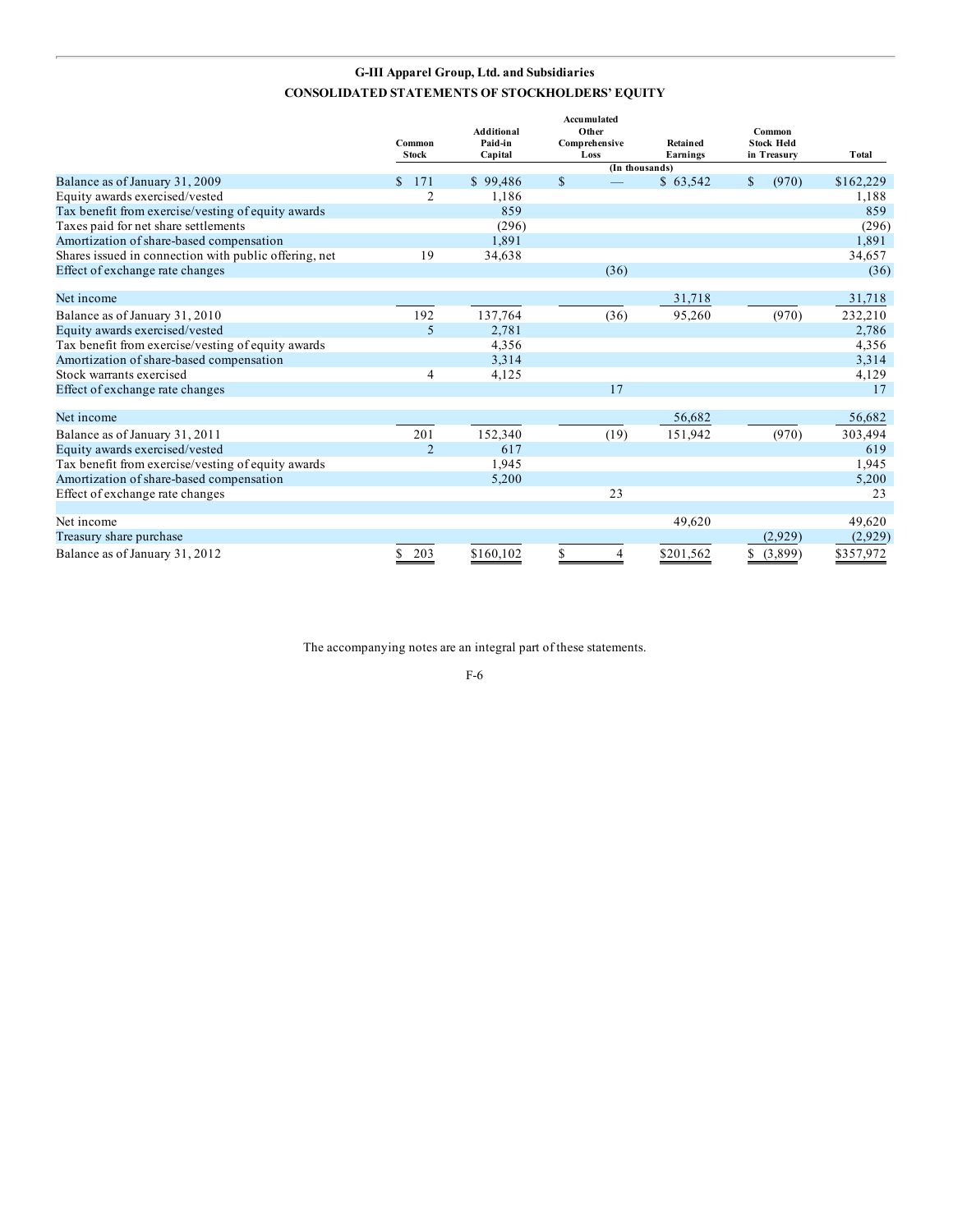## G-III Apparel Group, Ltd. and Subsidiaries

## CONSOLIDATED STATEMENTS OF STOCKHOLDERS' EQUITY

| | Common Stock | Additional Paid-in Capital | Accumulated Other Comprehensive Loss | Retained Earnings | Common Stock Held in Treasury | Total |
|---|---|---|---|---|---|---|
| | | | (In thousands) | | | |
| Balance as of January 31, 2009 | $ 171 | $ 99,486 | $ — | $ 63,542 | $ (970) | $162,229 |
| Equity awards exercised/vested | 2 | 1,186 | | | | 1,188 |
| Tax benefit from exercise/vesting of equity awards | | 859 | | | | 859 |
| Taxes paid for net share settlements | | (296) | | | | (296) |
| Amortization of share-based compensation | | 1,891 | | | | 1,891 |
| Shares issued in connection with public offering, net | 19 | 34,638 | | | | 34,657 |
| Effect of exchange rate changes | | | (36) | | | (36) |
| Net income | | | | 31,718 | | 31,718 |
| Balance as of January 31, 2010 | 192 | 137,764 | (36) | 95,260 | (970) | 232,210 |
| Equity awards exercised/vested | 5 | 2,781 | | | | 2,786 |
| Tax benefit from exercise/vesting of equity awards | | 4,356 | | | | 4,356 |
| Amortization of share-based compensation | | 3,314 | | | | 3,314 |
| Stock warrants exercised | 4 | 4,125 | | | | 4,129 |
| Effect of exchange rate changes | | | 17 | | | 17 |
| Net income | | | | 56,682 | | 56,682 |
| Balance as of January 31, 2011 | 201 | 152,340 | (19) | 151,942 | (970) | 303,494 |
| Equity awards exercised/vested | 2 | 617 | | | | 619 |
| Tax benefit from exercise/vesting of equity awards | | 1,945 | | | | 1,945 |
| Amortization of share-based compensation | | 5,200 | | | | 5,200 |
| Effect of exchange rate changes | | | 23 | | | 23 |
| Net income | | | | 49,620 | | 49,620 |
| Treasury share purchase | | | | | (2,929) | (2,929) |
| Balance as of January 31, 2012 | $ 203 | $160,102 | $ 4 | $201,562 | $ (3,899) | $357,972 |

The accompanying notes are an integral part of these statements.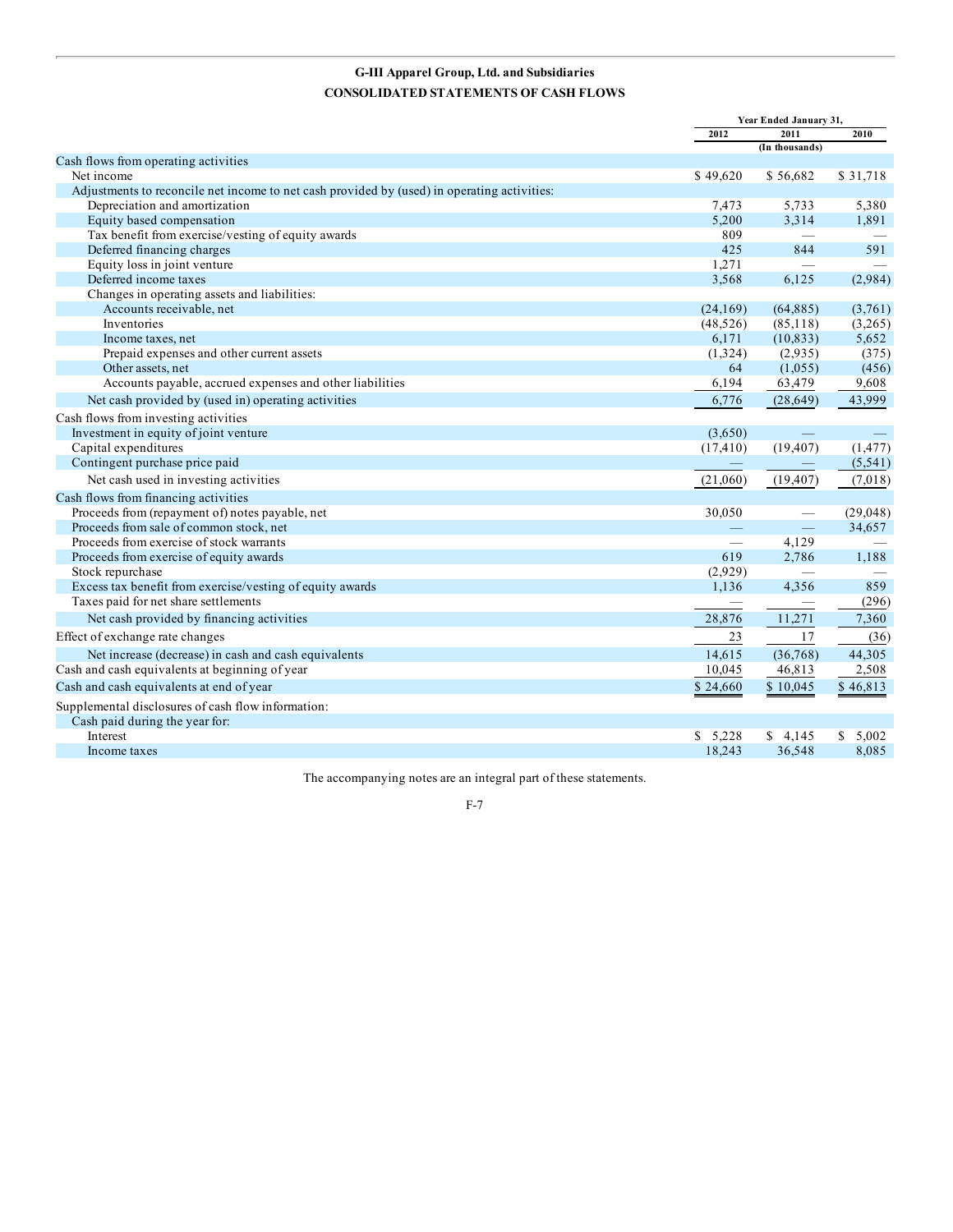# G-III Apparel Group, Ltd. and Subsidiaries

## CONSOLIDATED STATEMENTS OF CASH FLOWS

| | Year Ended January 31, | | |
|---|---|---|---|
| | 2012 | 2011 | 2010 |
| | | (In thousands) | |
| Cash flows from operating activities | | | |
| Net income | $ 49,620 | $ 56,682 | $ 31,718 |
| Adjustments to reconcile net income to net cash provided by (used) in operating activities: | | | |
| Depreciation and amortization | 7,473 | 5,733 | 5,380 |
| Equity based compensation | 5,200 | 3,314 | 1,891 |
| Tax benefit from exercise/vesting of equity awards | 809 | — | — |
| Deferred financing charges | 425 | 844 | 591 |
| Equity loss in joint venture | 1,271 | — | — |
| Deferred income taxes | 3,568 | 6,125 | (2,984) |
| Changes in operating assets and liabilities: | | | |
| Accounts receivable, net | (24,169) | (64,885) | (3,761) |
| Inventories | (48,526) | (85,118) | (3,265) |
| Income taxes, net | 6,171 | (10,833) | 5,652 |
| Prepaid expenses and other current assets | (1,324) | (2,935) | (375) |
| Other assets, net | 64 | (1,055) | (456) |
| Accounts payable, accrued expenses and other liabilities | 6,194 | 63,479 | 9,608 |
| Net cash provided by (used in) operating activities | 6,776 | (28,649) | 43,999 |
| Cash flows from investing activities | | | |
| Investment in equity of joint venture | (3,650) | — | — |
| Capital expenditures | (17,410) | (19,407) | (1,477) |
| Contingent purchase price paid | — | — | (5,541) |
| Net cash used in investing activities | (21,060) | (19,407) | (7,018) |
| Cash flows from financing activities | | | |
| Proceeds from (repayment of) notes payable, net | 30,050 | — | (29,048) |
| Proceeds from sale of common stock, net | — | — | 34,657 |
| Proceeds from exercise of stock warrants | — | 4,129 | — |
| Proceeds from exercise of equity awards | 619 | 2,786 | 1,188 |
| Stock repurchase | (2,929) | — | — |
| Excess tax benefit from exercise/vesting of equity awards | 1,136 | 4,356 | 859 |
| Taxes paid for net share settlements | — | — | (296) |
| Net cash provided by financing activities | 28,876 | 11,271 | 7,360 |
| Effect of exchange rate changes | 23 | 17 | (36) |
| Net increase (decrease) in cash and cash equivalents | 14,615 | (36,768) | 44,305 |
| Cash and cash equivalents at beginning of year | 10,045 | 46,813 | 2,508 |
| Cash and cash equivalents at end of year | $ 24,660 | $ 10,045 | $ 46,813 |
| Supplemental disclosures of cash flow information: | | | |
| Cash paid during the year for: | | | |
| Interest | $ 5,228 | $ 4,145 | $ 5,002 |
| Income taxes | 18,243 | 36,548 | 8,085 |

The accompanying notes are an integral part of these statements.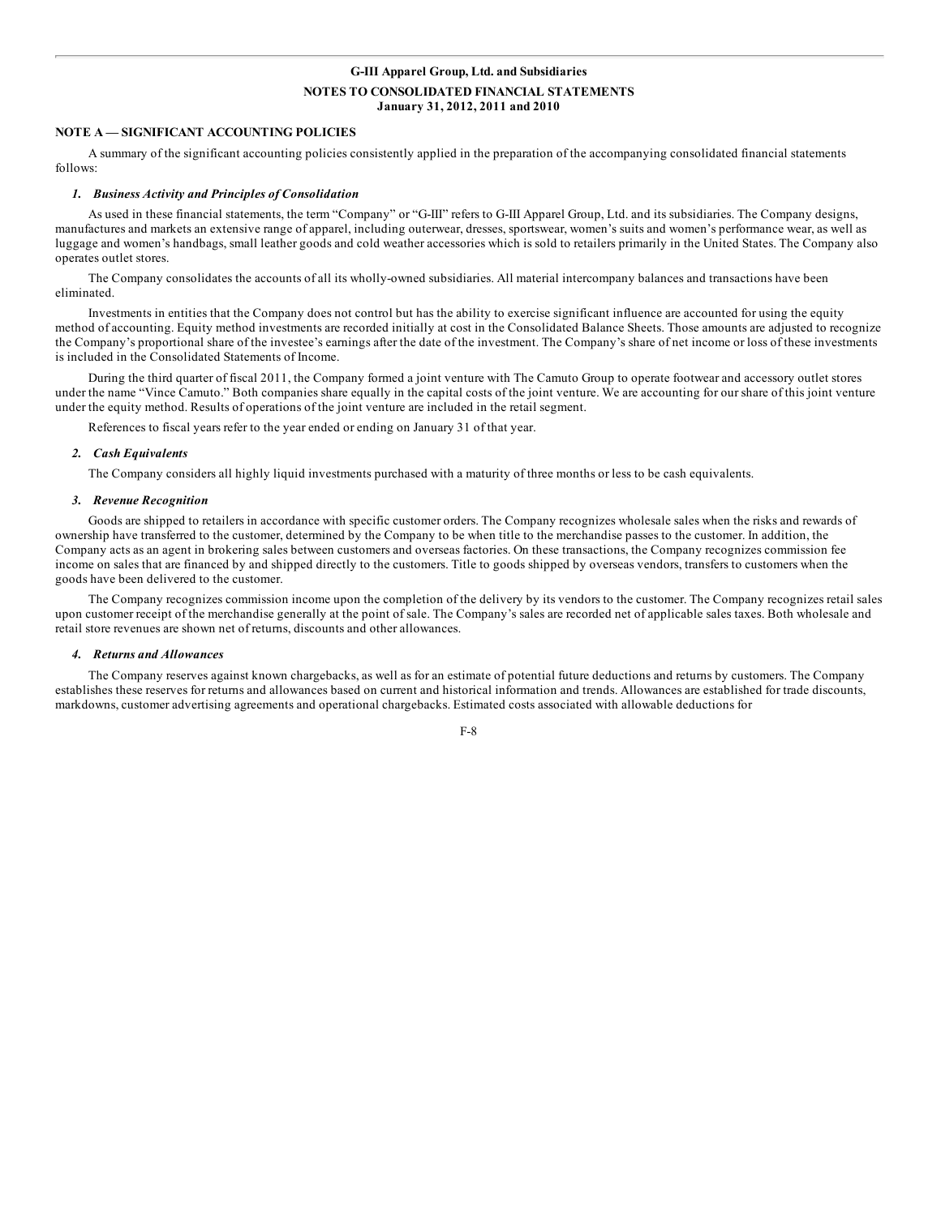**G-III Apparel Group, Ltd. and Subsidiaries**

**NOTES TO CONSOLIDATED FINANCIAL STATEMENTS**
**January 31, 2012, 2011 and 2010**

**NOTE A — SIGNIFICANT ACCOUNTING POLICIES**

A summary of the significant accounting policies consistently applied in the preparation of the accompanying consolidated financial statements follows:

***1. Business Activity and Principles of Consolidation***

As used in these financial statements, the term "Company" or "G-III" refers to G-III Apparel Group, Ltd. and its subsidiaries. The Company designs, manufactures and markets an extensive range of apparel, including outerwear, dresses, sportswear, women's suits and women's performance wear, as well as luggage and women's handbags, small leather goods and cold weather accessories which is sold to retailers primarily in the United States. The Company also operates outlet stores.

The Company consolidates the accounts of all its wholly-owned subsidiaries. All material intercompany balances and transactions have been eliminated.

Investments in entities that the Company does not control but has the ability to exercise significant influence are accounted for using the equity method of accounting. Equity method investments are recorded initially at cost in the Consolidated Balance Sheets. Those amounts are adjusted to recognize the Company's proportional share of the investee's earnings after the date of the investment. The Company's share of net income or loss of these investments is included in the Consolidated Statements of Income.

During the third quarter of fiscal 2011, the Company formed a joint venture with The Camuto Group to operate footwear and accessory outlet stores under the name "Vince Camuto." Both companies share equally in the capital costs of the joint venture. We are accounting for our share of this joint venture under the equity method. Results of operations of the joint venture are included in the retail segment.

References to fiscal years refer to the year ended or ending on January 31 of that year.

***2. Cash Equivalents***

The Company considers all highly liquid investments purchased with a maturity of three months or less to be cash equivalents.

***3. Revenue Recognition***

Goods are shipped to retailers in accordance with specific customer orders. The Company recognizes wholesale sales when the risks and rewards of ownership have transferred to the customer, determined by the Company to be when title to the merchandise passes to the customer. In addition, the Company acts as an agent in brokering sales between customers and overseas factories. On these transactions, the Company recognizes commission fee income on sales that are financed by and shipped directly to the customers. Title to goods shipped by overseas vendors, transfers to customers when the goods have been delivered to the customer.

The Company recognizes commission income upon the completion of the delivery by its vendors to the customer. The Company recognizes retail sales upon customer receipt of the merchandise generally at the point of sale. The Company's sales are recorded net of applicable sales taxes. Both wholesale and retail store revenues are shown net of returns, discounts and other allowances.

***4. Returns and Allowances***

The Company reserves against known chargebacks, as well as for an estimate of potential future deductions and returns by customers. The Company establishes these reserves for returns and allowances based on current and historical information and trends. Allowances are established for trade discounts, markdowns, customer advertising agreements and operational chargebacks. Estimated costs associated with allowable deductions for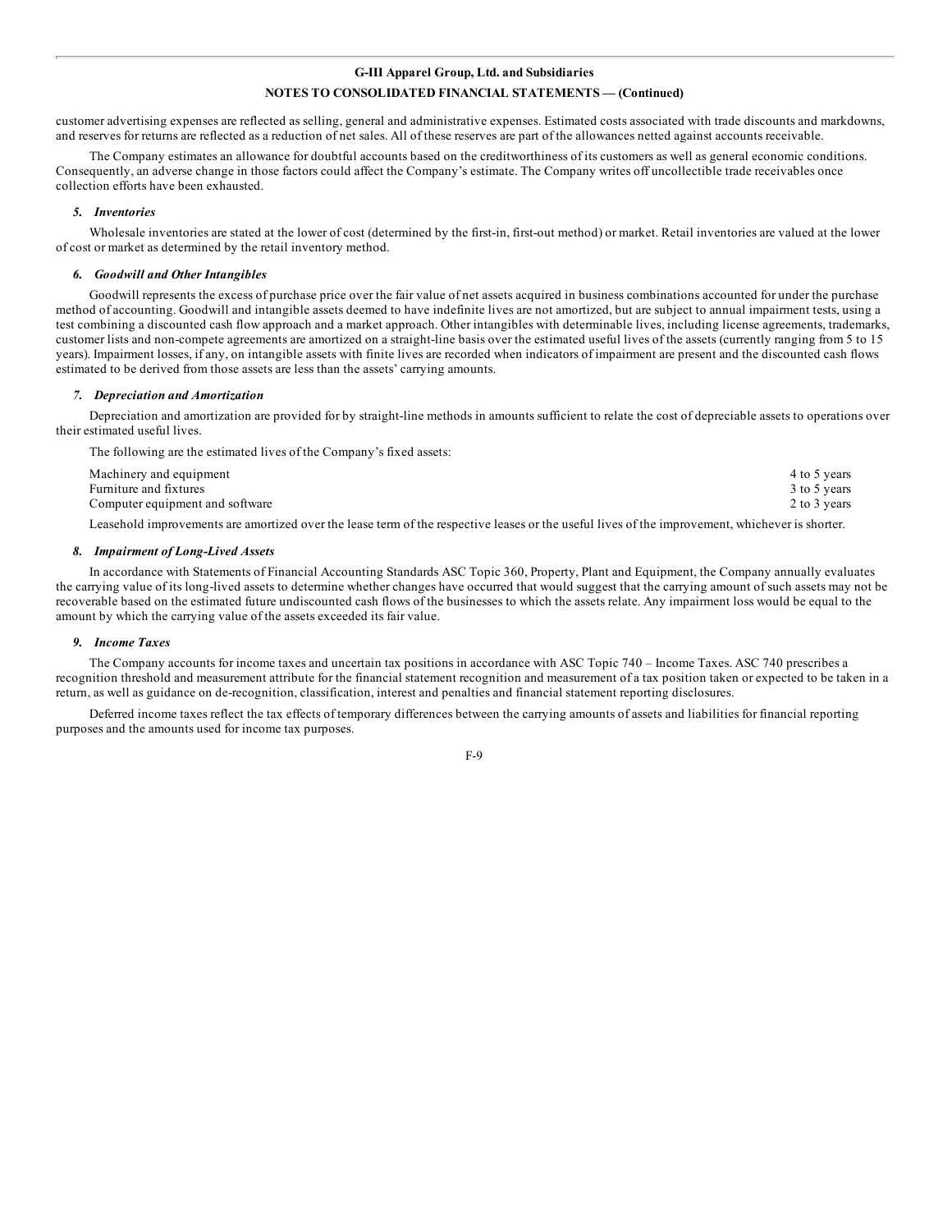customer advertising expenses are reflected as selling, general and administrative expenses. Estimated costs associated with trade discounts and markdowns, and reserves for returns are reflected as a reduction of net sales. All of these reserves are part of the allowances netted against accounts receivable.

The Company estimates an allowance for doubtful accounts based on the creditworthiness of its customers as well as general economic conditions. Consequently, an adverse change in those factors could affect the Company's estimate. The Company writes off uncollectible trade receivables once collection efforts have been exhausted.

### *5. Inventories*

Wholesale inventories are stated at the lower of cost (determined by the first-in, first-out method) or market. Retail inventories are valued at the lower of cost or market as determined by the retail inventory method.

### *6. Goodwill and Other Intangibles*

Goodwill represents the excess of purchase price over the fair value of net assets acquired in business combinations accounted for under the purchase method of accounting. Goodwill and intangible assets deemed to have indefinite lives are not amortized, but are subject to annual impairment tests, using a test combining a discounted cash flow approach and a market approach. Other intangibles with determinable lives, including license agreements, trademarks, customer lists and non-compete agreements are amortized on a straight-line basis over the estimated useful lives of the assets (currently ranging from 5 to 15 years). Impairment losses, if any, on intangible assets with finite lives are recorded when indicators of impairment are present and the discounted cash flows estimated to be derived from those assets are less than the assets' carrying amounts.

### *7. Depreciation and Amortization*

Depreciation and amortization are provided for by straight-line methods in amounts sufficient to relate the cost of depreciable assets to operations over their estimated useful lives.

The following are the estimated lives of the Company's fixed assets:

| | |
|---|---|
| Machinery and equipment | 4 to 5 years |
| Furniture and fixtures | 3 to 5 years |
| Computer equipment and software | 2 to 3 years |

Leasehold improvements are amortized over the lease term of the respective leases or the useful lives of the improvement, whichever is shorter.

### *8. Impairment of Long-Lived Assets*

In accordance with Statements of Financial Accounting Standards ASC Topic 360, Property, Plant and Equipment, the Company annually evaluates the carrying value of its long-lived assets to determine whether changes have occurred that would suggest that the carrying amount of such assets may not be recoverable based on the estimated future undiscounted cash flows of the businesses to which the assets relate. Any impairment loss would be equal to the amount by which the carrying value of the assets exceeded its fair value.

### *9. Income Taxes*

The Company accounts for income taxes and uncertain tax positions in accordance with ASC Topic 740 – Income Taxes. ASC 740 prescribes a recognition threshold and measurement attribute for the financial statement recognition and measurement of a tax position taken or expected to be taken in a return, as well as guidance on de-recognition, classification, interest and penalties and financial statement reporting disclosures.

Deferred income taxes reflect the tax effects of temporary differences between the carrying amounts of assets and liabilities for financial reporting purposes and the amounts used for income tax purposes.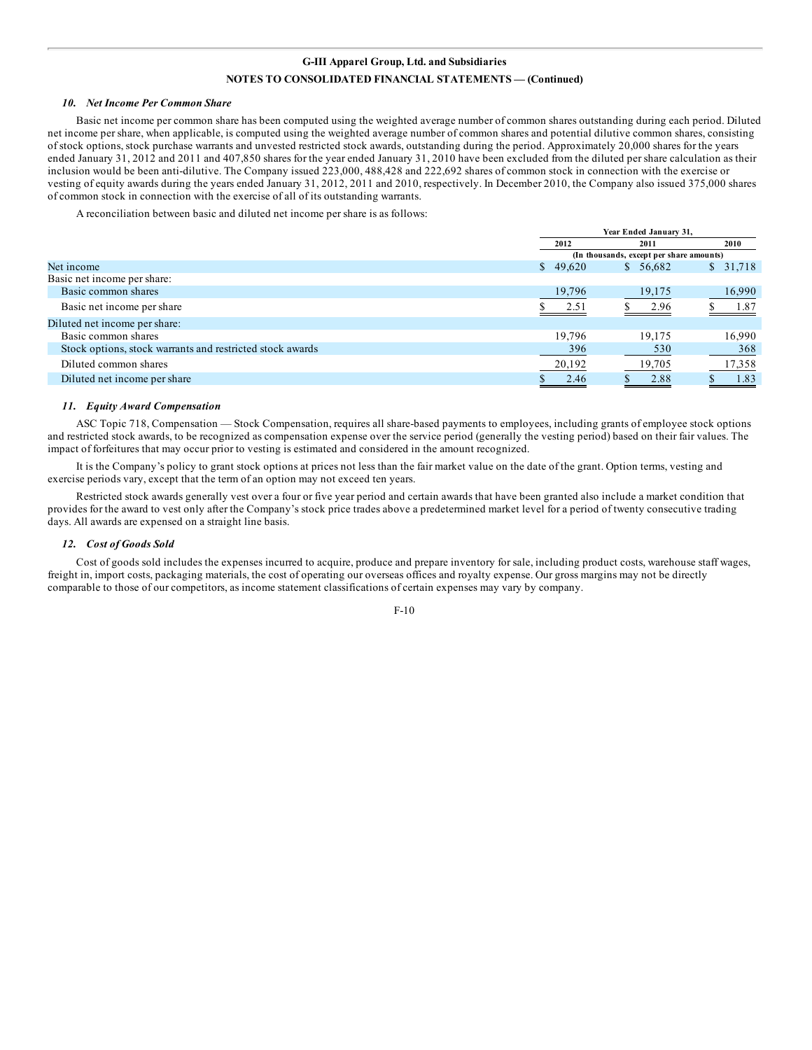## G-III Apparel Group, Ltd. and Subsidiaries

## NOTES TO CONSOLIDATED FINANCIAL STATEMENTS — (Continued)

### *10. Net Income Per Common Share*

Basic net income per common share has been computed using the weighted average number of common shares outstanding during each period. Diluted net income per share, when applicable, is computed using the weighted average number of common shares and potential dilutive common shares, consisting of stock options, stock purchase warrants and unvested restricted stock awards, outstanding during the period. Approximately 20,000 shares for the years ended January 31, 2012 and 2011 and 407,850 shares for the year ended January 31, 2010 have been excluded from the diluted per share calculation as their inclusion would be been anti-dilutive. The Company issued 223,000, 488,428 and 222,692 shares of common stock in connection with the exercise or vesting of equity awards during the years ended January 31, 2012, 2011 and 2010, respectively. In December 2010, the Company also issued 375,000 shares of common stock in connection with the exercise of all of its outstanding warrants.

A reconciliation between basic and diluted net income per share is as follows:

| | Year Ended January 31, | | |
|---|---|---|---|
| | 2012 | 2011 | 2010 |
| | (In thousands, except per share amounts) | | |
| Net income | $ 49,620 | $ 56,682 | $ 31,718 |
| Basic net income per share: | | | |
| Basic common shares | 19,796 | 19,175 | 16,990 |
| Basic net income per share | $ 2.51 | $ 2.96 | $ 1.87 |
| Diluted net income per share: | | | |
| Basic common shares | 19,796 | 19,175 | 16,990 |
| Stock options, stock warrants and restricted stock awards | 396 | 530 | 368 |
| Diluted common shares | 20,192 | 19,705 | 17,358 |
| Diluted net income per share | $ 2.46 | $ 2.88 | $ 1.83 |

### *11. Equity Award Compensation*

ASC Topic 718, Compensation — Stock Compensation, requires all share-based payments to employees, including grants of employee stock options and restricted stock awards, to be recognized as compensation expense over the service period (generally the vesting period) based on their fair values. The impact of forfeitures that may occur prior to vesting is estimated and considered in the amount recognized.

It is the Company's policy to grant stock options at prices not less than the fair market value on the date of the grant. Option terms, vesting and exercise periods vary, except that the term of an option may not exceed ten years.

Restricted stock awards generally vest over a four or five year period and certain awards that have been granted also include a market condition that provides for the award to vest only after the Company's stock price trades above a predetermined market level for a period of twenty consecutive trading days. All awards are expensed on a straight line basis.

### *12. Cost of Goods Sold*

Cost of goods sold includes the expenses incurred to acquire, produce and prepare inventory for sale, including product costs, warehouse staff wages, freight in, import costs, packaging materials, the cost of operating our overseas offices and royalty expense. Our gross margins may not be directly comparable to those of our competitors, as income statement classifications of certain expenses may vary by company.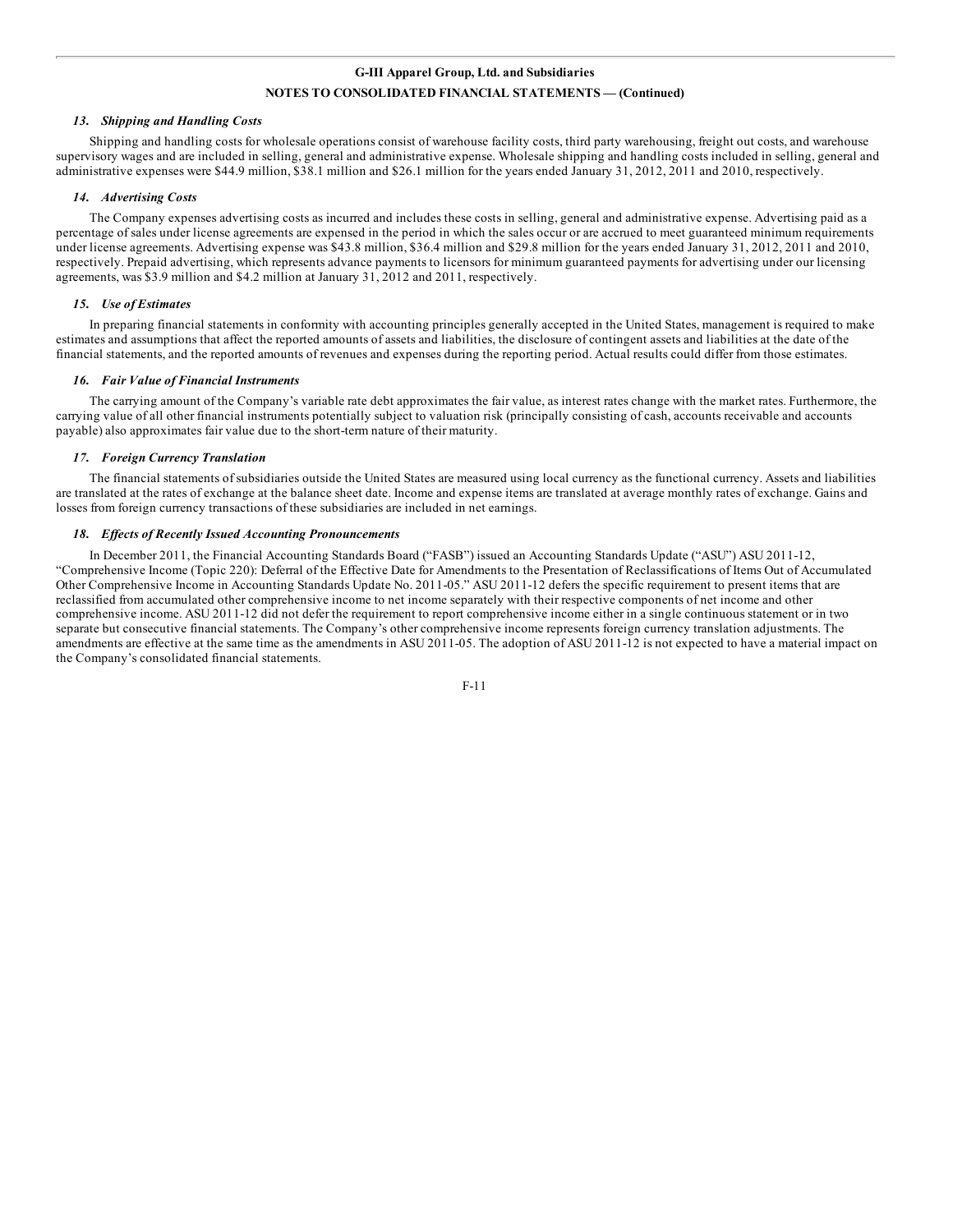### 13. *Shipping and Handling Costs*

Shipping and handling costs for wholesale operations consist of warehouse facility costs, third party warehousing, freight out costs, and warehouse supervisory wages and are included in selling, general and administrative expense. Wholesale shipping and handling costs included in selling, general and administrative expenses were $44.9 million, $38.1 million and $26.1 million for the years ended January 31, 2012, 2011 and 2010, respectively.

### 14. *Advertising Costs*

The Company expenses advertising costs as incurred and includes these costs in selling, general and administrative expense. Advertising paid as a percentage of sales under license agreements are expensed in the period in which the sales occur or are accrued to meet guaranteed minimum requirements under license agreements. Advertising expense was $43.8 million, $36.4 million and $29.8 million for the years ended January 31, 2012, 2011 and 2010, respectively. Prepaid advertising, which represents advance payments to licensors for minimum guaranteed payments for advertising under our licensing agreements, was $3.9 million and $4.2 million at January 31, 2012 and 2011, respectively.

### 15. *Use of Estimates*

In preparing financial statements in conformity with accounting principles generally accepted in the United States, management is required to make estimates and assumptions that affect the reported amounts of assets and liabilities, the disclosure of contingent assets and liabilities at the date of the financial statements, and the reported amounts of revenues and expenses during the reporting period. Actual results could differ from those estimates.

### 16. *Fair Value of Financial Instruments*

The carrying amount of the Company's variable rate debt approximates the fair value, as interest rates change with the market rates. Furthermore, the carrying value of all other financial instruments potentially subject to valuation risk (principally consisting of cash, accounts receivable and accounts payable) also approximates fair value due to the short-term nature of their maturity.

### 17. *Foreign Currency Translation*

The financial statements of subsidiaries outside the United States are measured using local currency as the functional currency. Assets and liabilities are translated at the rates of exchange at the balance sheet date. Income and expense items are translated at average monthly rates of exchange. Gains and losses from foreign currency transactions of these subsidiaries are included in net earnings.

### 18. *Effects of Recently Issued Accounting Pronouncements*

In December 2011, the Financial Accounting Standards Board ("FASB") issued an Accounting Standards Update ("ASU") ASU 2011-12, "Comprehensive Income (Topic 220): Deferral of the Effective Date for Amendments to the Presentation of Reclassifications of Items Out of Accumulated Other Comprehensive Income in Accounting Standards Update No. 2011-05." ASU 2011-12 defers the specific requirement to present items that are reclassified from accumulated other comprehensive income to net income separately with their respective components of net income and other comprehensive income. ASU 2011-12 did not defer the requirement to report comprehensive income either in a single continuous statement or in two separate but consecutive financial statements. The Company's other comprehensive income represents foreign currency translation adjustments. The amendments are effective at the same time as the amendments in ASU 2011-05. The adoption of ASU 2011-12 is not expected to have a material impact on the Company's consolidated financial statements.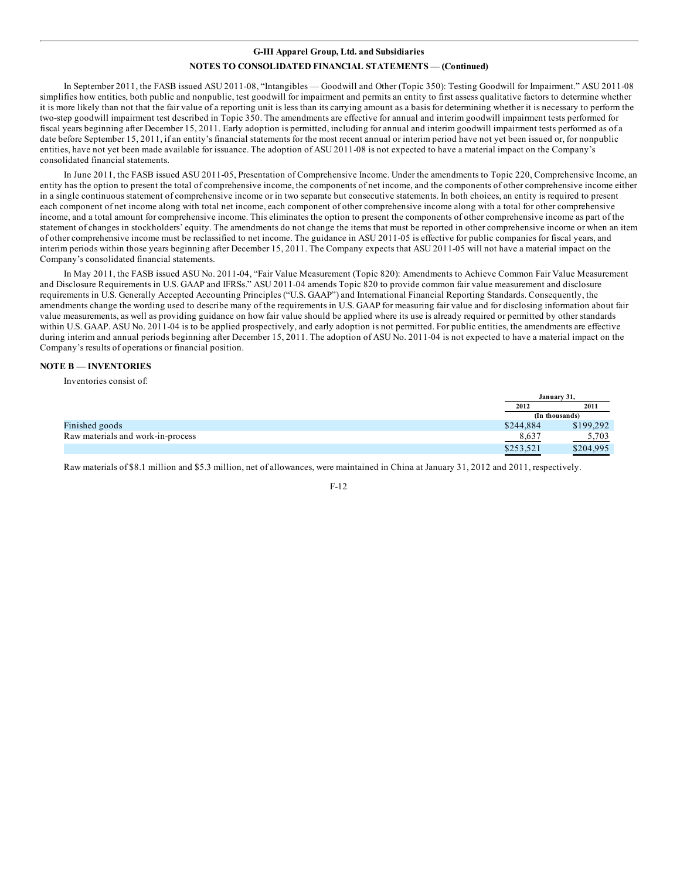In September 2011, the FASB issued ASU 2011-08, "Intangibles — Goodwill and Other (Topic 350): Testing Goodwill for Impairment." ASU 2011-08 simplifies how entities, both public and nonpublic, test goodwill for impairment and permits an entity to first assess qualitative factors to determine whether it is more likely than not that the fair value of a reporting unit is less than its carrying amount as a basis for determining whether it is necessary to perform the two-step goodwill impairment test described in Topic 350. The amendments are effective for annual and interim goodwill impairment tests performed for fiscal years beginning after December 15, 2011. Early adoption is permitted, including for annual and interim goodwill impairment tests performed as of a date before September 15, 2011, if an entity's financial statements for the most recent annual or interim period have not yet been issued or, for nonpublic entities, have not yet been made available for issuance. The adoption of ASU 2011-08 is not expected to have a material impact on the Company's consolidated financial statements.

In June 2011, the FASB issued ASU 2011-05, Presentation of Comprehensive Income. Under the amendments to Topic 220, Comprehensive Income, an entity has the option to present the total of comprehensive income, the components of net income, and the components of other comprehensive income either in a single continuous statement of comprehensive income or in two separate but consecutive statements. In both choices, an entity is required to present each component of net income along with total net income, each component of other comprehensive income along with a total for other comprehensive income, and a total amount for comprehensive income. This eliminates the option to present the components of other comprehensive income as part of the statement of changes in stockholders' equity. The amendments do not change the items that must be reported in other comprehensive income or when an item of other comprehensive income must be reclassified to net income. The guidance in ASU 2011-05 is effective for public companies for fiscal years, and interim periods within those years beginning after December 15, 2011. The Company expects that ASU 2011-05 will not have a material impact on the Company's consolidated financial statements.

In May 2011, the FASB issued ASU No. 2011-04, "Fair Value Measurement (Topic 820): Amendments to Achieve Common Fair Value Measurement and Disclosure Requirements in U.S. GAAP and IFRSs." ASU 2011-04 amends Topic 820 to provide common fair value measurement and disclosure requirements in U.S. Generally Accepted Accounting Principles ("U.S. GAAP") and International Financial Reporting Standards. Consequently, the amendments change the wording used to describe many of the requirements in U.S. GAAP for measuring fair value and for disclosing information about fair value measurements, as well as providing guidance on how fair value should be applied where its use is already required or permitted by other standards within U.S. GAAP. ASU No. 2011-04 is to be applied prospectively, and early adoption is not permitted. For public entities, the amendments are effective during interim and annual periods beginning after December 15, 2011. The adoption of ASU No. 2011-04 is not expected to have a material impact on the Company's results of operations or financial position.

## NOTE B — INVENTORIES

Inventories consist of:

| | January 31, | |
|---|---|---|
| | 2012 | 2011 |
| | (In thousands) | |
| Finished goods | $244,884 | $199,292 |
| Raw materials and work-in-process | 8,637 | 5,703 |
| | $253,521 | $204,995 |

Raw materials of $8.1 million and $5.3 million, net of allowances, were maintained in China at January 31, 2012 and 2011, respectively.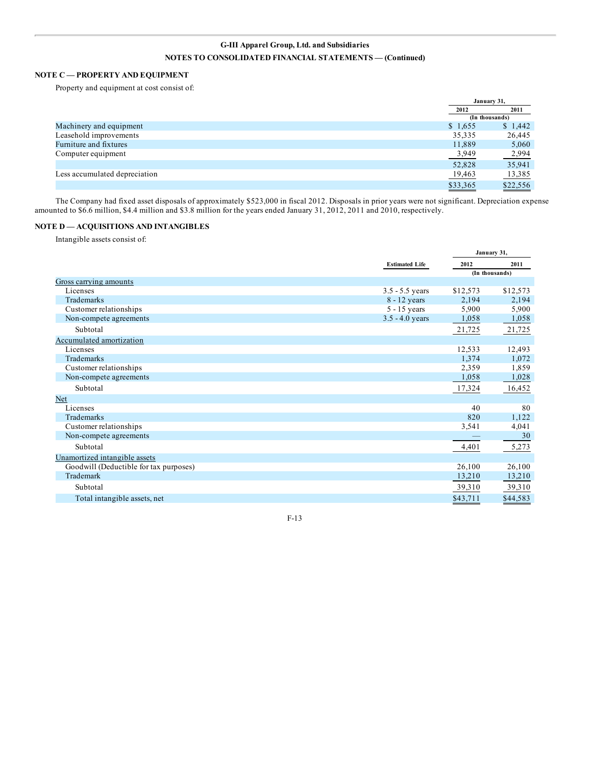## NOTE C — PROPERTY AND EQUIPMENT

Property and equipment at cost consist of:

| | January 31, 2012 | January 31, 2011 |
|---|---|---|
| | (In thousands) | |
| Machinery and equipment | $ 1,655 | $ 1,442 |
| Leasehold improvements | 35,335 | 26,445 |
| Furniture and fixtures | 11,889 | 5,060 |
| Computer equipment | 3,949 | 2,994 |
| | 52,828 | 35,941 |
| Less accumulated depreciation | 19,463 | 13,385 |
| | $33,365 | $22,556 |

The Company had fixed asset disposals of approximately $523,000 in fiscal 2012. Disposals in prior years were not significant. Depreciation expense amounted to $6.6 million, $4.4 million and $3.8 million for the years ended January 31, 2012, 2011 and 2010, respectively.

## NOTE D — ACQUISITIONS AND INTANGIBLES

Intangible assets consist of:

| | Estimated Life | January 31, 2012 | January 31, 2011 |
|---|---|---|---|
| | | (In thousands) | |
| Gross carrying amounts | | | |
| Licenses | 3.5 - 5.5 years | $12,573 | $12,573 |
| Trademarks | 8 - 12 years | 2,194 | 2,194 |
| Customer relationships | 5 - 15 years | 5,900 | 5,900 |
| Non-compete agreements | 3.5 - 4.0 years | 1,058 | 1,058 |
| Subtotal | | 21,725 | 21,725 |
| Accumulated amortization | | | |
| Licenses | | 12,533 | 12,493 |
| Trademarks | | 1,374 | 1,072 |
| Customer relationships | | 2,359 | 1,859 |
| Non-compete agreements | | 1,058 | 1,028 |
| Subtotal | | 17,324 | 16,452 |
| Net | | | |
| Licenses | | 40 | 80 |
| Trademarks | | 820 | 1,122 |
| Customer relationships | | 3,541 | 4,041 |
| Non-compete agreements | | — | 30 |
| Subtotal | | 4,401 | 5,273 |
| Unamortized intangible assets | | | |
| Goodwill (Deductible for tax purposes) | | 26,100 | 26,100 |
| Trademark | | 13,210 | 13,210 |
| Subtotal | | 39,310 | 39,310 |
| Total intangible assets, net | | $43,711 | $44,583 |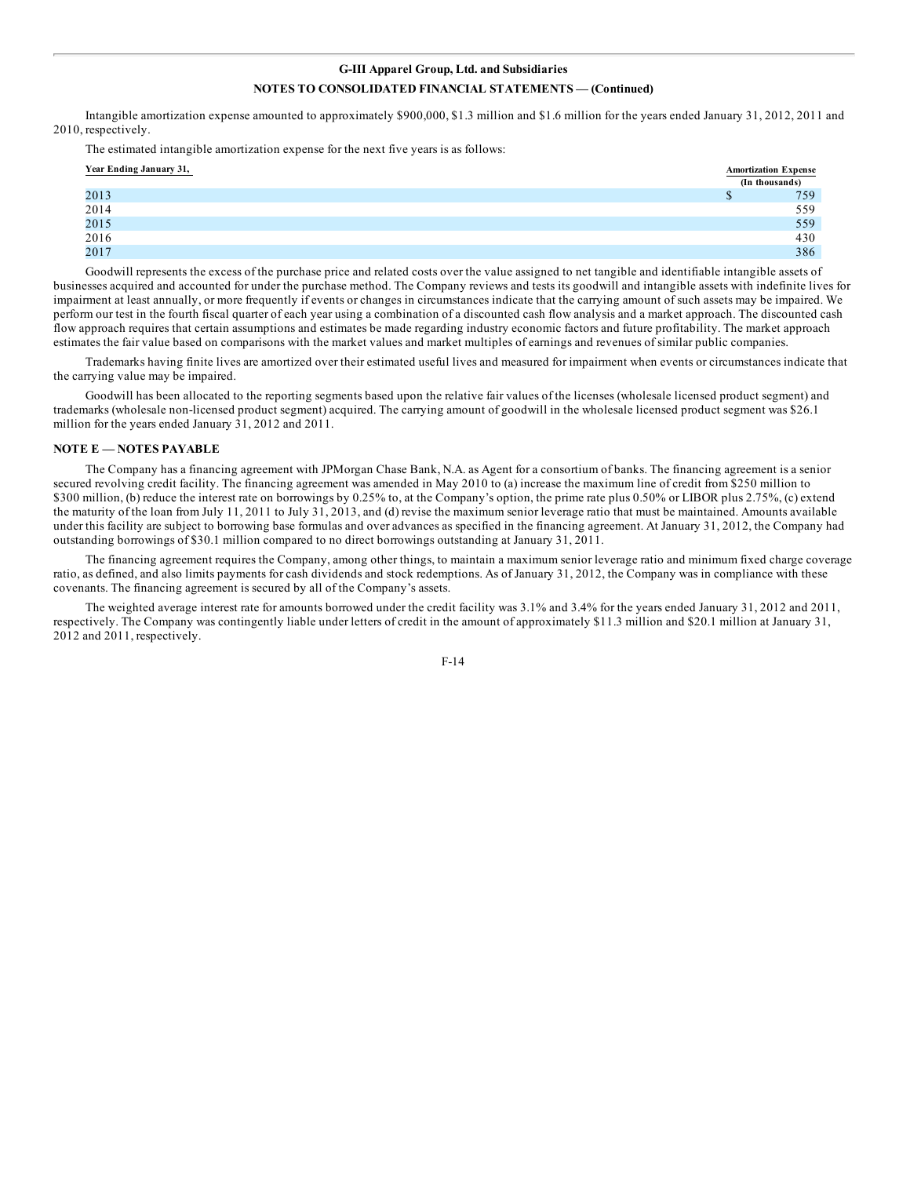Intangible amortization expense amounted to approximately $900,000, $1.3 million and $1.6 million for the years ended January 31, 2012, 2011 and 2010, respectively.

The estimated intangible amortization expense for the next five years is as follows:

| Year Ending January 31, | Amortization Expense (In thousands) |
|---|---|
| 2013 | $ 759 |
| 2014 | 559 |
| 2015 | 559 |
| 2016 | 430 |
| 2017 | 386 |

Goodwill represents the excess of the purchase price and related costs over the value assigned to net tangible and identifiable intangible assets of businesses acquired and accounted for under the purchase method. The Company reviews and tests its goodwill and intangible assets with indefinite lives for impairment at least annually, or more frequently if events or changes in circumstances indicate that the carrying amount of such assets may be impaired. We perform our test in the fourth fiscal quarter of each year using a combination of a discounted cash flow analysis and a market approach. The discounted cash flow approach requires that certain assumptions and estimates be made regarding industry economic factors and future profitability. The market approach estimates the fair value based on comparisons with the market values and market multiples of earnings and revenues of similar public companies.

Trademarks having finite lives are amortized over their estimated useful lives and measured for impairment when events or circumstances indicate that the carrying value may be impaired.

Goodwill has been allocated to the reporting segments based upon the relative fair values of the licenses (wholesale licensed product segment) and trademarks (wholesale non-licensed product segment) acquired. The carrying amount of goodwill in the wholesale licensed product segment was $26.1 million for the years ended January 31, 2012 and 2011.

## NOTE E — NOTES PAYABLE

The Company has a financing agreement with JPMorgan Chase Bank, N.A. as Agent for a consortium of banks. The financing agreement is a senior secured revolving credit facility. The financing agreement was amended in May 2010 to (a) increase the maximum line of credit from $250 million to $300 million, (b) reduce the interest rate on borrowings by 0.25% to, at the Company's option, the prime rate plus 0.50% or LIBOR plus 2.75%, (c) extend the maturity of the loan from July 11, 2011 to July 31, 2013, and (d) revise the maximum senior leverage ratio that must be maintained. Amounts available under this facility are subject to borrowing base formulas and over advances as specified in the financing agreement. At January 31, 2012, the Company had outstanding borrowings of $30.1 million compared to no direct borrowings outstanding at January 31, 2011.

The financing agreement requires the Company, among other things, to maintain a maximum senior leverage ratio and minimum fixed charge coverage ratio, as defined, and also limits payments for cash dividends and stock redemptions. As of January 31, 2012, the Company was in compliance with these covenants. The financing agreement is secured by all of the Company's assets.

The weighted average interest rate for amounts borrowed under the credit facility was 3.1% and 3.4% for the years ended January 31, 2012 and 2011, respectively. The Company was contingently liable under letters of credit in the amount of approximately $11.3 million and $20.1 million at January 31, 2012 and 2011, respectively.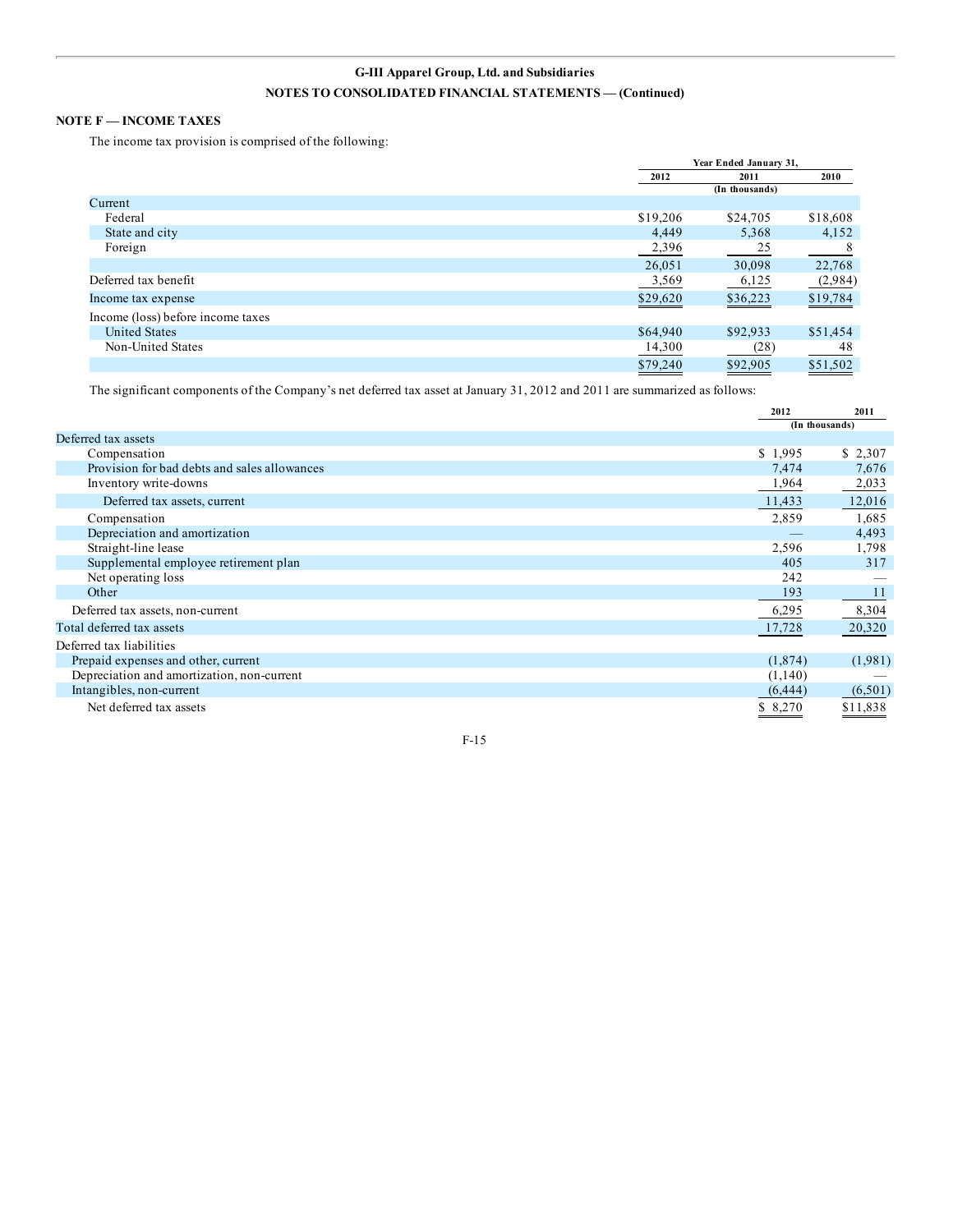**G-III Apparel Group, Ltd. and Subsidiaries**

**NOTES TO CONSOLIDATED FINANCIAL STATEMENTS — (Continued)**

## NOTE F — INCOME TAXES

The income tax provision is comprised of the following:

| | Year Ended January 31, | | |
|---|---|---|---|
| | 2012 | 2011 | 2010 |
| | | (In thousands) | |
| Current | | | |
| Federal | $19,206 | $24,705 | $18,608 |
| State and city | 4,449 | 5,368 | 4,152 |
| Foreign | 2,396 | 25 | 8 |
| | 26,051 | 30,098 | 22,768 |
| Deferred tax benefit | 3,569 | 6,125 | (2,984) |
| Income tax expense | $29,620 | $36,223 | $19,784 |
| Income (loss) before income taxes | | | |
| United States | $64,940 | $92,933 | $51,454 |
| Non-United States | 14,300 | (28) | 48 |
| | $79,240 | $92,905 | $51,502 |

The significant components of the Company's net deferred tax asset at January 31, 2012 and 2011 are summarized as follows:

| | 2012 | 2011 |
|---|---|---|
| | (In thousands) | |
| Deferred tax assets | | |
| Compensation | $ 1,995 | $ 2,307 |
| Provision for bad debts and sales allowances | 7,474 | 7,676 |
| Inventory write-downs | 1,964 | 2,033 |
| Deferred tax assets, current | 11,433 | 12,016 |
| Compensation | 2,859 | 1,685 |
| Depreciation and amortization | — | 4,493 |
| Straight-line lease | 2,596 | 1,798 |
| Supplemental employee retirement plan | 405 | 317 |
| Net operating loss | 242 | — |
| Other | 193 | 11 |
| Deferred tax assets, non-current | 6,295 | 8,304 |
| Total deferred tax assets | 17,728 | 20,320 |
| Deferred tax liabilities | | |
| Prepaid expenses and other, current | (1,874) | (1,981) |
| Depreciation and amortization, non-current | (1,140) | — |
| Intangibles, non-current | (6,444) | (6,501) |
| Net deferred tax assets | $ 8,270 | $11,838 |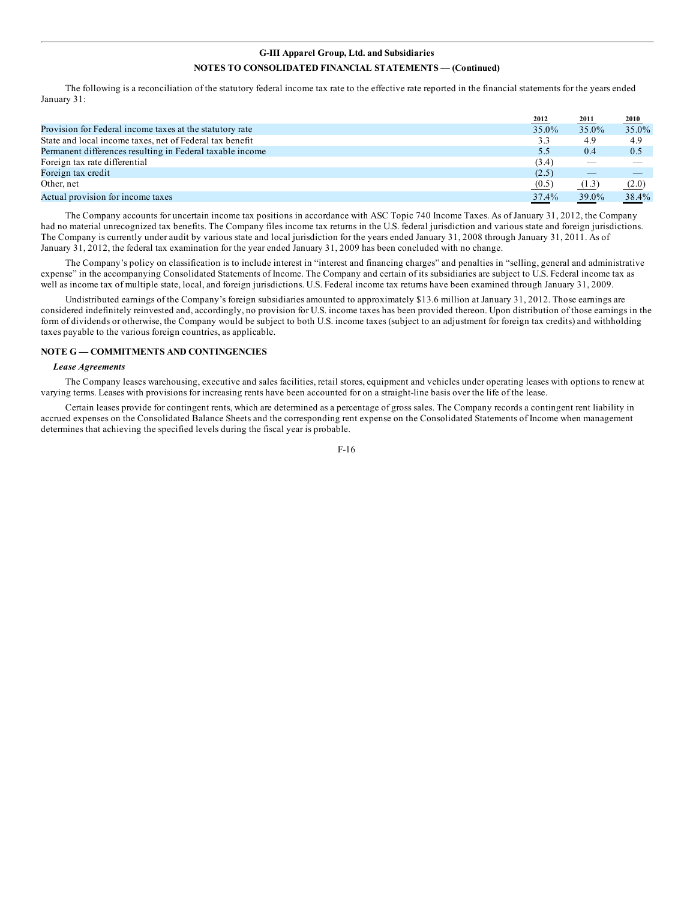G-III Apparel Group, Ltd. and Subsidiaries

NOTES TO CONSOLIDATED FINANCIAL STATEMENTS — (Continued)

The following is a reconciliation of the statutory federal income tax rate to the effective rate reported in the financial statements for the years ended January 31:

| | 2012 | 2011 | 2010 |
|---|---|---|---|
| Provision for Federal income taxes at the statutory rate | 35.0% | 35.0% | 35.0% |
| State and local income taxes, net of Federal tax benefit | 3.3 | 4.9 | 4.9 |
| Permanent differences resulting in Federal taxable income | 5.5 | 0.4 | 0.5 |
| Foreign tax rate differential | (3.4) | — | — |
| Foreign tax credit | (2.5) | — | — |
| Other, net | (0.5) | (1.3) | (2.0) |
| Actual provision for income taxes | 37.4% | 39.0% | 38.4% |

The Company accounts for uncertain income tax positions in accordance with ASC Topic 740 Income Taxes. As of January 31, 2012, the Company had no material unrecognized tax benefits. The Company files income tax returns in the U.S. federal jurisdiction and various state and foreign jurisdictions. The Company is currently under audit by various state and local jurisdiction for the years ended January 31, 2008 through January 31, 2011. As of January 31, 2012, the federal tax examination for the year ended January 31, 2009 has been concluded with no change.

The Company's policy on classification is to include interest in "interest and financing charges" and penalties in "selling, general and administrative expense" in the accompanying Consolidated Statements of Income. The Company and certain of its subsidiaries are subject to U.S. Federal income tax as well as income tax of multiple state, local, and foreign jurisdictions. U.S. Federal income tax returns have been examined through January 31, 2009.

Undistributed earnings of the Company's foreign subsidiaries amounted to approximately $13.6 million at January 31, 2012. Those earnings are considered indefinitely reinvested and, accordingly, no provision for U.S. income taxes has been provided thereon. Upon distribution of those earnings in the form of dividends or otherwise, the Company would be subject to both U.S. income taxes (subject to an adjustment for foreign tax credits) and withholding taxes payable to the various foreign countries, as applicable.

## NOTE G — COMMITMENTS AND CONTINGENCIES

*Lease Agreements*

The Company leases warehousing, executive and sales facilities, retail stores, equipment and vehicles under operating leases with options to renew at varying terms. Leases with provisions for increasing rents have been accounted for on a straight-line basis over the life of the lease.

Certain leases provide for contingent rents, which are determined as a percentage of gross sales. The Company records a contingent rent liability in accrued expenses on the Consolidated Balance Sheets and the corresponding rent expense on the Consolidated Statements of Income when management determines that achieving the specified levels during the fiscal year is probable.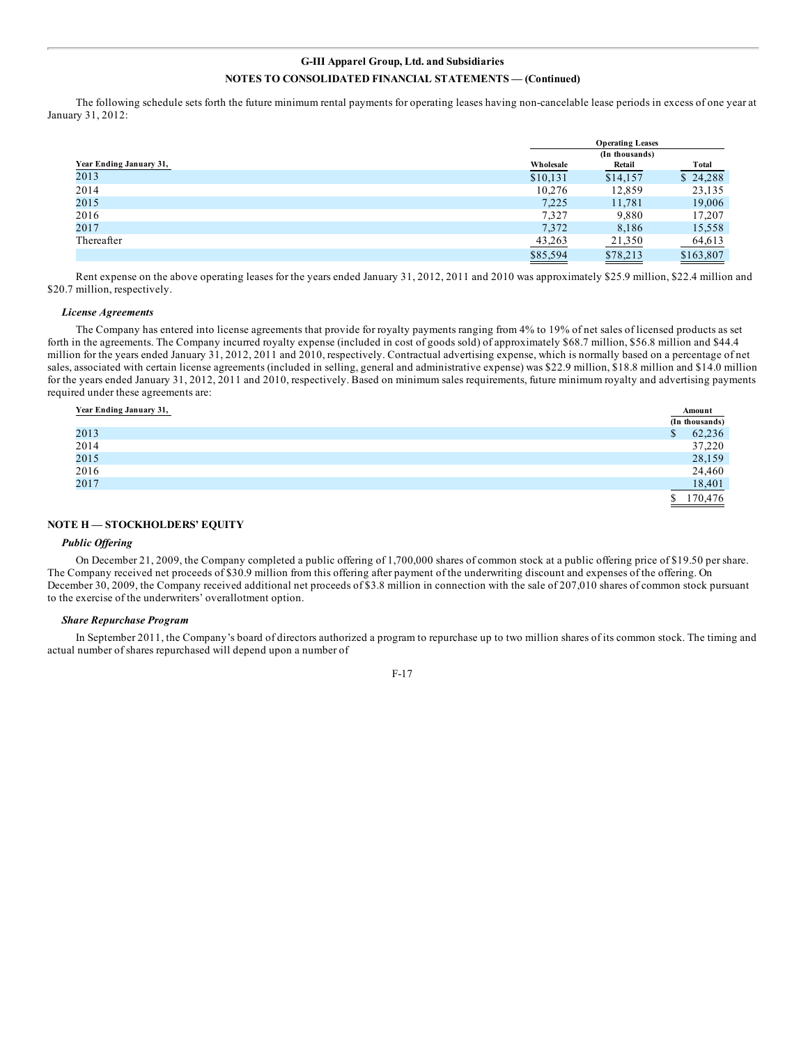The following schedule sets forth the future minimum rental payments for operating leases having non-cancelable lease periods in excess of one year at January 31, 2012:

| | Operating Leases (In thousands) | | |
|---|---|---|---|
| **Year Ending January 31,** | **Wholesale** | **Retail** | **Total** |
| 2013 | $10,131 | $14,157 | $ 24,288 |
| 2014 | 10,276 | 12,859 | 23,135 |
| 2015 | 7,225 | 11,781 | 19,006 |
| 2016 | 7,327 | 9,880 | 17,207 |
| 2017 | 7,372 | 8,186 | 15,558 |
| Thereafter | 43,263 | 21,350 | 64,613 |
| | $85,594 | $78,213 | $163,807 |

Rent expense on the above operating leases for the years ended January 31, 2012, 2011 and 2010 was approximately $25.9 million, $22.4 million and $20.7 million, respectively.

### *License Agreements*

The Company has entered into license agreements that provide for royalty payments ranging from 4% to 19% of net sales of licensed products as set forth in the agreements. The Company incurred royalty expense (included in cost of goods sold) of approximately $68.7 million, $56.8 million and $44.4 million for the years ended January 31, 2012, 2011 and 2010, respectively. Contractual advertising expense, which is normally based on a percentage of net sales, associated with certain license agreements (included in selling, general and administrative expense) was $22.9 million, $18.8 million and $14.0 million for the years ended January 31, 2012, 2011 and 2010, respectively. Based on minimum sales requirements, future minimum royalty and advertising payments required under these agreements are:

| Year Ending January 31, | Amount (In thousands) |
|---|---|
| 2013 | $ 62,236 |
| 2014 | 37,220 |
| 2015 | 28,159 |
| 2016 | 24,460 |
| 2017 | 18,401 |
| | $ 170,476 |

## NOTE H — STOCKHOLDERS' EQUITY

### *Public Offering*

On December 21, 2009, the Company completed a public offering of 1,700,000 shares of common stock at a public offering price of $19.50 per share. The Company received net proceeds of $30.9 million from this offering after payment of the underwriting discount and expenses of the offering. On December 30, 2009, the Company received additional net proceeds of $3.8 million in connection with the sale of 207,010 shares of common stock pursuant to the exercise of the underwriters' overallotment option.

### *Share Repurchase Program*

In September 2011, the Company's board of directors authorized a program to repurchase up to two million shares of its common stock. The timing and actual number of shares repurchased will depend upon a number of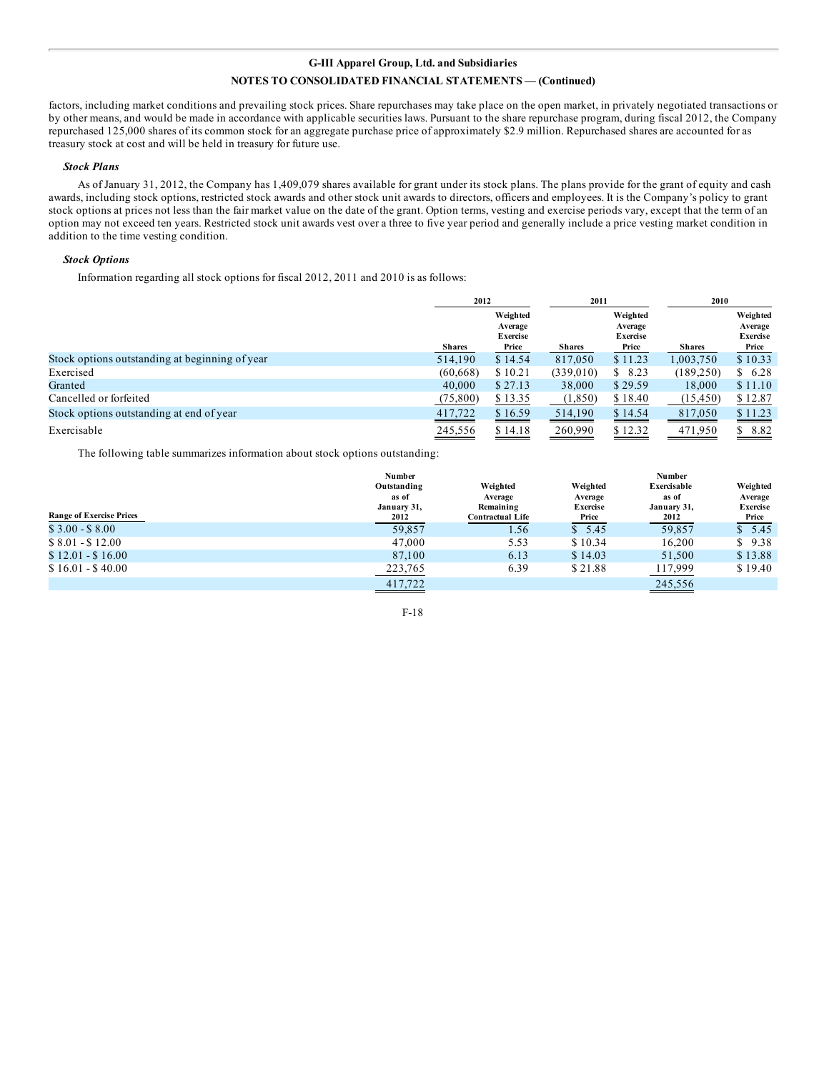factors, including market conditions and prevailing stock prices. Share repurchases may take place on the open market, in privately negotiated transactions or by other means, and would be made in accordance with applicable securities laws. Pursuant to the share repurchase program, during fiscal 2012, the Company repurchased 125,000 shares of its common stock for an aggregate purchase price of approximately $2.9 million. Repurchased shares are accounted for as treasury stock at cost and will be held in treasury for future use.

***Stock Plans***

As of January 31, 2012, the Company has 1,409,079 shares available for grant under its stock plans. The plans provide for the grant of equity and cash awards, including stock options, restricted stock awards and other stock unit awards to directors, officers and employees. It is the Company's policy to grant stock options at prices not less than the fair market value on the date of the grant. Option terms, vesting and exercise periods vary, except that the term of an option may not exceed ten years. Restricted stock unit awards vest over a three to five year period and generally include a price vesting market condition in addition to the time vesting condition.

***Stock Options***

Information regarding all stock options for fiscal 2012, 2011 and 2010 is as follows:

| | 2012 | | 2011 | | 2010 | |
|---|---|---|---|---|---|---|
| | Shares | Weighted Average Exercise Price | Shares | Weighted Average Exercise Price | Shares | Weighted Average Exercise Price |
| Stock options outstanding at beginning of year | 514,190 | $ 14.54 | 817,050 | $ 11.23 | 1,003,750 | $ 10.33 |
| Exercised | (60,668) | $ 10.21 | (339,010) | $ 8.23 | (189,250) | $ 6.28 |
| Granted | 40,000 | $ 27.13 | 38,000 | $ 29.59 | 18,000 | $ 11.10 |
| Cancelled or forfeited | (75,800) | $ 13.35 | (1,850) | $ 18.40 | (15,450) | $ 12.87 |
| Stock options outstanding at end of year | 417,722 | $ 16.59 | 514,190 | $ 14.54 | 817,050 | $ 11.23 |
| Exercisable | 245,556 | $ 14.18 | 260,990 | $ 12.32 | 471,950 | $ 8.82 |

The following table summarizes information about stock options outstanding:

| Range of Exercise Prices | Number Outstanding as of January 31, 2012 | Weighted Average Remaining Contractual Life | Weighted Average Exercise Price | Number Exercisable as of January 31, 2012 | Weighted Average Exercise Price |
|---|---|---|---|---|---|
| $ 3.00 - $ 8.00 | 59,857 | 1.56 | $ 5.45 | 59,857 | $ 5.45 |
| $ 8.01 - $ 12.00 | 47,000 | 5.53 | $ 10.34 | 16,200 | $ 9.38 |
| $ 12.01 - $ 16.00 | 87,100 | 6.13 | $ 14.03 | 51,500 | $ 13.88 |
| $ 16.01 - $ 40.00 | 223,765 | 6.39 | $ 21.88 | 117,999 | $ 19.40 |
| | 417,722 | | | 245,556 | |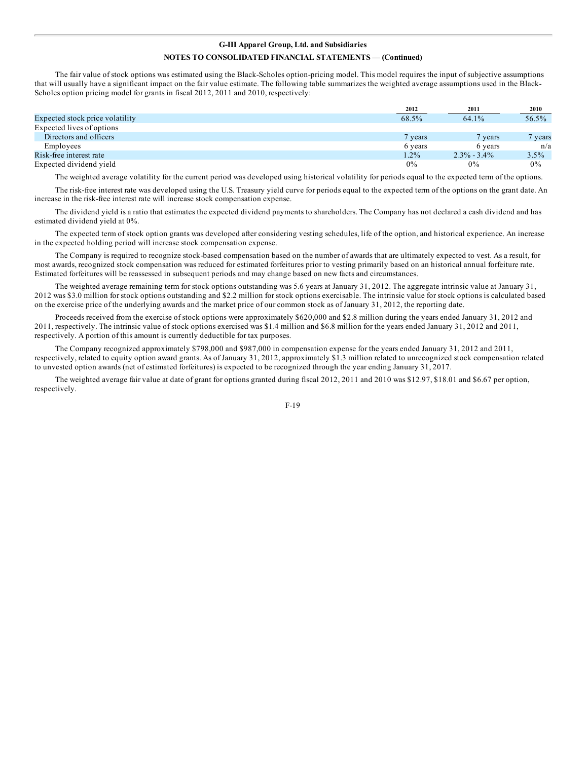**G-III Apparel Group, Ltd. and Subsidiaries**

**NOTES TO CONSOLIDATED FINANCIAL STATEMENTS — (Continued)**

The fair value of stock options was estimated using the Black-Scholes option-pricing model. This model requires the input of subjective assumptions that will usually have a significant impact on the fair value estimate. The following table summarizes the weighted average assumptions used in the Black-Scholes option pricing model for grants in fiscal 2012, 2011 and 2010, respectively:

| | 2012 | 2011 | 2010 |
|---|---|---|---|
| Expected stock price volatility | 68.5% | 64.1% | 56.5% |
| Expected lives of options | | | |
| Directors and officers | 7 years | 7 years | 7 years |
| Employees | 6 years | 6 years | n/a |
| Risk-free interest rate | 1.2% | 2.3% - 3.4% | 3.5% |
| Expected dividend yield | 0% | 0% | 0% |

The weighted average volatility for the current period was developed using historical volatility for periods equal to the expected term of the options.

The risk-free interest rate was developed using the U.S. Treasury yield curve for periods equal to the expected term of the options on the grant date. An increase in the risk-free interest rate will increase stock compensation expense.

The dividend yield is a ratio that estimates the expected dividend payments to shareholders. The Company has not declared a cash dividend and has estimated dividend yield at 0%.

The expected term of stock option grants was developed after considering vesting schedules, life of the option, and historical experience. An increase in the expected holding period will increase stock compensation expense.

The Company is required to recognize stock-based compensation based on the number of awards that are ultimately expected to vest. As a result, for most awards, recognized stock compensation was reduced for estimated forfeitures prior to vesting primarily based on an historical annual forfeiture rate. Estimated forfeitures will be reassessed in subsequent periods and may change based on new facts and circumstances.

The weighted average remaining term for stock options outstanding was 5.6 years at January 31, 2012. The aggregate intrinsic value at January 31, 2012 was $3.0 million for stock options outstanding and $2.2 million for stock options exercisable. The intrinsic value for stock options is calculated based on the exercise price of the underlying awards and the market price of our common stock as of January 31, 2012, the reporting date.

Proceeds received from the exercise of stock options were approximately $620,000 and $2.8 million during the years ended January 31, 2012 and 2011, respectively. The intrinsic value of stock options exercised was $1.4 million and $6.8 million for the years ended January 31, 2012 and 2011, respectively. A portion of this amount is currently deductible for tax purposes.

The Company recognized approximately $798,000 and $987,000 in compensation expense for the years ended January 31, 2012 and 2011, respectively, related to equity option award grants. As of January 31, 2012, approximately $1.3 million related to unrecognized stock compensation related to unvested option awards (net of estimated forfeitures) is expected to be recognized through the year ending January 31, 2017.

The weighted average fair value at date of grant for options granted during fiscal 2012, 2011 and 2010 was $12.97, $18.01 and $6.67 per option, respectively.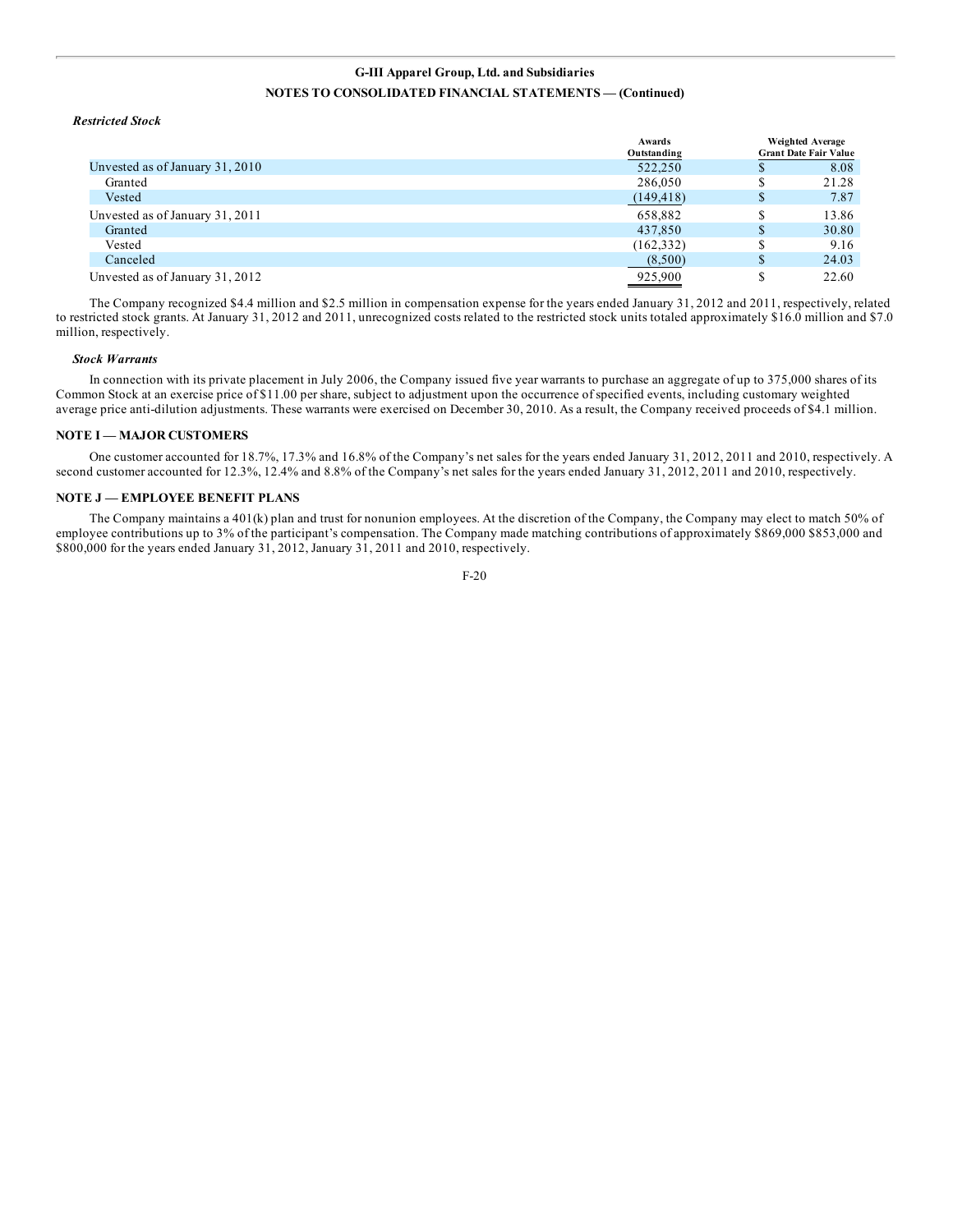*Restricted Stock*

| | Awards Outstanding | Weighted Average Grant Date Fair Value |
|---|---|---|
| Unvested as of January 31, 2010 | 522,250 | $ 8.08 |
| Granted | 286,050 | $ 21.28 |
| Vested | (149,418) | $ 7.87 |
| Unvested as of January 31, 2011 | 658,882 | $ 13.86 |
| Granted | 437,850 | $ 30.80 |
| Vested | (162,332) | $ 9.16 |
| Canceled | (8,500) | $ 24.03 |
| Unvested as of January 31, 2012 | 925,900 | $ 22.60 |

The Company recognized $4.4 million and $2.5 million in compensation expense for the years ended January 31, 2012 and 2011, respectively, related to restricted stock grants. At January 31, 2012 and 2011, unrecognized costs related to the restricted stock units totaled approximately $16.0 million and $7.0 million, respectively.

*Stock Warrants*

In connection with its private placement in July 2006, the Company issued five year warrants to purchase an aggregate of up to 375,000 shares of its Common Stock at an exercise price of $11.00 per share, subject to adjustment upon the occurrence of specified events, including customary weighted average price anti-dilution adjustments. These warrants were exercised on December 30, 2010. As a result, the Company received proceeds of $4.1 million.

**NOTE I — MAJOR CUSTOMERS**

One customer accounted for 18.7%, 17.3% and 16.8% of the Company's net sales for the years ended January 31, 2012, 2011 and 2010, respectively. A second customer accounted for 12.3%, 12.4% and 8.8% of the Company's net sales for the years ended January 31, 2012, 2011 and 2010, respectively.

**NOTE J — EMPLOYEE BENEFIT PLANS**

The Company maintains a 401(k) plan and trust for nonunion employees. At the discretion of the Company, the Company may elect to match 50% of employee contributions up to 3% of the participant's compensation. The Company made matching contributions of approximately $869,000 $853,000 and $800,000 for the years ended January 31, 2012, January 31, 2011 and 2010, respectively.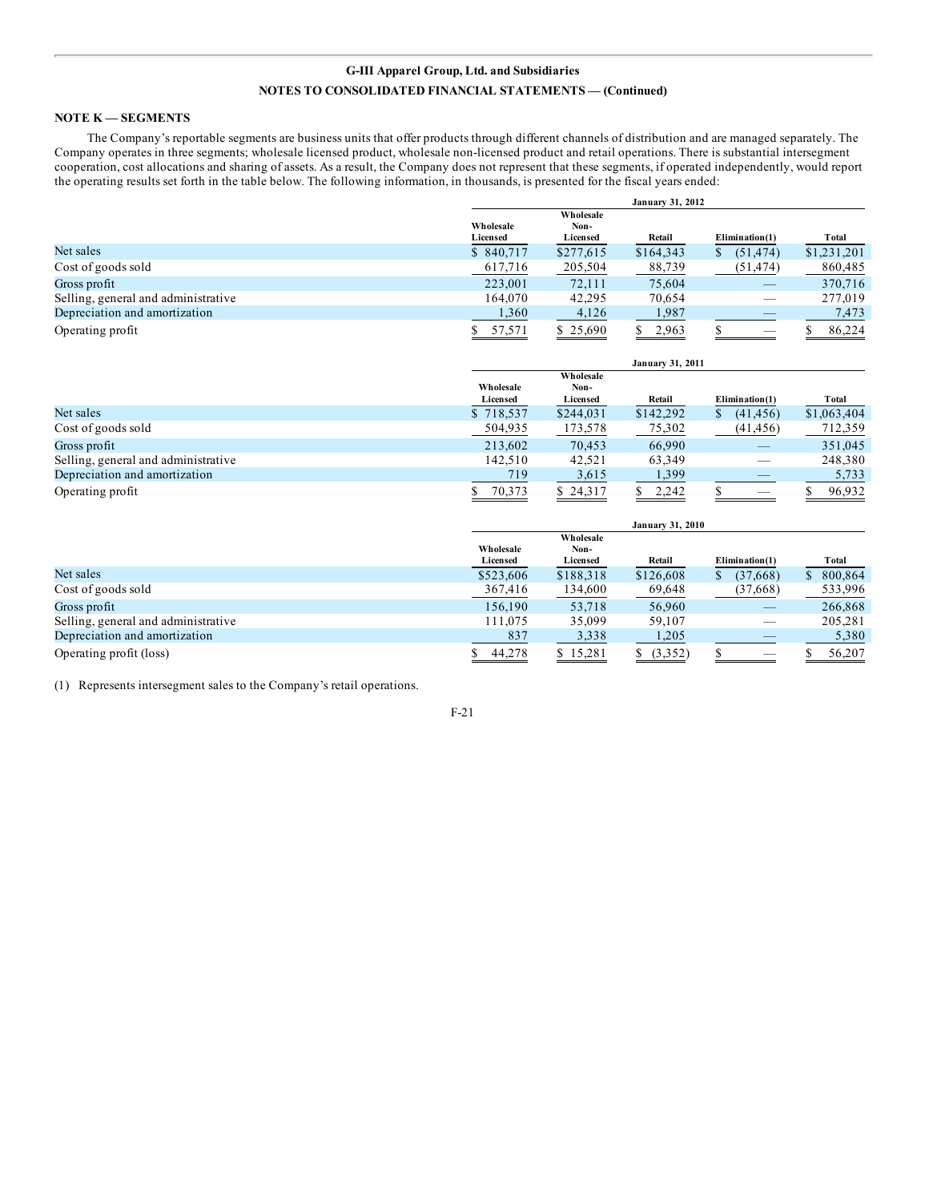G-III Apparel Group, Ltd. and Subsidiaries

NOTES TO CONSOLIDATED FINANCIAL STATEMENTS — (Continued)

**NOTE K — SEGMENTS**

The Company's reportable segments are business units that offer products through different channels of distribution and are managed separately. The Company operates in three segments; wholesale licensed product, wholesale non-licensed product and retail operations. There is substantial intersegment cooperation, cost allocations and sharing of assets. As a result, the Company does not represent that these segments, if operated independently, would report the operating results set forth in the table below. The following information, in thousands, is presented for the fiscal years ended:

| | January 31, 2012 | | | | |
|---|---|---|---|---|---|
| | Wholesale Licensed | Wholesale Non-Licensed | Retail | Elimination(1) | Total |
| Net sales | $ 840,717 | $277,615 | $164,343 | $ (51,474) | $1,231,201 |
| Cost of goods sold | 617,716 | 205,504 | 88,739 | (51,474) | 860,485 |
| Gross profit | 223,001 | 72,111 | 75,604 | — | 370,716 |
| Selling, general and administrative | 164,070 | 42,295 | 70,654 | — | 277,019 |
| Depreciation and amortization | 1,360 | 4,126 | 1,987 | — | 7,473 |
| Operating profit | $ 57,571 | $ 25,690 | $ 2,963 | $ — | $ 86,224 |

| | January 31, 2011 | | | | |
|---|---|---|---|---|---|
| | Wholesale Licensed | Wholesale Non-Licensed | Retail | Elimination(1) | Total |
| Net sales | $ 718,537 | $244,031 | $142,292 | $ (41,456) | $1,063,404 |
| Cost of goods sold | 504,935 | 173,578 | 75,302 | (41,456) | 712,359 |
| Gross profit | 213,602 | 70,453 | 66,990 | — | 351,045 |
| Selling, general and administrative | 142,510 | 42,521 | 63,349 | — | 248,380 |
| Depreciation and amortization | 719 | 3,615 | 1,399 | — | 5,733 |
| Operating profit | $ 70,373 | $ 24,317 | $ 2,242 | $ — | $ 96,932 |

| | January 31, 2010 | | | | |
|---|---|---|---|---|---|
| | Wholesale Licensed | Wholesale Non-Licensed | Retail | Elimination(1) | Total |
| Net sales | $523,606 | $188,318 | $126,608 | $ (37,668) | $ 800,864 |
| Cost of goods sold | 367,416 | 134,600 | 69,648 | (37,668) | 533,996 |
| Gross profit | 156,190 | 53,718 | 56,960 | — | 266,868 |
| Selling, general and administrative | 111,075 | 35,099 | 59,107 | — | 205,281 |
| Depreciation and amortization | 837 | 3,338 | 1,205 | — | 5,380 |
| Operating profit (loss) | $ 44,278 | $ 15,281 | $ (3,352) | $ — | $ 56,207 |

(1) Represents intersegment sales to the Company's retail operations.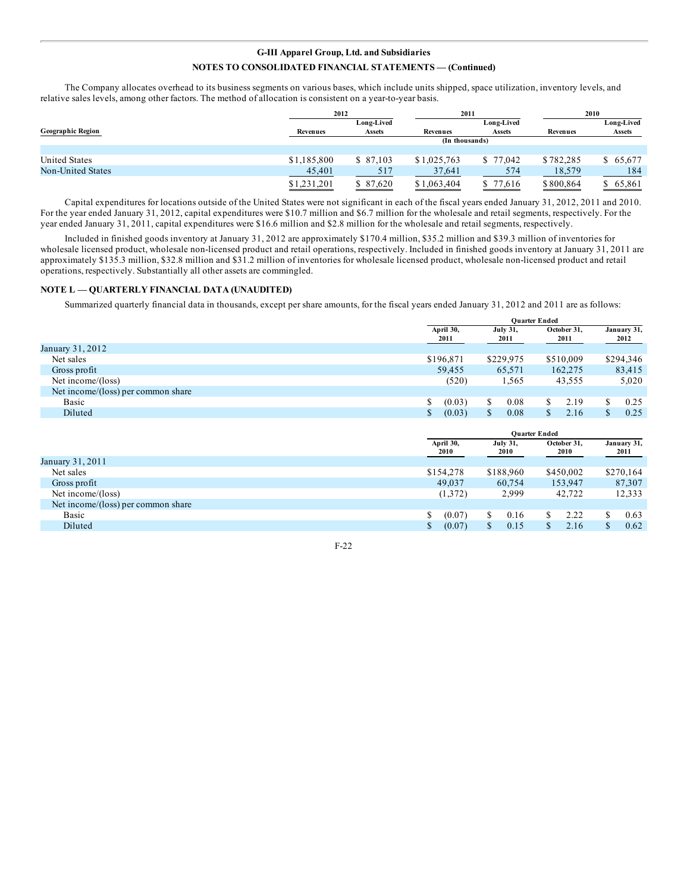The Company allocates overhead to its business segments on various bases, which include units shipped, space utilization, inventory levels, and relative sales levels, among other factors. The method of allocation is consistent on a year-to-year basis.

| Geographic Region | 2012 | | 2011 | | 2010 | |
|---|---|---|---|---|---|---|
| | Revenues | Long-Lived Assets | Revenues | Long-Lived Assets | Revenues | Long-Lived Assets |
| | | | (In thousands) | | | |
| United States | $1,185,800 | $ 87,103 | $1,025,763 | $ 77,042 | $782,285 | $ 65,677 |
| Non-United States | 45,401 | 517 | 37,641 | 574 | 18,579 | 184 |
| | $1,231,201 | $ 87,620 | $1,063,404 | $ 77,616 | $800,864 | $ 65,861 |

Capital expenditures for locations outside of the United States were not significant in each of the fiscal years ended January 31, 2012, 2011 and 2010. For the year ended January 31, 2012, capital expenditures were $10.7 million and $6.7 million for the wholesale and retail segments, respectively. For the year ended January 31, 2011, capital expenditures were $16.6 million and $2.8 million for the wholesale and retail segments, respectively.

Included in finished goods inventory at January 31, 2012 are approximately $170.4 million, $35.2 million and $39.3 million of inventories for wholesale licensed product, wholesale non-licensed product and retail operations, respectively. Included in finished goods inventory at January 31, 2011 are approximately $135.3 million, $32.8 million and $31.2 million of inventories for wholesale licensed product, wholesale non-licensed product and retail operations, respectively. Substantially all other assets are commingled.

## NOTE L — QUARTERLY FINANCIAL DATA (UNAUDITED)

Summarized quarterly financial data in thousands, except per share amounts, for the fiscal years ended January 31, 2012 and 2011 are as follows:

| | Quarter Ended | | | |
|---|---|---|---|---|
| | April 30, 2011 | July 31, 2011 | October 31, 2011 | January 31, 2012 |
| January 31, 2012 | | | | |
| Net sales | $196,871 | $229,975 | $510,009 | $294,346 |
| Gross profit | 59,455 | 65,571 | 162,275 | 83,415 |
| Net income/(loss) | (520) | 1,565 | 43,555 | 5,020 |
| Net income/(loss) per common share | | | | |
| Basic | $ (0.03) | $ 0.08 | $ 2.19 | $ 0.25 |
| Diluted | $ (0.03) | $ 0.08 | $ 2.16 | $ 0.25 |

| | Quarter Ended | | | |
|---|---|---|---|---|
| | April 30, 2010 | July 31, 2010 | October 31, 2010 | January 31, 2011 |
| January 31, 2011 | | | | |
| Net sales | $154,278 | $188,960 | $450,002 | $270,164 |
| Gross profit | 49,037 | 60,754 | 153,947 | 87,307 |
| Net income/(loss) | (1,372) | 2,999 | 42,722 | 12,333 |
| Net income/(loss) per common share | | | | |
| Basic | $ (0.07) | $ 0.16 | $ 2.22 | $ 0.63 |
| Diluted | $ (0.07) | $ 0.15 | $ 2.16 | $ 0.62 |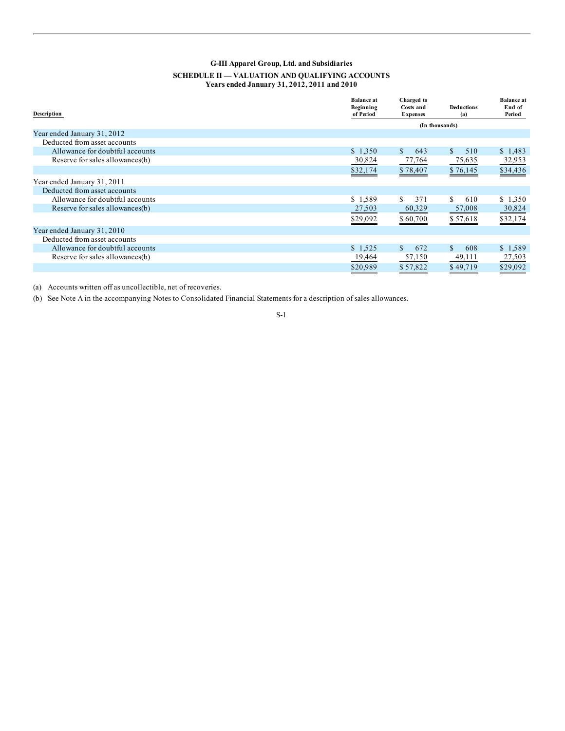**G-III Apparel Group, Ltd. and Subsidiaries**

**SCHEDULE II — VALUATION AND QUALIFYING ACCOUNTS**
**Years ended January 31, 2012, 2011 and 2010**

| Description | Balance at Beginning of Period | Charged to Costs and Expenses | Deductions (a) | Balance at End of Period |
|---|---|---|---|---|
| | | (In thousands) | | |
| Year ended January 31, 2012 | | | | |
| Deducted from asset accounts | | | | |
| Allowance for doubtful accounts | $ 1,350 | $ 643 | $ 510 | $ 1,483 |
| Reserve for sales allowances(b) | 30,824 | 77,764 | 75,635 | 32,953 |
| | $32,174 | $ 78,407 | $ 76,145 | $34,436 |
| Year ended January 31, 2011 | | | | |
| Deducted from asset accounts | | | | |
| Allowance for doubtful accounts | $ 1,589 | $ 371 | $ 610 | $ 1,350 |
| Reserve for sales allowances(b) | 27,503 | 60,329 | 57,008 | 30,824 |
| | $29,092 | $ 60,700 | $ 57,618 | $32,174 |
| Year ended January 31, 2010 | | | | |
| Deducted from asset accounts | | | | |
| Allowance for doubtful accounts | $ 1,525 | $ 672 | $ 608 | $ 1,589 |
| Reserve for sales allowances(b) | 19,464 | 57,150 | 49,111 | 27,503 |
| | $20,989 | $ 57,822 | $ 49,719 | $29,092 |

(a) Accounts written off as uncollectible, net of recoveries.

(b) See Note A in the accompanying Notes to Consolidated Financial Statements for a description of sales allowances.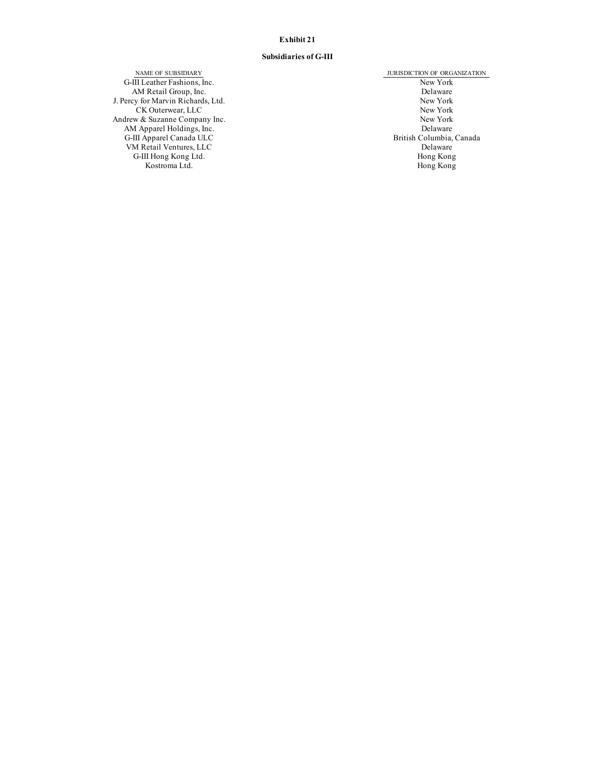**Exhibit 21**

**Subsidiaries of G-III**

| NAME OF SUBSIDIARY | JURISDICTION OF ORGANIZATION |
| --- | --- |
| G-III Leather Fashions, Inc. | New York |
| AM Retail Group, Inc. | Delaware |
| J. Percy for Marvin Richards, Ltd. | New York |
| CK Outerwear, LLC | New York |
| Andrew & Suzanne Company Inc. | New York |
| AM Apparel Holdings, Inc. | Delaware |
| G-III Apparel Canada ULC | British Columbia, Canada |
| VM Retail Ventures, LLC | Delaware |
| G-III Hong Kong Ltd. | Hong Kong |
| Kostroma Ltd. | Hong Kong |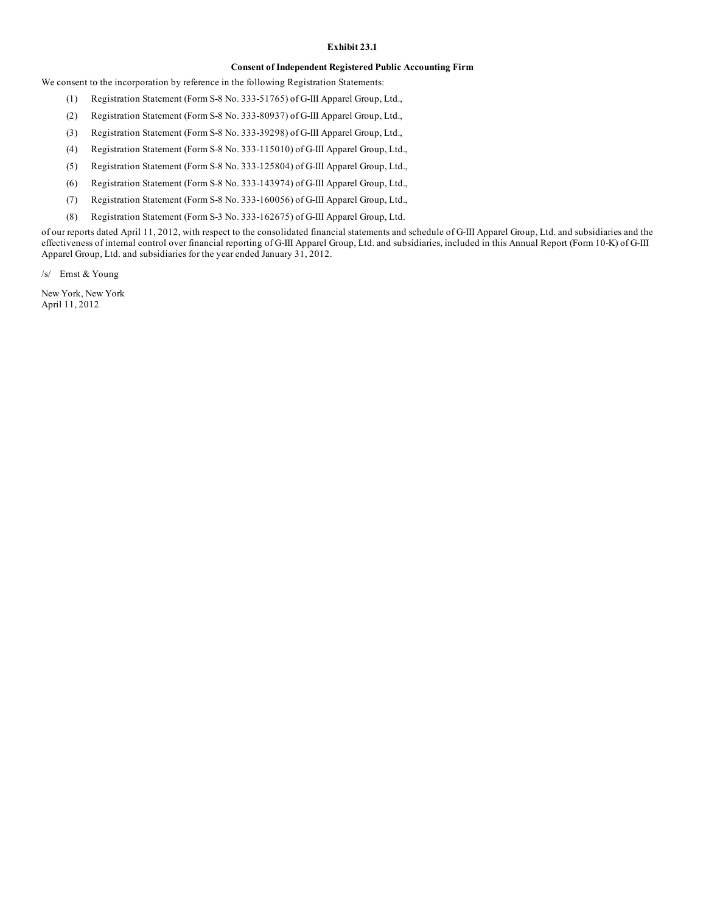**Exhibit 23.1**

**Consent of Independent Registered Public Accounting Firm**

We consent to the incorporation by reference in the following Registration Statements:

(1) Registration Statement (Form S-8 No. 333-51765) of G-III Apparel Group, Ltd.,

(2) Registration Statement (Form S-8 No. 333-80937) of G-III Apparel Group, Ltd.,

(3) Registration Statement (Form S-8 No. 333-39298) of G-III Apparel Group, Ltd.,

(4) Registration Statement (Form S-8 No. 333-115010) of G-III Apparel Group, Ltd.,

(5) Registration Statement (Form S-8 No. 333-125804) of G-III Apparel Group, Ltd.,

(6) Registration Statement (Form S-8 No. 333-143974) of G-III Apparel Group, Ltd.,

(7) Registration Statement (Form S-8 No. 333-160056) of G-III Apparel Group, Ltd.,

(8) Registration Statement (Form S-3 No. 333-162675) of G-III Apparel Group, Ltd.

of our reports dated April 11, 2012, with respect to the consolidated financial statements and schedule of G-III Apparel Group, Ltd. and subsidiaries and the effectiveness of internal control over financial reporting of G-III Apparel Group, Ltd. and subsidiaries, included in this Annual Report (Form 10-K) of G-III Apparel Group, Ltd. and subsidiaries for the year ended January 31, 2012.

/s/ Ernst & Young

New York, New York
April 11, 2012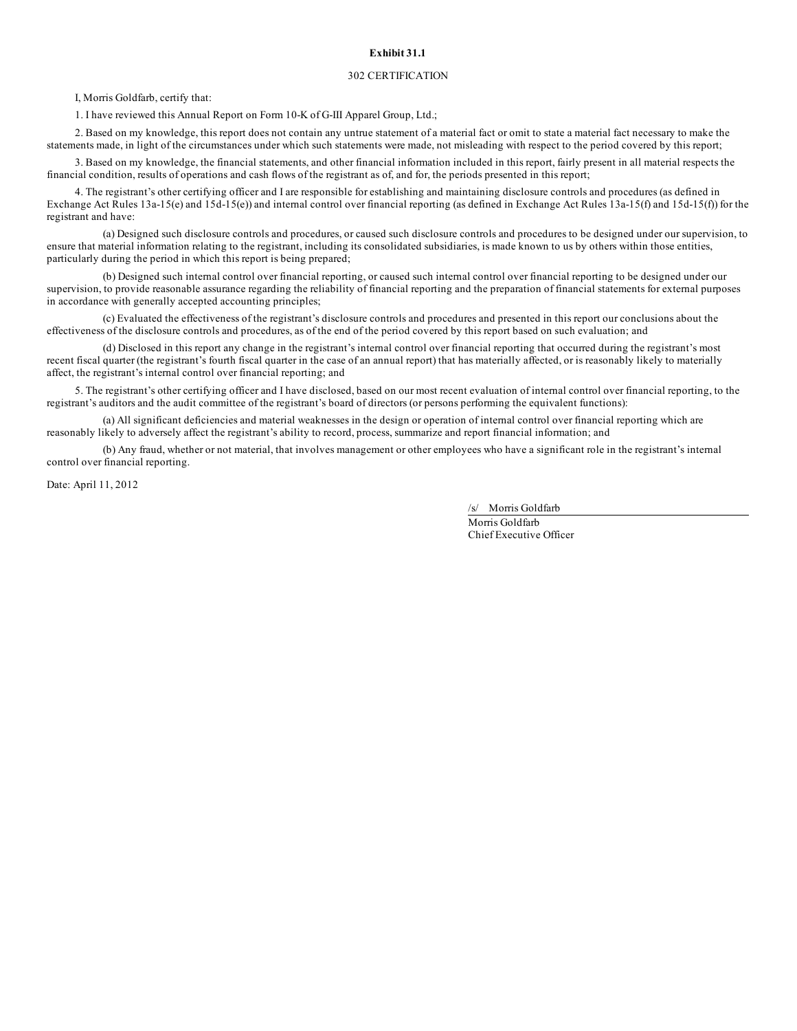**Exhibit 31.1**

302 CERTIFICATION

I, Morris Goldfarb, certify that:

1. I have reviewed this Annual Report on Form 10-K of G-III Apparel Group, Ltd.;

2. Based on my knowledge, this report does not contain any untrue statement of a material fact or omit to state a material fact necessary to make the statements made, in light of the circumstances under which such statements were made, not misleading with respect to the period covered by this report;

3. Based on my knowledge, the financial statements, and other financial information included in this report, fairly present in all material respects the financial condition, results of operations and cash flows of the registrant as of, and for, the periods presented in this report;

4. The registrant's other certifying officer and I are responsible for establishing and maintaining disclosure controls and procedures (as defined in Exchange Act Rules 13a-15(e) and 15d-15(e)) and internal control over financial reporting (as defined in Exchange Act Rules 13a-15(f) and 15d-15(f)) for the registrant and have:

(a) Designed such disclosure controls and procedures, or caused such disclosure controls and procedures to be designed under our supervision, to ensure that material information relating to the registrant, including its consolidated subsidiaries, is made known to us by others within those entities, particularly during the period in which this report is being prepared;

(b) Designed such internal control over financial reporting, or caused such internal control over financial reporting to be designed under our supervision, to provide reasonable assurance regarding the reliability of financial reporting and the preparation of financial statements for external purposes in accordance with generally accepted accounting principles;

(c) Evaluated the effectiveness of the registrant's disclosure controls and procedures and presented in this report our conclusions about the effectiveness of the disclosure controls and procedures, as of the end of the period covered by this report based on such evaluation; and

(d) Disclosed in this report any change in the registrant's internal control over financial reporting that occurred during the registrant's most recent fiscal quarter (the registrant's fourth fiscal quarter in the case of an annual report) that has materially affected, or is reasonably likely to materially affect, the registrant's internal control over financial reporting; and

5. The registrant's other certifying officer and I have disclosed, based on our most recent evaluation of internal control over financial reporting, to the registrant's auditors and the audit committee of the registrant's board of directors (or persons performing the equivalent functions):

(a) All significant deficiencies and material weaknesses in the design or operation of internal control over financial reporting which are reasonably likely to adversely affect the registrant's ability to record, process, summarize and report financial information; and

(b) Any fraud, whether or not material, that involves management or other employees who have a significant role in the registrant's internal control over financial reporting.

Date: April 11, 2012

/s/ Morris Goldfarb

Morris Goldfarb
Chief Executive Officer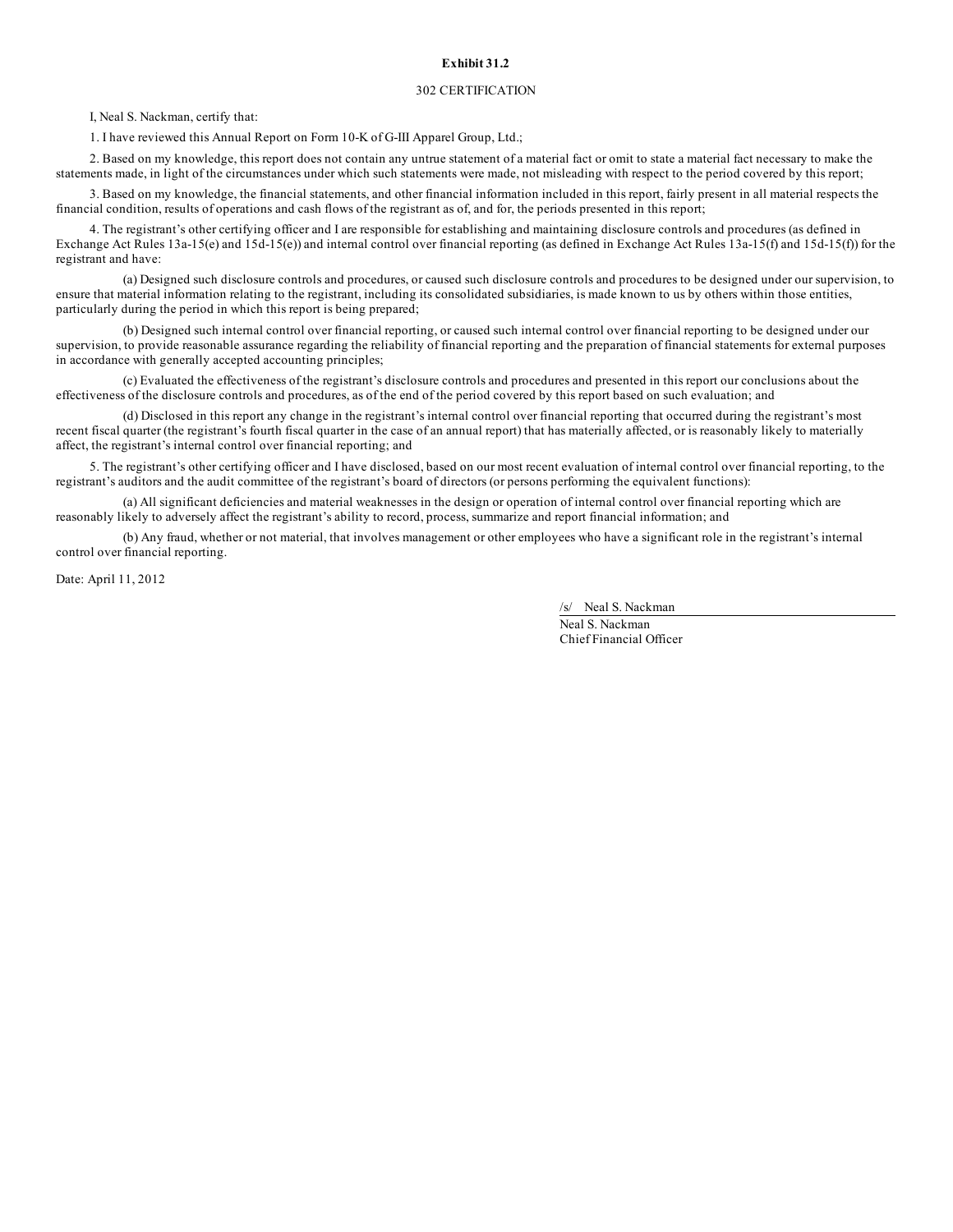**Exhibit 31.2**

302 CERTIFICATION

I, Neal S. Nackman, certify that:

1. I have reviewed this Annual Report on Form 10-K of G-III Apparel Group, Ltd.;

2. Based on my knowledge, this report does not contain any untrue statement of a material fact or omit to state a material fact necessary to make the statements made, in light of the circumstances under which such statements were made, not misleading with respect to the period covered by this report;

3. Based on my knowledge, the financial statements, and other financial information included in this report, fairly present in all material respects the financial condition, results of operations and cash flows of the registrant as of, and for, the periods presented in this report;

4. The registrant's other certifying officer and I are responsible for establishing and maintaining disclosure controls and procedures (as defined in Exchange Act Rules 13a-15(e) and 15d-15(e)) and internal control over financial reporting (as defined in Exchange Act Rules 13a-15(f) and 15d-15(f)) for the registrant and have:

(a) Designed such disclosure controls and procedures, or caused such disclosure controls and procedures to be designed under our supervision, to ensure that material information relating to the registrant, including its consolidated subsidiaries, is made known to us by others within those entities, particularly during the period in which this report is being prepared;

(b) Designed such internal control over financial reporting, or caused such internal control over financial reporting to be designed under our supervision, to provide reasonable assurance regarding the reliability of financial reporting and the preparation of financial statements for external purposes in accordance with generally accepted accounting principles;

(c) Evaluated the effectiveness of the registrant's disclosure controls and procedures and presented in this report our conclusions about the effectiveness of the disclosure controls and procedures, as of the end of the period covered by this report based on such evaluation; and

(d) Disclosed in this report any change in the registrant's internal control over financial reporting that occurred during the registrant's most recent fiscal quarter (the registrant's fourth fiscal quarter in the case of an annual report) that has materially affected, or is reasonably likely to materially affect, the registrant's internal control over financial reporting; and

5. The registrant's other certifying officer and I have disclosed, based on our most recent evaluation of internal control over financial reporting, to the registrant's auditors and the audit committee of the registrant's board of directors (or persons performing the equivalent functions):

(a) All significant deficiencies and material weaknesses in the design or operation of internal control over financial reporting which are reasonably likely to adversely affect the registrant's ability to record, process, summarize and report financial information; and

(b) Any fraud, whether or not material, that involves management or other employees who have a significant role in the registrant's internal control over financial reporting.

Date: April 11, 2012

/s/ Neal S. Nackman

Neal S. Nackman
Chief Financial Officer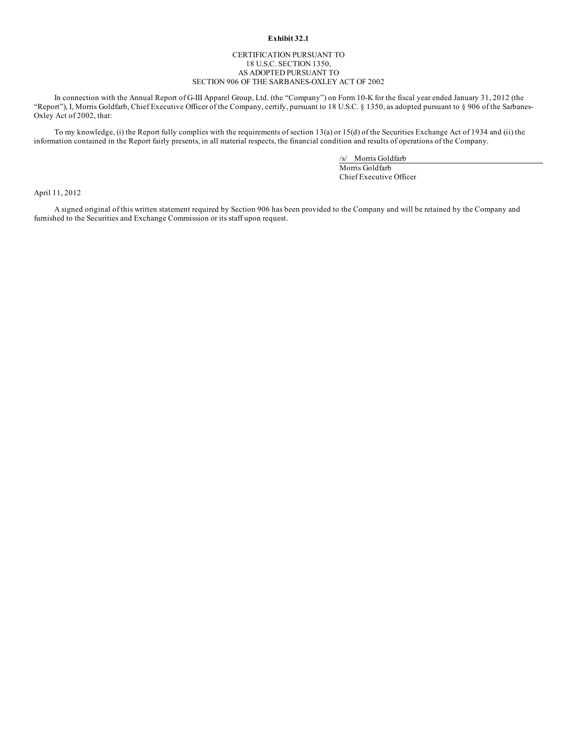**Exhibit 32.1**

CERTIFICATION PURSUANT TO
18 U.S.C. SECTION 1350,
AS ADOPTED PURSUANT TO
SECTION 906 OF THE SARBANES-OXLEY ACT OF 2002

In connection with the Annual Report of G-III Apparel Group, Ltd. (the "Company") on Form 10-K for the fiscal year ended January 31, 2012 (the "Report"), I, Morris Goldfarb, Chief Executive Officer of the Company, certify, pursuant to 18 U.S.C. § 1350, as adopted pursuant to § 906 of the Sarbanes-Oxley Act of 2002, that:

To my knowledge, (i) the Report fully complies with the requirements of section 13(a) or 15(d) of the Securities Exchange Act of 1934 and (ii) the information contained in the Report fairly presents, in all material respects, the financial condition and results of operations of the Company.

/s/ Morris Goldfarb
Morris Goldfarb
Chief Executive Officer

April 11, 2012

A signed original of this written statement required by Section 906 has been provided to the Company and will be retained by the Company and furnished to the Securities and Exchange Commission or its staff upon request.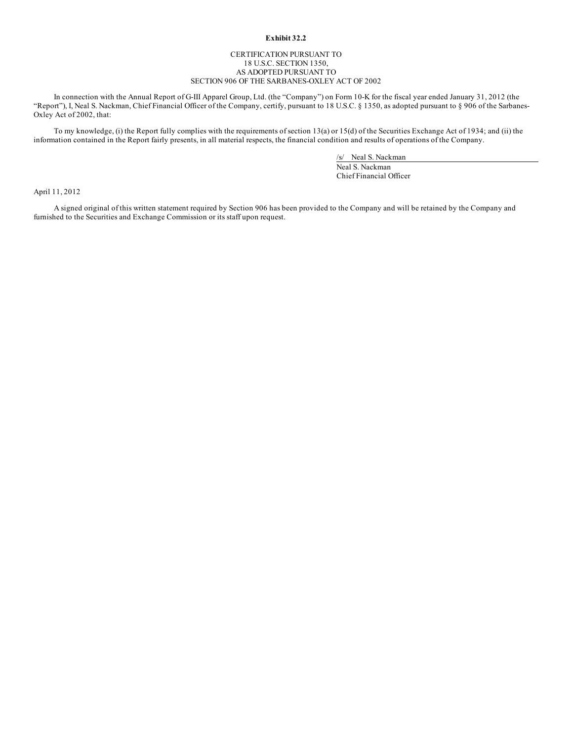**Exhibit 32.2**

CERTIFICATION PURSUANT TO
18 U.S.C. SECTION 1350,
AS ADOPTED PURSUANT TO
SECTION 906 OF THE SARBANES-OXLEY ACT OF 2002

In connection with the Annual Report of G-III Apparel Group, Ltd. (the "Company") on Form 10-K for the fiscal year ended January 31, 2012 (the "Report"), I, Neal S. Nackman, Chief Financial Officer of the Company, certify, pursuant to 18 U.S.C. § 1350, as adopted pursuant to § 906 of the Sarbanes-Oxley Act of 2002, that:

To my knowledge, (i) the Report fully complies with the requirements of section 13(a) or 15(d) of the Securities Exchange Act of 1934; and (ii) the information contained in the Report fairly presents, in all material respects, the financial condition and results of operations of the Company.

/s/ Neal S. Nackman
Neal S. Nackman
Chief Financial Officer

April 11, 2012

A signed original of this written statement required by Section 906 has been provided to the Company and will be retained by the Company and furnished to the Securities and Exchange Commission or its staff upon request.